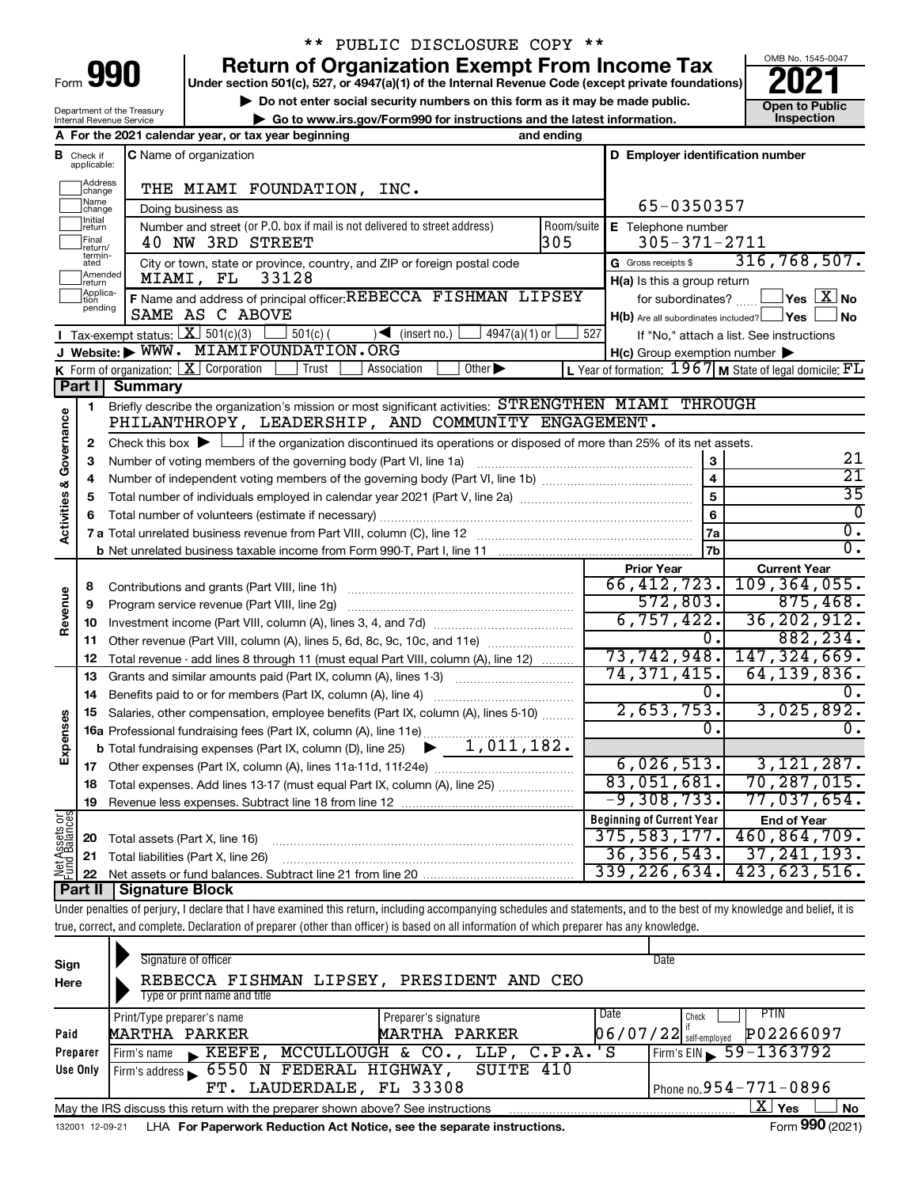\*\* PUBLIC DISCLOSURE COPY \*\*

# Form 990 — Return of Organization Exempt From Income Tax

Under section 501(c), 527, or 4947(a)(1) of the Internal Revenue Code (except private foundations)

▶ Do not enter social security numbers on this form as it may be made public.

▶ Go to www.irs.gov/Form990 for instructions and the latest information.

Department of the Treasury
Internal Revenue Service

OMB No. 1545-0047

**2021**

**Open to Public Inspection**

**A** For the 2021 calendar year, or tax year beginning and ending

**B** Check if applicable: Address change, Name change, Initial return, Final return/terminated, Amended return, Application pending

**C** Name of organization: THE MIAMI FOUNDATION, INC.

Doing business as

Number and street (or P.O. box if mail is not delivered to street address): 40 NW 3RD STREET — Room/suite: 305

City or town, state or province, country, and ZIP or foreign postal code: MIAMI, FL 33128

**D** Employer identification number: 65-0350357

**E** Telephone number: 305-371-2711

**G** Gross receipts $ 316,768,507.

**F** Name and address of principal officer: REBECCA FISHMAN LIPSEY, SAME AS C ABOVE

**H(a)** Is this a group return for subordinates? Yes [ ] No [X]

**H(b)** Are all subordinates included? Yes [ ] No [ ] If "No," attach a list. See instructions

**H(c)** Group exemption number ▶

**I** Tax-exempt status: [X] 501(c)(3) [ ] 501(c) ( ) ◀ (insert no.) [ ] 4947(a)(1) or [ ] 527

**J** Website: ▶ WWW. MIAMIFOUNDATION.ORG

**K** Form of organization: [X] Corporation [ ] Trust [ ] Association [ ] Other ▶

**L** Year of formation: 1967 **M** State of legal domicile: FL

## Part I Summary

**Activities & Governance**

1. Briefly describe the organization's mission or most significant activities: STRENGTHEN MIAMI THROUGH PHILANTHROPY, LEADERSHIP, AND COMMUNITY ENGAGEMENT.
2. Check this box ▶ [ ] if the organization discontinued its operations or disposed of more than 25% of its net assets.

| | | | |
|---|---|---|---|
| 3 | Number of voting members of the governing body (Part VI, line 1a) | 3 | 21 |
| 4 | Number of independent voting members of the governing body (Part VI, line 1b) | 4 | 21 |
| 5 | Total number of individuals employed in calendar year 2021 (Part V, line 2a) | 5 | 35 |
| 6 | Total number of volunteers (estimate if necessary) | 6 | 0 |
| 7a | Total unrelated business revenue from Part VIII, column (C), line 12 | 7a | 0. |
| b | Net unrelated business taxable income from Form 990-T, Part I, line 11 | 7b | 0. |

| | | Prior Year | Current Year |
|---|---|---|---|
| **Revenue** | | | |
| 8 | Contributions and grants (Part VIII, line 1h) | 66,412,723. | 109,364,055. |
| 9 | Program service revenue (Part VIII, line 2g) | 572,803. | 875,468. |
| 10 | Investment income (Part VIII, column (A), lines 3, 4, and 7d) | 6,757,422. | 36,202,912. |
| 11 | Other revenue (Part VIII, column (A), lines 5, 6d, 8c, 9c, 10c, and 11e) | 0. | 882,234. |
| 12 | Total revenue - add lines 8 through 11 (must equal Part VIII, column (A), line 12) | 73,742,948. | 147,324,669. |
| **Expenses** | | | |
| 13 | Grants and similar amounts paid (Part IX, column (A), lines 1-3) | 74,371,415. | 64,139,836. |
| 14 | Benefits paid to or for members (Part IX, column (A), line 4) | 0. | 0. |
| 15 | Salaries, other compensation, employee benefits (Part IX, column (A), lines 5-10) | 2,653,753. | 3,025,892. |
| 16a | Professional fundraising fees (Part IX, column (A), line 11e) | 0. | 0. |
| b | Total fundraising expenses (Part IX, column (D), line 25) ▶ 1,011,182. | | |
| 17 | Other expenses (Part IX, column (A), lines 11a-11d, 11f-24e) | 6,026,513. | 3,121,287. |
| 18 | Total expenses. Add lines 13-17 (must equal Part IX, column (A), line 25) | 83,051,681. | 70,287,015. |
| 19 | Revenue less expenses. Subtract line 18 from line 12 | -9,308,733. | 77,037,654. |

| **Net Assets or Fund Balances** | | Beginning of Current Year | End of Year |
|---|---|---|---|
| 20 | Total assets (Part X, line 16) | 375,583,177. | 460,864,709. |
| 21 | Total liabilities (Part X, line 26) | 36,356,543. | 37,241,193. |
| 22 | Net assets or fund balances. Subtract line 21 from line 20 | 339,226,634. | 423,623,516. |

## Part II Signature Block

Under penalties of perjury, I declare that I have examined this return, including accompanying schedules and statements, and to the best of my knowledge and belief, it is true, correct, and complete. Declaration of preparer (other than officer) is based on all information of which preparer has any knowledge.

**Sign Here**

Signature of officer — Date

REBECCA FISHMAN LIPSEY, PRESIDENT AND CEO

Type or print name and title

**Paid Preparer Use Only**

| Print/Type preparer's name | Preparer's signature | Date | Check if self-employed | PTIN |
|---|---|---|---|---|
| MARTHA PARKER | MARTHA PARKER | 06/07/22 | | P02266097 |

Firm's name ▶ KEEFE, MCCULLOUGH & CO., LLP, C.P.A.'S — Firm's EIN ▶ 59-1363792

Firm's address ▶ 6550 N FEDERAL HIGHWAY, SUITE 410, FT. LAUDERDALE, FL 33308 — Phone no. 954-771-0896

May the IRS discuss this return with the preparer shown above? See instructions [X] Yes [ ] No

132001 12-09-21 LHA For Paperwork Reduction Act Notice, see the separate instructions. Form **990** (2021)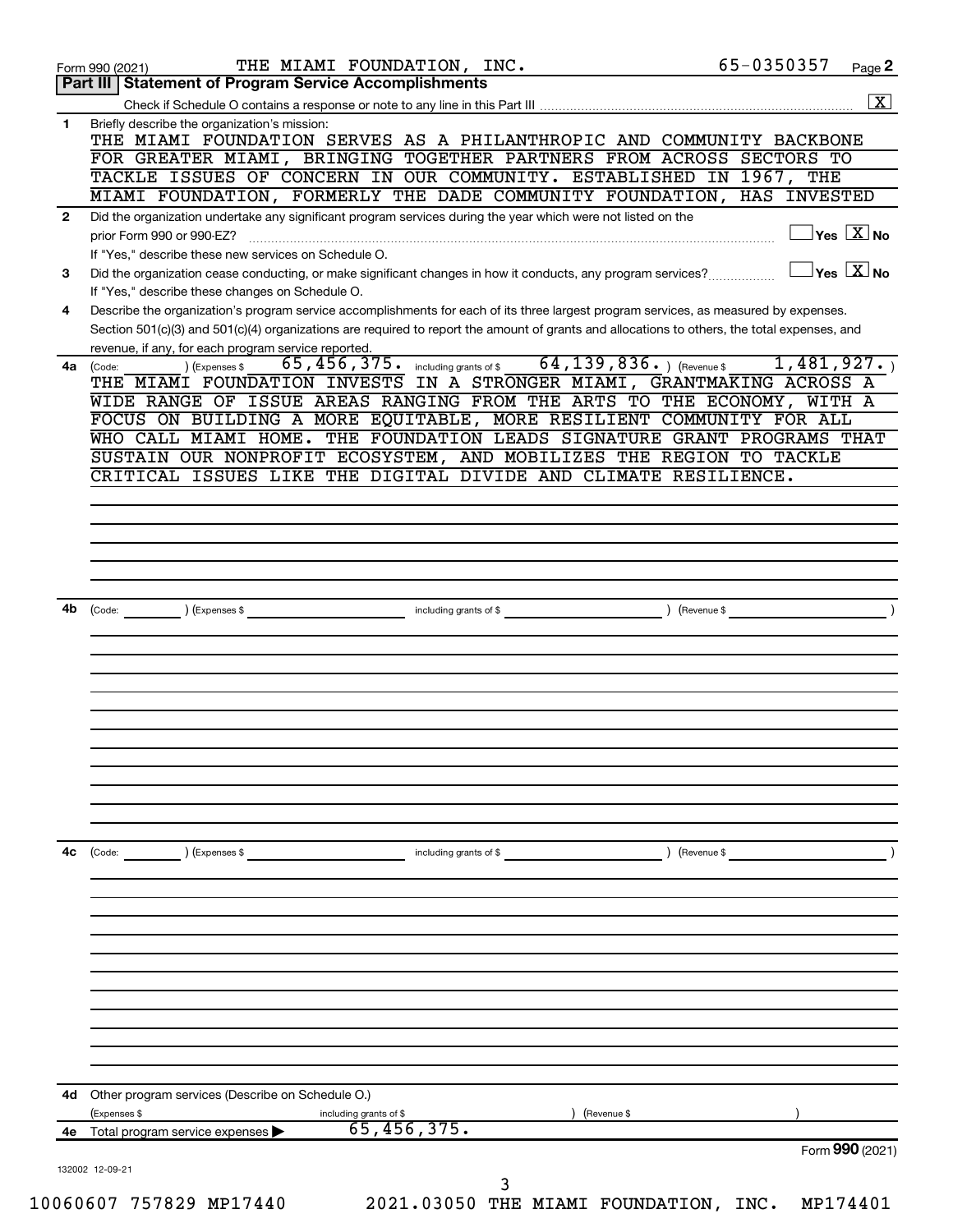Form 990 (2021) THE MIAMI FOUNDATION, INC. 65-0350357

## Part III Statement of Program Service Accomplishments

Check if Schedule O contains a response or note to any line in this Part III [X]

**1** Briefly describe the organization's mission:

THE MIAMI FOUNDATION SERVES AS A PHILANTHROPIC AND COMMUNITY BACKBONE FOR GREATER MIAMI, BRINGING TOGETHER PARTNERS FROM ACROSS SECTORS TO TACKLE ISSUES OF CONCERN IN OUR COMMUNITY. ESTABLISHED IN 1967, THE MIAMI FOUNDATION, FORMERLY THE DADE COMMUNITY FOUNDATION, HAS INVESTED

**2** Did the organization undertake any significant program services during the year which were not listed on the prior Form 990 or 990-EZ? [ ] Yes [X] No

If "Yes," describe these new services on Schedule O.

**3** Did the organization cease conducting, or make significant changes in how it conducts, any program services? [ ] Yes [X] No

If "Yes," describe these changes on Schedule O.

**4** Describe the organization's program service accomplishments for each of its three largest program services, as measured by expenses. Section 501(c)(3) and 501(c)(4) organizations are required to report the amount of grants and allocations to others, the total expenses, and revenue, if any, for each program service reported.

**4a** (Code: ) (Expenses $ 65,456,375. including grants of $ 64,139,836. ) (Revenue $ 1,481,927. )

THE MIAMI FOUNDATION INVESTS IN A STRONGER MIAMI, GRANTMAKING ACROSS A WIDE RANGE OF ISSUE AREAS RANGING FROM THE ARTS TO THE ECONOMY, WITH A FOCUS ON BUILDING A MORE EQUITABLE, MORE RESILIENT COMMUNITY FOR ALL WHO CALL MIAMI HOME. THE FOUNDATION LEADS SIGNATURE GRANT PROGRAMS THAT SUSTAIN OUR NONPROFIT ECOSYSTEM, AND MOBILIZES THE REGION TO TACKLE CRITICAL ISSUES LIKE THE DIGITAL DIVIDE AND CLIMATE RESILIENCE.

**4b** (Code: ) (Expenses $ including grants of $ ) (Revenue $ )

**4c** (Code: ) (Expenses $ including grants of $ ) (Revenue $ )

**4d** Other program services (Describe on Schedule O.)

(Expenses $ including grants of $ ) (Revenue $ )

**4e** Total program service expenses ▶ 65,456,375.

Form **990** (2021)

132002 12-09-21

10060607 757829 MP17440 2021.03050 THE MIAMI FOUNDATION, INC. MP174401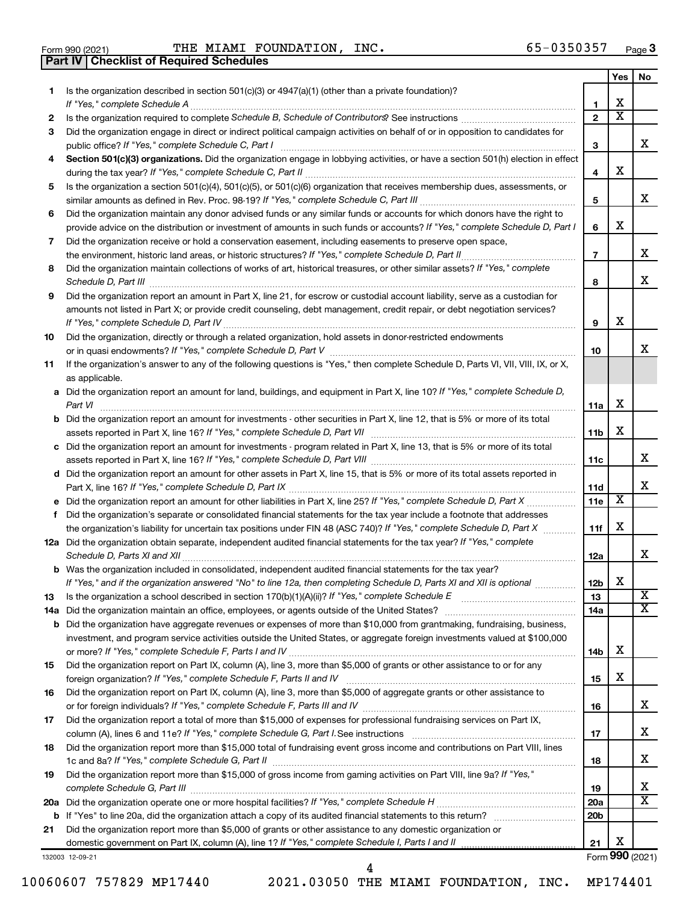Form 990 (2021) THE MIAMI FOUNDATION, INC. 65-0350357 Page 3

**Part IV | Checklist of Required Schedules**

| | | | Yes | No |
|---|---|---|---|---|
| 1 | Is the organization described in section 501(c)(3) or 4947(a)(1) (other than a private foundation)? *If "Yes," complete Schedule A* | 1 | X | |
| 2 | Is the organization required to complete *Schedule B, Schedule of Contributors*? See instructions | 2 | X | |
| 3 | Did the organization engage in direct or indirect political campaign activities on behalf of or in opposition to candidates for public office? *If "Yes," complete Schedule C, Part I* | 3 | | X |
| 4 | **Section 501(c)(3) organizations.** Did the organization engage in lobbying activities, or have a section 501(h) election in effect during the tax year? *If "Yes," complete Schedule C, Part II* | 4 | X | |
| 5 | Is the organization a section 501(c)(4), 501(c)(5), or 501(c)(6) organization that receives membership dues, assessments, or similar amounts as defined in Rev. Proc. 98-19? *If "Yes," complete Schedule C, Part III* | 5 | | X |
| 6 | Did the organization maintain any donor advised funds or any similar funds or accounts for which donors have the right to provide advice on the distribution or investment of amounts in such funds or accounts? *If "Yes," complete Schedule D, Part I* | 6 | X | |
| 7 | Did the organization receive or hold a conservation easement, including easements to preserve open space, the environment, historic land areas, or historic structures? *If "Yes," complete Schedule D, Part II* | 7 | | X |
| 8 | Did the organization maintain collections of works of art, historical treasures, or other similar assets? *If "Yes," complete Schedule D, Part III* | 8 | | X |
| 9 | Did the organization report an amount in Part X, line 21, for escrow or custodial account liability, serve as a custodian for amounts not listed in Part X; or provide credit counseling, debt management, credit repair, or debt negotiation services? *If "Yes," complete Schedule D, Part IV* | 9 | X | |
| 10 | Did the organization, directly or through a related organization, hold assets in donor-restricted endowments or in quasi endowments? *If "Yes," complete Schedule D, Part V* | 10 | | X |
| 11 | If the organization's answer to any of the following questions is "Yes," then complete Schedule D, Parts VI, VII, VIII, IX, or X, as applicable. | | | |
| a | Did the organization report an amount for land, buildings, and equipment in Part X, line 10? *If "Yes," complete Schedule D, Part VI* | 11a | X | |
| b | Did the organization report an amount for investments - other securities in Part X, line 12, that is 5% or more of its total assets reported in Part X, line 16? *If "Yes," complete Schedule D, Part VII* | 11b | X | |
| c | Did the organization report an amount for investments - program related in Part X, line 13, that is 5% or more of its total assets reported in Part X, line 16? *If "Yes," complete Schedule D, Part VIII* | 11c | | X |
| d | Did the organization report an amount for other assets in Part X, line 15, that is 5% or more of its total assets reported in Part X, line 16? *If "Yes," complete Schedule D, Part IX* | 11d | | X |
| e | Did the organization report an amount for other liabilities in Part X, line 25? *If "Yes," complete Schedule D, Part X* | 11e | X | |
| f | Did the organization's separate or consolidated financial statements for the tax year include a footnote that addresses the organization's liability for uncertain tax positions under FIN 48 (ASC 740)? *If "Yes," complete Schedule D, Part X* | 11f | X | |
| 12a | Did the organization obtain separate, independent audited financial statements for the tax year? *If "Yes," complete Schedule D, Parts XI and XII* | 12a | | X |
| b | Was the organization included in consolidated, independent audited financial statements for the tax year? *If "Yes," and if the organization answered "No" to line 12a, then completing Schedule D, Parts XI and XII is optional* | 12b | X | |
| 13 | Is the organization a school described in section 170(b)(1)(A)(ii)? *If "Yes," complete Schedule E* | 13 | | X |
| 14a | Did the organization maintain an office, employees, or agents outside of the United States? | 14a | | X |
| b | Did the organization have aggregate revenues or expenses of more than $10,000 from grantmaking, fundraising, business, investment, and program service activities outside the United States, or aggregate foreign investments valued at $100,000 or more? *If "Yes," complete Schedule F, Parts I and IV* | 14b | X | |
| 15 | Did the organization report on Part IX, column (A), line 3, more than $5,000 of grants or other assistance to or for any foreign organization? *If "Yes," complete Schedule F, Parts II and IV* | 15 | X | |
| 16 | Did the organization report on Part IX, column (A), line 3, more than $5,000 of aggregate grants or other assistance to or for foreign individuals? *If "Yes," complete Schedule F, Parts III and IV* | 16 | | X |
| 17 | Did the organization report a total of more than $15,000 of expenses for professional fundraising services on Part IX, column (A), lines 6 and 11e? *If "Yes," complete Schedule G, Part I.* See instructions | 17 | | X |
| 18 | Did the organization report more than $15,000 total of fundraising event gross income and contributions on Part VIII, lines 1c and 8a? *If "Yes," complete Schedule G, Part II* | 18 | | X |
| 19 | Did the organization report more than $15,000 of gross income from gaming activities on Part VIII, line 9a? *If "Yes," complete Schedule G, Part III* | 19 | | X |
| 20a | Did the organization operate one or more hospital facilities? *If "Yes," complete Schedule H* | 20a | | X |
| b | If "Yes" to line 20a, did the organization attach a copy of its audited financial statements to this return? | 20b | | |
| 21 | Did the organization report more than $5,000 of grants or other assistance to any domestic organization or domestic government on Part IX, column (A), line 1? *If "Yes," complete Schedule I, Parts I and II* | 21 | X | |

132003 12-09-21 Form **990** (2021)

10060607 757829 MP17440 2021.03050 THE MIAMI FOUNDATION, INC. MP174401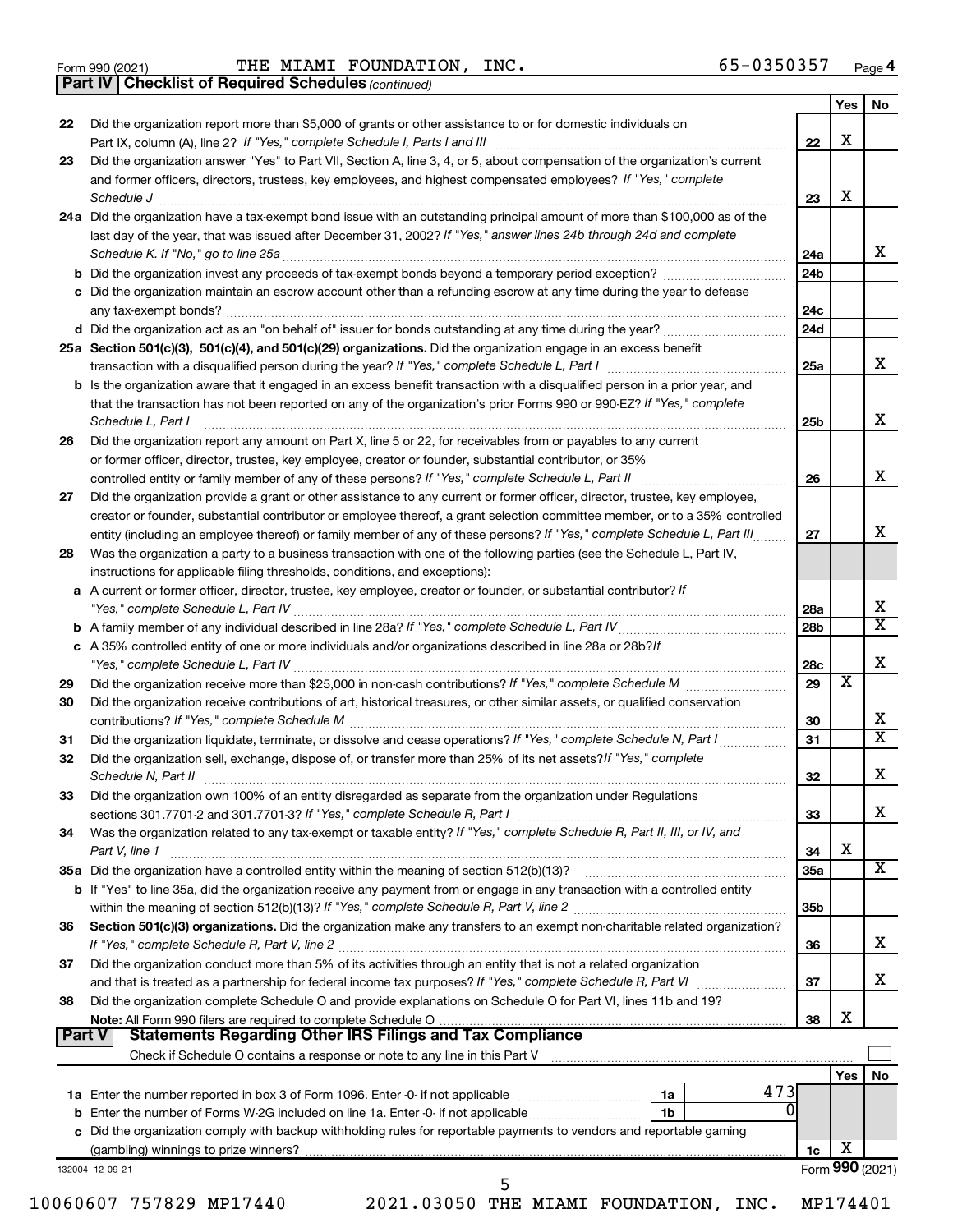Form 990 (2021) THE MIAMI FOUNDATION, INC. 65-0350357 Page 4

**Part IV | Checklist of Required Schedules** *(continued)*

| | | | Yes | No |
|---|---|---|---|---|
| 22 | Did the organization report more than $5,000 of grants or other assistance to or for domestic individuals on Part IX, column (A), line 2? *If "Yes," complete Schedule I, Parts I and III* | 22 | X | |
| 23 | Did the organization answer "Yes" to Part VII, Section A, line 3, 4, or 5, about compensation of the organization's current and former officers, directors, trustees, key employees, and highest compensated employees? *If "Yes," complete Schedule J* | 23 | X | |
| 24a | Did the organization have a tax-exempt bond issue with an outstanding principal amount of more than $100,000 as of the last day of the year, that was issued after December 31, 2002? *If "Yes," answer lines 24b through 24d and complete Schedule K. If "No," go to line 25a* | 24a | | X |
| b | Did the organization invest any proceeds of tax-exempt bonds beyond a temporary period exception? | 24b | | |
| c | Did the organization maintain an escrow account other than a refunding escrow at any time during the year to defease any tax-exempt bonds? | 24c | | |
| d | Did the organization act as an "on behalf of" issuer for bonds outstanding at any time during the year? | 24d | | |
| 25a | **Section 501(c)(3), 501(c)(4), and 501(c)(29) organizations.** Did the organization engage in an excess benefit transaction with a disqualified person during the year? *If "Yes," complete Schedule L, Part I* | 25a | | X |
| b | Is the organization aware that it engaged in an excess benefit transaction with a disqualified person in a prior year, and that the transaction has not been reported on any of the organization's prior Forms 990 or 990-EZ? *If "Yes," complete Schedule L, Part I* | 25b | | X |
| 26 | Did the organization report any amount on Part X, line 5 or 22, for receivables from or payables to any current or former officer, director, trustee, key employee, creator or founder, substantial contributor, or 35% controlled entity or family member of any of these persons? *If "Yes," complete Schedule L, Part II* | 26 | | X |
| 27 | Did the organization provide a grant or other assistance to any current or former officer, director, trustee, key employee, creator or founder, substantial contributor or employee thereof, a grant selection committee member, or to a 35% controlled entity (including an employee thereof) or family member of any of these persons? *If "Yes," complete Schedule L, Part III* | 27 | | X |
| 28 | Was the organization a party to a business transaction with one of the following parties (see the Schedule L, Part IV, instructions for applicable filing thresholds, conditions, and exceptions): | | | |
| a | A current or former officer, director, trustee, key employee, creator or founder, or substantial contributor? *If "Yes," complete Schedule L, Part IV* | 28a | | X |
| b | A family member of any individual described in line 28a? *If "Yes," complete Schedule L, Part IV* | 28b | | X |
| c | A 35% controlled entity of one or more individuals and/or organizations described in line 28a or 28b? *If "Yes," complete Schedule L, Part IV* | 28c | | X |
| 29 | Did the organization receive more than $25,000 in non-cash contributions? *If "Yes," complete Schedule M* | 29 | X | |
| 30 | Did the organization receive contributions of art, historical treasures, or other similar assets, or qualified conservation contributions? *If "Yes," complete Schedule M* | 30 | | X |
| 31 | Did the organization liquidate, terminate, or dissolve and cease operations? *If "Yes," complete Schedule N, Part I* | 31 | | X |
| 32 | Did the organization sell, exchange, dispose of, or transfer more than 25% of its net assets? *If "Yes," complete Schedule N, Part II* | 32 | | X |
| 33 | Did the organization own 100% of an entity disregarded as separate from the organization under Regulations sections 301.7701-2 and 301.7701-3? *If "Yes," complete Schedule R, Part I* | 33 | | X |
| 34 | Was the organization related to any tax-exempt or taxable entity? *If "Yes," complete Schedule R, Part II, III, or IV, and Part V, line 1* | 34 | X | |
| 35a | Did the organization have a controlled entity within the meaning of section 512(b)(13)? | 35a | | X |
| b | If "Yes" to line 35a, did the organization receive any payment from or engage in any transaction with a controlled entity within the meaning of section 512(b)(13)? *If "Yes," complete Schedule R, Part V, line 2* | 35b | | |
| 36 | **Section 501(c)(3) organizations.** Did the organization make any transfers to an exempt non-charitable related organization? *If "Yes," complete Schedule R, Part V, line 2* | 36 | | X |
| 37 | Did the organization conduct more than 5% of its activities through an entity that is not a related organization and that is treated as a partnership for federal income tax purposes? *If "Yes," complete Schedule R, Part VI* | 37 | | X |
| 38 | Did the organization complete Schedule O and provide explanations on Schedule O for Part VI, lines 11b and 19? **Note:** All Form 990 filers are required to complete Schedule O | 38 | X | |

**Part V | Statements Regarding Other IRS Filings and Tax Compliance**

Check if Schedule O contains a response or note to any line in this Part V ☐

| | | | | | Yes | No |
|---|---|---|---|---|---|---|
| 1a | Enter the number reported in box 3 of Form 1096. Enter -0- if not applicable | 1a | 473 | | | |
| b | Enter the number of Forms W-2G included on line 1a. Enter -0- if not applicable | 1b | 0 | | | |
| c | Did the organization comply with backup withholding rules for reportable payments to vendors and reportable gaming (gambling) winnings to prize winners? | | | 1c | X | |

132004 12-09-21 Form **990** (2021)

10060607 757829 MP17440 2021.03050 THE MIAMI FOUNDATION, INC. MP174401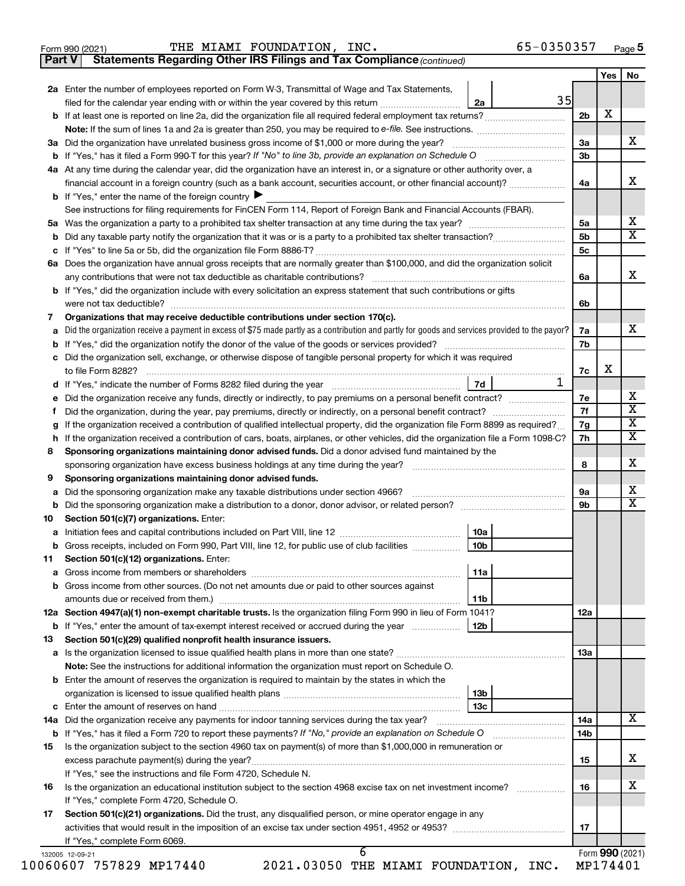Form 990 (2021) THE MIAMI FOUNDATION, INC. 65-0350357

## Part V Statements Regarding Other IRS Filings and Tax Compliance *(continued)*

| | | | | Yes | No |
|---|---|---|---|---|---|
| **2a** | Enter the number of employees reported on Form W-3, Transmittal of Wage and Tax Statements, filed for the calendar year ending with or within the year covered by this return | 2a 35 | | | |
| **b** | If at least one is reported on line 2a, did the organization file all required federal employment tax returns? | | 2b | X | |
| | **Note:** If the sum of lines 1a and 2a is greater than 250, you may be required to *e-file*. See instructions. | | | | |
| **3a** | Did the organization have unrelated business gross income of $1,000 or more during the year? | | 3a | | X |
| **b** | If "Yes," has it filed a Form 990-T for this year? *If "No" to line 3b, provide an explanation on Schedule O* | | 3b | | |
| **4a** | At any time during the calendar year, did the organization have an interest in, or a signature or other authority over, a financial account in a foreign country (such as a bank account, securities account, or other financial account)? | | 4a | | X |
| **b** | If "Yes," enter the name of the foreign country ▶ | | | | |
| | See instructions for filing requirements for FinCEN Form 114, Report of Foreign Bank and Financial Accounts (FBAR). | | | | |
| **5a** | Was the organization a party to a prohibited tax shelter transaction at any time during the tax year? | | 5a | | X |
| **b** | Did any taxable party notify the organization that it was or is a party to a prohibited tax shelter transaction? | | 5b | | X |
| **c** | If "Yes" to line 5a or 5b, did the organization file Form 8886-T? | | 5c | | |
| **6a** | Does the organization have annual gross receipts that are normally greater than $100,000, and did the organization solicit any contributions that were not tax deductible as charitable contributions? | | 6a | | X |
| **b** | If "Yes," did the organization include with every solicitation an express statement that such contributions or gifts were not tax deductible? | | 6b | | |
| **7** | **Organizations that may receive deductible contributions under section 170(c).** | | | | |
| **a** | Did the organization receive a payment in excess of $75 made partly as a contribution and partly for goods and services provided to the payor? | | 7a | | X |
| **b** | If "Yes," did the organization notify the donor of the value of the goods or services provided? | | 7b | | |
| **c** | Did the organization sell, exchange, or otherwise dispose of tangible personal property for which it was required to file Form 8282? | | 7c | X | |
| **d** | If "Yes," indicate the number of Forms 8282 filed during the year | 7d 1 | | | |
| **e** | Did the organization receive any funds, directly or indirectly, to pay premiums on a personal benefit contract? | | 7e | | X |
| **f** | Did the organization, during the year, pay premiums, directly or indirectly, on a personal benefit contract? | | 7f | | X |
| **g** | If the organization received a contribution of qualified intellectual property, did the organization file Form 8899 as required? | | 7g | | X |
| **h** | If the organization received a contribution of cars, boats, airplanes, or other vehicles, did the organization file a Form 1098-C? | | 7h | | X |
| **8** | **Sponsoring organizations maintaining donor advised funds.** Did a donor advised fund maintained by the sponsoring organization have excess business holdings at any time during the year? | | 8 | | X |
| **9** | **Sponsoring organizations maintaining donor advised funds.** | | | | |
| **a** | Did the sponsoring organization make any taxable distributions under section 4966? | | 9a | | X |
| **b** | Did the sponsoring organization make a distribution to a donor, donor advisor, or related person? | | 9b | | X |
| **10** | **Section 501(c)(7) organizations.** Enter: | | | | |
| **a** | Initiation fees and capital contributions included on Part VIII, line 12 | 10a | | | |
| **b** | Gross receipts, included on Form 990, Part VIII, line 12, for public use of club facilities | 10b | | | |
| **11** | **Section 501(c)(12) organizations.** Enter: | | | | |
| **a** | Gross income from members or shareholders | 11a | | | |
| **b** | Gross income from other sources. (Do not net amounts due or paid to other sources against amounts due or received from them.) | 11b | | | |
| **12a** | **Section 4947(a)(1) non-exempt charitable trusts.** Is the organization filing Form 990 in lieu of Form 1041? | | 12a | | |
| **b** | If "Yes," enter the amount of tax-exempt interest received or accrued during the year | 12b | | | |
| **13** | **Section 501(c)(29) qualified nonprofit health insurance issuers.** | | | | |
| **a** | Is the organization licensed to issue qualified health plans in more than one state? | | 13a | | |
| | **Note:** See the instructions for additional information the organization must report on Schedule O. | | | | |
| **b** | Enter the amount of reserves the organization is required to maintain by the states in which the organization is licensed to issue qualified health plans | 13b | | | |
| **c** | Enter the amount of reserves on hand | 13c | | | |
| **14a** | Did the organization receive any payments for indoor tanning services during the tax year? | | 14a | | X |
| **b** | If "Yes," has it filed a Form 720 to report these payments? *If "No," provide an explanation on Schedule O* | | 14b | | |
| **15** | Is the organization subject to the section 4960 tax on payment(s) of more than $1,000,000 in remuneration or excess parachute payment(s) during the year? | | 15 | | X |
| | If "Yes," see the instructions and file Form 4720, Schedule N. | | | | |
| **16** | Is the organization an educational institution subject to the section 4968 excise tax on net investment income? | | 16 | | X |
| | If "Yes," complete Form 4720, Schedule O. | | | | |
| **17** | **Section 501(c)(21) organizations.** Did the trust, any disqualified person, or mine operator engage in any activities that would result in the imposition of an excise tax under section 4951, 4952 or 4953? | | 17 | | |
| | If "Yes," complete Form 6069. | | | | |

Form **990** (2021)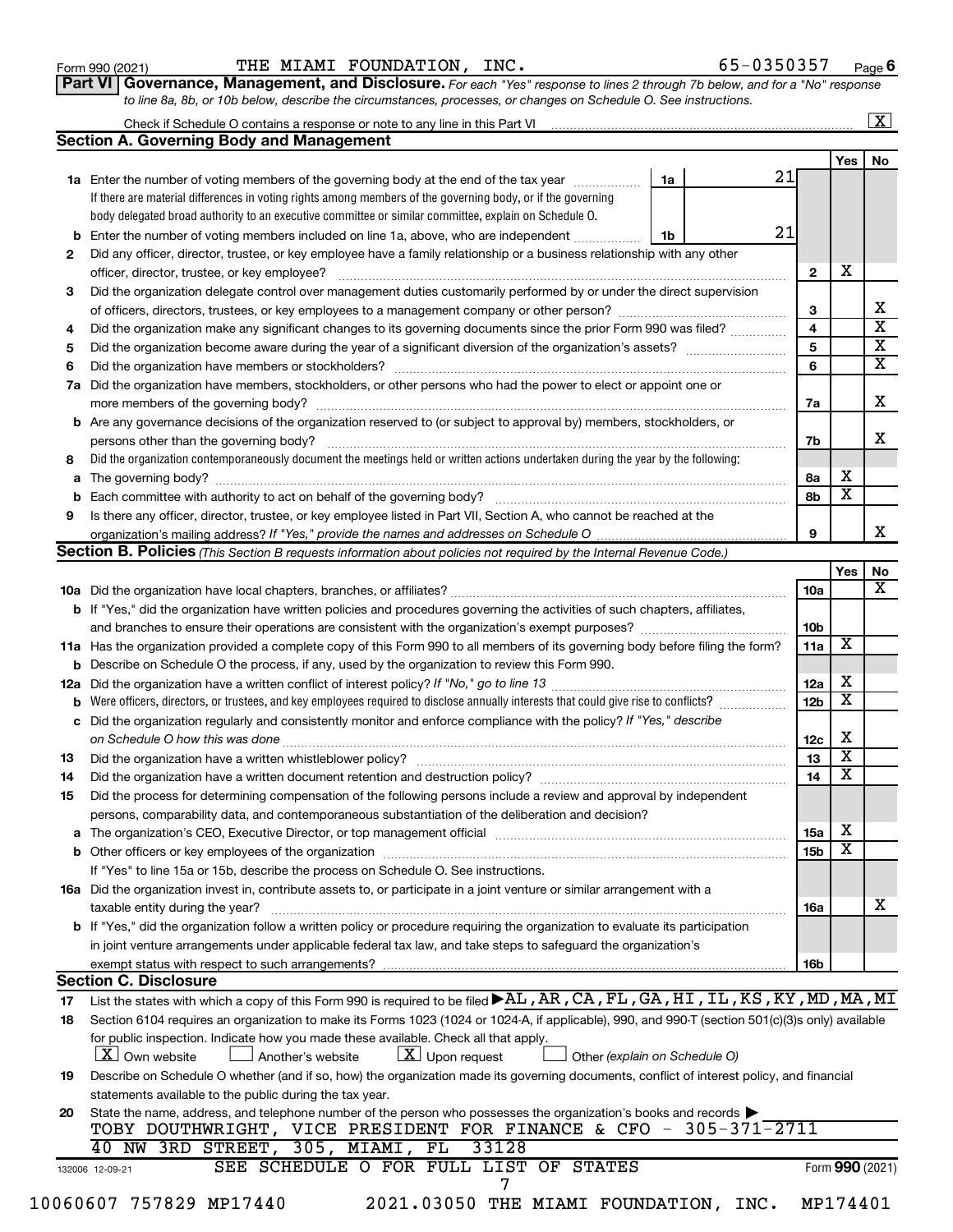Form 990 (2021) THE MIAMI FOUNDATION, INC. 65-0350357 Page 6

**Part VI Governance, Management, and Disclosure.** *For each "Yes" response to lines 2 through 7b below, and for a "No" response to line 8a, 8b, or 10b below, describe the circumstances, processes, or changes on Schedule O. See instructions.*

Check if Schedule O contains a response or note to any line in this Part VI ..... [X]

## Section A. Governing Body and Management

| | | | | Yes | No |
|---|---|---|---|---|---|
| **1a** | Enter the number of voting members of the governing body at the end of the tax year — **1a** | 21 | | | |
| | If there are material differences in voting rights among members of the governing body, or if the governing body delegated broad authority to an executive committee or similar committee, explain on Schedule O. | | | | |
| **b** | Enter the number of voting members included on line 1a, above, who are independent — **1b** | 21 | | | |
| **2** | Did any officer, director, trustee, or key employee have a family relationship or a business relationship with any other officer, director, trustee, or key employee? | | 2 | X | |
| **3** | Did the organization delegate control over management duties customarily performed by or under the direct supervision of officers, directors, trustees, or key employees to a management company or other person? | | 3 | | X |
| **4** | Did the organization make any significant changes to its governing documents since the prior Form 990 was filed? | | 4 | | X |
| **5** | Did the organization become aware during the year of a significant diversion of the organization's assets? | | 5 | | X |
| **6** | Did the organization have members or stockholders? | | 6 | | X |
| **7a** | Did the organization have members, stockholders, or other persons who had the power to elect or appoint one or more members of the governing body? | | 7a | | X |
| **b** | Are any governance decisions of the organization reserved to (or subject to approval by) members, stockholders, or persons other than the governing body? | | 7b | | X |
| **8** | Did the organization contemporaneously document the meetings held or written actions undertaken during the year by the following: | | | | |
| **a** | The governing body? | | 8a | X | |
| **b** | Each committee with authority to act on behalf of the governing body? | | 8b | X | |
| **9** | Is there any officer, director, trustee, or key employee listed in Part VII, Section A, who cannot be reached at the organization's mailing address? *If "Yes," provide the names and addresses on Schedule O* | | 9 | | X |

## Section B. Policies *(This Section B requests information about policies not required by the Internal Revenue Code.)*

| | | | Yes | No |
|---|---|---|---|---|
| **10a** | Did the organization have local chapters, branches, or affiliates? | 10a | | X |
| **b** | If "Yes," did the organization have written policies and procedures governing the activities of such chapters, affiliates, and branches to ensure their operations are consistent with the organization's exempt purposes? | 10b | | |
| **11a** | Has the organization provided a complete copy of this Form 990 to all members of its governing body before filing the form? | 11a | X | |
| **b** | Describe on Schedule O the process, if any, used by the organization to review this Form 990. | | | |
| **12a** | Did the organization have a written conflict of interest policy? *If "No," go to line 13* | 12a | X | |
| **b** | Were officers, directors, or trustees, and key employees required to disclose annually interests that could give rise to conflicts? | 12b | X | |
| **c** | Did the organization regularly and consistently monitor and enforce compliance with the policy? *If "Yes," describe on Schedule O how this was done* | 12c | X | |
| **13** | Did the organization have a written whistleblower policy? | 13 | X | |
| **14** | Did the organization have a written document retention and destruction policy? | 14 | X | |
| **15** | Did the process for determining compensation of the following persons include a review and approval by independent persons, comparability data, and contemporaneous substantiation of the deliberation and decision? | | | |
| **a** | The organization's CEO, Executive Director, or top management official | 15a | X | |
| **b** | Other officers or key employees of the organization | 15b | X | |
| | If "Yes" to line 15a or 15b, describe the process on Schedule O. See instructions. | | | |
| **16a** | Did the organization invest in, contribute assets to, or participate in a joint venture or similar arrangement with a taxable entity during the year? | 16a | | X |
| **b** | If "Yes," did the organization follow a written policy or procedure requiring the organization to evaluate its participation in joint venture arrangements under applicable federal tax law, and take steps to safeguard the organization's exempt status with respect to such arrangements? | 16b | | |

## Section C. Disclosure

**17** List the states with which a copy of this Form 990 is required to be filed ▶ AL,AR,CA,FL,GA,HI,IL,KS,KY,MD,MA,MI

**18** Section 6104 requires an organization to make its Forms 1023 (1024 or 1024-A, if applicable), 990, and 990-T (section 501(c)(3)s only) available for public inspection. Indicate how you made these available. Check all that apply.

[X] Own website [ ] Another's website [X] Upon request [ ] Other *(explain on Schedule O)*

**19** Describe on Schedule O whether (and if so, how) the organization made its governing documents, conflict of interest policy, and financial statements available to the public during the tax year.

**20** State the name, address, and telephone number of the person who possesses the organization's books and records ▶

TOBY DOUTHWRIGHT, VICE PRESIDENT FOR FINANCE & CFO - 305-371-2711
40 NW 3RD STREET, 305, MIAMI, FL 33128

SEE SCHEDULE O FOR FULL LIST OF STATES

132006 12-09-21 Form **990** (2021)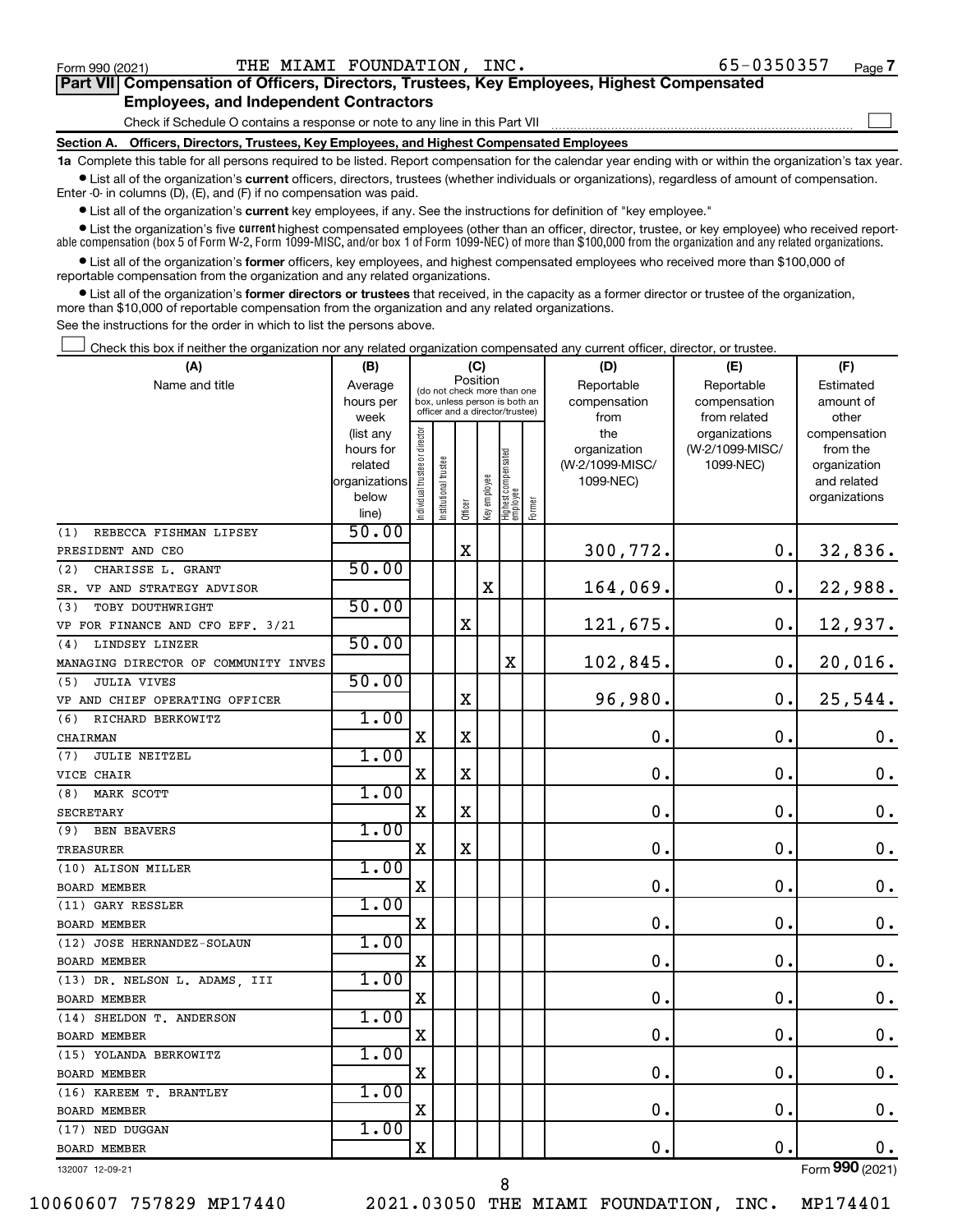Form 990 (2021) THE MIAMI FOUNDATION, INC. 65-0350357 Page 7

## Part VII Compensation of Officers, Directors, Trustees, Key Employees, Highest Compensated Employees, and Independent Contractors

Check if Schedule O contains a response or note to any line in this Part VII

### Section A. Officers, Directors, Trustees, Key Employees, and Highest Compensated Employees

**1a** Complete this table for all persons required to be listed. Report compensation for the calendar year ending with or within the organization's tax year.

- List all of the organization's **current** officers, directors, trustees (whether individuals or organizations), regardless of amount of compensation. Enter -0- in columns (D), (E), and (F) if no compensation was paid.
- List all of the organization's **current** key employees, if any. See the instructions for definition of "key employee."
- List the organization's five **current** highest compensated employees (other than an officer, director, trustee, or key employee) who received reportable compensation (box 5 of Form W-2, Form 1099-MISC, and/or box 1 of Form 1099-NEC) of more than $100,000 from the organization and any related organizations.
- List all of the organization's **former** officers, key employees, and highest compensated employees who received more than $100,000 of reportable compensation from the organization and any related organizations.
- List all of the organization's **former directors or trustees** that received, in the capacity as a former director or trustee of the organization, more than $10,000 of reportable compensation from the organization and any related organizations.

See the instructions for the order in which to list the persons above.

Check this box if neither the organization nor any related organization compensated any current officer, director, or trustee.

| (A) Name and title | (B) Average hours per week (list any hours for related organizations below line) | (C) Position: Individual trustee or director | Institutional trustee | Officer | Key employee | Highest compensated employee | Former | (D) Reportable compensation from the organization (W-2/1099-MISC/1099-NEC) | (E) Reportable compensation from related organizations (W-2/1099-MISC/1099-NEC) | (F) Estimated amount of other compensation from the organization and related organizations |
|---|---|---|---|---|---|---|---|---|---|---|
| (1) REBECCA FISHMAN LIPSEY<br>PRESIDENT AND CEO | 50.00 | | | X | | | | 300,772. | 0. | 32,836. |
| (2) CHARISSE L. GRANT<br>SR. VP AND STRATEGY ADVISOR | 50.00 | | | | X | | | 164,069. | 0. | 22,988. |
| (3) TOBY DOUTHWRIGHT<br>VP FOR FINANCE AND CFO EFF. 3/21 | 50.00 | | | X | | | | 121,675. | 0. | 12,937. |
| (4) LINDSEY LINZER<br>MANAGING DIRECTOR OF COMMUNITY INVES | 50.00 | | | | | X | | 102,845. | 0. | 20,016. |
| (5) JULIA VIVES<br>VP AND CHIEF OPERATING OFFICER | 50.00 | | | X | | | | 96,980. | 0. | 25,544. |
| (6) RICHARD BERKOWITZ<br>CHAIRMAN | 1.00 | X | | X | | | | 0. | 0. | 0. |
| (7) JULIE NEITZEL<br>VICE CHAIR | 1.00 | X | | X | | | | 0. | 0. | 0. |
| (8) MARK SCOTT<br>SECRETARY | 1.00 | X | | X | | | | 0. | 0. | 0. |
| (9) BEN BEAVERS<br>TREASURER | 1.00 | X | | X | | | | 0. | 0. | 0. |
| (10) ALISON MILLER<br>BOARD MEMBER | 1.00 | X | | | | | | 0. | 0. | 0. |
| (11) GARY RESSLER<br>BOARD MEMBER | 1.00 | X | | | | | | 0. | 0. | 0. |
| (12) JOSE HERNANDEZ-SOLAUN<br>BOARD MEMBER | 1.00 | X | | | | | | 0. | 0. | 0. |
| (13) DR. NELSON L. ADAMS, III<br>BOARD MEMBER | 1.00 | X | | | | | | 0. | 0. | 0. |
| (14) SHELDON T. ANDERSON<br>BOARD MEMBER | 1.00 | X | | | | | | 0. | 0. | 0. |
| (15) YOLANDA BERKOWITZ<br>BOARD MEMBER | 1.00 | X | | | | | | 0. | 0. | 0. |
| (16) KAREEM T. BRANTLEY<br>BOARD MEMBER | 1.00 | X | | | | | | 0. | 0. | 0. |
| (17) NED DUGGAN<br>BOARD MEMBER | 1.00 | X | | | | | | 0. | 0. | 0. |

132007 12-09-21 Form 990 (2021)

10060607 757829 MP17440 2021.03050 THE MIAMI FOUNDATION, INC. MP174401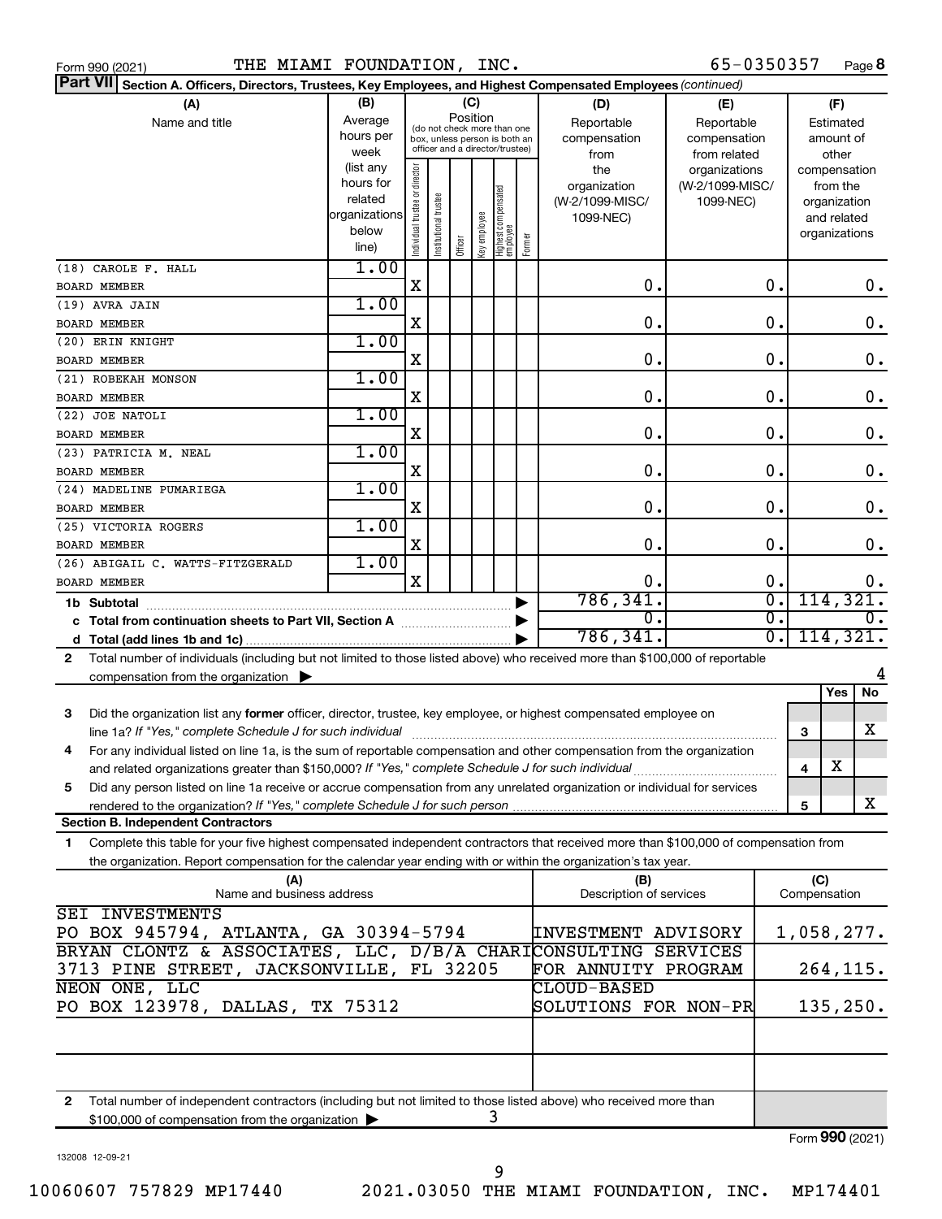Form 990 (2021) THE MIAMI FOUNDATION, INC. 65-0350357

## Part VII Section A. Officers, Directors, Trustees, Key Employees, and Highest Compensated Employees *(continued)*

| (A) Name and title | (B) Average hours per week (list any hours for related organizations below line) | (C) Position: Individual trustee or director | Institutional trustee | Officer | Key employee | Highest compensated employee | Former | (D) Reportable compensation from the organization (W-2/1099-MISC/1099-NEC) | (E) Reportable compensation from related organizations (W-2/1099-MISC/1099-NEC) | (F) Estimated amount of other compensation from the organization and related organizations |
|---|---|---|---|---|---|---|---|---|---|---|
| (18) CAROLE F. HALL<br>BOARD MEMBER | 1.00 | X | | | | | | 0. | 0. | 0. |
| (19) AVRA JAIN<br>BOARD MEMBER | 1.00 | X | | | | | | 0. | 0. | 0. |
| (20) ERIN KNIGHT<br>BOARD MEMBER | 1.00 | X | | | | | | 0. | 0. | 0. |
| (21) ROBEKAH MONSON<br>BOARD MEMBER | 1.00 | X | | | | | | 0. | 0. | 0. |
| (22) JOE NATOLI<br>BOARD MEMBER | 1.00 | X | | | | | | 0. | 0. | 0. |
| (23) PATRICIA M. NEAL<br>BOARD MEMBER | 1.00 | X | | | | | | 0. | 0. | 0. |
| (24) MADELINE PUMARIEGA<br>BOARD MEMBER | 1.00 | X | | | | | | 0. | 0. | 0. |
| (25) VICTORIA ROGERS<br>BOARD MEMBER | 1.00 | X | | | | | | 0. | 0. | 0. |
| (26) ABIGAIL C. WATTS-FITZGERALD<br>BOARD MEMBER | 1.00 | X | | | | | | 0. | 0. | 0. |
| 1b Subtotal | | | | | | | | 786,341. | 0. | 114,321. |
| c Total from continuation sheets to Part VII, Section A | | | | | | | | 0. | 0. | 0. |
| d Total (add lines 1b and 1c) | | | | | | | | 786,341. | 0. | 114,321. |

2 Total number of individuals (including but not limited to those listed above) who received more than $100,000 of reportable compensation from the organization ▶ 4

| | | Yes | No |
|---|---|---|---|
| 3 Did the organization list any **former** officer, director, trustee, key employee, or highest compensated employee on line 1a? *If "Yes," complete Schedule J for such individual* | 3 | | X |
| 4 For any individual listed on line 1a, is the sum of reportable compensation and other compensation from the organization and related organizations greater than $150,000? *If "Yes," complete Schedule J for such individual* | 4 | X | |
| 5 Did any person listed on line 1a receive or accrue compensation from any unrelated organization or individual for services rendered to the organization? *If "Yes," complete Schedule J for such person* | 5 | | X |

### Section B. Independent Contractors

1 Complete this table for your five highest compensated independent contractors that received more than $100,000 of compensation from the organization. Report compensation for the calendar year ending with or within the organization's tax year.

| (A) Name and business address | (B) Description of services | (C) Compensation |
|---|---|---|
| SEI INVESTMENTS<br>PO BOX 945794, ATLANTA, GA 30394-5794 | INVESTMENT ADVISORY | 1,058,277. |
| BRYAN CLONTZ & ASSOCIATES, LLC, D/B/A CHARI<br>3713 PINE STREET, JACKSONVILLE, FL 32205 | CONSULTING SERVICES FOR ANNUITY PROGRAM | 264,115. |
| NEON ONE, LLC<br>PO BOX 123978, DALLAS, TX 75312 | CLOUD-BASED SOLUTIONS FOR NON-PR | 135,250. |
| | | |
| | | |

2 Total number of independent contractors (including but not limited to those listed above) who received more than $100,000 of compensation from the organization ▶ 3

Form **990** (2021)

132008 12-09-21

10060607 757829 MP17440 2021.03050 THE MIAMI FOUNDATION, INC. MP174401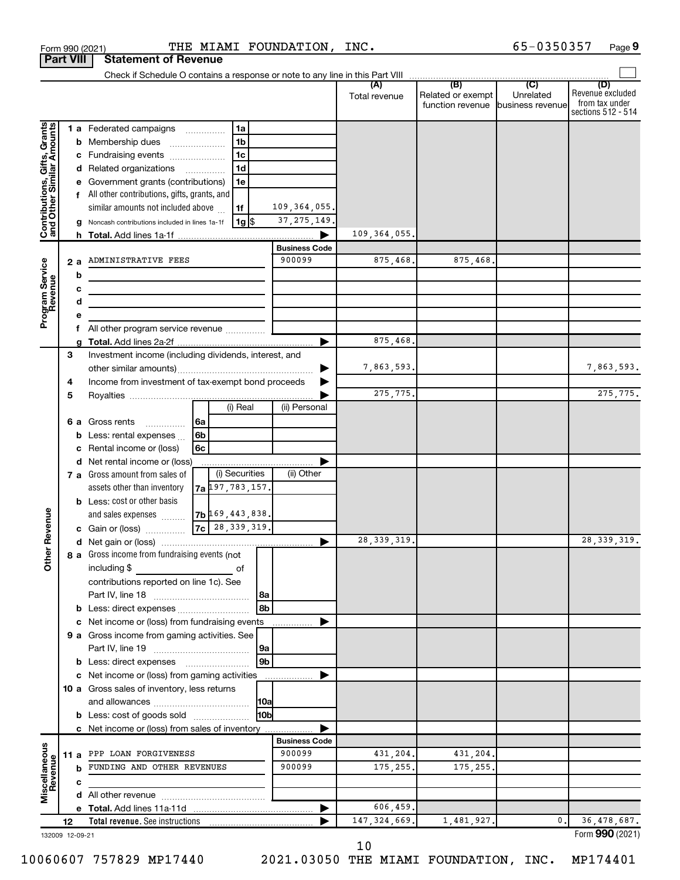Form 990 (2021) THE MIAMI FOUNDATION, INC. 65-0350357 Page 9

**Part VIII Statement of Revenue**

Check if Schedule O contains a response or note to any line in this Part VIII

| | | | (A) Total revenue | (B) Related or exempt function revenue | (C) Unrelated business revenue | (D) Revenue excluded from tax under sections 512 - 514 |
|---|---|---|---|---|---|---|
| **Contributions, Gifts, Grants and Other Similar Amounts** | 1 a Federated campaigns (1a) | | | | | |
| | b Membership dues (1b) | | | | | |
| | c Fundraising events (1c) | | | | | |
| | d Related organizations (1d) | | | | | |
| | e Government grants (contributions) (1e) | | | | | |
| | f All other contributions, gifts, grants, and similar amounts not included above (1f) | 109,364,055. | | | | |
| | g Noncash contributions included in lines 1a-1f (1g) $ | 37,275,149. | | | | |
| | h **Total.** Add lines 1a-1f | ▶ | 109,364,055. | | | |
| **Program Service Revenue** | | **Business Code** | | | | |
| | 2 a ADMINISTRATIVE FEES | 900099 | 875,468. | 875,468. | | |
| | b | | | | | |
| | c | | | | | |
| | d | | | | | |
| | e | | | | | |
| | f All other program service revenue | | | | | |
| | g **Total.** Add lines 2a-2f | ▶ | 875,468. | | | |
| **Other Revenue** | 3 Investment income (including dividends, interest, and other similar amounts) | ▶ | 7,863,593. | | | 7,863,593. |
| | 4 Income from investment of tax-exempt bond proceeds | ▶ | | | | |
| | 5 Royalties | ▶ | 275,775. | | | 275,775. |
| | 6 a Gross rents (6a) — (i) Real / (ii) Personal | | | | | |
| | b Less: rental expenses (6b) | | | | | |
| | c Rental income or (loss) (6c) | | | | | |
| | d Net rental income or (loss) | ▶ | | | | |
| | 7 a Gross amount from sales of assets other than inventory (7a) — (i) Securities: 197,783,157. / (ii) Other | | | | | |
| | b Less: cost or other basis and sales expenses (7b) — (i) Securities: 169,443,838. | | | | | |
| | c Gain or (loss) (7c) — (i) Securities: 28,339,319. | | | | | |
| | d Net gain or (loss) | ▶ | 28,339,319. | | | 28,339,319. |
| | 8 a Gross income from fundraising events (not including $ ____ of contributions reported on line 1c). See Part IV, line 18 (8a) | | | | | |
| | b Less: direct expenses (8b) | | | | | |
| | c Net income or (loss) from fundraising events | ▶ | | | | |
| | 9 a Gross income from gaming activities. See Part IV, line 19 (9a) | | | | | |
| | b Less: direct expenses (9b) | | | | | |
| | c Net income or (loss) from gaming activities | ▶ | | | | |
| | 10 a Gross sales of inventory, less returns and allowances (10a) | | | | | |
| | b Less: cost of goods sold (10b) | | | | | |
| | c Net income or (loss) from sales of inventory | ▶ | | | | |
| **Miscellaneous Revenue** | | **Business Code** | | | | |
| | 11 a PPP LOAN FORGIVENESS | 900099 | 431,204. | 431,204. | | |
| | b FUNDING AND OTHER REVENUES | 900099 | 175,255. | 175,255. | | |
| | c | | | | | |
| | d All other revenue | | | | | |
| | e **Total.** Add lines 11a-11d | ▶ | 606,459. | | | |
| | 12 **Total revenue.** See instructions | ▶ | 147,324,669. | 1,481,927. | 0. | 36,478,687. |

132009 12-09-21

Form **990** (2021)

10060607 757829 MP17440 2021.03050 THE MIAMI FOUNDATION, INC. MP174401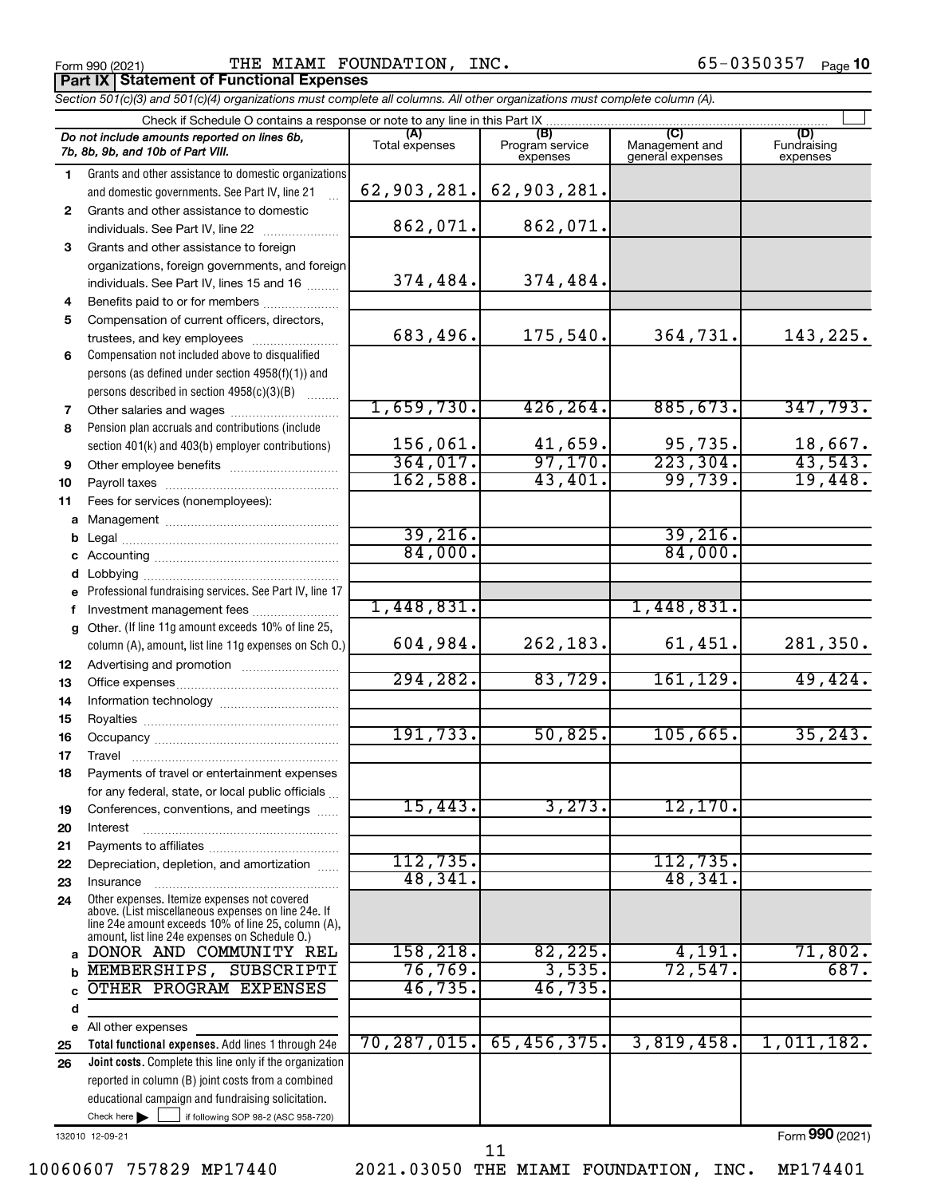Form 990 (2021) THE MIAMI FOUNDATION, INC. 65-0350357 Page 10

**Part IX Statement of Functional Expenses**

*Section 501(c)(3) and 501(c)(4) organizations must complete all columns. All other organizations must complete column (A).*

Check if Schedule O contains a response or note to any line in this Part IX

| | *Do not include amounts reported on lines 6b, 7b, 8b, 9b, and 10b of Part VIII.* | (A) Total expenses | (B) Program service expenses | (C) Management and general expenses | (D) Fundraising expenses |
|---|---|---|---|---|---|
| 1 | Grants and other assistance to domestic organizations and domestic governments. See Part IV, line 21 | 62,903,281. | 62,903,281. | | |
| 2 | Grants and other assistance to domestic individuals. See Part IV, line 22 | 862,071. | 862,071. | | |
| 3 | Grants and other assistance to foreign organizations, foreign governments, and foreign individuals. See Part IV, lines 15 and 16 | 374,484. | 374,484. | | |
| 4 | Benefits paid to or for members | | | | |
| 5 | Compensation of current officers, directors, trustees, and key employees | 683,496. | 175,540. | 364,731. | 143,225. |
| 6 | Compensation not included above to disqualified persons (as defined under section 4958(f)(1)) and persons described in section 4958(c)(3)(B) | | | | |
| 7 | Other salaries and wages | 1,659,730. | 426,264. | 885,673. | 347,793. |
| 8 | Pension plan accruals and contributions (include section 401(k) and 403(b) employer contributions) | 156,061. | 41,659. | 95,735. | 18,667. |
| 9 | Other employee benefits | 364,017. | 97,170. | 223,304. | 43,543. |
| 10 | Payroll taxes | 162,588. | 43,401. | 99,739. | 19,448. |
| 11 | Fees for services (nonemployees): | | | | |
| a | Management | | | | |
| b | Legal | 39,216. | | 39,216. | |
| c | Accounting | 84,000. | | 84,000. | |
| d | Lobbying | | | | |
| e | Professional fundraising services. See Part IV, line 17 | | | | |
| f | Investment management fees | 1,448,831. | | 1,448,831. | |
| g | Other. (If line 11g amount exceeds 10% of line 25, column (A), amount, list line 11g expenses on Sch O.) | 604,984. | 262,183. | 61,451. | 281,350. |
| 12 | Advertising and promotion | | | | |
| 13 | Office expenses | 294,282. | 83,729. | 161,129. | 49,424. |
| 14 | Information technology | | | | |
| 15 | Royalties | | | | |
| 16 | Occupancy | 191,733. | 50,825. | 105,665. | 35,243. |
| 17 | Travel | | | | |
| 18 | Payments of travel or entertainment expenses for any federal, state, or local public officials | | | | |
| 19 | Conferences, conventions, and meetings | 15,443. | 3,273. | 12,170. | |
| 20 | Interest | | | | |
| 21 | Payments to affiliates | | | | |
| 22 | Depreciation, depletion, and amortization | 112,735. | | 112,735. | |
| 23 | Insurance | 48,341. | | 48,341. | |
| 24 | Other expenses. Itemize expenses not covered above. (List miscellaneous expenses on line 24e. If line 24e amount exceeds 10% of line 25, column (A), amount, list line 24e expenses on Schedule O.) | | | | |
| a | DONOR AND COMMUNITY REL | 158,218. | 82,225. | 4,191. | 71,802. |
| b | MEMBERSHIPS, SUBSCRIPTI | 76,769. | 3,535. | 72,547. | 687. |
| c | OTHER PROGRAM EXPENSES | 46,735. | 46,735. | | |
| d | | | | | |
| e | All other expenses | | | | |
| 25 | **Total functional expenses.** Add lines 1 through 24e | 70,287,015. | 65,456,375. | 3,819,458. | 1,011,182. |
| 26 | **Joint costs.** Complete this line only if the organization reported in column (B) joint costs from a combined educational campaign and fundraising solicitation. Check here ☐ if following SOP 98-2 (ASC 958-720) | | | | |

132010 12-09-21

Form **990** (2021)

10060607 757829 MP17440 2021.03050 THE MIAMI FOUNDATION, INC. MP174401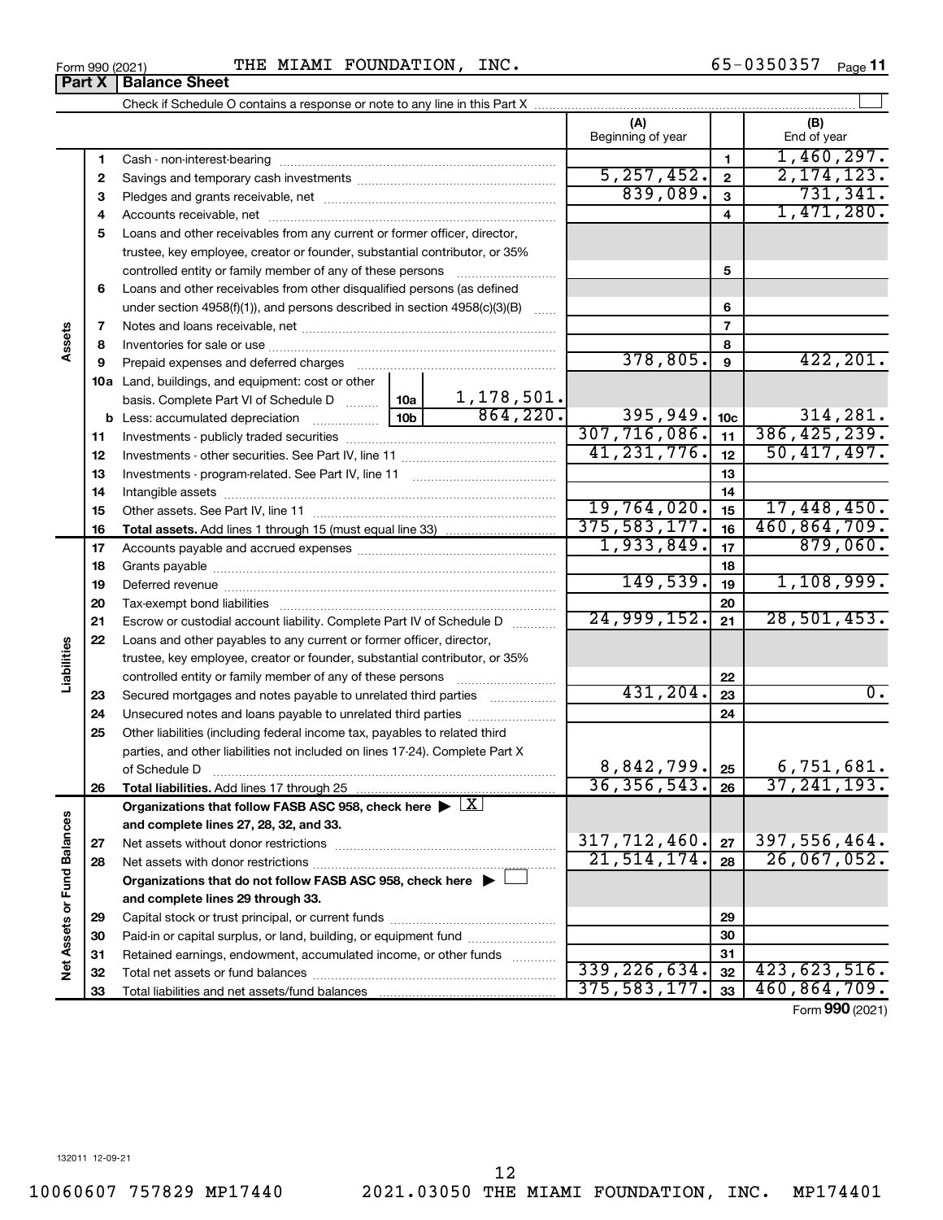Form 990 (2021) THE MIAMI FOUNDATION, INC. 65-0350357

## Part X Balance Sheet

Check if Schedule O contains a response or note to any line in this Part X

| | | | (A) Beginning of year | | (B) End of year |
|---|---|---|---|---|---|
| Assets | 1 | Cash - non-interest-bearing | | 1 | 1,460,297. |
| | 2 | Savings and temporary cash investments | 5,257,452. | 2 | 2,174,123. |
| | 3 | Pledges and grants receivable, net | 839,089. | 3 | 731,341. |
| | 4 | Accounts receivable, net | | 4 | 1,471,280. |
| | 5 | Loans and other receivables from any current or former officer, director, trustee, key employee, creator or founder, substantial contributor, or 35% controlled entity or family member of any of these persons | | 5 | |
| | 6 | Loans and other receivables from other disqualified persons (as defined under section 4958(f)(1)), and persons described in section 4958(c)(3)(B) | | 6 | |
| | 7 | Notes and loans receivable, net | | 7 | |
| | 8 | Inventories for sale or use | | 8 | |
| | 9 | Prepaid expenses and deferred charges | 378,805. | 9 | 422,201. |
| | 10a | Land, buildings, and equipment: cost or other basis. Complete Part VI of Schedule D — 10a: 1,178,501. | | | |
| | b | Less: accumulated depreciation — 10b: 864,220. | 395,949. | 10c | 314,281. |
| | 11 | Investments - publicly traded securities | 307,716,086. | 11 | 386,425,239. |
| | 12 | Investments - other securities. See Part IV, line 11 | 41,231,776. | 12 | 50,417,497. |
| | 13 | Investments - program-related. See Part IV, line 11 | | 13 | |
| | 14 | Intangible assets | | 14 | |
| | 15 | Other assets. See Part IV, line 11 | 19,764,020. | 15 | 17,448,450. |
| | 16 | **Total assets.** Add lines 1 through 15 (must equal line 33) | 375,583,177. | 16 | 460,864,709. |
| Liabilities | 17 | Accounts payable and accrued expenses | 1,933,849. | 17 | 879,060. |
| | 18 | Grants payable | | 18 | |
| | 19 | Deferred revenue | 149,539. | 19 | 1,108,999. |
| | 20 | Tax-exempt bond liabilities | | 20 | |
| | 21 | Escrow or custodial account liability. Complete Part IV of Schedule D | 24,999,152. | 21 | 28,501,453. |
| | 22 | Loans and other payables to any current or former officer, director, trustee, key employee, creator or founder, substantial contributor, or 35% controlled entity or family member of any of these persons | | 22 | |
| | 23 | Secured mortgages and notes payable to unrelated third parties | 431,204. | 23 | 0. |
| | 24 | Unsecured notes and loans payable to unrelated third parties | | 24 | |
| | 25 | Other liabilities (including federal income tax, payables to related third parties, and other liabilities not included on lines 17-24). Complete Part X of Schedule D | 8,842,799. | 25 | 6,751,681. |
| | 26 | **Total liabilities.** Add lines 17 through 25 | 36,356,543. | 26 | 37,241,193. |
| Net Assets or Fund Balances | | **Organizations that follow FASB ASC 958, check here ▶ [X] and complete lines 27, 28, 32, and 33.** | | | |
| | 27 | Net assets without donor restrictions | 317,712,460. | 27 | 397,556,464. |
| | 28 | Net assets with donor restrictions | 21,514,174. | 28 | 26,067,052. |
| | | **Organizations that do not follow FASB ASC 958, check here ▶ [ ] and complete lines 29 through 33.** | | | |
| | 29 | Capital stock or trust principal, or current funds | | 29 | |
| | 30 | Paid-in or capital surplus, or land, building, or equipment fund | | 30 | |
| | 31 | Retained earnings, endowment, accumulated income, or other funds | | 31 | |
| | 32 | Total net assets or fund balances | 339,226,634. | 32 | 423,623,516. |
| | 33 | Total liabilities and net assets/fund balances | 375,583,177. | 33 | 460,864,709. |

Form **990** (2021)

132011 12-09-21

10060607 757829 MP17440 2021.03050 THE MIAMI FOUNDATION, INC. MP174401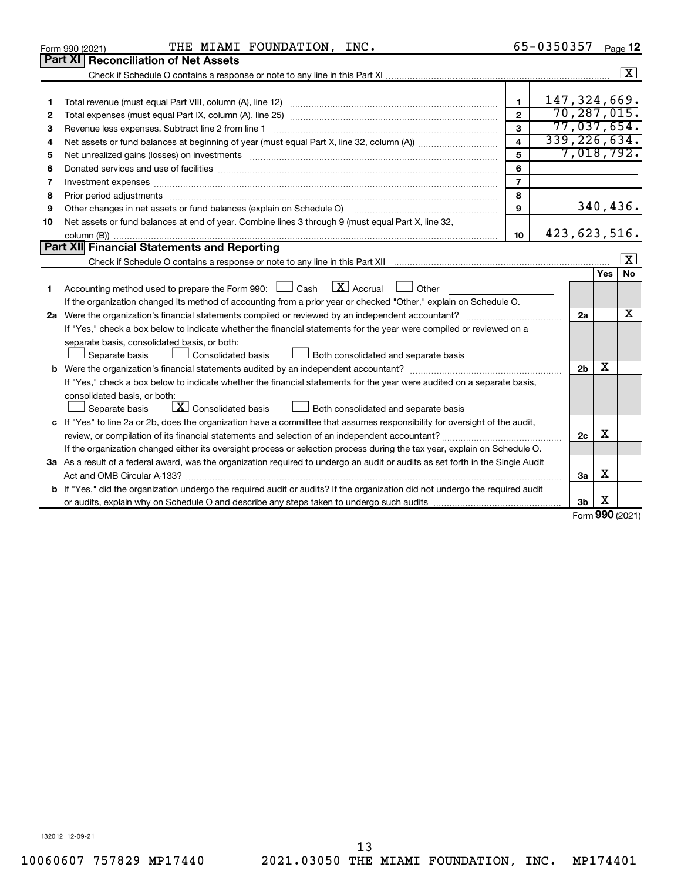Form 990 (2021) THE MIAMI FOUNDATION, INC. 65-0350357 Page **12**

## Part XI Reconciliation of Net Assets

Check if Schedule O contains a response or note to any line in this Part XI .......... [X]

| | | | |
|---|---|---|---|
| 1 | Total revenue (must equal Part VIII, column (A), line 12) | 1 | 147,324,669. |
| 2 | Total expenses (must equal Part IX, column (A), line 25) | 2 | 70,287,015. |
| 3 | Revenue less expenses. Subtract line 2 from line 1 | 3 | 77,037,654. |
| 4 | Net assets or fund balances at beginning of year (must equal Part X, line 32, column (A)) | 4 | 339,226,634. |
| 5 | Net unrealized gains (losses) on investments | 5 | 7,018,792. |
| 6 | Donated services and use of facilities | 6 | |
| 7 | Investment expenses | 7 | |
| 8 | Prior period adjustments | 8 | |
| 9 | Other changes in net assets or fund balances (explain on Schedule O) | 9 | 340,436. |
| 10 | Net assets or fund balances at end of year. Combine lines 3 through 9 (must equal Part X, line 32, column (B)) | 10 | 423,623,516. |

## Part XII Financial Statements and Reporting

Check if Schedule O contains a response or note to any line in this Part XII .......... [X]

| | | | Yes | No |
|---|---|---|---|---|
| 1 | Accounting method used to prepare the Form 990: [ ] Cash [X] Accrual [ ] Other<br>If the organization changed its method of accounting from a prior year or checked "Other," explain on Schedule O. | | | |
| 2a | Were the organization's financial statements compiled or reviewed by an independent accountant?<br>If "Yes," check a box below to indicate whether the financial statements for the year were compiled or reviewed on a separate basis, consolidated basis, or both:<br>[ ] Separate basis [ ] Consolidated basis [ ] Both consolidated and separate basis | 2a | | X |
| b | Were the organization's financial statements audited by an independent accountant?<br>If "Yes," check a box below to indicate whether the financial statements for the year were audited on a separate basis, consolidated basis, or both:<br>[ ] Separate basis [X] Consolidated basis [ ] Both consolidated and separate basis | 2b | X | |
| c | If "Yes" to line 2a or 2b, does the organization have a committee that assumes responsibility for oversight of the audit, review, or compilation of its financial statements and selection of an independent accountant?<br>If the organization changed either its oversight process or selection process during the tax year, explain on Schedule O. | 2c | X | |
| 3a | As a result of a federal award, was the organization required to undergo an audit or audits as set forth in the Single Audit Act and OMB Circular A-133? | 3a | X | |
| b | If "Yes," did the organization undergo the required audit or audits? If the organization did not undergo the required audit or audits, explain why on Schedule O and describe any steps taken to undergo such audits | 3b | X | |

Form **990** (2021)

132012 12-09-21

10060607 757829 MP17440 2021.03050 THE MIAMI FOUNDATION, INC. MP174401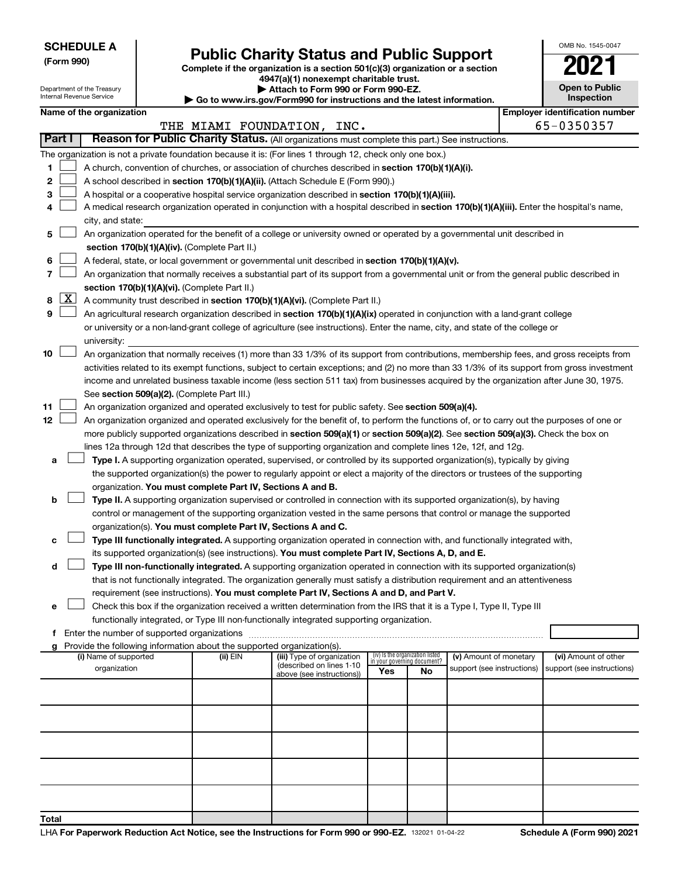**SCHEDULE A** **(Form 990)**

Department of the Treasury Internal Revenue Service

# Public Charity Status and Public Support

**Complete if the organization is a section 501(c)(3) organization or a section 4947(a)(1) nonexempt charitable trust.**

**▶ Attach to Form 990 or Form 990-EZ.**

**▶ Go to www.irs.gov/Form990 for instructions and the latest information.**

OMB No. 1545-0047

**2021**

**Open to Public Inspection**

**Name of the organization**

THE MIAMI FOUNDATION, INC.

**Employer identification number**

65-0350357

**Part I** **Reason for Public Charity Status.** (All organizations must complete this part.) See instructions.

The organization is not a private foundation because it is: (For lines 1 through 12, check only one box.)

1 ☐ A church, convention of churches, or association of churches described in **section 170(b)(1)(A)(i).**

2 ☐ A school described in **section 170(b)(1)(A)(ii).** (Attach Schedule E (Form 990).)

3 ☐ A hospital or a cooperative hospital service organization described in **section 170(b)(1)(A)(iii).**

4 ☐ A medical research organization operated in conjunction with a hospital described in **section 170(b)(1)(A)(iii).** Enter the hospital's name, city, and state:

5 ☐ An organization operated for the benefit of a college or university owned or operated by a governmental unit described in **section 170(b)(1)(A)(iv).** (Complete Part II.)

6 ☐ A federal, state, or local government or governmental unit described in **section 170(b)(1)(A)(v).**

7 ☐ An organization that normally receives a substantial part of its support from a governmental unit or from the general public described in **section 170(b)(1)(A)(vi).** (Complete Part II.)

8 ☒ A community trust described in **section 170(b)(1)(A)(vi).** (Complete Part II.)

9 ☐ An agricultural research organization described in **section 170(b)(1)(A)(ix)** operated in conjunction with a land-grant college or university or a non-land-grant college of agriculture (see instructions). Enter the name, city, and state of the college or university:

10 ☐ An organization that normally receives (1) more than 33 1/3% of its support from contributions, membership fees, and gross receipts from activities related to its exempt functions, subject to certain exceptions; and (2) no more than 33 1/3% of its support from gross investment income and unrelated business taxable income (less section 511 tax) from businesses acquired by the organization after June 30, 1975. See **section 509(a)(2).** (Complete Part III.)

11 ☐ An organization organized and operated exclusively to test for public safety. See **section 509(a)(4).**

12 ☐ An organization organized and operated exclusively for the benefit of, to perform the functions of, or to carry out the purposes of one or more publicly supported organizations described in **section 509(a)(1)** or **section 509(a)(2)**. See **section 509(a)(3).** Check the box on lines 12a through 12d that describes the type of supporting organization and complete lines 12e, 12f, and 12g.

**a** ☐ **Type I.** A supporting organization operated, supervised, or controlled by its supported organization(s), typically by giving the supported organization(s) the power to regularly appoint or elect a majority of the directors or trustees of the supporting organization. **You must complete Part IV, Sections A and B.**

**b** ☐ **Type II.** A supporting organization supervised or controlled in connection with its supported organization(s), by having control or management of the supporting organization vested in the same persons that control or manage the supported organization(s). **You must complete Part IV, Sections A and C.**

**c** ☐ **Type III functionally integrated.** A supporting organization operated in connection with, and functionally integrated with, its supported organization(s) (see instructions). **You must complete Part IV, Sections A, D, and E.**

**d** ☐ **Type III non-functionally integrated.** A supporting organization operated in connection with its supported organization(s) that is not functionally integrated. The organization generally must satisfy a distribution requirement and an attentiveness requirement (see instructions). **You must complete Part IV, Sections A and D, and Part V.**

**e** ☐ Check this box if the organization received a written determination from the IRS that it is a Type I, Type II, Type III functionally integrated, or Type III non-functionally integrated supporting organization.

**f** Enter the number of supported organizations

**g** Provide the following information about the supported organization(s).

| (i) Name of supported organization | (ii) EIN | (iii) Type of organization (described on lines 1-10 above (see instructions)) | (iv) Is the organization listed in your governing document? Yes | No | (v) Amount of monetary support (see instructions) | (vi) Amount of other support (see instructions) |
|---|---|---|---|---|---|---|
| | | | | | | |
| | | | | | | |
| | | | | | | |
| | | | | | | |
| | | | | | | |
| **Total** | | | | | | |

LHA **For Paperwork Reduction Act Notice, see the Instructions for Form 990 or 990-EZ.** 132021 01-04-22 **Schedule A (Form 990) 2021**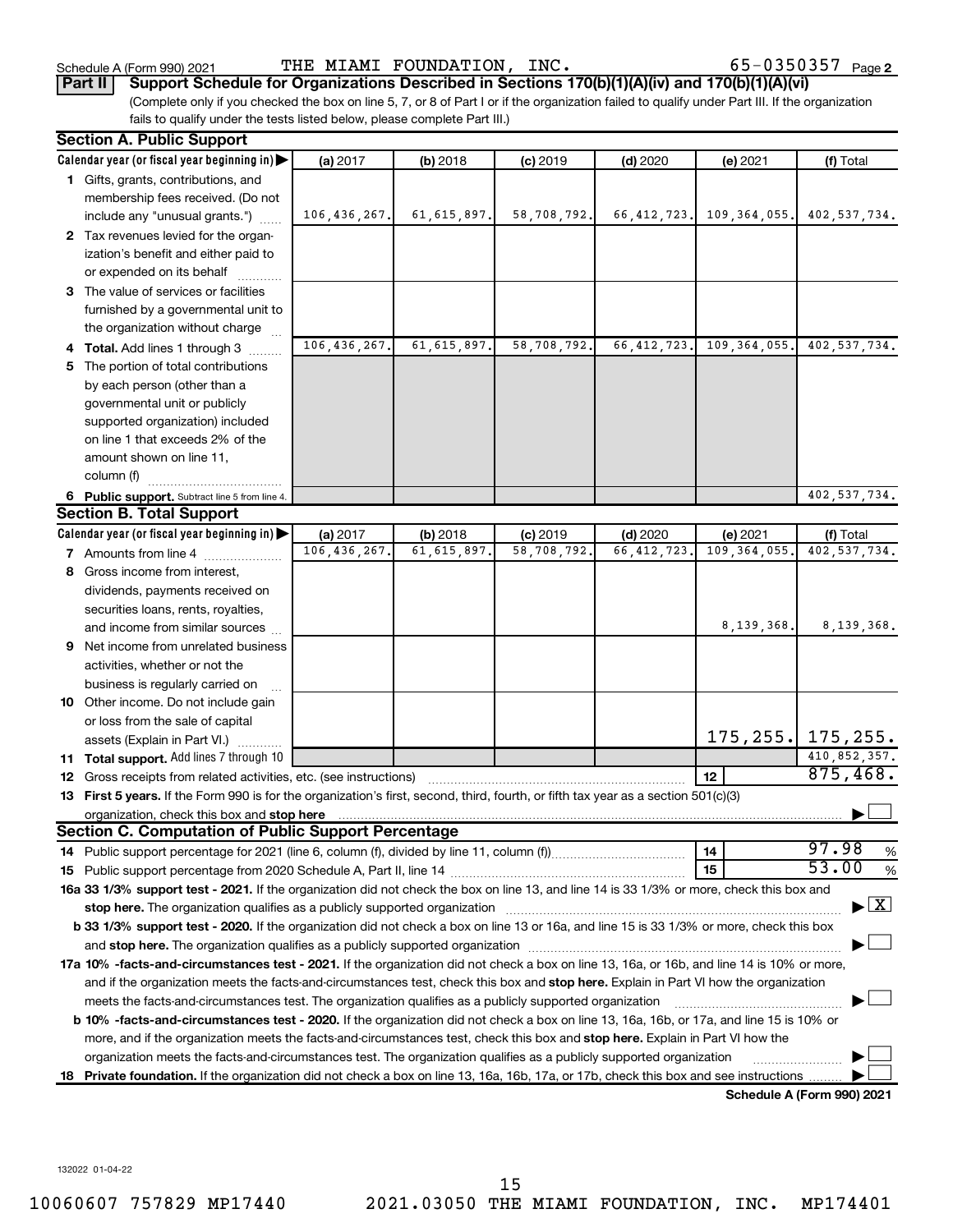Schedule A (Form 990) 2021 THE MIAMI FOUNDATION, INC. 65-0350357 Page 2

**Part II** **Support Schedule for Organizations Described in Sections 170(b)(1)(A)(iv) and 170(b)(1)(A)(vi)**

(Complete only if you checked the box on line 5, 7, or 8 of Part I or if the organization failed to qualify under Part III. If the organization fails to qualify under the tests listed below, please complete Part III.)

## Section A. Public Support

| Calendar year (or fiscal year beginning in) ▶ | (a) 2017 | (b) 2018 | (c) 2019 | (d) 2020 | (e) 2021 | (f) Total |
|---|---|---|---|---|---|---|
| **1** Gifts, grants, contributions, and membership fees received. (Do not include any "unusual grants.") | 106,436,267. | 61,615,897. | 58,708,792. | 66,412,723. | 109,364,055. | 402,537,734. |
| **2** Tax revenues levied for the organization's benefit and either paid to or expended on its behalf | | | | | | |
| **3** The value of services or facilities furnished by a governmental unit to the organization without charge | | | | | | |
| **4 Total.** Add lines 1 through 3 | 106,436,267. | 61,615,897. | 58,708,792. | 66,412,723. | 109,364,055. | 402,537,734. |
| **5** The portion of total contributions by each person (other than a governmental unit or publicly supported organization) included on line 1 that exceeds 2% of the amount shown on line 11, column (f) | | | | | | |
| **6 Public support.** Subtract line 5 from line 4. | | | | | | 402,537,734. |

## Section B. Total Support

| Calendar year (or fiscal year beginning in) ▶ | (a) 2017 | (b) 2018 | (c) 2019 | (d) 2020 | (e) 2021 | (f) Total |
|---|---|---|---|---|---|---|
| **7** Amounts from line 4 | 106,436,267. | 61,615,897. | 58,708,792. | 66,412,723. | 109,364,055. | 402,537,734. |
| **8** Gross income from interest, dividends, payments received on securities loans, rents, royalties, and income from similar sources | | | | | 8,139,368. | 8,139,368. |
| **9** Net income from unrelated business activities, whether or not the business is regularly carried on | | | | | | |
| **10** Other income. Do not include gain or loss from the sale of capital assets (Explain in Part VI.) | | | | | 175,255. | 175,255. |
| **11 Total support.** Add lines 7 through 10 | | | | | | 410,852,357. |

**12** Gross receipts from related activities, etc. (see instructions) | **12** | 875,468.

**13 First 5 years.** If the Form 990 is for the organization's first, second, third, fourth, or fifth tax year as a section 501(c)(3) organization, check this box and **stop here** ☐

## Section C. Computation of Public Support Percentage

**14** Public support percentage for 2021 (line 6, column (f), divided by line 11, column (f)) | **14** | 97.98 %

**15** Public support percentage from 2020 Schedule A, Part II, line 14 | **15** | 53.00 %

**16a 33 1/3% support test - 2021.** If the organization did not check the box on line 13, and line 14 is 33 1/3% or more, check this box and **stop here.** The organization qualifies as a publicly supported organization ☒

**b 33 1/3% support test - 2020.** If the organization did not check a box on line 13 or 16a, and line 15 is 33 1/3% or more, check this box and **stop here.** The organization qualifies as a publicly supported organization ☐

**17a 10% -facts-and-circumstances test - 2021.** If the organization did not check a box on line 13, 16a, or 16b, and line 14 is 10% or more, and if the organization meets the facts-and-circumstances test, check this box and **stop here.** Explain in Part VI how the organization meets the facts-and-circumstances test. The organization qualifies as a publicly supported organization ☐

**b 10% -facts-and-circumstances test - 2020.** If the organization did not check a box on line 13, 16a, 16b, or 17a, and line 15 is 10% or more, and if the organization meets the facts-and-circumstances test, check this box and **stop here.** Explain in Part VI how the organization meets the facts-and-circumstances test. The organization qualifies as a publicly supported organization ☐

**18 Private foundation.** If the organization did not check a box on line 13, 16a, 16b, 17a, or 17b, check this box and see instructions ☐

**Schedule A (Form 990) 2021**

132022 01-04-22

10060607 757829 MP17440 2021.03050 THE MIAMI FOUNDATION, INC. MP174401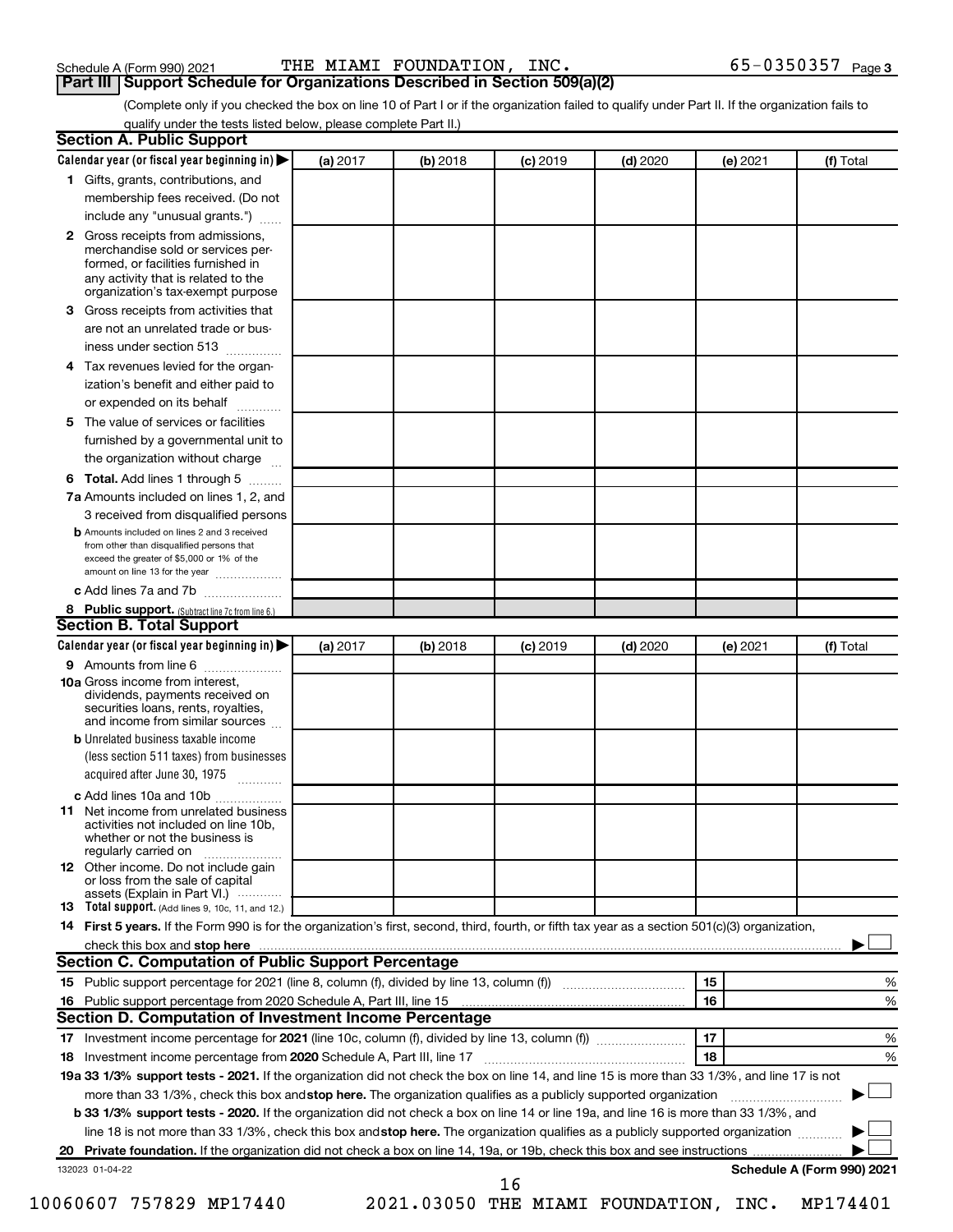Schedule A (Form 990) 2021 THE MIAMI FOUNDATION, INC. 65-0350357 Page 3

## Part III Support Schedule for Organizations Described in Section 509(a)(2)

(Complete only if you checked the box on line 10 of Part I or if the organization failed to qualify under Part II. If the organization fails to qualify under the tests listed below, please complete Part II.)

### Section A. Public Support

| Calendar year (or fiscal year beginning in) ▶ | (a) 2017 | (b) 2018 | (c) 2019 | (d) 2020 | (e) 2021 | (f) Total |
|---|---|---|---|---|---|---|
| **1** Gifts, grants, contributions, and membership fees received. (Do not include any "unusual grants.") | | | | | | |
| **2** Gross receipts from admissions, merchandise sold or services performed, or facilities furnished in any activity that is related to the organization's tax-exempt purpose | | | | | | |
| **3** Gross receipts from activities that are not an unrelated trade or business under section 513 | | | | | | |
| **4** Tax revenues levied for the organization's benefit and either paid to or expended on its behalf | | | | | | |
| **5** The value of services or facilities furnished by a governmental unit to the organization without charge | | | | | | |
| **6 Total.** Add lines 1 through 5 | | | | | | |
| **7a** Amounts included on lines 1, 2, and 3 received from disqualified persons | | | | | | |
| **b** Amounts included on lines 2 and 3 received from other than disqualified persons that exceed the greater of $5,000 or 1% of the amount on line 13 for the year | | | | | | |
| **c** Add lines 7a and 7b | | | | | | |
| **8 Public support.** (Subtract line 7c from line 6.) | | | | | | |

### Section B. Total Support

| Calendar year (or fiscal year beginning in) ▶ | (a) 2017 | (b) 2018 | (c) 2019 | (d) 2020 | (e) 2021 | (f) Total |
|---|---|---|---|---|---|---|
| **9** Amounts from line 6 | | | | | | |
| **10a** Gross income from interest, dividends, payments received on securities loans, rents, royalties, and income from similar sources | | | | | | |
| **b** Unrelated business taxable income (less section 511 taxes) from businesses acquired after June 30, 1975 | | | | | | |
| **c** Add lines 10a and 10b | | | | | | |
| **11** Net income from unrelated business activities not included on line 10b, whether or not the business is regularly carried on | | | | | | |
| **12** Other income. Do not include gain or loss from the sale of capital assets (Explain in Part VI.) | | | | | | |
| **13 Total support.** (Add lines 9, 10c, 11, and 12.) | | | | | | |

**14 First 5 years.** If the Form 990 is for the organization's first, second, third, fourth, or fifth tax year as a section 501(c)(3) organization, check this box and **stop here** ▶ ☐

### Section C. Computation of Public Support Percentage

| | | | |
|---|---|---|---|
| **15** Public support percentage for 2021 (line 8, column (f), divided by line 13, column (f)) | 15 | | % |
| **16** Public support percentage from 2020 Schedule A, Part III, line 15 | 16 | | % |

### Section D. Computation of Investment Income Percentage

| | | | |
|---|---|---|---|
| **17** Investment income percentage for **2021** (line 10c, column (f), divided by line 13, column (f)) | 17 | | % |
| **18** Investment income percentage from **2020** Schedule A, Part III, line 17 | 18 | | % |

**19a 33 1/3% support tests - 2021.** If the organization did not check the box on line 14, and line 15 is more than 33 1/3%, and line 17 is not more than 33 1/3%, check this box and **stop here.** The organization qualifies as a publicly supported organization ▶ ☐

**b 33 1/3% support tests - 2020.** If the organization did not check a box on line 14 or line 19a, and line 16 is more than 33 1/3%, and line 18 is not more than 33 1/3%, check this box and **stop here.** The organization qualifies as a publicly supported organization ▶ ☐

**20 Private foundation.** If the organization did not check a box on line 14, 19a, or 19b, check this box and see instructions ▶ ☐

132023 01-04-22 **Schedule A (Form 990) 2021**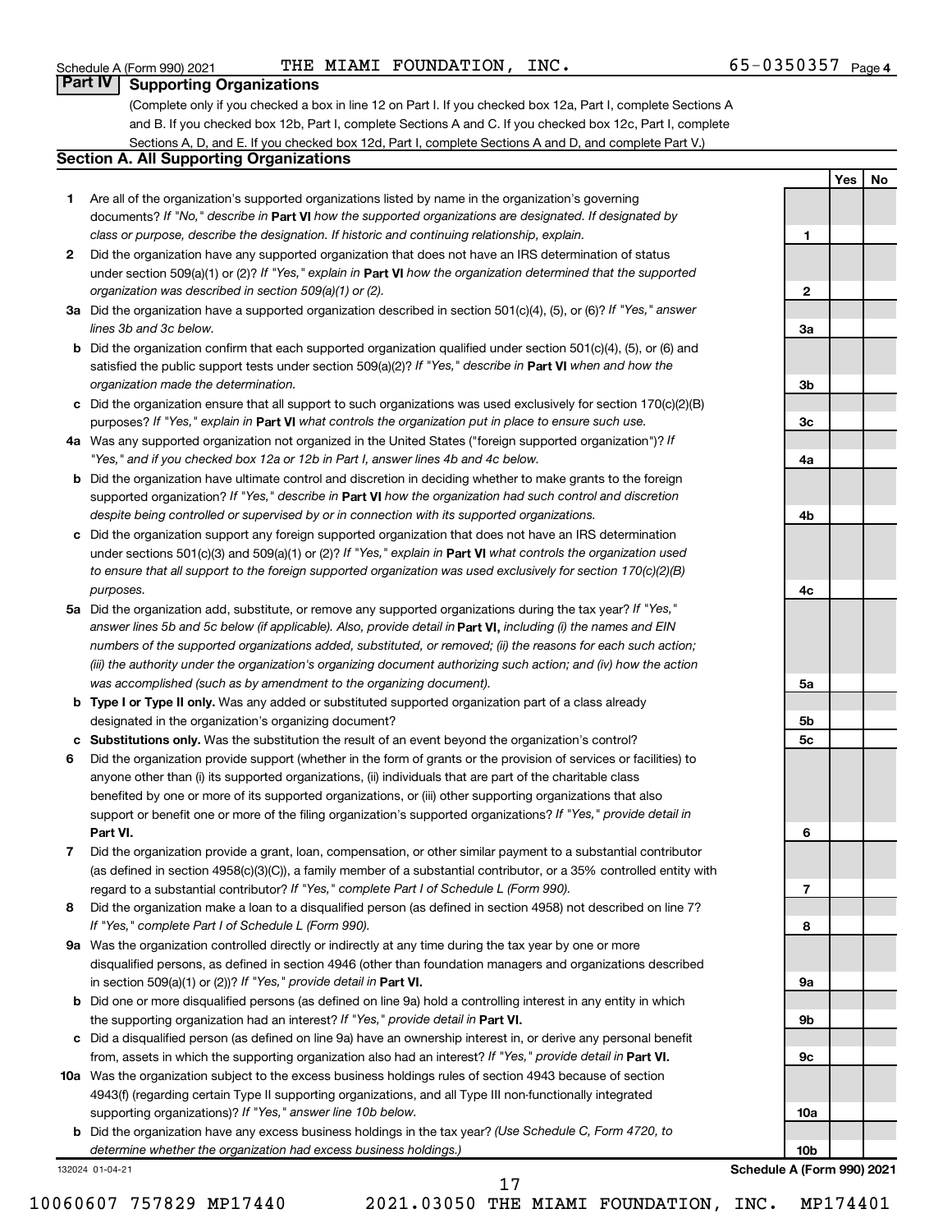Schedule A (Form 990) 2021 THE MIAMI FOUNDATION, INC. 65-0350357 Page 4

## Part IV Supporting Organizations

(Complete only if you checked a box in line 12 on Part I. If you checked box 12a, Part I, complete Sections A and B. If you checked box 12b, Part I, complete Sections A and C. If you checked box 12c, Part I, complete Sections A, D, and E. If you checked box 12d, Part I, complete Sections A and D, and complete Part V.)

### Section A. All Supporting Organizations

| | | | Yes | No |
|---|---|---|---|---|
| **1** | Are all of the organization's supported organizations listed by name in the organization's governing documents? *If "No," describe in* **Part VI** *how the supported organizations are designated. If designated by class or purpose, describe the designation. If historic and continuing relationship, explain.* | 1 | | |
| **2** | Did the organization have any supported organization that does not have an IRS determination of status under section 509(a)(1) or (2)? *If "Yes," explain in* **Part VI** *how the organization determined that the supported organization was described in section 509(a)(1) or (2).* | 2 | | |
| **3a** | Did the organization have a supported organization described in section 501(c)(4), (5), or (6)? *If "Yes," answer lines 3b and 3c below.* | 3a | | |
| **b** | Did the organization confirm that each supported organization qualified under section 501(c)(4), (5), or (6) and satisfied the public support tests under section 509(a)(2)? *If "Yes," describe in* **Part VI** *when and how the organization made the determination.* | 3b | | |
| **c** | Did the organization ensure that all support to such organizations was used exclusively for section 170(c)(2)(B) purposes? *If "Yes," explain in* **Part VI** *what controls the organization put in place to ensure such use.* | 3c | | |
| **4a** | Was any supported organization not organized in the United States ("foreign supported organization")? *If "Yes," and if you checked box 12a or 12b in Part I, answer lines 4b and 4c below.* | 4a | | |
| **b** | Did the organization have ultimate control and discretion in deciding whether to make grants to the foreign supported organization? *If "Yes," describe in* **Part VI** *how the organization had such control and discretion despite being controlled or supervised by or in connection with its supported organizations.* | 4b | | |
| **c** | Did the organization support any foreign supported organization that does not have an IRS determination under sections 501(c)(3) and 509(a)(1) or (2)? *If "Yes," explain in* **Part VI** *what controls the organization used to ensure that all support to the foreign supported organization was used exclusively for section 170(c)(2)(B) purposes.* | 4c | | |
| **5a** | Did the organization add, substitute, or remove any supported organizations during the tax year? *If "Yes," answer lines 5b and 5c below (if applicable). Also, provide detail in* **Part VI,** *including (i) the names and EIN numbers of the supported organizations added, substituted, or removed; (ii) the reasons for each such action; (iii) the authority under the organization's organizing document authorizing such action; and (iv) how the action was accomplished (such as by amendment to the organizing document).* | 5a | | |
| **b** | **Type I or Type II only.** Was any added or substituted supported organization part of a class already designated in the organization's organizing document? | 5b | | |
| **c** | **Substitutions only.** Was the substitution the result of an event beyond the organization's control? | 5c | | |
| **6** | Did the organization provide support (whether in the form of grants or the provision of services or facilities) to anyone other than (i) its supported organizations, (ii) individuals that are part of the charitable class benefited by one or more of its supported organizations, or (iii) other supporting organizations that also support or benefit one or more of the filing organization's supported organizations? *If "Yes," provide detail in* **Part VI.** | 6 | | |
| **7** | Did the organization provide a grant, loan, compensation, or other similar payment to a substantial contributor (as defined in section 4958(c)(3)(C)), a family member of a substantial contributor, or a 35% controlled entity with regard to a substantial contributor? *If "Yes," complete Part I of Schedule L (Form 990).* | 7 | | |
| **8** | Did the organization make a loan to a disqualified person (as defined in section 4958) not described on line 7? *If "Yes," complete Part I of Schedule L (Form 990).* | 8 | | |
| **9a** | Was the organization controlled directly or indirectly at any time during the tax year by one or more disqualified persons, as defined in section 4946 (other than foundation managers and organizations described in section 509(a)(1) or (2))? *If "Yes," provide detail in* **Part VI.** | 9a | | |
| **b** | Did one or more disqualified persons (as defined on line 9a) hold a controlling interest in any entity in which the supporting organization had an interest? *If "Yes," provide detail in* **Part VI.** | 9b | | |
| **c** | Did a disqualified person (as defined on line 9a) have an ownership interest in, or derive any personal benefit from, assets in which the supporting organization also had an interest? *If "Yes," provide detail in* **Part VI.** | 9c | | |
| **10a** | Was the organization subject to the excess business holdings rules of section 4943 because of section 4943(f) (regarding certain Type II supporting organizations, and all Type III non-functionally integrated supporting organizations)? *If "Yes," answer line 10b below.* | 10a | | |
| **b** | Did the organization have any excess business holdings in the tax year? *(Use Schedule C, Form 4720, to determine whether the organization had excess business holdings.)* | 10b | | |

132024 01-04-21 Schedule A (Form 990) 2021

10060607 757829 MP17440 2021.03050 THE MIAMI FOUNDATION, INC. MP174401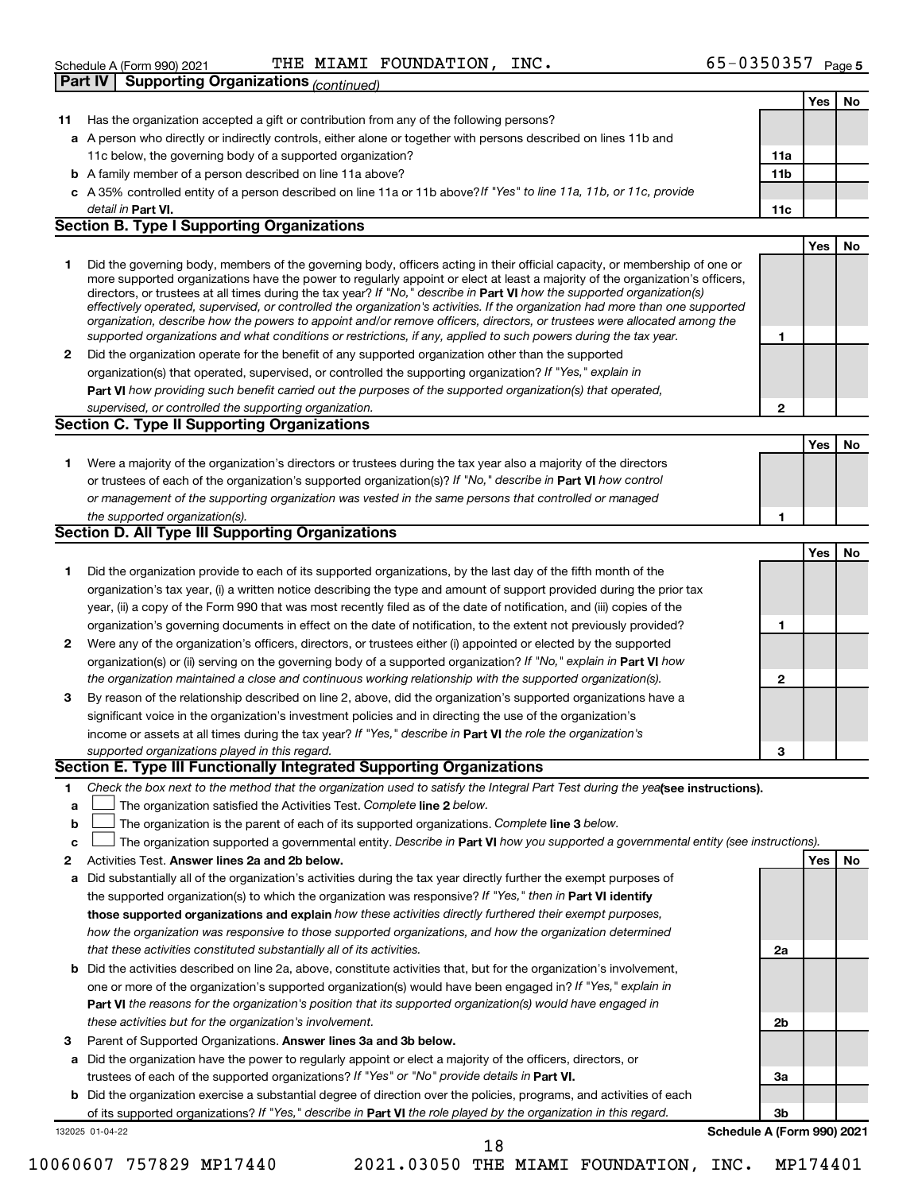Schedule A (Form 990) 2021 THE MIAMI FOUNDATION, INC. 65-0350357 Page 5

**Part IV | Supporting Organizations** *(continued)*

| | | | Yes | No |
|---|---|---|---|---|
| **11** | Has the organization accepted a gift or contribution from any of the following persons? | | | |
| **a** | A person who directly or indirectly controls, either alone or together with persons described on lines 11b and 11c below, the governing body of a supported organization? | **11a** | | |
| **b** | A family member of a person described on line 11a above? | **11b** | | |
| **c** | A 35% controlled entity of a person described on line 11a or 11b above? *If "Yes" to line 11a, 11b, or 11c, provide detail in* **Part VI.** | **11c** | | |

**Section B. Type I Supporting Organizations**

| | | | Yes | No |
|---|---|---|---|---|
| **1** | Did the governing body, members of the governing body, officers acting in their official capacity, or membership of one or more supported organizations have the power to regularly appoint or elect at least a majority of the organization's officers, directors, or trustees at all times during the tax year? *If "No," describe in* **Part VI** *how the supported organization(s) effectively operated, supervised, or controlled the organization's activities. If the organization had more than one supported organization, describe how the powers to appoint and/or remove officers, directors, or trustees were allocated among the supported organizations and what conditions or restrictions, if any, applied to such powers during the tax year.* | **1** | | |
| **2** | Did the organization operate for the benefit of any supported organization other than the supported organization(s) that operated, supervised, or controlled the supporting organization? *If "Yes," explain in* **Part VI** *how providing such benefit carried out the purposes of the supported organization(s) that operated, supervised, or controlled the supporting organization.* | **2** | | |

**Section C. Type II Supporting Organizations**

| | | | Yes | No |
|---|---|---|---|---|
| **1** | Were a majority of the organization's directors or trustees during the tax year also a majority of the directors or trustees of each of the organization's supported organization(s)? *If "No," describe in* **Part VI** *how control or management of the supporting organization was vested in the same persons that controlled or managed the supported organization(s).* | **1** | | |

**Section D. All Type III Supporting Organizations**

| | | | Yes | No |
|---|---|---|---|---|
| **1** | Did the organization provide to each of its supported organizations, by the last day of the fifth month of the organization's tax year, (i) a written notice describing the type and amount of support provided during the prior tax year, (ii) a copy of the Form 990 that was most recently filed as of the date of notification, and (iii) copies of the organization's governing documents in effect on the date of notification, to the extent not previously provided? | **1** | | |
| **2** | Were any of the organization's officers, directors, or trustees either (i) appointed or elected by the supported organization(s) or (ii) serving on the governing body of a supported organization? *If "No," explain in* **Part VI** *how the organization maintained a close and continuous working relationship with the supported organization(s).* | **2** | | |
| **3** | By reason of the relationship described on line 2, above, did the organization's supported organizations have a significant voice in the organization's investment policies and in directing the use of the organization's income or assets at all times during the tax year? *If "Yes," describe in* **Part VI** *the role the organization's supported organizations played in this regard.* | **3** | | |

**Section E. Type III Functionally Integrated Supporting Organizations**

**1** *Check the box next to the method that the organization used to satisfy the Integral Part Test during the year* **(see instructions).**

- **a** ☐ The organization satisfied the Activities Test. *Complete* **line 2** *below.*
- **b** ☐ The organization is the parent of each of its supported organizations. *Complete* **line 3** *below.*
- **c** ☐ The organization supported a governmental entity. *Describe in* **Part VI** *how you supported a governmental entity (see instructions).*

| | | | Yes | No |
|---|---|---|---|---|
| **2** | Activities Test. **Answer lines 2a and 2b below.** | | | |
| **a** | Did substantially all of the organization's activities during the tax year directly further the exempt purposes of the supported organization(s) to which the organization was responsive? *If "Yes," then in* **Part VI identify those supported organizations and explain** *how these activities directly furthered their exempt purposes, how the organization was responsive to those supported organizations, and how the organization determined that these activities constituted substantially all of its activities.* | **2a** | | |
| **b** | Did the activities described on line 2a, above, constitute activities that, but for the organization's involvement, one or more of the organization's supported organization(s) would have been engaged in? *If "Yes," explain in* **Part VI** *the reasons for the organization's position that its supported organization(s) would have engaged in these activities but for the organization's involvement.* | **2b** | | |
| **3** | Parent of Supported Organizations. **Answer lines 3a and 3b below.** | | | |
| **a** | Did the organization have the power to regularly appoint or elect a majority of the officers, directors, or trustees of each of the supported organizations? *If "Yes" or "No" provide details in* **Part VI.** | **3a** | | |
| **b** | Did the organization exercise a substantial degree of direction over the policies, programs, and activities of each of its supported organizations? *If "Yes," describe in* **Part VI** *the role played by the organization in this regard.* | **3b** | | |

132025 01-04-22 **Schedule A (Form 990) 2021**

10060607 757829 MP17440 2021.03050 THE MIAMI FOUNDATION, INC. MP174401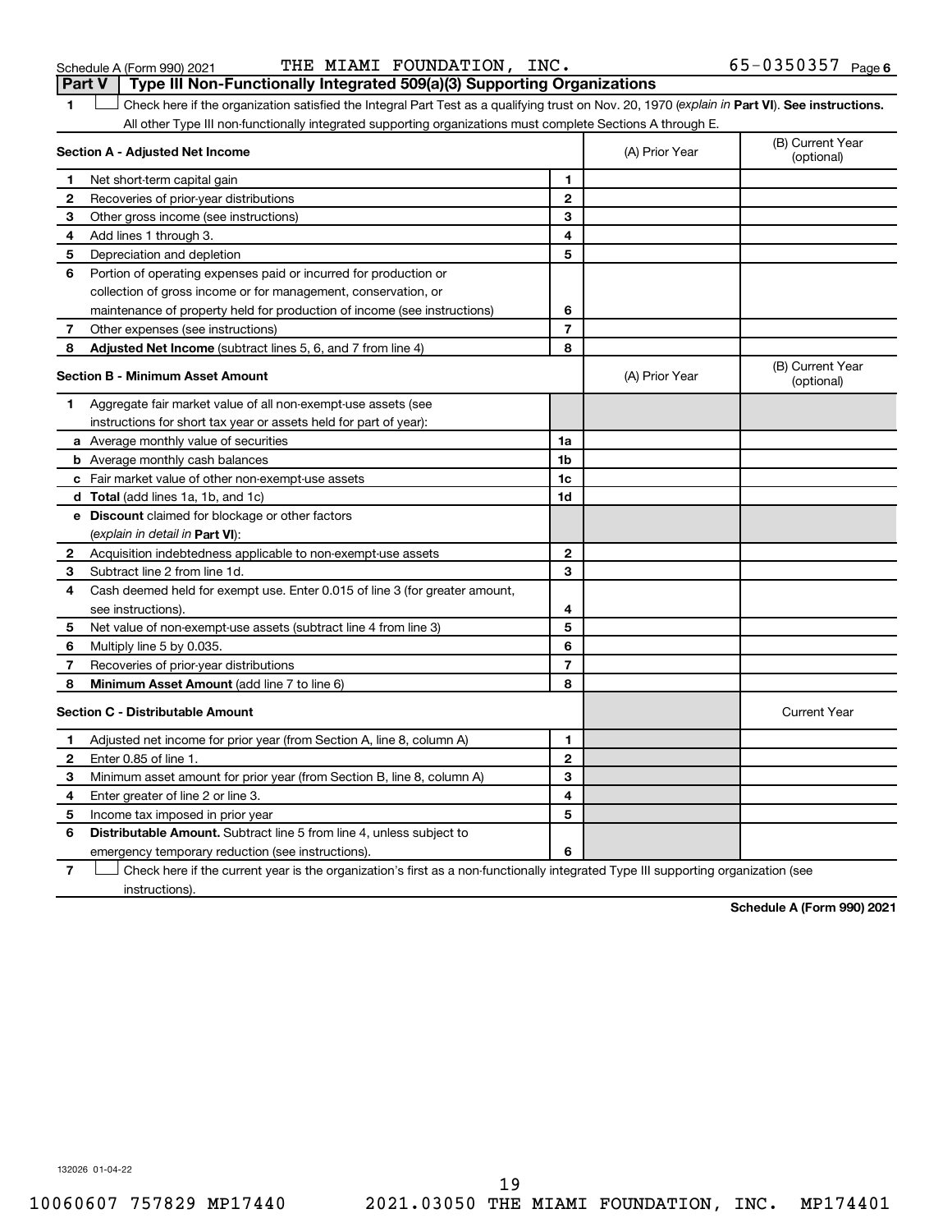Schedule A (Form 990) 2021 THE MIAMI FOUNDATION, INC. 65-0350357 Page 6

## Part V Type III Non-Functionally Integrated 509(a)(3) Supporting Organizations

1 ☐ Check here if the organization satisfied the Integral Part Test as a qualifying trust on Nov. 20, 1970 (*explain in* **Part VI**). **See instructions.** All other Type III non-functionally integrated supporting organizations must complete Sections A through E.

| **Section A - Adjusted Net Income** | | | (A) Prior Year | (B) Current Year (optional) |
|---|---|---|---|---|
| 1 | Net short-term capital gain | 1 | | |
| 2 | Recoveries of prior-year distributions | 2 | | |
| 3 | Other gross income (see instructions) | 3 | | |
| 4 | Add lines 1 through 3. | 4 | | |
| 5 | Depreciation and depletion | 5 | | |
| 6 | Portion of operating expenses paid or incurred for production or collection of gross income or for management, conservation, or maintenance of property held for production of income (see instructions) | 6 | | |
| 7 | Other expenses (see instructions) | 7 | | |
| 8 | **Adjusted Net Income** (subtract lines 5, 6, and 7 from line 4) | 8 | | |

| **Section B - Minimum Asset Amount** | | | (A) Prior Year | (B) Current Year (optional) |
|---|---|---|---|---|
| 1 | Aggregate fair market value of all non-exempt-use assets (see instructions for short tax year or assets held for part of year): | | | |
| a | Average monthly value of securities | 1a | | |
| b | Average monthly cash balances | 1b | | |
| c | Fair market value of other non-exempt-use assets | 1c | | |
| d | **Total** (add lines 1a, 1b, and 1c) | 1d | | |
| e | **Discount** claimed for blockage or other factors (*explain in detail in* **Part VI**): | | | |
| 2 | Acquisition indebtedness applicable to non-exempt-use assets | 2 | | |
| 3 | Subtract line 2 from line 1d. | 3 | | |
| 4 | Cash deemed held for exempt use. Enter 0.015 of line 3 (for greater amount, see instructions). | 4 | | |
| 5 | Net value of non-exempt-use assets (subtract line 4 from line 3) | 5 | | |
| 6 | Multiply line 5 by 0.035. | 6 | | |
| 7 | Recoveries of prior-year distributions | 7 | | |
| 8 | **Minimum Asset Amount** (add line 7 to line 6) | 8 | | |

| **Section C - Distributable Amount** | | | | Current Year |
|---|---|---|---|---|
| 1 | Adjusted net income for prior year (from Section A, line 8, column A) | 1 | | |
| 2 | Enter 0.85 of line 1. | 2 | | |
| 3 | Minimum asset amount for prior year (from Section B, line 8, column A) | 3 | | |
| 4 | Enter greater of line 2 or line 3. | 4 | | |
| 5 | Income tax imposed in prior year | 5 | | |
| 6 | **Distributable Amount.** Subtract line 5 from line 4, unless subject to emergency temporary reduction (see instructions). | 6 | | |

7 ☐ Check here if the current year is the organization's first as a non-functionally integrated Type III supporting organization (see instructions).

**Schedule A (Form 990) 2021**

132026 01-04-22

10060607 757829 MP17440 2021.03050 THE MIAMI FOUNDATION, INC. MP174401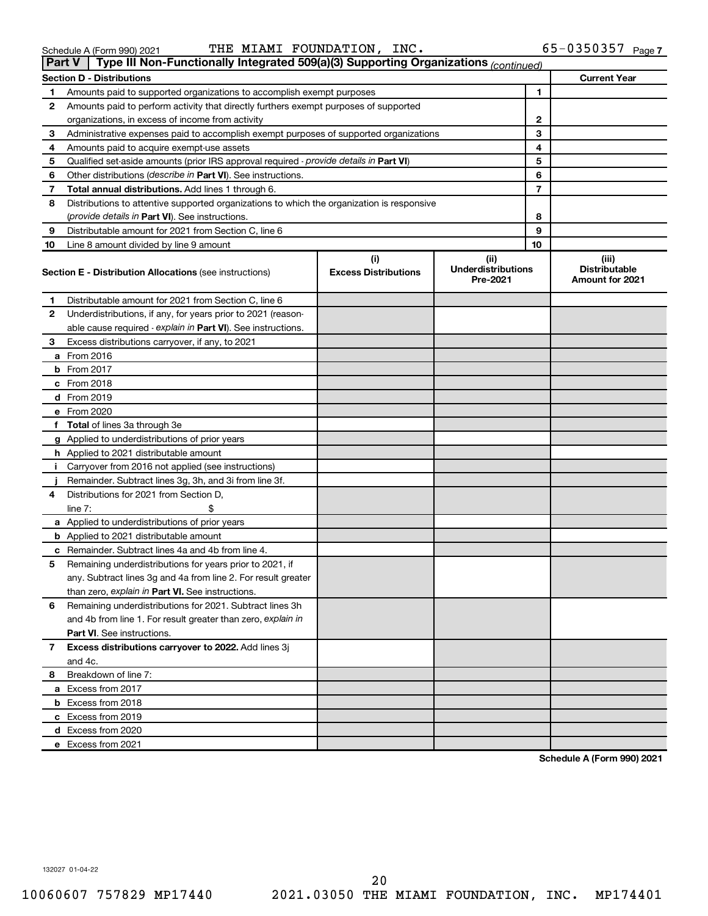Schedule A (Form 990) 2021 THE MIAMI FOUNDATION, INC. 65-0350357 Page 7

## Part V | Type III Non-Functionally Integrated 509(a)(3) Supporting Organizations *(continued)*

| Section D - Distributions | | Current Year |
|---|---|---|
| 1 Amounts paid to supported organizations to accomplish exempt purposes | 1 | |
| 2 Amounts paid to perform activity that directly furthers exempt purposes of supported organizations, in excess of income from activity | 2 | |
| 3 Administrative expenses paid to accomplish exempt purposes of supported organizations | 3 | |
| 4 Amounts paid to acquire exempt-use assets | 4 | |
| 5 Qualified set-aside amounts (prior IRS approval required - *provide details in* **Part VI**) | 5 | |
| 6 Other distributions (*describe in* **Part VI**). See instructions. | 6 | |
| 7 **Total annual distributions.** Add lines 1 through 6. | 7 | |
| 8 Distributions to attentive supported organizations to which the organization is responsive (*provide details in* **Part VI**). See instructions. | 8 | |
| 9 Distributable amount for 2021 from Section C, line 6 | 9 | |
| 10 Line 8 amount divided by line 9 amount | 10 | |

| **Section E - Distribution Allocations** (see instructions) | (i) Excess Distributions | (ii) Underdistributions Pre-2021 | (iii) Distributable Amount for 2021 |
|---|---|---|---|
| 1 Distributable amount for 2021 from Section C, line 6 | | | |
| 2 Underdistributions, if any, for years prior to 2021 (reasonable cause required - *explain in* **Part VI**). See instructions. | | | |
| 3 Excess distributions carryover, if any, to 2021 | | | |
| a From 2016 | | | |
| b From 2017 | | | |
| c From 2018 | | | |
| d From 2019 | | | |
| e From 2020 | | | |
| f **Total** of lines 3a through 3e | | | |
| g Applied to underdistributions of prior years | | | |
| h Applied to 2021 distributable amount | | | |
| i Carryover from 2016 not applied (see instructions) | | | |
| j Remainder. Subtract lines 3g, 3h, and 3i from line 3f. | | | |
| 4 Distributions for 2021 from Section D, line 7: $ | | | |
| a Applied to underdistributions of prior years | | | |
| b Applied to 2021 distributable amount | | | |
| c Remainder. Subtract lines 4a and 4b from line 4. | | | |
| 5 Remaining underdistributions for years prior to 2021, if any. Subtract lines 3g and 4a from line 2. For result greater than zero, *explain in* **Part VI.** See instructions. | | | |
| 6 Remaining underdistributions for 2021. Subtract lines 3h and 4b from line 1. For result greater than zero, *explain in* **Part VI**. See instructions. | | | |
| 7 **Excess distributions carryover to 2022.** Add lines 3j and 4c. | | | |
| 8 Breakdown of line 7: | | | |
| a Excess from 2017 | | | |
| b Excess from 2018 | | | |
| c Excess from 2019 | | | |
| d Excess from 2020 | | | |
| e Excess from 2021 | | | |

**Schedule A (Form 990) 2021**

132027 01-04-22

10060607 757829 MP17440 2021.03050 THE MIAMI FOUNDATION, INC. MP174401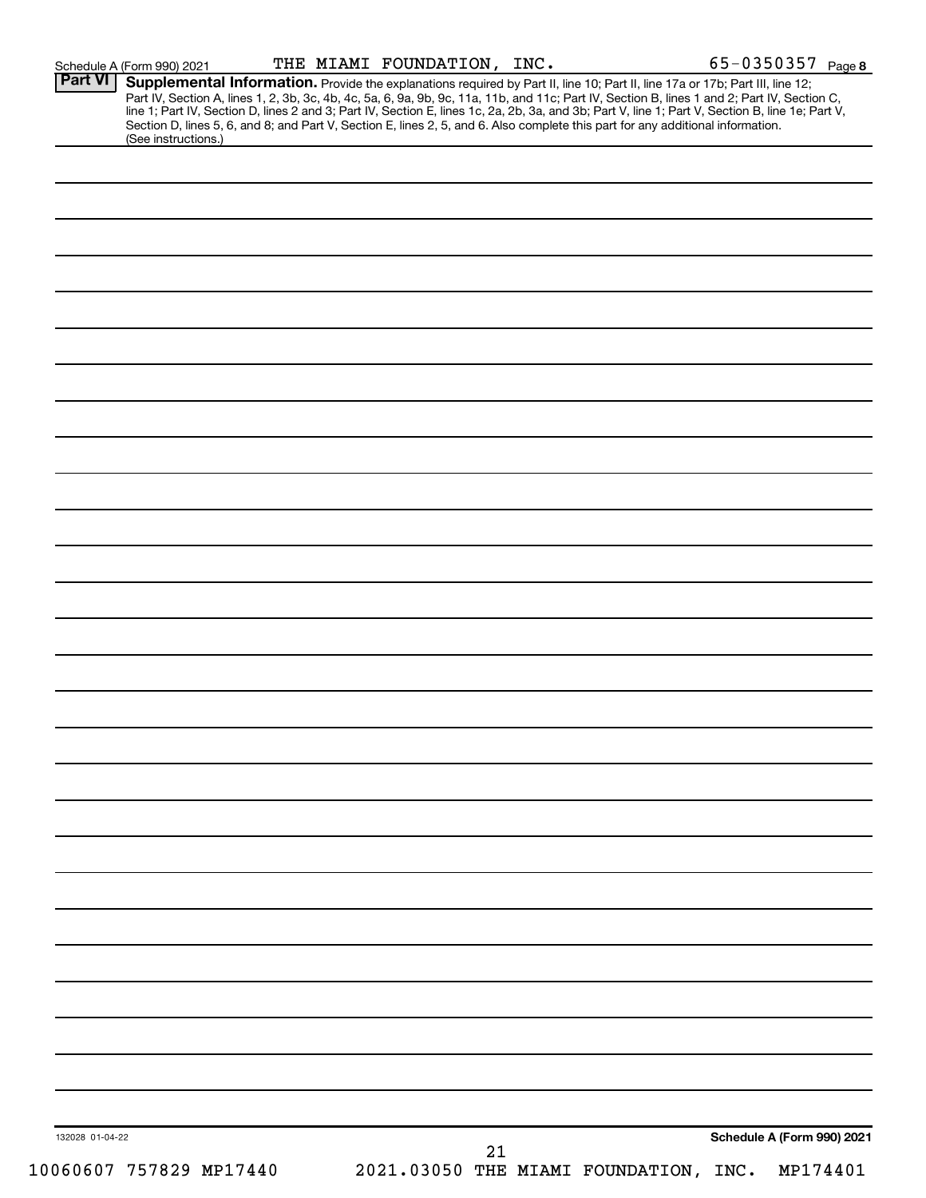Schedule A (Form 990) 2021 THE MIAMI FOUNDATION, INC. 65-0350357 Page 8

## Part VI Supplemental Information.

Provide the explanations required by Part II, line 10; Part II, line 17a or 17b; Part III, line 12; Part IV, Section A, lines 1, 2, 3b, 3c, 4b, 4c, 5a, 6, 9a, 9b, 9c, 11a, 11b, and 11c; Part IV, Section B, lines 1 and 2; Part IV, Section C, line 1; Part IV, Section D, lines 2 and 3; Part IV, Section E, lines 1c, 2a, 2b, 3a, and 3b; Part V, line 1; Part V, Section B, line 1e; Part V, Section D, lines 5, 6, and 8; and Part V, Section E, lines 2, 5, and 6. Also complete this part for any additional information. (See instructions.)

132028 01-04-22

Schedule A (Form 990) 2021

10060607 757829 MP17440 2021.03050 THE MIAMI FOUNDATION, INC. MP174401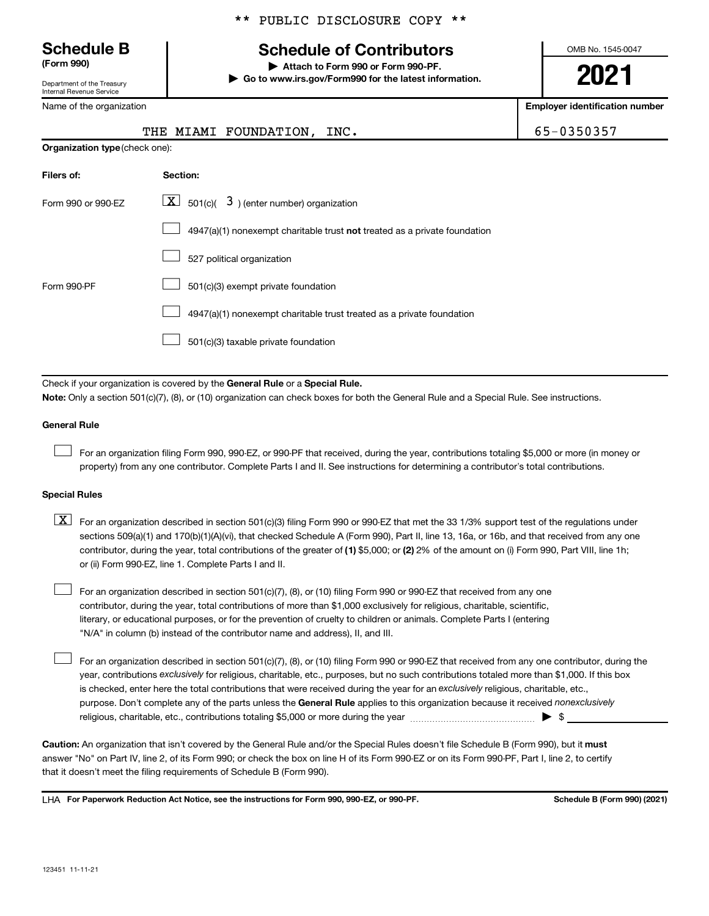** PUBLIC DISCLOSURE COPY **

# Schedule B
**(Form 990)**

Department of the Treasury
Internal Revenue Service

## Schedule of Contributors

▶ **Attach to Form 990 or Form 990-PF.**
▶ **Go to www.irs.gov/Form990 for the latest information.**

OMB No. 1545-0047

**2021**

| Name of the organization | Employer identification number |
|---|---|
| THE MIAMI FOUNDATION, INC. | 65-0350357 |

**Organization type** (check one):

| Filers of: | Section: |
|---|---|
| Form 990 or 990-EZ | [X] 501(c)( 3 ) (enter number) organization |
| | [ ] 4947(a)(1) nonexempt charitable trust **not** treated as a private foundation |
| | [ ] 527 political organization |
| Form 990-PF | [ ] 501(c)(3) exempt private foundation |
| | [ ] 4947(a)(1) nonexempt charitable trust treated as a private foundation |
| | [ ] 501(c)(3) taxable private foundation |

Check if your organization is covered by the **General Rule** or a **Special Rule.**

**Note:** Only a section 501(c)(7), (8), or (10) organization can check boxes for both the General Rule and a Special Rule. See instructions.

**General Rule**

[ ] For an organization filing Form 990, 990-EZ, or 990-PF that received, during the year, contributions totaling $5,000 or more (in money or property) from any one contributor. Complete Parts I and II. See instructions for determining a contributor's total contributions.

**Special Rules**

[X] For an organization described in section 501(c)(3) filing Form 990 or 990-EZ that met the 33 1/3% support test of the regulations under sections 509(a)(1) and 170(b)(1)(A)(vi), that checked Schedule A (Form 990), Part II, line 13, 16a, or 16b, and that received from any one contributor, during the year, total contributions of the greater of **(1)** $5,000; or **(2)** 2% of the amount on (i) Form 990, Part VIII, line 1h; or (ii) Form 990-EZ, line 1. Complete Parts I and II.

[ ] For an organization described in section 501(c)(7), (8), or (10) filing Form 990 or 990-EZ that received from any one contributor, during the year, total contributions of more than $1,000 exclusively for religious, charitable, scientific, literary, or educational purposes, or for the prevention of cruelty to children or animals. Complete Parts I (entering "N/A" in column (b) instead of the contributor name and address), II, and III.

[ ] For an organization described in section 501(c)(7), (8), or (10) filing Form 990 or 990-EZ that received from any one contributor, during the year, contributions *exclusively* for religious, charitable, etc., purposes, but no such contributions totaled more than $1,000. If this box is checked, enter here the total contributions that were received during the year for an *exclusively* religious, charitable, etc., purpose. Don't complete any of the parts unless the **General Rule** applies to this organization because it received *nonexclusively* religious, charitable, etc., contributions totaling $5,000 or more during the year ▶ $ ____________

**Caution:** An organization that isn't covered by the General Rule and/or the Special Rules doesn't file Schedule B (Form 990), but it **must** answer "No" on Part IV, line 2, of its Form 990; or check the box on line H of its Form 990-EZ or on its Form 990-PF, Part I, line 2, to certify that it doesn't meet the filing requirements of Schedule B (Form 990).

LHA **For Paperwork Reduction Act Notice, see the instructions for Form 990, 990-EZ, or 990-PF.** **Schedule B (Form 990) (2021)**

123451 11-11-21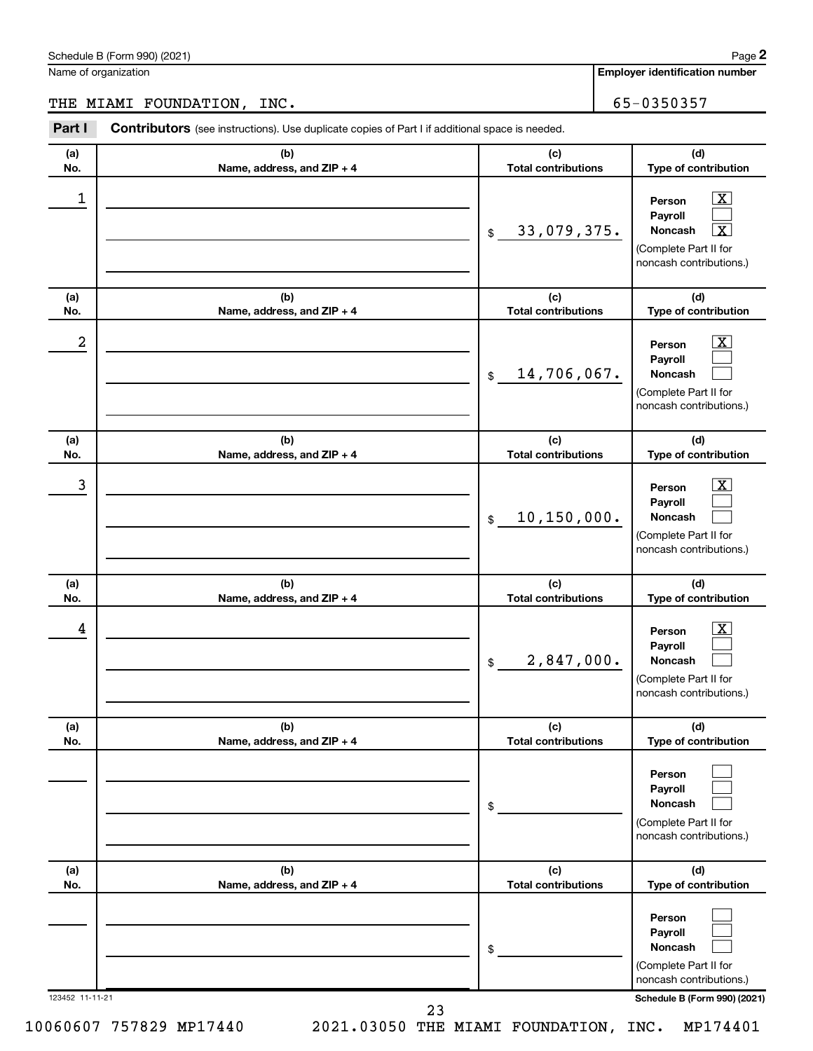Schedule B (Form 990) (2021) Page **2**

Name of organization: THE MIAMI FOUNDATION, INC.

**Employer identification number:** 65-0350357

**Part I** **Contributors** (see instructions). Use duplicate copies of Part I if additional space is needed.

| (a) No. | (b) Name, address, and ZIP + 4 | (c) Total contributions | (d) Type of contribution |
|---|---|---|---|
| 1 | | $ 33,079,375. | Person [X] Payroll [ ] Noncash [X] (Complete Part II for noncash contributions.) |
| 2 | | $ 14,706,067. | Person [X] Payroll [ ] Noncash [ ] (Complete Part II for noncash contributions.) |
| 3 | | $ 10,150,000. | Person [X] Payroll [ ] Noncash [ ] (Complete Part II for noncash contributions.) |
| 4 | | $ 2,847,000. | Person [X] Payroll [ ] Noncash [ ] (Complete Part II for noncash contributions.) |
| | | $ | Person [ ] Payroll [ ] Noncash [ ] (Complete Part II for noncash contributions.) |
| | | $ | Person [ ] Payroll [ ] Noncash [ ] (Complete Part II for noncash contributions.) |

123452 11-11-21 Schedule B (Form 990) (2021)

10060607 757829 MP17440 2021.03050 THE MIAMI FOUNDATION, INC. MP174401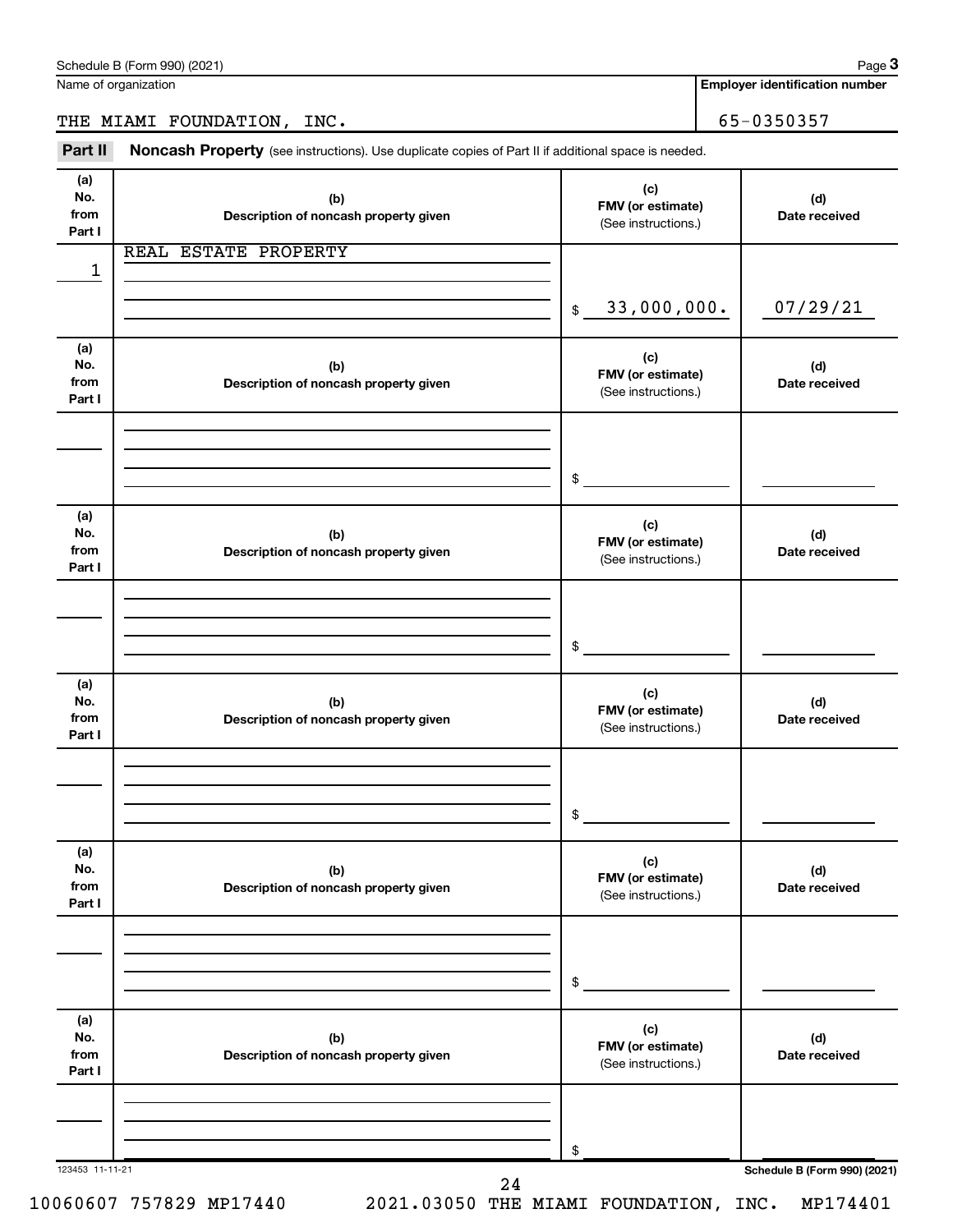Schedule B (Form 990) (2021)

Name of organization: THE MIAMI FOUNDATION, INC.

Employer identification number: 65-0350357

**Part II** **Noncash Property** (see instructions). Use duplicate copies of Part II if additional space is needed.

| (a) No. from Part I | (b) Description of noncash property given | (c) FMV (or estimate) (See instructions.) | (d) Date received |
|---|---|---|---|
| 1 | REAL ESTATE PROPERTY | $ 33,000,000. | 07/29/21 |
| | | $ | |
| | | $ | |
| | | $ | |
| | | $ | |
| | | $ | |

123453 11-11-21

Schedule B (Form 990) (2021)

10060607 757829 MP17440 2021.03050 THE MIAMI FOUNDATION, INC. MP174401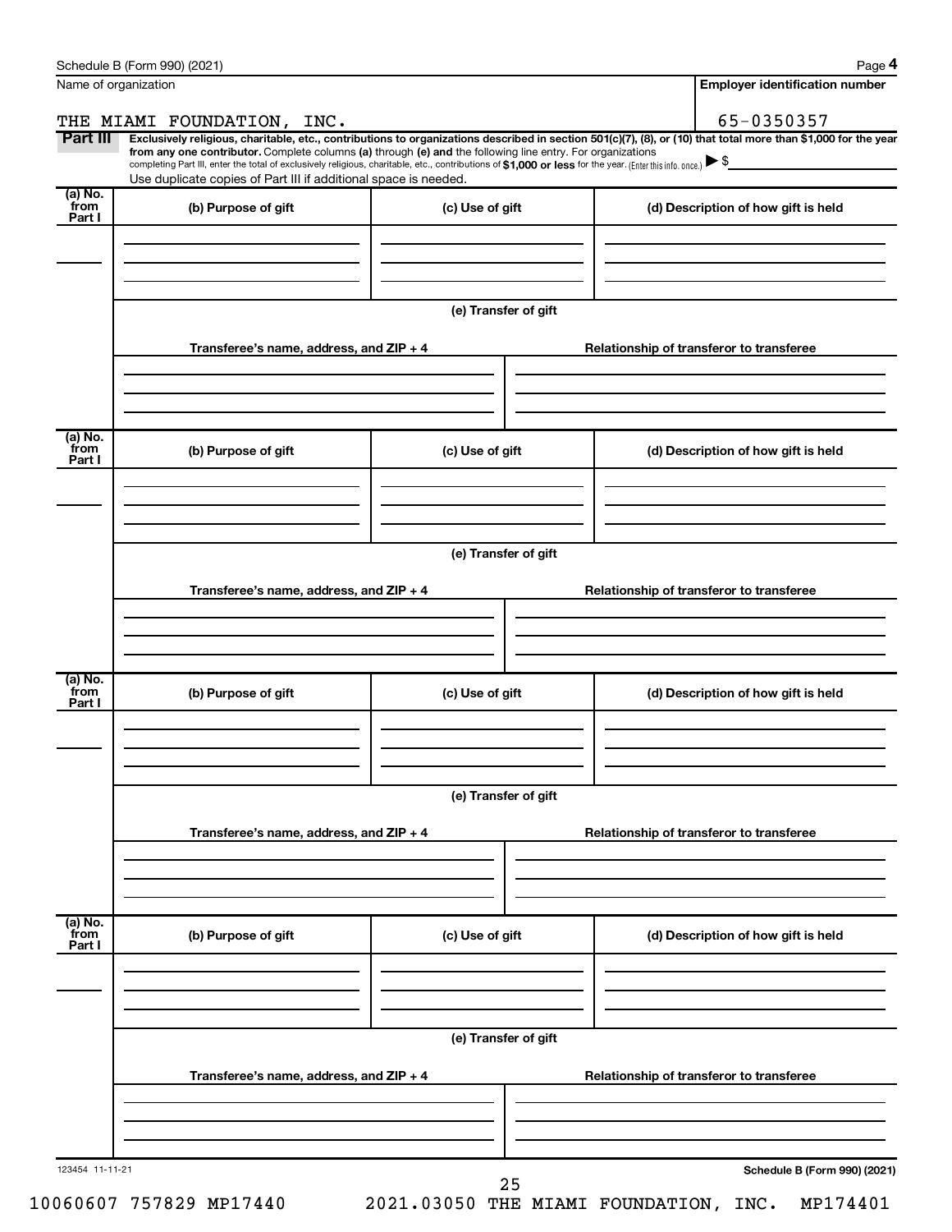Name of organization: THE MIAMI FOUNDATION, INC.

Employer identification number: 65-0350357

**Part III** **Exclusively religious, charitable, etc., contributions to organizations described in section 501(c)(7), (8), or (10) that total more than $1,000 for the year from any one contributor.** Complete columns **(a)** through **(e)** and the following line entry. For organizations completing Part III, enter the total of exclusively religious, charitable, etc., contributions of **$1,000 or less** for the year. (Enter this info. once.) ▶ $

Use duplicate copies of Part III if additional space is needed.

| (a) No. from Part I | (b) Purpose of gift | (c) Use of gift | (d) Description of how gift is held |
|---|---|---|---|
| | | | |

**(e) Transfer of gift**

| Transferee's name, address, and ZIP + 4 | Relationship of transferor to transferee |
|---|---|
| | |

| (a) No. from Part I | (b) Purpose of gift | (c) Use of gift | (d) Description of how gift is held |
|---|---|---|---|
| | | | |

**(e) Transfer of gift**

| Transferee's name, address, and ZIP + 4 | Relationship of transferor to transferee |
|---|---|
| | |

| (a) No. from Part I | (b) Purpose of gift | (c) Use of gift | (d) Description of how gift is held |
|---|---|---|---|
| | | | |

**(e) Transfer of gift**

| Transferee's name, address, and ZIP + 4 | Relationship of transferor to transferee |
|---|---|
| | |

| (a) No. from Part I | (b) Purpose of gift | (c) Use of gift | (d) Description of how gift is held |
|---|---|---|---|
| | | | |

**(e) Transfer of gift**

| Transferee's name, address, and ZIP + 4 | Relationship of transferor to transferee |
|---|---|
| | |

123454 11-11-21

Schedule B (Form 990) (2021)

10060607 757829 MP17440 2021.03050 THE MIAMI FOUNDATION, INC. MP174401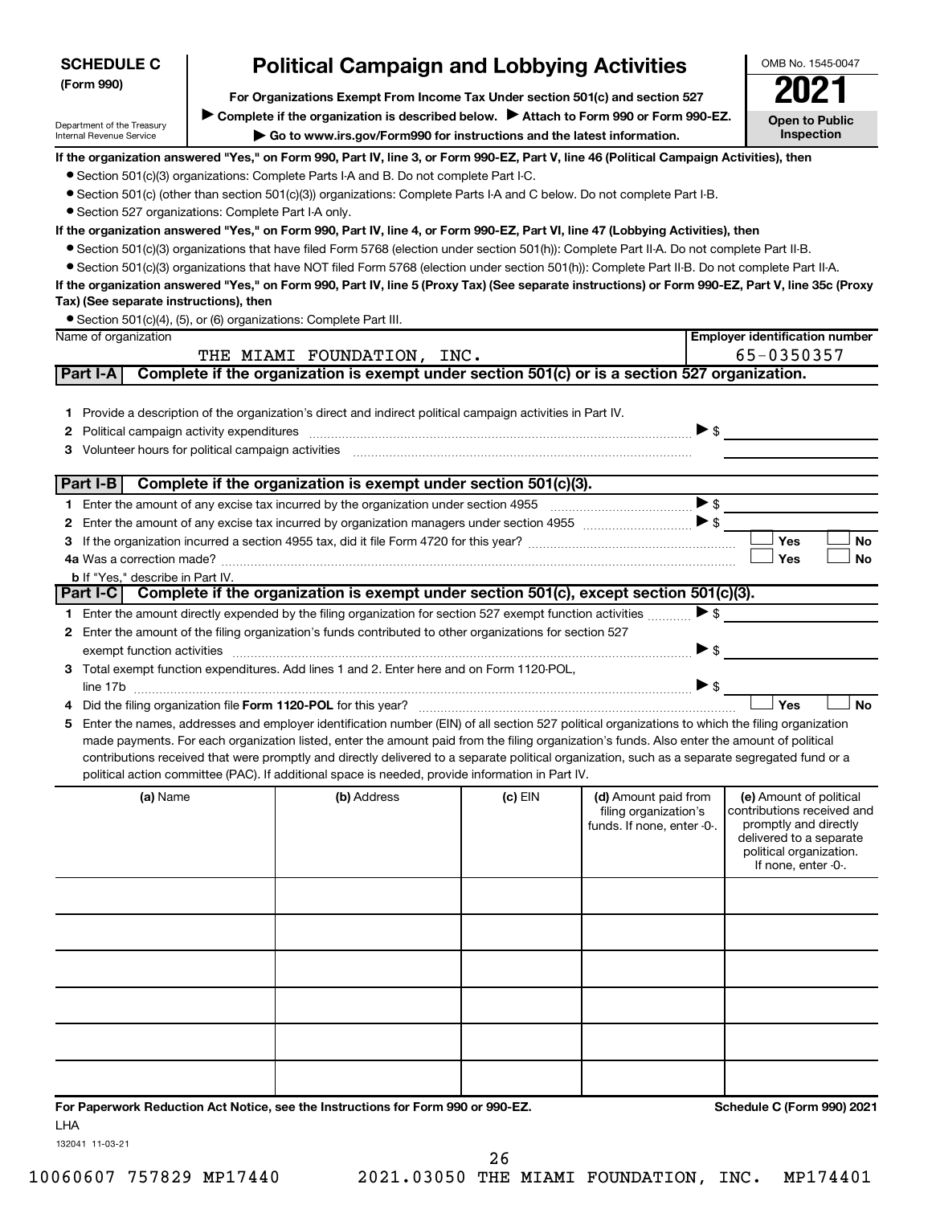**SCHEDULE C** (Form 990)

Department of the Treasury
Internal Revenue Service

# Political Campaign and Lobbying Activities

**For Organizations Exempt From Income Tax Under section 501(c) and section 527**

▶ **Complete if the organization is described below.** ▶ **Attach to Form 990 or Form 990-EZ.**

▶ **Go to www.irs.gov/Form990 for instructions and the latest information.**

OMB No. 1545-0047

**2021**

**Open to Public Inspection**

**If the organization answered "Yes," on Form 990, Part IV, line 3, or Form 990-EZ, Part V, line 46 (Political Campaign Activities), then**

- Section 501(c)(3) organizations: Complete Parts I-A and B. Do not complete Part I-C.
- Section 501(c) (other than section 501(c)(3)) organizations: Complete Parts I-A and C below. Do not complete Part I-B.
- Section 527 organizations: Complete Part I-A only.

**If the organization answered "Yes," on Form 990, Part IV, line 4, or Form 990-EZ, Part VI, line 47 (Lobbying Activities), then**

- Section 501(c)(3) organizations that have filed Form 5768 (election under section 501(h)): Complete Part II-A. Do not complete Part II-B.
- Section 501(c)(3) organizations that have NOT filed Form 5768 (election under section 501(h)): Complete Part II-B. Do not complete Part II-A.

**If the organization answered "Yes," on Form 990, Part IV, line 5 (Proxy Tax) (See separate instructions) or Form 990-EZ, Part V, line 35c (Proxy Tax) (See separate instructions), then**

- Section 501(c)(4), (5), or (6) organizations: Complete Part III.

| Name of organization | Employer identification number |
|---|---|
| THE MIAMI FOUNDATION, INC. | 65-0350357 |

**Part I-A** **Complete if the organization is exempt under section 501(c) or is a section 527 organization.**

1 Provide a description of the organization's direct and indirect political campaign activities in Part IV.

2 Political campaign activity expenditures ▶ $

3 Volunteer hours for political campaign activities

**Part I-B** **Complete if the organization is exempt under section 501(c)(3).**

1 Enter the amount of any excise tax incurred by the organization under section 4955 ▶ $

2 Enter the amount of any excise tax incurred by organization managers under section 4955 ▶ $

3 If the organization incurred a section 4955 tax, did it file Form 4720 for this year? ☐ Yes ☐ No

4a Was a correction made? ☐ Yes ☐ No

b If "Yes," describe in Part IV.

**Part I-C** **Complete if the organization is exempt under section 501(c), except section 501(c)(3).**

1 Enter the amount directly expended by the filing organization for section 527 exempt function activities ▶ $

2 Enter the amount of the filing organization's funds contributed to other organizations for section 527 exempt function activities ▶ $

3 Total exempt function expenditures. Add lines 1 and 2. Enter here and on Form 1120-POL, line 17b ▶ $

4 Did the filing organization file **Form 1120-POL** for this year? ☐ Yes ☐ No

5 Enter the names, addresses and employer identification number (EIN) of all section 527 political organizations to which the filing organization made payments. For each organization listed, enter the amount paid from the filing organization's funds. Also enter the amount of political contributions received that were promptly and directly delivered to a separate political organization, such as a separate segregated fund or a political action committee (PAC). If additional space is needed, provide information in Part IV.

| (a) Name | (b) Address | (c) EIN | (d) Amount paid from filing organization's funds. If none, enter -0-. | (e) Amount of political contributions received and promptly and directly delivered to a separate political organization. If none, enter -0-. |
|---|---|---|---|---|
| | | | | |
| | | | | |
| | | | | |
| | | | | |
| | | | | |
| | | | | |

**For Paperwork Reduction Act Notice, see the Instructions for Form 990 or 990-EZ.** **Schedule C (Form 990) 2021**

LHA

132041 11-03-21

10060607 757829 MP17440 2021.03050 THE MIAMI FOUNDATION, INC. MP174401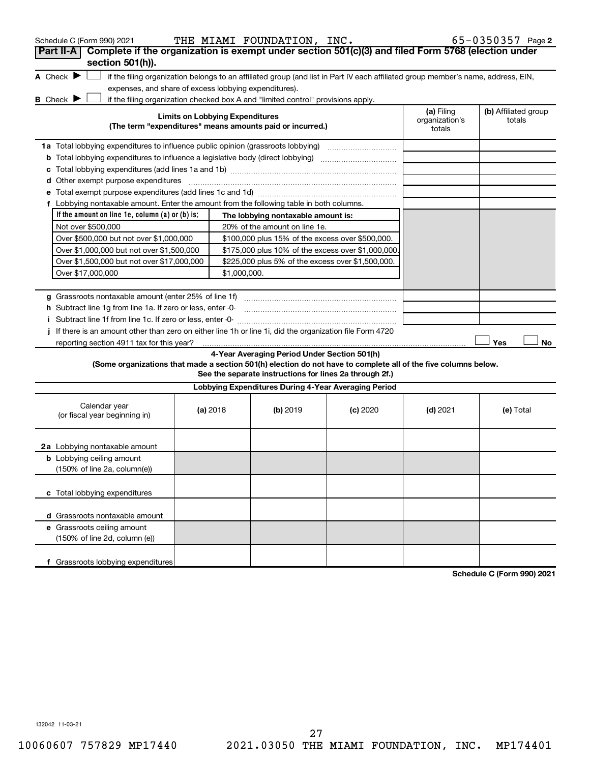Schedule C (Form 990) 2021 THE MIAMI FOUNDATION, INC. 65-0350357 Page 2

## Part II-A Complete if the organization is exempt under section 501(c)(3) and filed Form 5768 (election under section 501(h)).

**A** Check ▶ ☐ if the filing organization belongs to an affiliated group (and list in Part IV each affiliated group member's name, address, EIN, expenses, and share of excess lobbying expenditures).

**B** Check ▶ ☐ if the filing organization checked box A and "limited control" provisions apply.

| Limits on Lobbying Expenditures (The term "expenditures" means amounts paid or incurred.) | (a) Filing organization's totals | (b) Affiliated group totals |
|---|---|---|
| **1a** Total lobbying expenditures to influence public opinion (grassroots lobbying) | | |
| **b** Total lobbying expenditures to influence a legislative body (direct lobbying) | | |
| **c** Total lobbying expenditures (add lines 1a and 1b) | | |
| **d** Other exempt purpose expenditures | | |
| **e** Total exempt purpose expenditures (add lines 1c and 1d) | | |
| **f** Lobbying nontaxable amount. Enter the amount from the following table in both columns. | | |

| If the amount on line 1e, column (a) or (b) is: | The lobbying nontaxable amount is: |
|---|---|
| Not over $500,000 | 20% of the amount on line 1e. |
| Over $500,000 but not over $1,000,000 | $100,000 plus 15% of the excess over $500,000. |
| Over $1,000,000 but not over $1,500,000 | $175,000 plus 10% of the excess over $1,000,000. |
| Over $1,500,000 but not over $17,000,000 | $225,000 plus 5% of the excess over $1,500,000. |
| Over $17,000,000 | $1,000,000. |

| | (a) Filing organization's totals | (b) Affiliated group totals |
|---|---|---|
| **g** Grassroots nontaxable amount (enter 25% of line 1f) | | |
| **h** Subtract line 1g from line 1a. If zero or less, enter -0- | | |
| **i** Subtract line 1f from line 1c. If zero or less, enter -0- | | |

**j** If there is an amount other than zero on either line 1h or line 1i, did the organization file Form 4720 reporting section 4911 tax for this year? ☐ Yes ☐ No

### 4-Year Averaging Period Under Section 501(h)

**(Some organizations that made a section 501(h) election do not have to complete all of the five columns below. See the separate instructions for lines 2a through 2f.)**

| Lobbying Expenditures During 4-Year Averaging Period | | | | | |
|---|---|---|---|---|---|
| Calendar year (or fiscal year beginning in) | (a) 2018 | (b) 2019 | (c) 2020 | (d) 2021 | (e) Total |
| **2a** Lobbying nontaxable amount | | | | | |
| **b** Lobbying ceiling amount (150% of line 2a, column(e)) | | | | | |
| **c** Total lobbying expenditures | | | | | |
| **d** Grassroots nontaxable amount | | | | | |
| **e** Grassroots ceiling amount (150% of line 2d, column (e)) | | | | | |
| **f** Grassroots lobbying expenditures | | | | | |

Schedule C (Form 990) 2021

132042 11-03-21

10060607 757829 MP17440 2021.03050 THE MIAMI FOUNDATION, INC. MP174401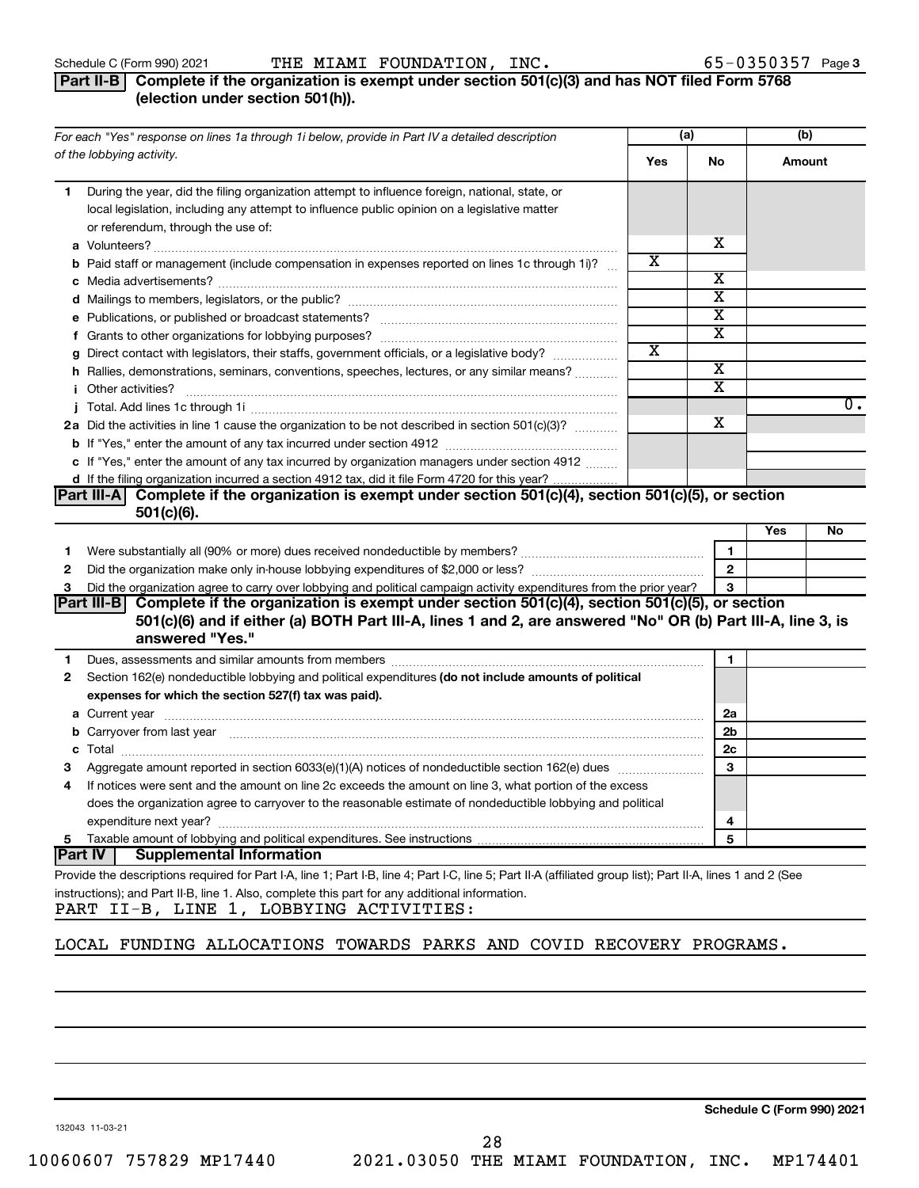Schedule C (Form 990) 2021 THE MIAMI FOUNDATION, INC. 65-0350357 Page 3

## Part II-B Complete if the organization is exempt under section 501(c)(3) and has NOT filed Form 5768 (election under section 501(h)).

| For each "Yes" response on lines 1a through 1i below, provide in Part IV a detailed description of the lobbying activity. | (a) Yes | (a) No | (b) Amount |
|---|---|---|---|
| **1** During the year, did the filing organization attempt to influence foreign, national, state, or local legislation, including any attempt to influence public opinion on a legislative matter or referendum, through the use of: | | | |
| **a** Volunteers? | | X | |
| **b** Paid staff or management (include compensation in expenses reported on lines 1c through 1i)? | X | | |
| **c** Media advertisements? | | X | |
| **d** Mailings to members, legislators, or the public? | | X | |
| **e** Publications, or published or broadcast statements? | | X | |
| **f** Grants to other organizations for lobbying purposes? | | X | |
| **g** Direct contact with legislators, their staffs, government officials, or a legislative body? | X | | |
| **h** Rallies, demonstrations, seminars, conventions, speeches, lectures, or any similar means? | | X | |
| **i** Other activities? | | X | |
| **j** Total. Add lines 1c through 1i | | | 0. |
| **2a** Did the activities in line 1 cause the organization to be not described in section 501(c)(3)? | | X | |
| **b** If "Yes," enter the amount of any tax incurred under section 4912 | | | |
| **c** If "Yes," enter the amount of any tax incurred by organization managers under section 4912 | | | |
| **d** If the filing organization incurred a section 4912 tax, did it file Form 4720 for this year? | | | |

## Part III-A Complete if the organization is exempt under section 501(c)(4), section 501(c)(5), or section 501(c)(6).

| | | | Yes | No |
|---|---|---|---|---|
| **1** | Were substantially all (90% or more) dues received nondeductible by members? | 1 | | |
| **2** | Did the organization make only in-house lobbying expenditures of $2,000 or less? | 2 | | |
| **3** | Did the organization agree to carry over lobbying and political campaign activity expenditures from the prior year? | 3 | | |

## Part III-B Complete if the organization is exempt under section 501(c)(4), section 501(c)(5), or section 501(c)(6) and if either (a) BOTH Part III-A, lines 1 and 2, are answered "No" OR (b) Part III-A, line 3, is answered "Yes."

| | | | |
|---|---|---|---|
| **1** | Dues, assessments and similar amounts from members | 1 | |
| **2** | Section 162(e) nondeductible lobbying and political expenditures **(do not include amounts of political expenses for which the section 527(f) tax was paid).** | | |
| **a** | Current year | 2a | |
| **b** | Carryover from last year | 2b | |
| **c** | Total | 2c | |
| **3** | Aggregate amount reported in section 6033(e)(1)(A) notices of nondeductible section 162(e) dues | 3 | |
| **4** | If notices were sent and the amount on line 2c exceeds the amount on line 3, what portion of the excess does the organization agree to carryover to the reasonable estimate of nondeductible lobbying and political expenditure next year? | 4 | |
| **5** | Taxable amount of lobbying and political expenditures. See instructions | 5 | |

## Part IV Supplemental Information

Provide the descriptions required for Part I-A, line 1; Part I-B, line 4; Part I-C, line 5; Part II-A (affiliated group list); Part II-A, lines 1 and 2 (See instructions); and Part II-B, line 1. Also, complete this part for any additional information.

PART II-B, LINE 1, LOBBYING ACTIVITIES:

LOCAL FUNDING ALLOCATIONS TOWARDS PARKS AND COVID RECOVERY PROGRAMS.

Schedule C (Form 990) 2021

132043 11-03-21

10060607 757829 MP17440 2021.03050 THE MIAMI FOUNDATION, INC. MP174401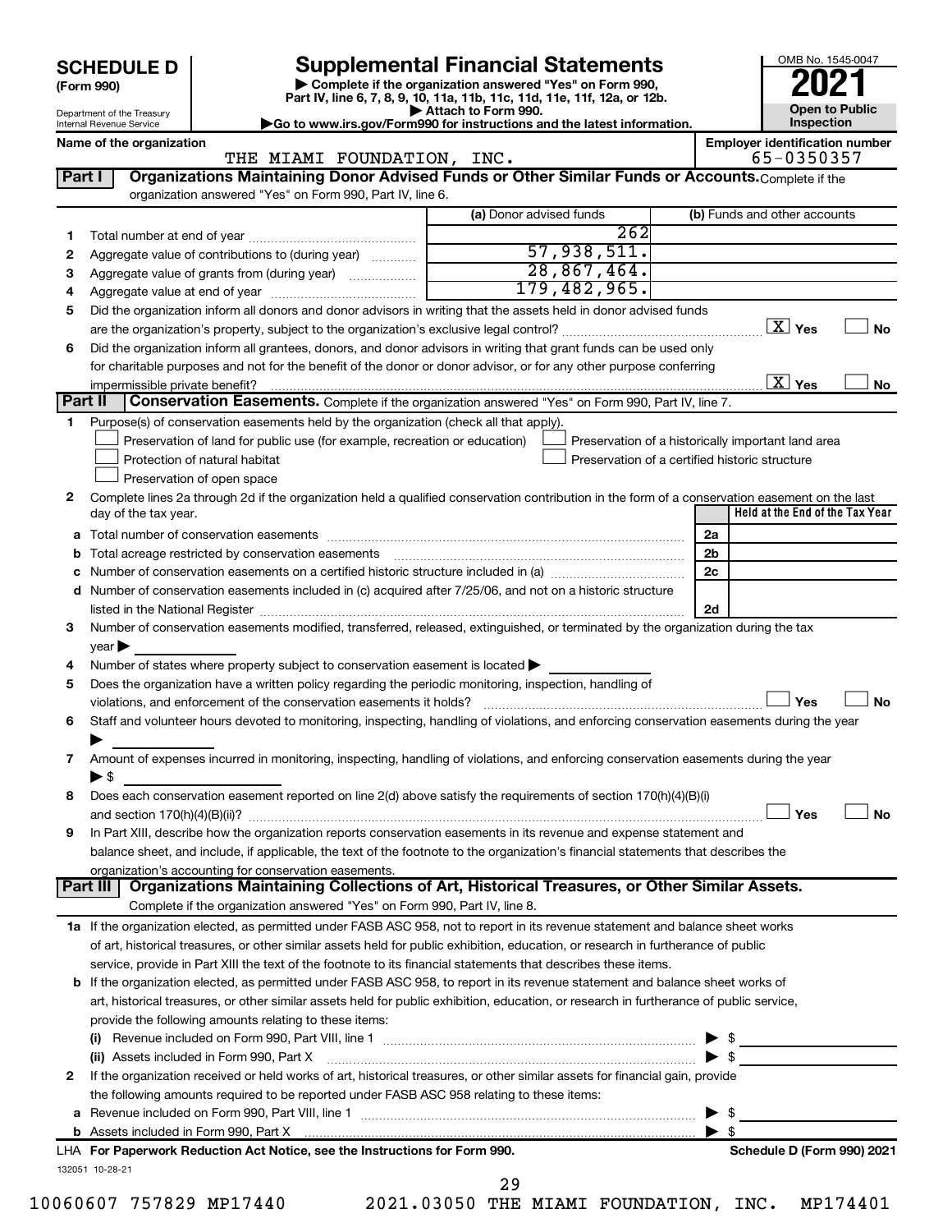**SCHEDULE D**
**(Form 990)**

Department of the Treasury
Internal Revenue Service

# Supplemental Financial Statements

▶ Complete if the organization answered "Yes" on Form 990, Part IV, line 6, 7, 8, 9, 10, 11a, 11b, 11c, 11d, 11e, 11f, 12a, or 12b.
▶ Attach to Form 990.
▶Go to www.irs.gov/Form990 for instructions and the latest information.

OMB No. 1545-0047
**2021**
**Open to Public Inspection**

**Name of the organization**
THE MIAMI FOUNDATION, INC.

**Employer identification number**
65-0350357

## Part I Organizations Maintaining Donor Advised Funds or Other Similar Funds or Accounts.

Complete if the organization answered "Yes" on Form 990, Part IV, line 6.

| | | (a) Donor advised funds | (b) Funds and other accounts |
|---|---|---|---|
| 1 | Total number at end of year | 262 | |
| 2 | Aggregate value of contributions to (during year) | 57,938,511. | |
| 3 | Aggregate value of grants from (during year) | 28,867,464. | |
| 4 | Aggregate value at end of year | 179,482,965. | |

5 Did the organization inform all donors and donor advisors in writing that the assets held in donor advised funds are the organization's property, subject to the organization's exclusive legal control? [X] Yes [ ] No

6 Did the organization inform all grantees, donors, and donor advisors in writing that grant funds can be used only for charitable purposes and not for the benefit of the donor or donor advisor, or for any other purpose conferring impermissible private benefit? [X] Yes [ ] No

## Part II Conservation Easements.

Complete if the organization answered "Yes" on Form 990, Part IV, line 7.

1 Purpose(s) of conservation easements held by the organization (check all that apply).
- [ ] Preservation of land for public use (for example, recreation or education)
- [ ] Protection of natural habitat
- [ ] Preservation of open space
- [ ] Preservation of a historically important land area
- [ ] Preservation of a certified historic structure

2 Complete lines 2a through 2d if the organization held a qualified conservation contribution in the form of a conservation easement on the last day of the tax year.

| | | | Held at the End of the Tax Year |
|---|---|---|---|
| a | Total number of conservation easements | 2a | |
| b | Total acreage restricted by conservation easements | 2b | |
| c | Number of conservation easements on a certified historic structure included in (a) | 2c | |
| d | Number of conservation easements included in (c) acquired after 7/25/06, and not on a historic structure listed in the National Register | 2d | |

3 Number of conservation easements modified, transferred, released, extinguished, or terminated by the organization during the tax year ▶

4 Number of states where property subject to conservation easement is located ▶

5 Does the organization have a written policy regarding the periodic monitoring, inspection, handling of violations, and enforcement of the conservation easements it holds? [ ] Yes [ ] No

6 Staff and volunteer hours devoted to monitoring, inspecting, handling of violations, and enforcing conservation easements during the year ▶

7 Amount of expenses incurred in monitoring, inspecting, handling of violations, and enforcing conservation easements during the year ▶ $

8 Does each conservation easement reported on line 2(d) above satisfy the requirements of section 170(h)(4)(B)(i) and section 170(h)(4)(B)(ii)? [ ] Yes [ ] No

9 In Part XIII, describe how the organization reports conservation easements in its revenue and expense statement and balance sheet, and include, if applicable, the text of the footnote to the organization's financial statements that describes the organization's accounting for conservation easements.

## Part III Organizations Maintaining Collections of Art, Historical Treasures, or Other Similar Assets.

Complete if the organization answered "Yes" on Form 990, Part IV, line 8.

1a If the organization elected, as permitted under FASB ASC 958, not to report in its revenue statement and balance sheet works of art, historical treasures, or other similar assets held for public exhibition, education, or research in furtherance of public service, provide in Part XIII the text of the footnote to its financial statements that describes these items.

b If the organization elected, as permitted under FASB ASC 958, to report in its revenue statement and balance sheet works of art, historical treasures, or other similar assets held for public exhibition, education, or research in furtherance of public service, provide the following amounts relating to these items:

(i) Revenue included on Form 990, Part VIII, line 1 ▶ $

(ii) Assets included in Form 990, Part X ▶ $

2 If the organization received or held works of art, historical treasures, or other similar assets for financial gain, provide the following amounts required to be reported under FASB ASC 958 relating to these items:

a Revenue included on Form 990, Part VIII, line 1 ▶ $

b Assets included in Form 990, Part X ▶ $

LHA **For Paperwork Reduction Act Notice, see the Instructions for Form 990.** **Schedule D (Form 990) 2021**

132051 10-28-21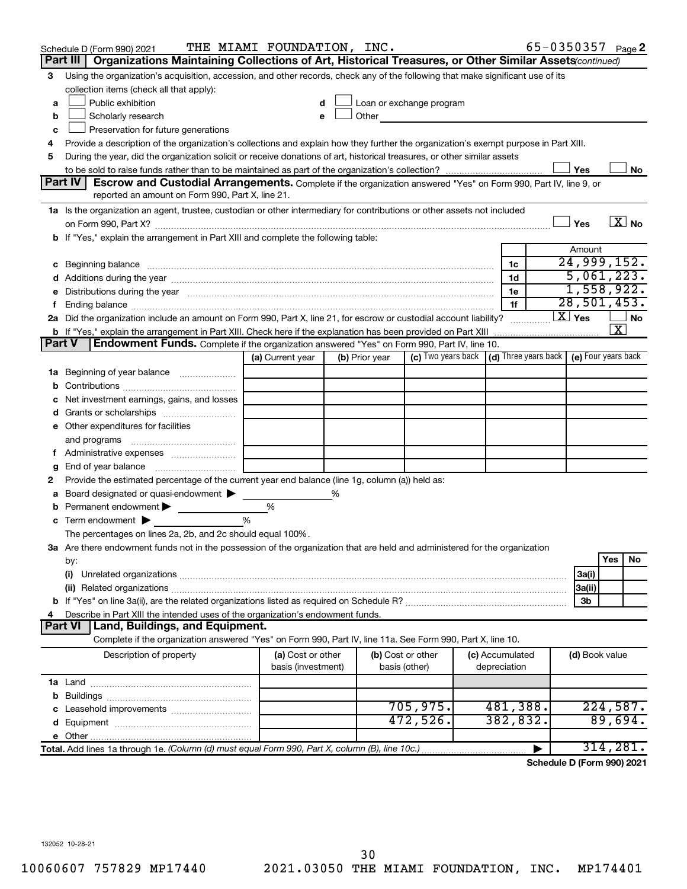Schedule D (Form 990) 2021 THE MIAMI FOUNDATION, INC. 65-0350357 Page 2

**Part III** **Organizations Maintaining Collections of Art, Historical Treasures, or Other Similar Assets** *(continued)*

3 Using the organization's acquisition, accession, and other records, check any of the following that make significant use of its collection items (check all that apply):

a ☐ Public exhibition
b ☐ Scholarly research
c ☐ Preservation for future generations
d ☐ Loan or exchange program
e ☐ Other

4 Provide a description of the organization's collections and explain how they further the organization's exempt purpose in Part XIII.

5 During the year, did the organization solicit or receive donations of art, historical treasures, or other similar assets to be sold to raise funds rather than to be maintained as part of the organization's collection? ☐ Yes ☐ No

**Part IV** **Escrow and Custodial Arrangements.** Complete if the organization answered "Yes" on Form 990, Part IV, line 9, or reported an amount on Form 990, Part X, line 21.

1a Is the organization an agent, trustee, custodian or other intermediary for contributions or other assets not included on Form 990, Part X? ☐ Yes ☒ No

b If "Yes," explain the arrangement in Part XIII and complete the following table:

| | | Amount |
|---|---|---|
| c Beginning balance | 1c | 24,999,152. |
| d Additions during the year | 1d | 5,061,223. |
| e Distributions during the year | 1e | 1,558,922. |
| f Ending balance | 1f | 28,501,453. |

2a Did the organization include an amount on Form 990, Part X, line 21, for escrow or custodial account liability? ☒ Yes ☐ No

b If "Yes," explain the arrangement in Part XIII. Check here if the explanation has been provided on Part XIII ☒

**Part V** **Endowment Funds.** Complete if the organization answered "Yes" on Form 990, Part IV, line 10.

| | (a) Current year | (b) Prior year | (c) Two years back | (d) Three years back | (e) Four years back |
|---|---|---|---|---|---|
| 1a Beginning of year balance | | | | | |
| b Contributions | | | | | |
| c Net investment earnings, gains, and losses | | | | | |
| d Grants or scholarships | | | | | |
| e Other expenditures for facilities and programs | | | | | |
| f Administrative expenses | | | | | |
| g End of year balance | | | | | |

2 Provide the estimated percentage of the current year end balance (line 1g, column (a)) held as:

a Board designated or quasi-endowment ▶ %
b Permanent endowment ▶ %
c Term endowment ▶ %

The percentages on lines 2a, 2b, and 2c should equal 100%.

3a Are there endowment funds not in the possession of the organization that are held and administered for the organization by:

| | | Yes | No |
|---|---|---|---|
| (i) Unrelated organizations | 3a(i) | | |
| (ii) Related organizations | 3a(ii) | | |
| b If "Yes" on line 3a(ii), are the related organizations listed as required on Schedule R? | 3b | | |

4 Describe in Part XIII the intended uses of the organization's endowment funds.

**Part VI** **Land, Buildings, and Equipment.**

Complete if the organization answered "Yes" on Form 990, Part IV, line 11a. See Form 990, Part X, line 10.

| Description of property | (a) Cost or other basis (investment) | (b) Cost or other basis (other) | (c) Accumulated depreciation | (d) Book value |
|---|---|---|---|---|
| 1a Land | | | | |
| b Buildings | | | | |
| c Leasehold improvements | | 705,975. | 481,388. | 224,587. |
| d Equipment | | 472,526. | 382,832. | 89,694. |
| e Other | | | | |
| **Total.** Add lines 1a through 1e. *(Column (d) must equal Form 990, Part X, column (B), line 10c.)* | | | | 314,281. |

**Schedule D (Form 990) 2021**

132052 10-28-21

10060607 757829 MP17440 2021.03050 THE MIAMI FOUNDATION, INC. MP174401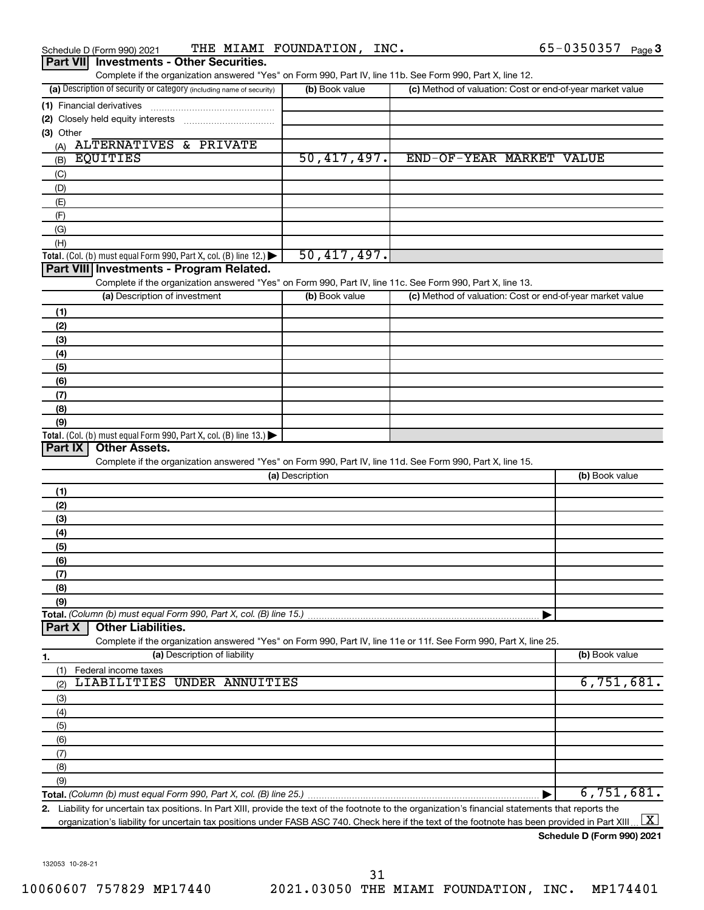Schedule D (Form 990) 2021 THE MIAMI FOUNDATION, INC. 65-0350357 Page 3

## Part VII Investments - Other Securities.

Complete if the organization answered "Yes" on Form 990, Part IV, line 11b. See Form 990, Part X, line 12.

| (a) Description of security or category (including name of security) | (b) Book value | (c) Method of valuation: Cost or end-of-year market value |
|---|---|---|
| (1) Financial derivatives | | |
| (2) Closely held equity interests | | |
| (3) Other | | |
| (A) ALTERNATIVES & PRIVATE | | |
| (B) EQUITIES | 50,417,497. | END-OF-YEAR MARKET VALUE |
| (C) | | |
| (D) | | |
| (E) | | |
| (F) | | |
| (G) | | |
| (H) | | |
| **Total.** (Col. (b) must equal Form 990, Part X, col. (B) line 12.) | 50,417,497. | |

## Part VIII Investments - Program Related.

Complete if the organization answered "Yes" on Form 990, Part IV, line 11c. See Form 990, Part X, line 13.

| (a) Description of investment | (b) Book value | (c) Method of valuation: Cost or end-of-year market value |
|---|---|---|
| (1) | | |
| (2) | | |
| (3) | | |
| (4) | | |
| (5) | | |
| (6) | | |
| (7) | | |
| (8) | | |
| (9) | | |
| **Total.** (Col. (b) must equal Form 990, Part X, col. (B) line 13.) | | |

## Part IX Other Assets.

Complete if the organization answered "Yes" on Form 990, Part IV, line 11d. See Form 990, Part X, line 15.

| (a) Description | (b) Book value |
|---|---|
| (1) | |
| (2) | |
| (3) | |
| (4) | |
| (5) | |
| (6) | |
| (7) | |
| (8) | |
| (9) | |
| **Total.** (Column (b) must equal Form 990, Part X, col. (B) line 15.) | |

## Part X Other Liabilities.

Complete if the organization answered "Yes" on Form 990, Part IV, line 11e or 11f. See Form 990, Part X, line 25.

| 1. (a) Description of liability | (b) Book value |
|---|---|
| (1) Federal income taxes | |
| (2) LIABILITIES UNDER ANNUITIES | 6,751,681. |
| (3) | |
| (4) | |
| (5) | |
| (6) | |
| (7) | |
| (8) | |
| (9) | |
| **Total.** (Column (b) must equal Form 990, Part X, col. (B) line 25.) | 6,751,681. |

2. Liability for uncertain tax positions. In Part XIII, provide the text of the footnote to the organization's financial statements that reports the organization's liability for uncertain tax positions under FASB ASC 740. Check here if the text of the footnote has been provided in Part XIII [X]

Schedule D (Form 990) 2021

132053 10-28-21

10060607 757829 MP17440 2021.03050 THE MIAMI FOUNDATION, INC. MP174401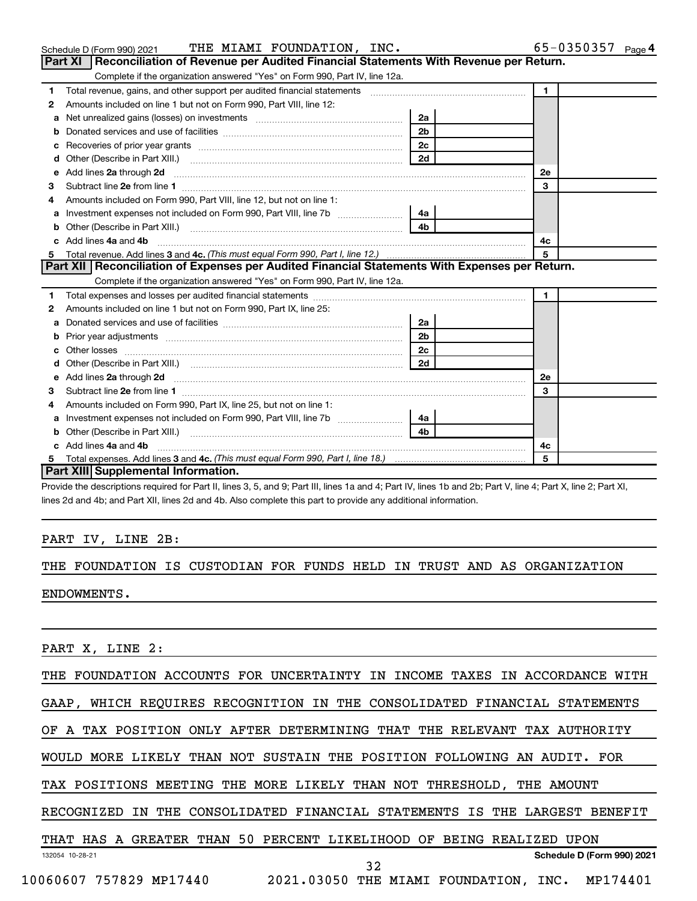Schedule D (Form 990) 2021 THE MIAMI FOUNDATION, INC. 65-0350357 Page 4

## Part XI Reconciliation of Revenue per Audited Financial Statements With Revenue per Return.

Complete if the organization answered "Yes" on Form 990, Part IV, line 12a.

| | | | | | |
|---|---|---|---|---|---|
| 1 | Total revenue, gains, and other support per audited financial statements | | | 1 | |
| 2 | Amounts included on line 1 but not on Form 990, Part VIII, line 12: | | | | |
| a | Net unrealized gains (losses) on investments | 2a | | | |
| b | Donated services and use of facilities | 2b | | | |
| c | Recoveries of prior year grants | 2c | | | |
| d | Other (Describe in Part XIII.) | 2d | | | |
| e | Add lines 2a through 2d | | | 2e | |
| 3 | Subtract line 2e from line 1 | | | 3 | |
| 4 | Amounts included on Form 990, Part VIII, line 12, but not on line 1: | | | | |
| a | Investment expenses not included on Form 990, Part VIII, line 7b | 4a | | | |
| b | Other (Describe in Part XIII.) | 4b | | | |
| c | Add lines 4a and 4b | | | 4c | |
| 5 | Total revenue. Add lines 3 and 4c. *(This must equal Form 990, Part I, line 12.)* | | | 5 | |

## Part XII Reconciliation of Expenses per Audited Financial Statements With Expenses per Return.

Complete if the organization answered "Yes" on Form 990, Part IV, line 12a.

| | | | | | |
|---|---|---|---|---|---|
| 1 | Total expenses and losses per audited financial statements | | | 1 | |
| 2 | Amounts included on line 1 but not on Form 990, Part IX, line 25: | | | | |
| a | Donated services and use of facilities | 2a | | | |
| b | Prior year adjustments | 2b | | | |
| c | Other losses | 2c | | | |
| d | Other (Describe in Part XIII.) | 2d | | | |
| e | Add lines 2a through 2d | | | 2e | |
| 3 | Subtract line 2e from line 1 | | | 3 | |
| 4 | Amounts included on Form 990, Part IX, line 25, but not on line 1: | | | | |
| a | Investment expenses not included on Form 990, Part VIII, line 7b | 4a | | | |
| b | Other (Describe in Part XIII.) | 4b | | | |
| c | Add lines 4a and 4b | | | 4c | |
| 5 | Total expenses. Add lines 3 and 4c. *(This must equal Form 990, Part I, line 18.)* | | | 5 | |

## Part XIII Supplemental Information.

Provide the descriptions required for Part II, lines 3, 5, and 9; Part III, lines 1a and 4; Part IV, lines 1b and 2b; Part V, line 4; Part X, line 2; Part XI, lines 2d and 4b; and Part XII, lines 2d and 4b. Also complete this part to provide any additional information.

PART IV, LINE 2B:

THE FOUNDATION IS CUSTODIAN FOR FUNDS HELD IN TRUST AND AS ORGANIZATION ENDOWMENTS.

PART X, LINE 2:

THE FOUNDATION ACCOUNTS FOR UNCERTAINTY IN INCOME TAXES IN ACCORDANCE WITH GAAP, WHICH REQUIRES RECOGNITION IN THE CONSOLIDATED FINANCIAL STATEMENTS OF A TAX POSITION ONLY AFTER DETERMINING THAT THE RELEVANT TAX AUTHORITY WOULD MORE LIKELY THAN NOT SUSTAIN THE POSITION FOLLOWING AN AUDIT. FOR TAX POSITIONS MEETING THE MORE LIKELY THAN NOT THRESHOLD, THE AMOUNT RECOGNIZED IN THE CONSOLIDATED FINANCIAL STATEMENTS IS THE LARGEST BENEFIT THAT HAS A GREATER THAN 50 PERCENT LIKELIHOOD OF BEING REALIZED UPON

132054 10-28-21 Schedule D (Form 990) 2021

10060607 757829 MP17440 2021.03050 THE MIAMI FOUNDATION, INC. MP174401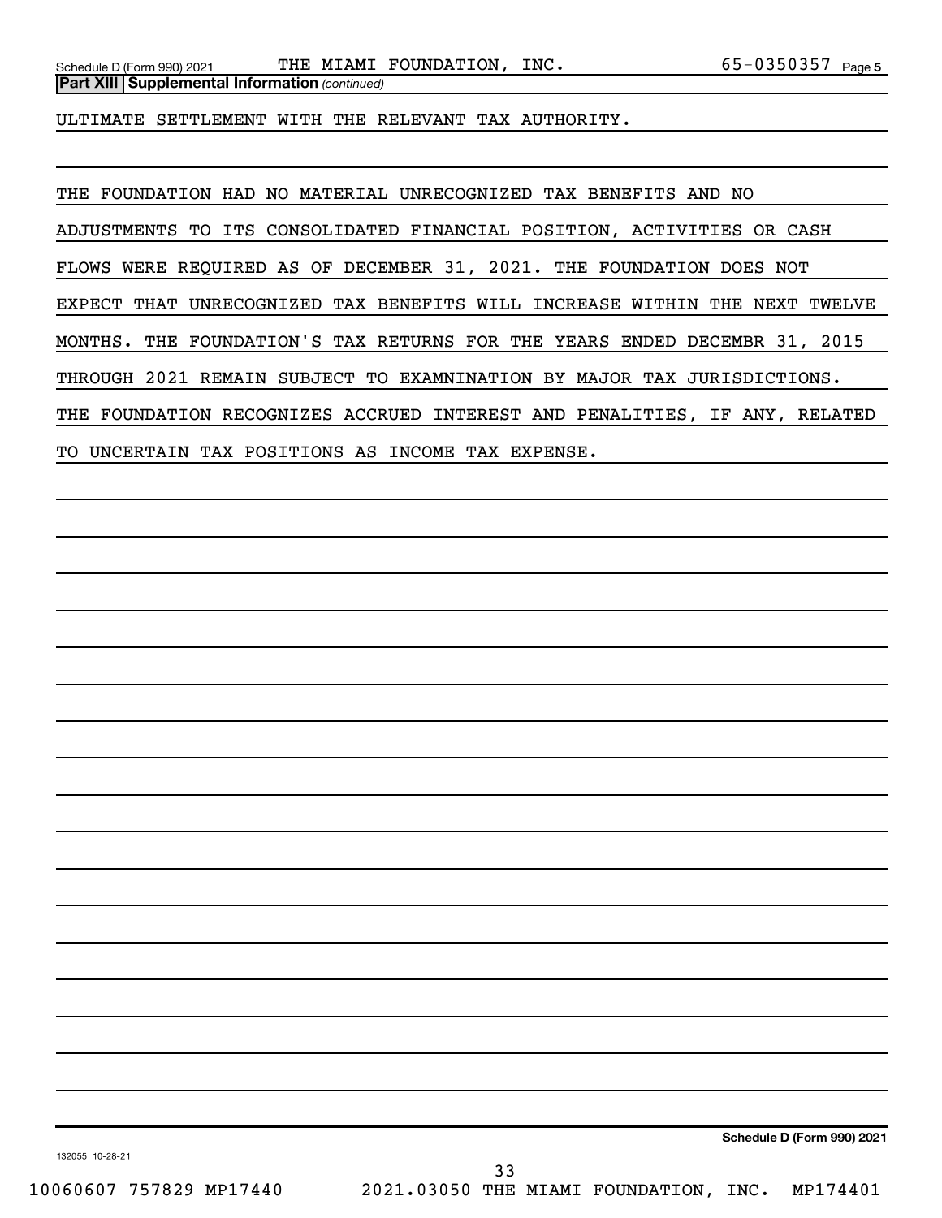**Part XIII Supplemental Information** *(continued)*

ULTIMATE SETTLEMENT WITH THE RELEVANT TAX AUTHORITY.

THE FOUNDATION HAD NO MATERIAL UNRECOGNIZED TAX BENEFITS AND NO ADJUSTMENTS TO ITS CONSOLIDATED FINANCIAL POSITION, ACTIVITIES OR CASH FLOWS WERE REQUIRED AS OF DECEMBER 31, 2021. THE FOUNDATION DOES NOT EXPECT THAT UNRECOGNIZED TAX BENEFITS WILL INCREASE WITHIN THE NEXT TWELVE MONTHS. THE FOUNDATION'S TAX RETURNS FOR THE YEARS ENDED DECEMBR 31, 2015 THROUGH 2021 REMAIN SUBJECT TO EXAMNINATION BY MAJOR TAX JURISDICTIONS. THE FOUNDATION RECOGNIZES ACCRUED INTEREST AND PENALITIES, IF ANY, RELATED TO UNCERTAIN TAX POSITIONS AS INCOME TAX EXPENSE.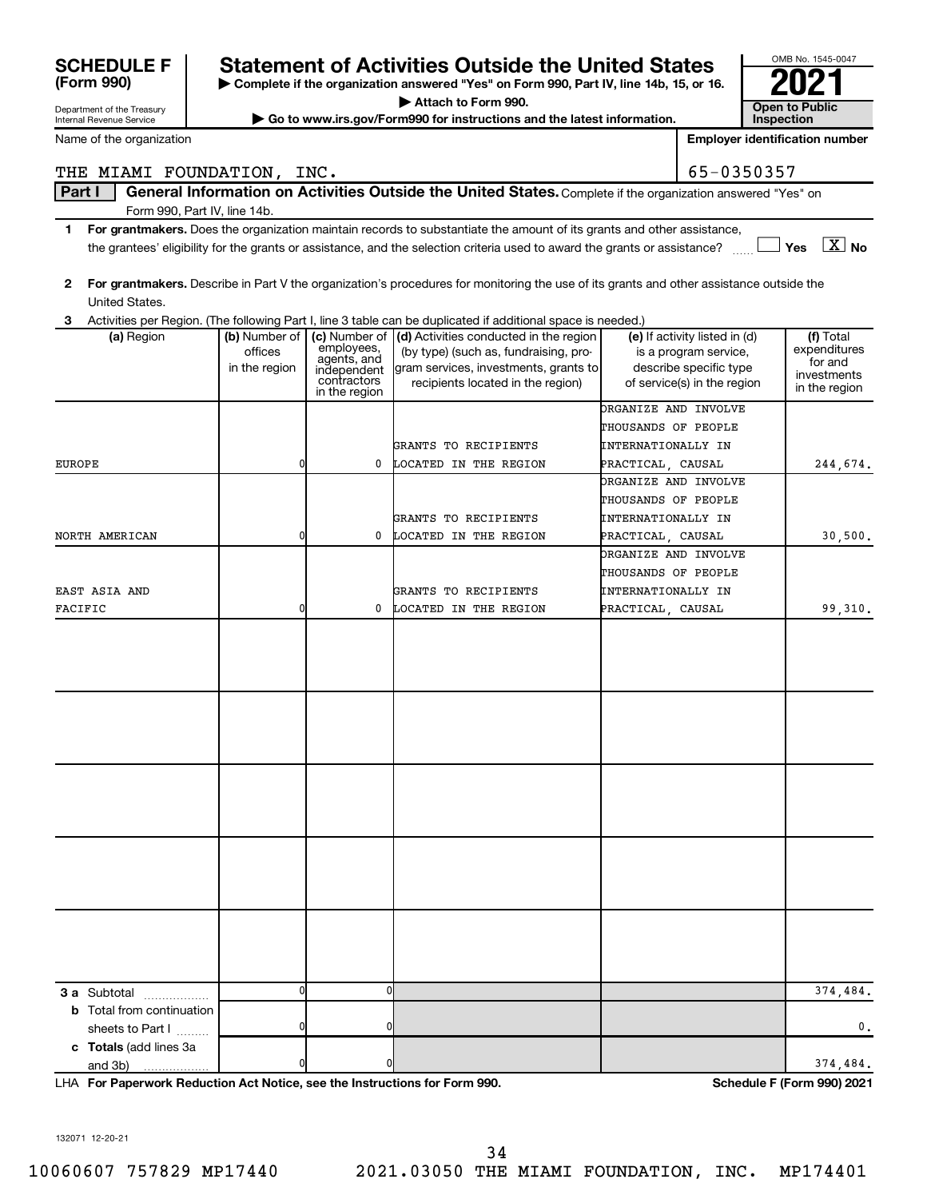**SCHEDULE F (Form 990)**

Department of the Treasury
Internal Revenue Service

# Statement of Activities Outside the United States

▶ Complete if the organization answered "Yes" on Form 990, Part IV, line 14b, 15, or 16.
▶ Attach to Form 990.
▶ Go to www.irs.gov/Form990 for instructions and the latest information.

OMB No. 1545-0047
**2021**
**Open to Public Inspection**

Name of the organization: THE MIAMI FOUNDATION, INC.

Employer identification number: 65-0350357

**Part I** **General Information on Activities Outside the United States.** Complete if the organization answered "Yes" on Form 990, Part IV, line 14b.

1 **For grantmakers.** Does the organization maintain records to substantiate the amount of its grants and other assistance, the grantees' eligibility for the grants or assistance, and the selection criteria used to award the grants or assistance? ☐ Yes ☒ No

2 **For grantmakers.** Describe in Part V the organization's procedures for monitoring the use of its grants and other assistance outside the United States.

3 Activities per Region. (The following Part I, line 3 table can be duplicated if additional space is needed.)

| (a) Region | (b) Number of offices in the region | (c) Number of employees, agents, and independent contractors in the region | (d) Activities conducted in the region (by type) (such as, fundraising, program services, investments, grants to recipients located in the region) | (e) If activity listed in (d) is a program service, describe specific type of service(s) in the region | (f) Total expenditures for and investments in the region |
|---|---|---|---|---|---|
| EUROPE | 0 | 0 | GRANTS TO RECIPIENTS LOCATED IN THE REGION | ORGANIZE AND INVOLVE THOUSANDS OF PEOPLE INTERNATIONALLY IN PRACTICAL, CAUSAL | 244,674. |
| NORTH AMERICAN | 0 | 0 | GRANTS TO RECIPIENTS LOCATED IN THE REGION | ORGANIZE AND INVOLVE THOUSANDS OF PEOPLE INTERNATIONALLY IN PRACTICAL, CAUSAL | 30,500. |
| EAST ASIA AND PACIFIC | 0 | 0 | GRANTS TO RECIPIENTS LOCATED IN THE REGION | ORGANIZE AND INVOLVE THOUSANDS OF PEOPLE INTERNATIONALLY IN PRACTICAL, CAUSAL | 99,310. |
| | | | | | |
| | | | | | |
| | | | | | |
| | | | | | |
| | | | | | |
| **3 a** Subtotal | 0 | 0 | | | 374,484. |
| **b** Total from continuation sheets to Part I | 0 | 0 | | | 0. |
| **c Totals** (add lines 3a and 3b) | 0 | 0 | | | 374,484. |

LHA **For Paperwork Reduction Act Notice, see the Instructions for Form 990.** **Schedule F (Form 990) 2021**

132071 12-20-21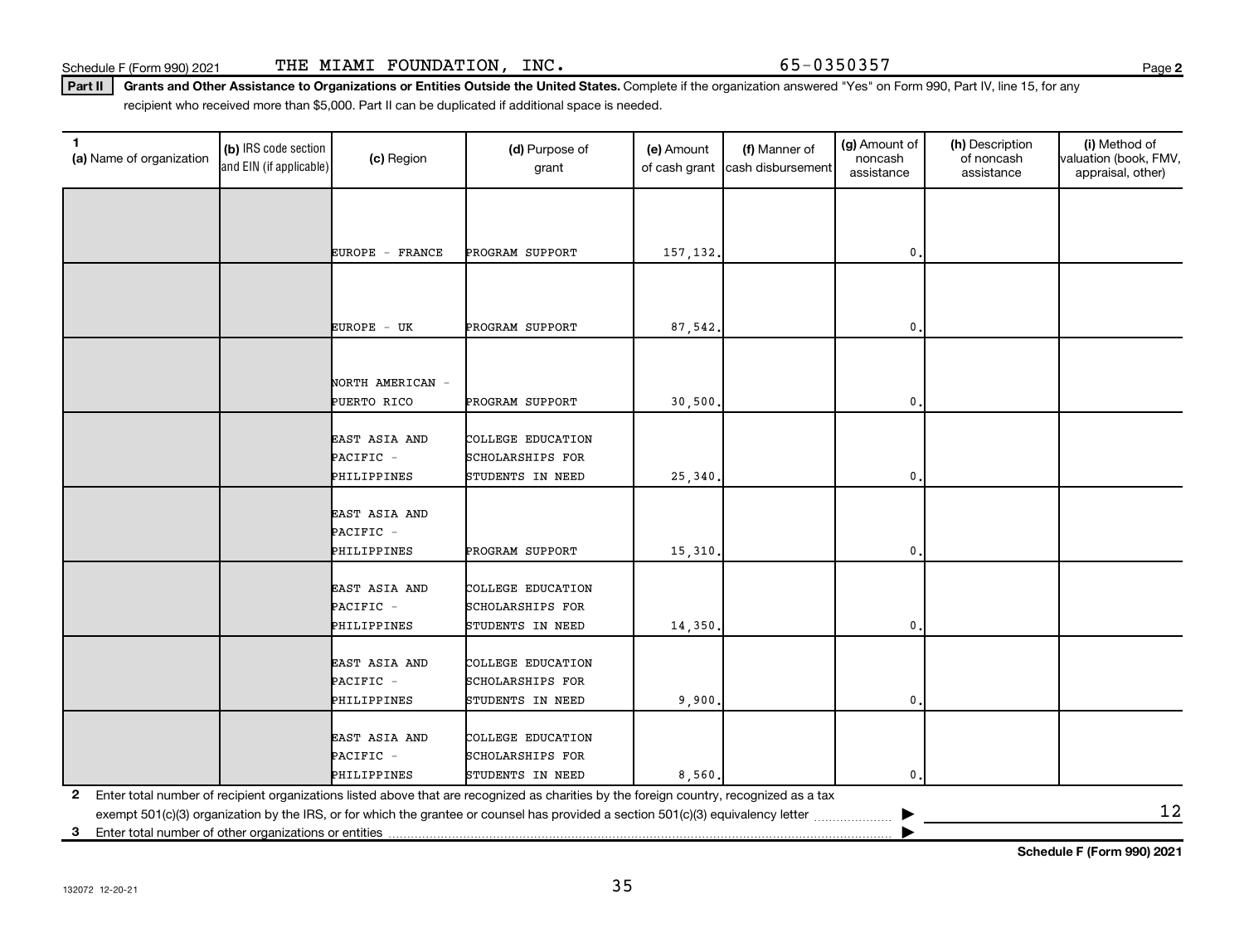Schedule F (Form 990) 2021 THE MIAMI FOUNDATION, INC. 65-0350357 Page **2**

**Part II** **Grants and Other Assistance to Organizations or Entities Outside the United States.** Complete if the organization answered "Yes" on Form 990, Part IV, line 15, for any recipient who received more than $5,000. Part II can be duplicated if additional space is needed.

| 1 (a) Name of organization | (b) IRS code section and EIN (if applicable) | (c) Region | (d) Purpose of grant | (e) Amount of cash grant | (f) Manner of cash disbursement | (g) Amount of noncash assistance | (h) Description of noncash assistance | (i) Method of valuation (book, FMV, appraisal, other) |
|---|---|---|---|---|---|---|---|---|
| | | EUROPE - FRANCE | PROGRAM SUPPORT | 157,132. | | 0. | | |
| | | EUROPE - UK | PROGRAM SUPPORT | 87,542. | | 0. | | |
| | | NORTH AMERICAN - PUERTO RICO | PROGRAM SUPPORT | 30,500. | | 0. | | |
| | | EAST ASIA AND PACIFIC - PHILIPPINES | COLLEGE EDUCATION SCHOLARSHIPS FOR STUDENTS IN NEED | 25,340. | | 0. | | |
| | | EAST ASIA AND PACIFIC - PHILIPPINES | PROGRAM SUPPORT | 15,310. | | 0. | | |
| | | EAST ASIA AND PACIFIC - PHILIPPINES | COLLEGE EDUCATION SCHOLARSHIPS FOR STUDENTS IN NEED | 14,350. | | 0. | | |
| | | EAST ASIA AND PACIFIC - PHILIPPINES | COLLEGE EDUCATION SCHOLARSHIPS FOR STUDENTS IN NEED | 9,900. | | 0. | | |
| | | EAST ASIA AND PACIFIC - PHILIPPINES | COLLEGE EDUCATION SCHOLARSHIPS FOR STUDENTS IN NEED | 8,560. | | 0. | | |

**2** Enter total number of recipient organizations listed above that are recognized as charities by the foreign country, recognized as a tax exempt 501(c)(3) organization by the IRS, or for which the grantee or counsel has provided a section 501(c)(3) equivalency letter ▶ 12

**3** Enter total number of other organizations or entities ▶

**Schedule F (Form 990) 2021**

132072 12-20-21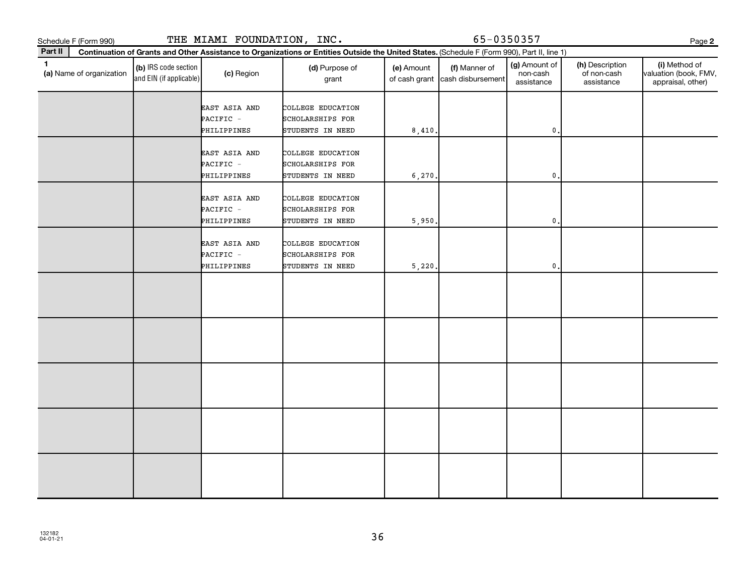Schedule F (Form 990) THE MIAMI FOUNDATION, INC. 65-0350357

**Part II** **Continuation of Grants and Other Assistance to Organizations or Entities Outside the United States.** (Schedule F (Form 990), Part II, line 1)

| 1 (a) Name of organization | (b) IRS code section and EIN (if applicable) | (c) Region | (d) Purpose of grant | (e) Amount of cash grant | (f) Manner of cash disbursement | (g) Amount of non-cash assistance | (h) Description of non-cash assistance | (i) Method of valuation (book, FMV, appraisal, other) |
|---|---|---|---|---|---|---|---|---|
| | | EAST ASIA AND PACIFIC - PHILIPPINES | COLLEGE EDUCATION SCHOLARSHIPS FOR STUDENTS IN NEED | 8,410. | | 0. | | |
| | | EAST ASIA AND PACIFIC - PHILIPPINES | COLLEGE EDUCATION SCHOLARSHIPS FOR STUDENTS IN NEED | 6,270. | | 0. | | |
| | | EAST ASIA AND PACIFIC - PHILIPPINES | COLLEGE EDUCATION SCHOLARSHIPS FOR STUDENTS IN NEED | 5,950. | | 0. | | |
| | | EAST ASIA AND PACIFIC - PHILIPPINES | COLLEGE EDUCATION SCHOLARSHIPS FOR STUDENTS IN NEED | 5,220. | | 0. | | |
| | | | | | | | | |
| | | | | | | | | |
| | | | | | | | | |
| | | | | | | | | |
| | | | | | | | | |

132182
04-01-21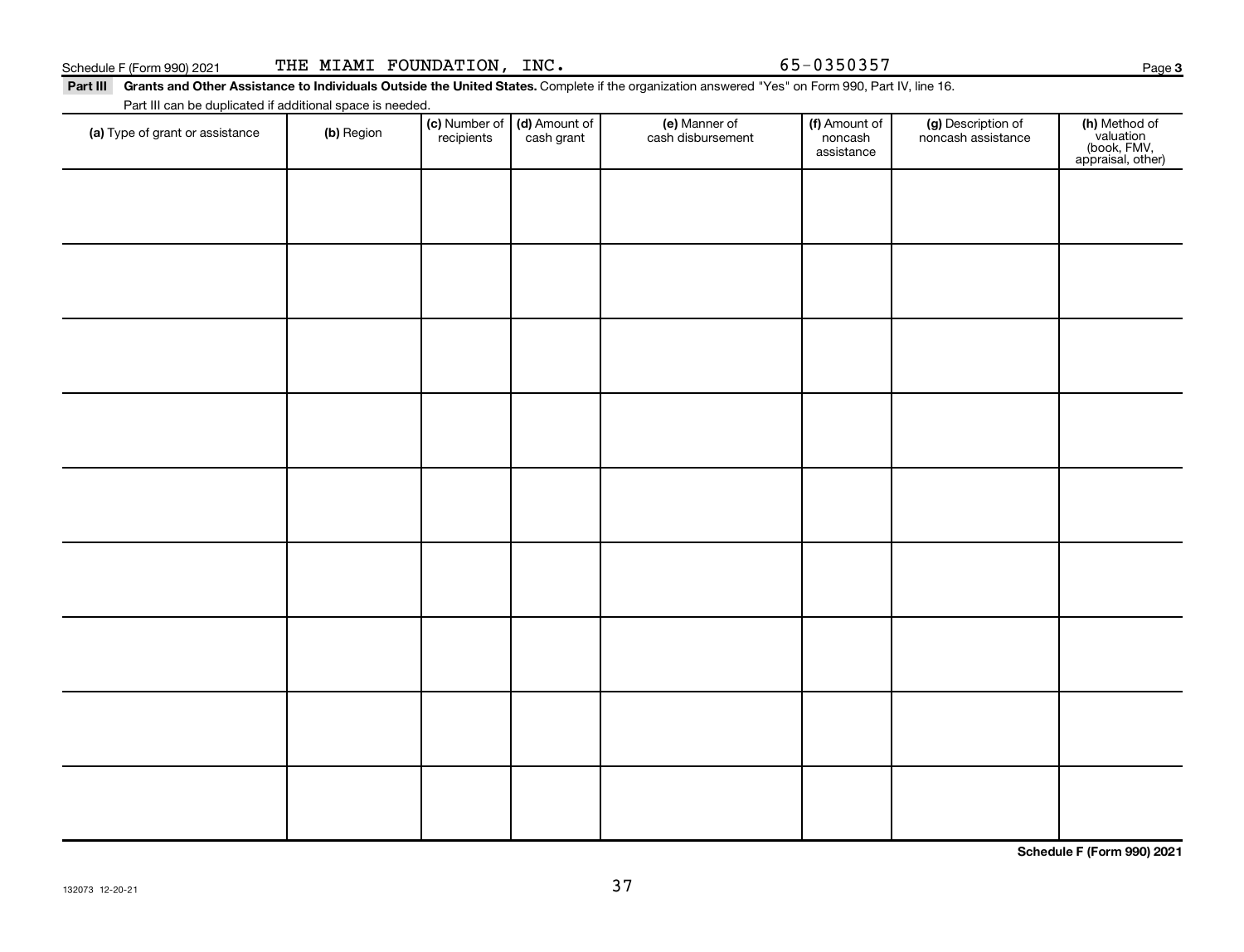Schedule F (Form 990) 2021 THE MIAMI FOUNDATION, INC. 65-0350357 Page 3

**Part III** **Grants and Other Assistance to Individuals Outside the United States.** Complete if the organization answered "Yes" on Form 990, Part IV, line 16.

Part III can be duplicated if additional space is needed.

| (a) Type of grant or assistance | (b) Region | (c) Number of recipients | (d) Amount of cash grant | (e) Manner of cash disbursement | (f) Amount of noncash assistance | (g) Description of noncash assistance | (h) Method of valuation (book, FMV, appraisal, other) |
|---|---|---|---|---|---|---|---|
| | | | | | | | |
| | | | | | | | |
| | | | | | | | |
| | | | | | | | |
| | | | | | | | |
| | | | | | | | |
| | | | | | | | |
| | | | | | | | |
| | | | | | | | |

**Schedule F (Form 990) 2021**

132073 12-20-21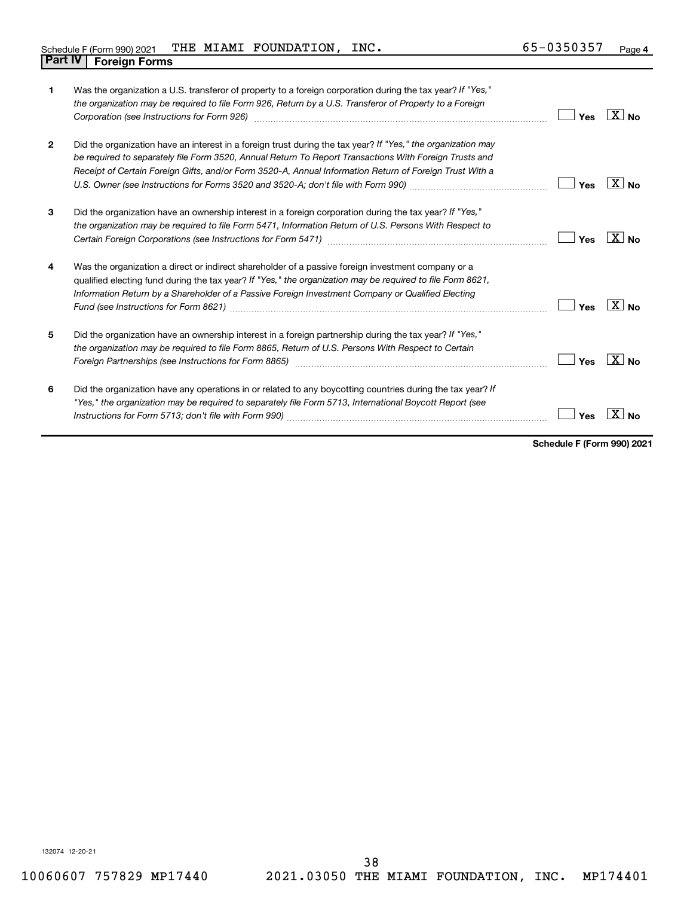Schedule F (Form 990) 2021 THE MIAMI FOUNDATION, INC. 65-0350357

## Part IV Foreign Forms

| | | | |
|---|---|---|---|
| **1** | Was the organization a U.S. transferor of property to a foreign corporation during the tax year? *If "Yes," the organization may be required to file Form 926, Return by a U.S. Transferor of Property to a Foreign Corporation (see Instructions for Form 926)* | ☐ Yes | ☒ No |
| **2** | Did the organization have an interest in a foreign trust during the tax year? *If "Yes," the organization may be required to separately file Form 3520, Annual Return To Report Transactions With Foreign Trusts and Receipt of Certain Foreign Gifts, and/or Form 3520-A, Annual Information Return of Foreign Trust With a U.S. Owner (see Instructions for Forms 3520 and 3520-A; don't file with Form 990)* | ☐ Yes | ☒ No |
| **3** | Did the organization have an ownership interest in a foreign corporation during the tax year? *If "Yes," the organization may be required to file Form 5471, Information Return of U.S. Persons With Respect to Certain Foreign Corporations (see Instructions for Form 5471)* | ☐ Yes | ☒ No |
| **4** | Was the organization a direct or indirect shareholder of a passive foreign investment company or a qualified electing fund during the tax year? *If "Yes," the organization may be required to file Form 8621, Information Return by a Shareholder of a Passive Foreign Investment Company or Qualified Electing Fund (see Instructions for Form 8621)* | ☐ Yes | ☒ No |
| **5** | Did the organization have an ownership interest in a foreign partnership during the tax year? *If "Yes," the organization may be required to file Form 8865, Return of U.S. Persons With Respect to Certain Foreign Partnerships (see Instructions for Form 8865)* | ☐ Yes | ☒ No |
| **6** | Did the organization have any operations in or related to any boycotting countries during the tax year? *If "Yes," the organization may be required to separately file Form 5713, International Boycott Report (see Instructions for Form 5713; don't file with Form 990)* | ☐ Yes | ☒ No |

**Schedule F (Form 990) 2021**

132074 12-20-21

10060607 757829 MP17440 2021.03050 THE MIAMI FOUNDATION, INC. MP174401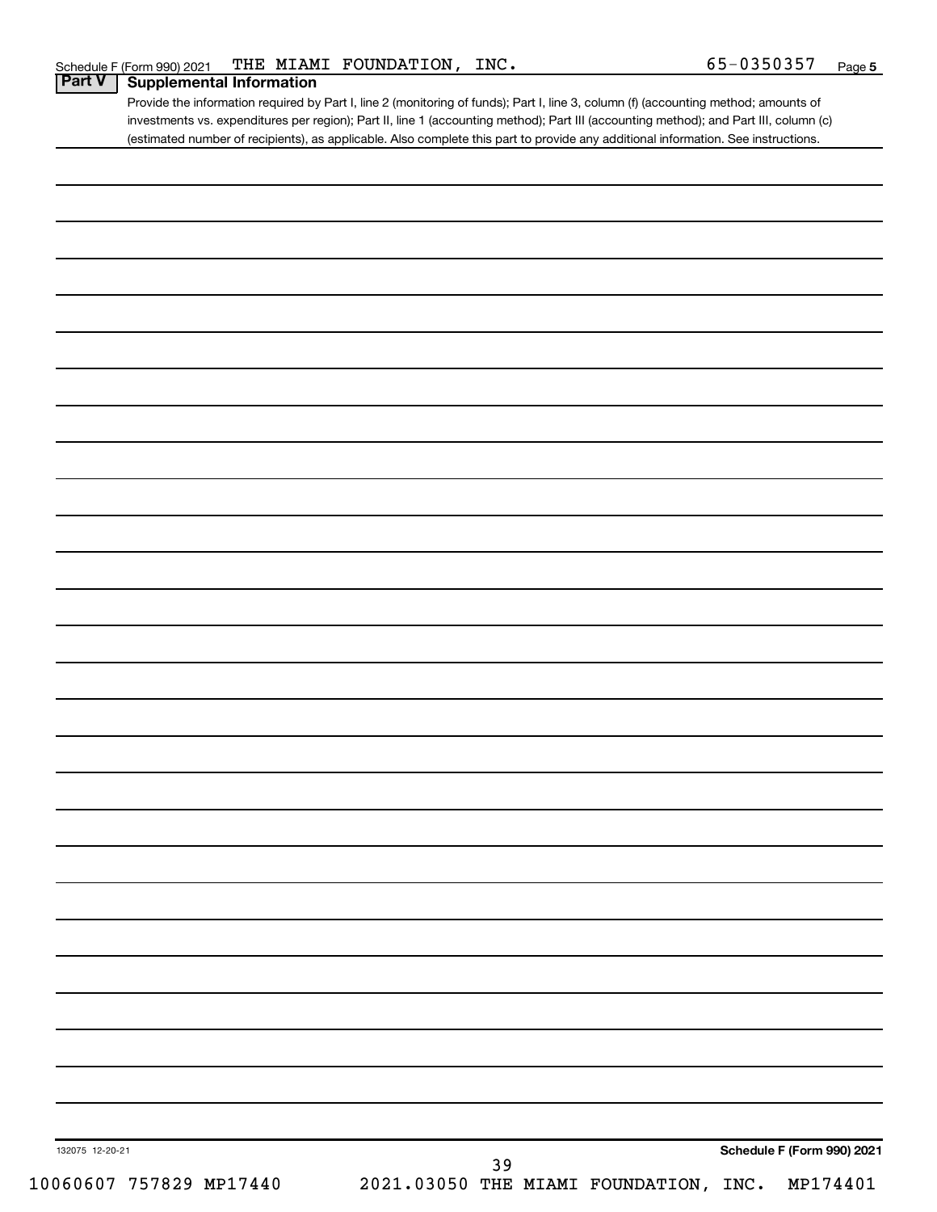Schedule F (Form 990) 2021 THE MIAMI FOUNDATION, INC. 65-0350357 Page 5

## Part V Supplemental Information

Provide the information required by Part I, line 2 (monitoring of funds); Part I, line 3, column (f) (accounting method; amounts of investments vs. expenditures per region); Part II, line 1 (accounting method); Part III (accounting method); and Part III, column (c) (estimated number of recipients), as applicable. Also complete this part to provide any additional information. See instructions.

132075 12-20-21

Schedule F (Form 990) 2021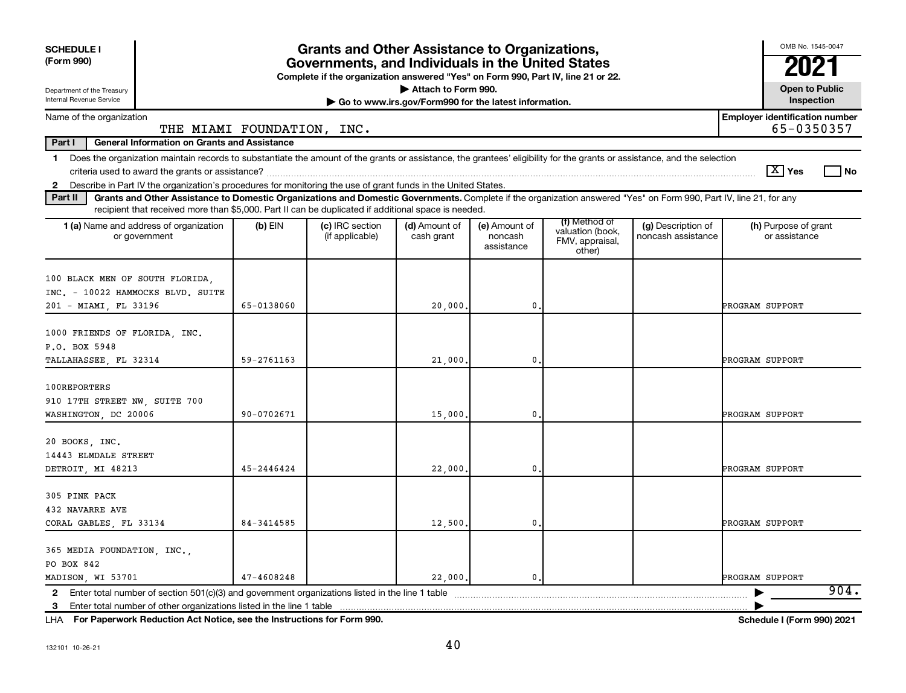**SCHEDULE I (Form 990)**

Department of the Treasury
Internal Revenue Service

# Grants and Other Assistance to Organizations, Governments, and Individuals in the United States

**Complete if the organization answered "Yes" on Form 990, Part IV, line 21 or 22.**
**▶ Attach to Form 990.**
**▶ Go to www.irs.gov/Form990 for the latest information.**

OMB No. 1545-0047
**2021**
**Open to Public Inspection**

Name of the organization: THE MIAMI FOUNDATION, INC.
Employer identification number: 65-0350357

**Part I — General Information on Grants and Assistance**

1 Does the organization maintain records to substantiate the amount of the grants or assistance, the grantees' eligibility for the grants or assistance, and the selection criteria used to award the grants or assistance? [X] Yes [ ] No

2 Describe in Part IV the organization's procedures for monitoring the use of grant funds in the United States.

**Part II — Grants and Other Assistance to Domestic Organizations and Domestic Governments.** Complete if the organization answered "Yes" on Form 990, Part IV, line 21, for any recipient that received more than $5,000. Part II can be duplicated if additional space is needed.

| 1 (a) Name and address of organization or government | (b) EIN | (c) IRC section (if applicable) | (d) Amount of cash grant | (e) Amount of noncash assistance | (f) Method of valuation (book, FMV, appraisal, other) | (g) Description of noncash assistance | (h) Purpose of grant or assistance |
|---|---|---|---|---|---|---|---|
| 100 BLACK MEN OF SOUTH FLORIDA, INC. - 10022 HAMMOCKS BLVD. SUITE 201 - MIAMI, FL 33196 | 65-0138060 | | 20,000. | 0. | | | PROGRAM SUPPORT |
| 1000 FRIENDS OF FLORIDA, INC. P.O. BOX 5948 TALLAHASSEE, FL 32314 | 59-2761163 | | 21,000. | 0. | | | PROGRAM SUPPORT |
| 100REPORTERS 910 17TH STREET NW, SUITE 700 WASHINGTON, DC 20006 | 90-0702671 | | 15,000. | 0. | | | PROGRAM SUPPORT |
| 20 BOOKS, INC. 14443 ELMDALE STREET DETROIT, MI 48213 | 45-2446424 | | 22,000. | 0. | | | PROGRAM SUPPORT |
| 305 PINK PACK 432 NAVARRE AVE CORAL GABLES, FL 33134 | 84-3414585 | | 12,500. | 0. | | | PROGRAM SUPPORT |
| 365 MEDIA FOUNDATION, INC., PO BOX 842 MADISON, WI 53701 | 47-4608248 | | 22,000. | 0. | | | PROGRAM SUPPORT |

2 Enter total number of section 501(c)(3) and government organizations listed in the line 1 table ▶ 904.

3 Enter total number of other organizations listed in the line 1 table ▶

LHA **For Paperwork Reduction Act Notice, see the Instructions for Form 990.** **Schedule I (Form 990) 2021**

132101 10-26-21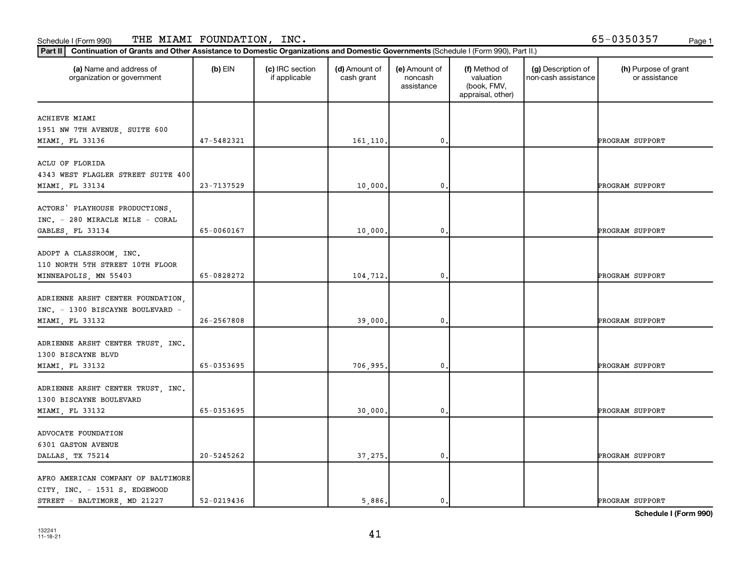Schedule I (Form 990) THE MIAMI FOUNDATION, INC. 65-0350357

**Part II** **Continuation of Grants and Other Assistance to Domestic Organizations and Domestic Governments** (Schedule I (Form 990), Part II.)

| (a) Name and address of organization or government | (b) EIN | (c) IRC section if applicable | (d) Amount of cash grant | (e) Amount of noncash assistance | (f) Method of valuation (book, FMV, appraisal, other) | (g) Description of non-cash assistance | (h) Purpose of grant or assistance |
|---|---|---|---|---|---|---|---|
| ACHIEVE MIAMI 1951 NW 7TH AVENUE, SUITE 600 MIAMI, FL 33136 | 47-5482321 | | 161,110. | 0. | | | PROGRAM SUPPORT |
| ACLU OF FLORIDA 4343 WEST FLAGLER STREET SUITE 400 MIAMI, FL 33134 | 23-7137529 | | 10,000. | 0. | | | PROGRAM SUPPORT |
| ACTORS' PLAYHOUSE PRODUCTIONS, INC. - 280 MIRACLE MILE - CORAL GABLES, FL 33134 | 65-0060167 | | 10,000. | 0. | | | PROGRAM SUPPORT |
| ADOPT A CLASSROOM, INC. 110 NORTH 5TH STREET 10TH FLOOR MINNEAPOLIS, MN 55403 | 65-0828272 | | 104,712. | 0. | | | PROGRAM SUPPORT |
| ADRIENNE ARSHT CENTER FOUNDATION, INC. - 1300 BISCAYNE BOULEVARD - MIAMI, FL 33132 | 26-2567808 | | 39,000. | 0. | | | PROGRAM SUPPORT |
| ADRIENNE ARSHT CENTER TRUST, INC. 1300 BISCAYNE BLVD MIAMI, FL 33132 | 65-0353695 | | 706,995. | 0. | | | PROGRAM SUPPORT |
| ADRIENNE ARSHT CENTER TRUST, INC. 1300 BISCAYNE BOULEVARD MIAMI, FL 33132 | 65-0353695 | | 30,000. | 0. | | | PROGRAM SUPPORT |
| ADVOCATE FOUNDATION 6301 GASTON AVENUE DALLAS, TX 75214 | 20-5245262 | | 37,275. | 0. | | | PROGRAM SUPPORT |
| AFRO AMERICAN COMPANY OF BALTIMORE CITY, INC. - 1531 S. EDGEWOOD STREET - BALTIMORE, MD 21227 | 52-0219436 | | 5,886. | 0. | | | PROGRAM SUPPORT |

Schedule I (Form 990)

132241
11-18-21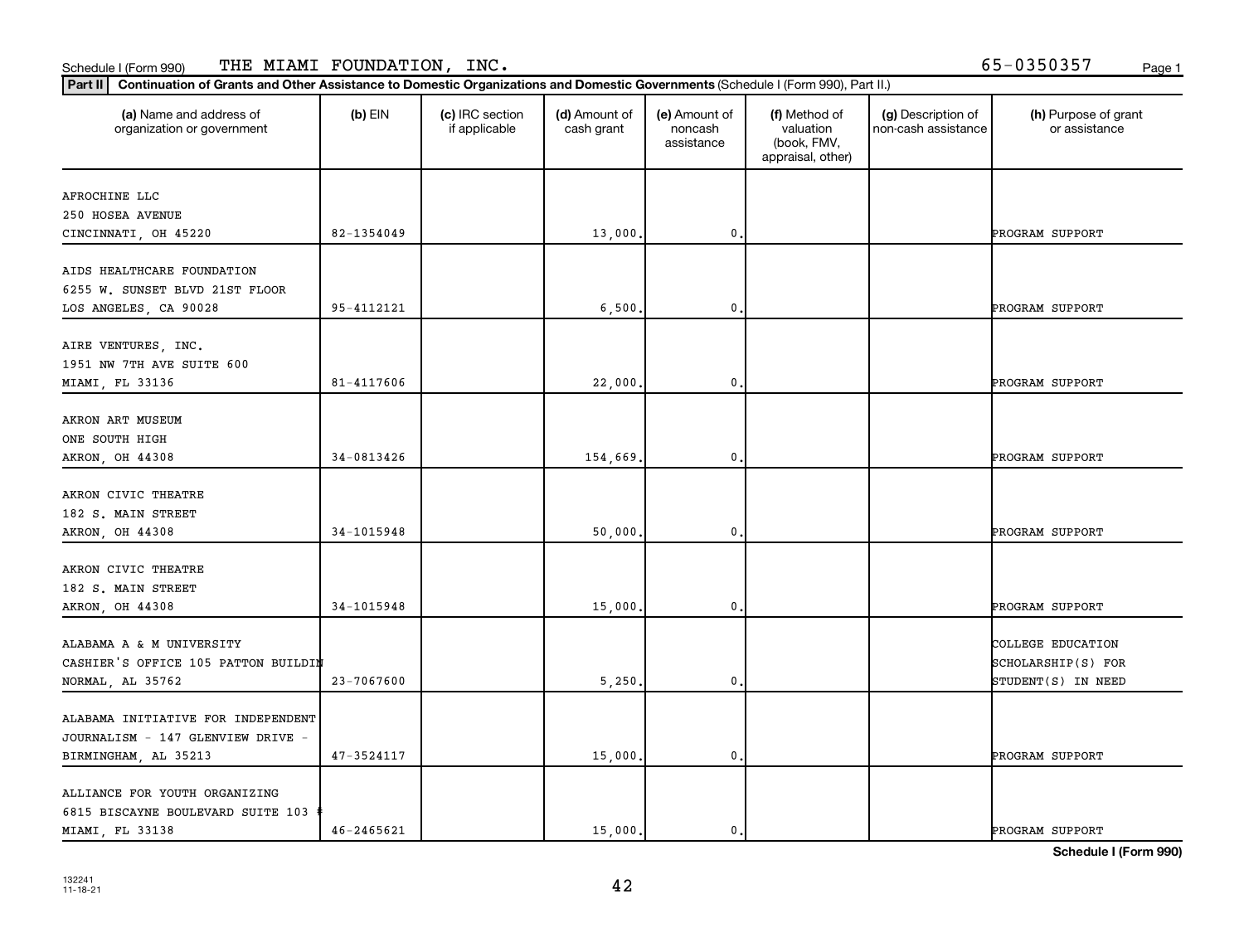Schedule I (Form 990) THE MIAMI FOUNDATION, INC. 65-0350357

**Part II** **Continuation of Grants and Other Assistance to Domestic Organizations and Domestic Governments** (Schedule I (Form 990), Part II.)

| (a) Name and address of organization or government | (b) EIN | (c) IRC section if applicable | (d) Amount of cash grant | (e) Amount of noncash assistance | (f) Method of valuation (book, FMV, appraisal, other) | (g) Description of non-cash assistance | (h) Purpose of grant or assistance |
|---|---|---|---|---|---|---|---|
| AFROCHINE LLC<br>250 HOSEA AVENUE<br>CINCINNATI, OH 45220 | 82-1354049 | | 13,000. | 0. | | | PROGRAM SUPPORT |
| AIDS HEALTHCARE FOUNDATION<br>6255 W. SUNSET BLVD 21ST FLOOR<br>LOS ANGELES, CA 90028 | 95-4112121 | | 6,500. | 0. | | | PROGRAM SUPPORT |
| AIRE VENTURES, INC.<br>1951 NW 7TH AVE SUITE 600<br>MIAMI, FL 33136 | 81-4117606 | | 22,000. | 0. | | | PROGRAM SUPPORT |
| AKRON ART MUSEUM<br>ONE SOUTH HIGH<br>AKRON, OH 44308 | 34-0813426 | | 154,669. | 0. | | | PROGRAM SUPPORT |
| AKRON CIVIC THEATRE<br>182 S. MAIN STREET<br>AKRON, OH 44308 | 34-1015948 | | 50,000. | 0. | | | PROGRAM SUPPORT |
| AKRON CIVIC THEATRE<br>182 S. MAIN STREET<br>AKRON, OH 44308 | 34-1015948 | | 15,000. | 0. | | | PROGRAM SUPPORT |
| ALABAMA A & M UNIVERSITY<br>CASHIER'S OFFICE 105 PATTON BUILDIN<br>NORMAL, AL 35762 | 23-7067600 | | 5,250. | 0. | | | COLLEGE EDUCATION SCHOLARSHIP(S) FOR STUDENT(S) IN NEED |
| ALABAMA INITIATIVE FOR INDEPENDENT JOURNALISM - 147 GLENVIEW DRIVE - BIRMINGHAM, AL 35213 | 47-3524117 | | 15,000. | 0. | | | PROGRAM SUPPORT |
| ALLIANCE FOR YOUTH ORGANIZING<br>6815 BISCAYNE BOULEVARD SUITE 103 #<br>MIAMI, FL 33138 | 46-2465621 | | 15,000. | 0. | | | PROGRAM SUPPORT |

**Schedule I (Form 990)**

132241
11-18-21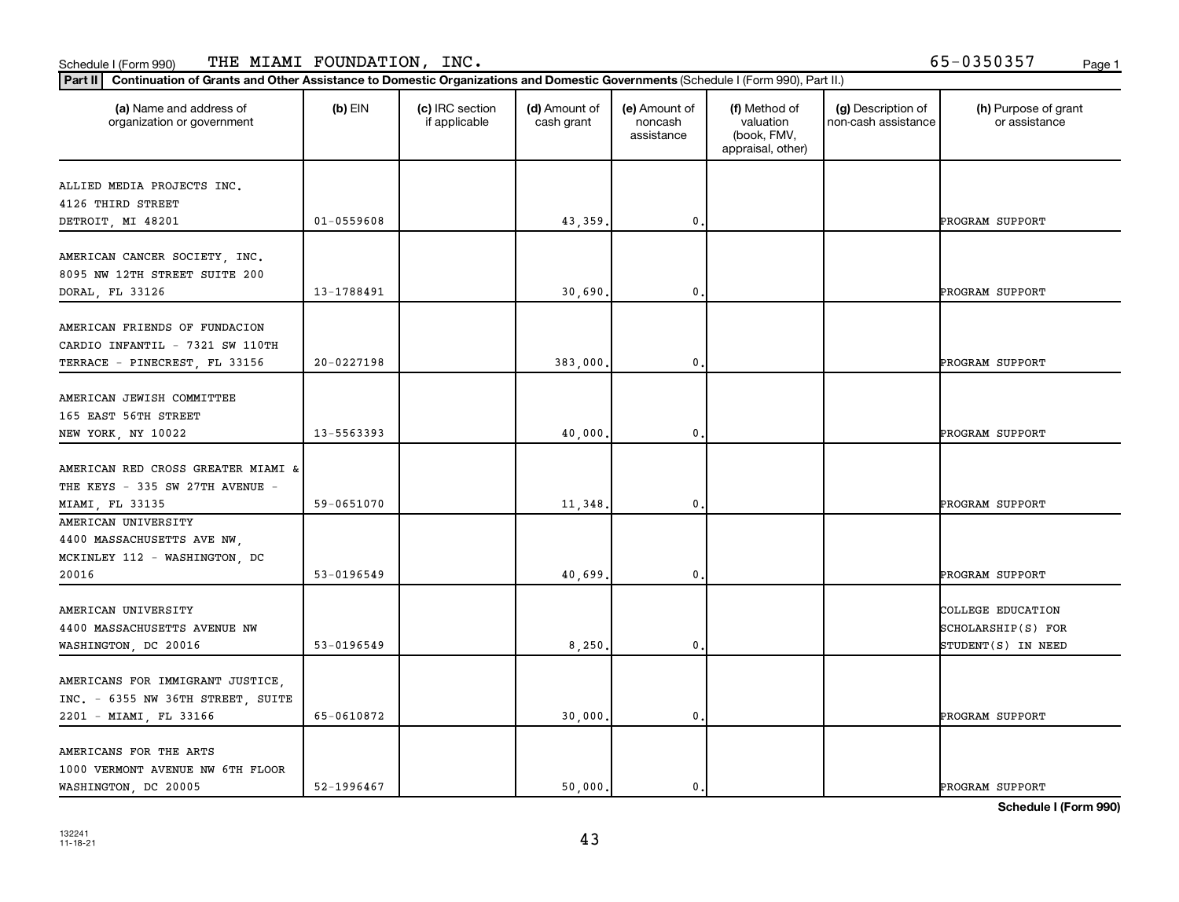Schedule I (Form 990) THE MIAMI FOUNDATION, INC. 65-0350357

**Part II** Continuation of Grants and Other Assistance to Domestic Organizations and Domestic Governments (Schedule I (Form 990), Part II.)

| (a) Name and address of organization or government | (b) EIN | (c) IRC section if applicable | (d) Amount of cash grant | (e) Amount of noncash assistance | (f) Method of valuation (book, FMV, appraisal, other) | (g) Description of non-cash assistance | (h) Purpose of grant or assistance |
|---|---|---|---|---|---|---|---|
| ALLIED MEDIA PROJECTS INC. 4126 THIRD STREET DETROIT, MI 48201 | 01-0559608 | | 43,359. | 0. | | | PROGRAM SUPPORT |
| AMERICAN CANCER SOCIETY, INC. 8095 NW 12TH STREET SUITE 200 DORAL, FL 33126 | 13-1788491 | | 30,690. | 0. | | | PROGRAM SUPPORT |
| AMERICAN FRIENDS OF FUNDACION CARDIO INFANTIL - 7321 SW 110TH TERRACE - PINECREST, FL 33156 | 20-0227198 | | 383,000. | 0. | | | PROGRAM SUPPORT |
| AMERICAN JEWISH COMMITTEE 165 EAST 56TH STREET NEW YORK, NY 10022 | 13-5563393 | | 40,000. | 0. | | | PROGRAM SUPPORT |
| AMERICAN RED CROSS GREATER MIAMI & THE KEYS - 335 SW 27TH AVENUE - MIAMI, FL 33135 | 59-0651070 | | 11,348. | 0. | | | PROGRAM SUPPORT |
| AMERICAN UNIVERSITY 4400 MASSACHUSETTS AVE NW, MCKINLEY 112 - WASHINGTON, DC 20016 | 53-0196549 | | 40,699. | 0. | | | PROGRAM SUPPORT |
| AMERICAN UNIVERSITY 4400 MASSACHUSETTS AVENUE NW WASHINGTON, DC 20016 | 53-0196549 | | 8,250. | 0. | | | COLLEGE EDUCATION SCHOLARSHIP(S) FOR STUDENT(S) IN NEED |
| AMERICANS FOR IMMIGRANT JUSTICE, INC. - 6355 NW 36TH STREET, SUITE 2201 - MIAMI, FL 33166 | 65-0610872 | | 30,000. | 0. | | | PROGRAM SUPPORT |
| AMERICANS FOR THE ARTS 1000 VERMONT AVENUE NW 6TH FLOOR WASHINGTON, DC 20005 | 52-1996467 | | 50,000. | 0. | | | PROGRAM SUPPORT |

Schedule I (Form 990)

132241 11-18-21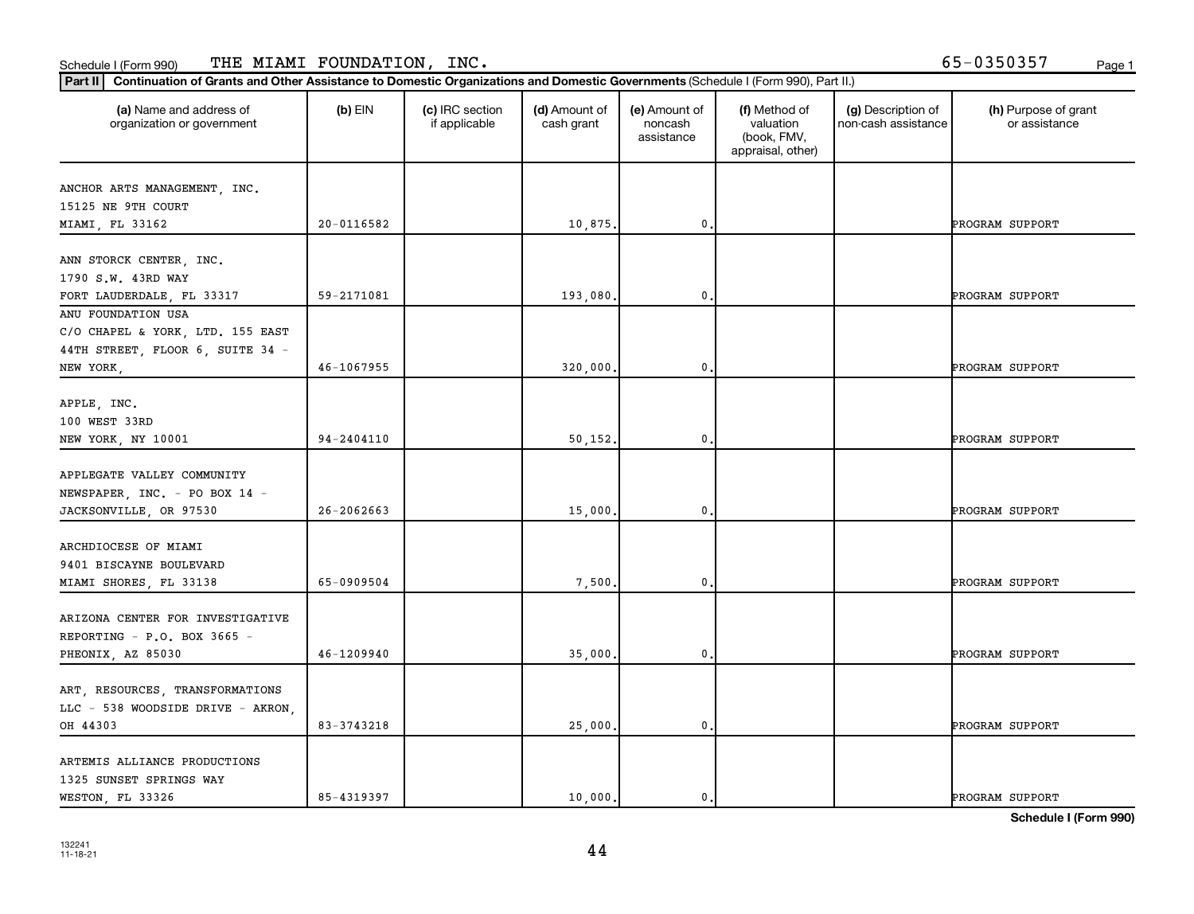Schedule I (Form 990) THE MIAMI FOUNDATION, INC. 65-0350357

**Part II** **Continuation of Grants and Other Assistance to Domestic Organizations and Domestic Governments** (Schedule I (Form 990), Part II.)

| (a) Name and address of organization or government | (b) EIN | (c) IRC section if applicable | (d) Amount of cash grant | (e) Amount of noncash assistance | (f) Method of valuation (book, FMV, appraisal, other) | (g) Description of non-cash assistance | (h) Purpose of grant or assistance |
|---|---|---|---|---|---|---|---|
| ANCHOR ARTS MANAGEMENT, INC. 15125 NE 9TH COURT MIAMI, FL 33162 | 20-0116582 | | 10,875. | 0. | | | PROGRAM SUPPORT |
| ANN STORCK CENTER, INC. 1790 S.W. 43RD WAY FORT LAUDERDALE, FL 33317 | 59-2171081 | | 193,080. | 0. | | | PROGRAM SUPPORT |
| ANU FOUNDATION USA C/O CHAPEL & YORK, LTD. 155 EAST 44TH STREET, FLOOR 6, SUITE 34 - NEW YORK, | 46-1067955 | | 320,000. | 0. | | | PROGRAM SUPPORT |
| APPLE, INC. 100 WEST 33RD NEW YORK, NY 10001 | 94-2404110 | | 50,152. | 0. | | | PROGRAM SUPPORT |
| APPLEGATE VALLEY COMMUNITY NEWSPAPER, INC. - PO BOX 14 - JACKSONVILLE, OR 97530 | 26-2062663 | | 15,000. | 0. | | | PROGRAM SUPPORT |
| ARCHDIOCESE OF MIAMI 9401 BISCAYNE BOULEVARD MIAMI SHORES, FL 33138 | 65-0909504 | | 7,500. | 0. | | | PROGRAM SUPPORT |
| ARIZONA CENTER FOR INVESTIGATIVE REPORTING - P.O. BOX 3665 - PHEONIX, AZ 85030 | 46-1209940 | | 35,000. | 0. | | | PROGRAM SUPPORT |
| ART, RESOURCES, TRANSFORMATIONS LLC - 538 WOODSIDE DRIVE - AKRON, OH 44303 | 83-3743218 | | 25,000. | 0. | | | PROGRAM SUPPORT |
| ARTEMIS ALLIANCE PRODUCTIONS 1325 SUNSET SPRINGS WAY WESTON, FL 33326 | 85-4319397 | | 10,000. | 0. | | | PROGRAM SUPPORT |

**Schedule I (Form 990)**

132241 11-18-21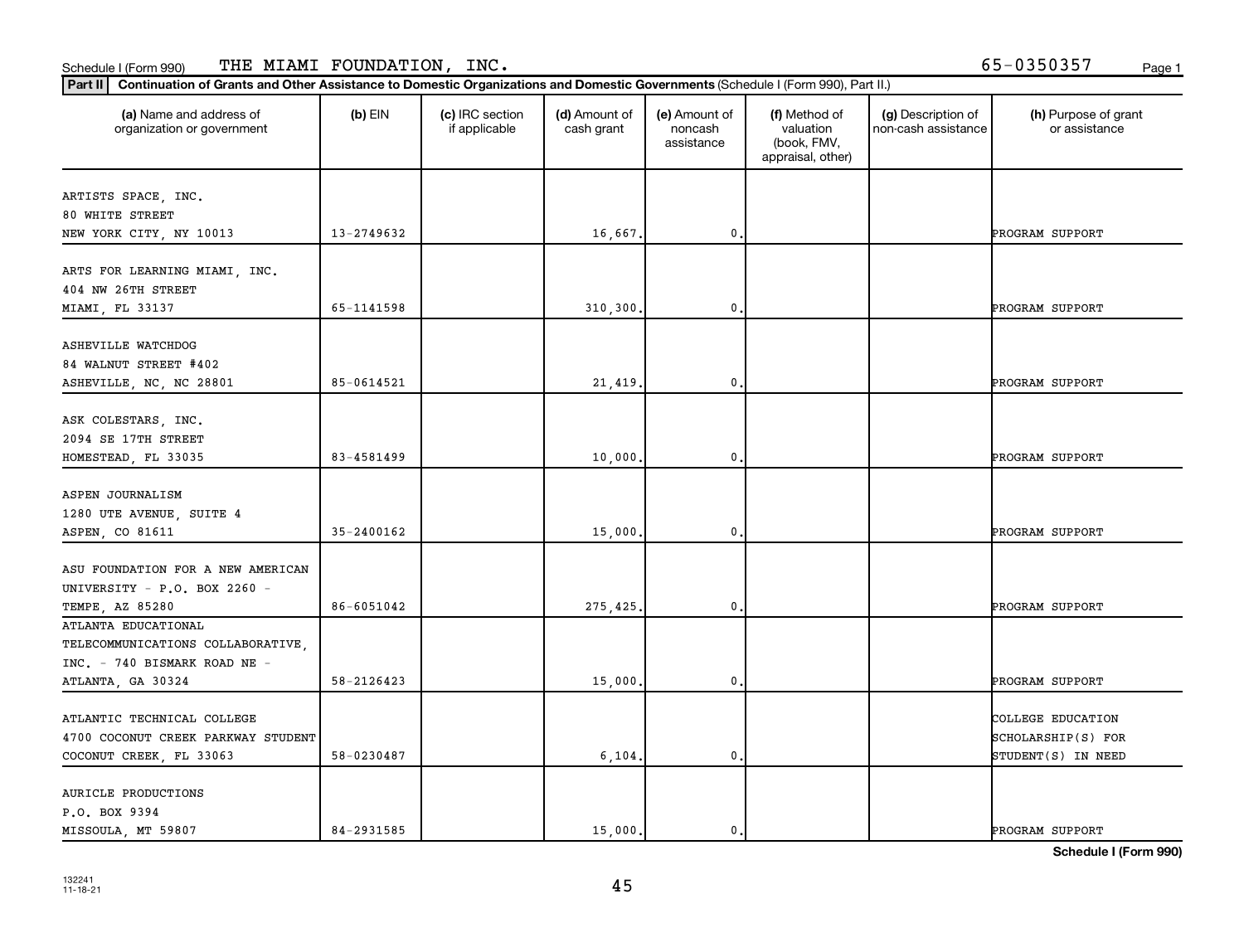Schedule I (Form 990) THE MIAMI FOUNDATION, INC. 65-0350357

**Part II** Continuation of Grants and Other Assistance to Domestic Organizations and Domestic Governments (Schedule I (Form 990), Part II.)

| (a) Name and address of organization or government | (b) EIN | (c) IRC section if applicable | (d) Amount of cash grant | (e) Amount of noncash assistance | (f) Method of valuation (book, FMV, appraisal, other) | (g) Description of non-cash assistance | (h) Purpose of grant or assistance |
|---|---|---|---|---|---|---|---|
| ARTISTS SPACE, INC.<br>80 WHITE STREET<br>NEW YORK CITY, NY 10013 | 13-2749632 | | 16,667. | 0. | | | PROGRAM SUPPORT |
| ARTS FOR LEARNING MIAMI, INC.<br>404 NW 26TH STREET<br>MIAMI, FL 33137 | 65-1141598 | | 310,300. | 0. | | | PROGRAM SUPPORT |
| ASHEVILLE WATCHDOG<br>84 WALNUT STREET #402<br>ASHEVILLE, NC, NC 28801 | 85-0614521 | | 21,419. | 0. | | | PROGRAM SUPPORT |
| ASK COLESTARS, INC.<br>2094 SE 17TH STREET<br>HOMESTEAD, FL 33035 | 83-4581499 | | 10,000. | 0. | | | PROGRAM SUPPORT |
| ASPEN JOURNALISM<br>1280 UTE AVENUE, SUITE 4<br>ASPEN, CO 81611 | 35-2400162 | | 15,000. | 0. | | | PROGRAM SUPPORT |
| ASU FOUNDATION FOR A NEW AMERICAN<br>UNIVERSITY - P.O. BOX 2260 -<br>TEMPE, AZ 85280 | 86-6051042 | | 275,425. | 0. | | | PROGRAM SUPPORT |
| ATLANTA EDUCATIONAL<br>TELECOMMUNICATIONS COLLABORATIVE,<br>INC. - 740 BISMARK ROAD NE -<br>ATLANTA, GA 30324 | 58-2126423 | | 15,000. | 0. | | | PROGRAM SUPPORT |
| ATLANTIC TECHNICAL COLLEGE<br>4700 COCONUT CREEK PARKWAY STUDENT<br>COCONUT CREEK, FL 33063 | 58-0230487 | | 6,104. | 0. | | | COLLEGE EDUCATION SCHOLARSHIP(S) FOR STUDENT(S) IN NEED |
| AURICLE PRODUCTIONS<br>P.O. BOX 9394<br>MISSOULA, MT 59807 | 84-2931585 | | 15,000. | 0. | | | PROGRAM SUPPORT |

Schedule I (Form 990)

132241
11-18-21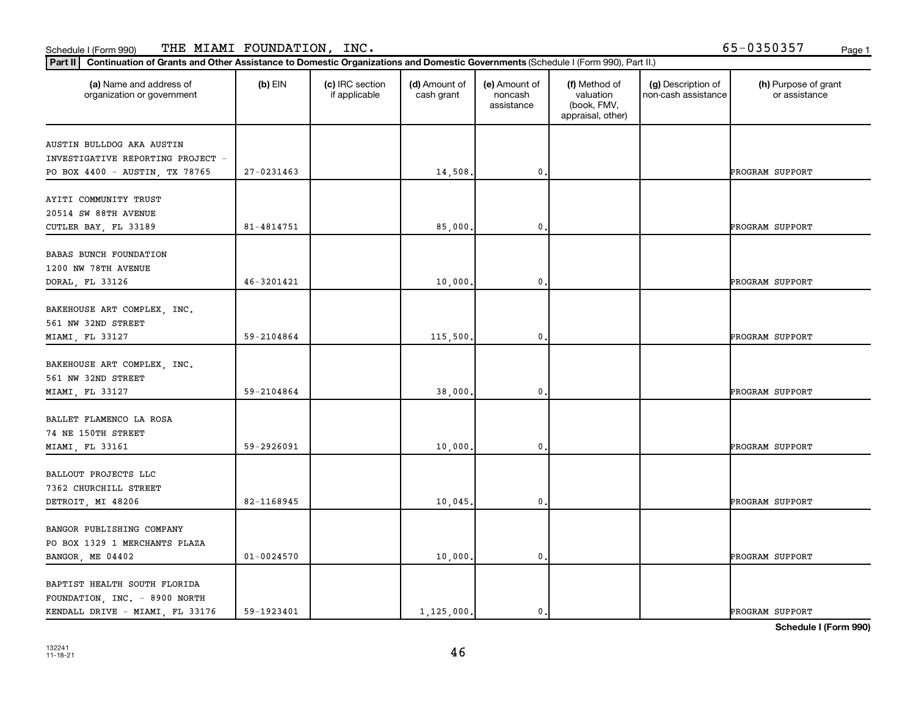Schedule I (Form 990) THE MIAMI FOUNDATION, INC. 65-0350357

**Part II** **Continuation of Grants and Other Assistance to Domestic Organizations and Domestic Governments** (Schedule I (Form 990), Part II.)

| (a) Name and address of organization or government | (b) EIN | (c) IRC section if applicable | (d) Amount of cash grant | (e) Amount of noncash assistance | (f) Method of valuation (book, FMV, appraisal, other) | (g) Description of non-cash assistance | (h) Purpose of grant or assistance |
|---|---|---|---|---|---|---|---|
| AUSTIN BULLDOG AKA AUSTIN INVESTIGATIVE REPORTING PROJECT - PO BOX 4400 - AUSTIN, TX 78765 | 27-0231463 | | 14,508. | 0. | | | PROGRAM SUPPORT |
| AYITI COMMUNITY TRUST 20514 SW 88TH AVENUE CUTLER BAY, FL 33189 | 81-4814751 | | 85,000. | 0. | | | PROGRAM SUPPORT |
| BABAS BUNCH FOUNDATION 1200 NW 78TH AVENUE DORAL, FL 33126 | 46-3201421 | | 10,000. | 0. | | | PROGRAM SUPPORT |
| BAKEHOUSE ART COMPLEX, INC. 561 NW 32ND STREET MIAMI, FL 33127 | 59-2104864 | | 115,500. | 0. | | | PROGRAM SUPPORT |
| BAKEHOUSE ART COMPLEX, INC. 561 NW 32ND STREET MIAMI, FL 33127 | 59-2104864 | | 38,000. | 0. | | | PROGRAM SUPPORT |
| BALLET FLAMENCO LA ROSA 74 NE 150TH STREET MIAMI, FL 33161 | 59-2926091 | | 10,000. | 0. | | | PROGRAM SUPPORT |
| BALLOUT PROJECTS LLC 7362 CHURCHILL STREET DETROIT, MI 48206 | 82-1168945 | | 10,045. | 0. | | | PROGRAM SUPPORT |
| BANGOR PUBLISHING COMPANY PO BOX 1329 1 MERCHANTS PLAZA BANGOR, ME 04402 | 01-0024570 | | 10,000. | 0. | | | PROGRAM SUPPORT |
| BAPTIST HEALTH SOUTH FLORIDA FOUNDATION, INC. - 8900 NORTH KENDALL DRIVE - MIAMI, FL 33176 | 59-1923401 | | 1,125,000. | 0. | | | PROGRAM SUPPORT |

**Schedule I (Form 990)**

132241
11-18-21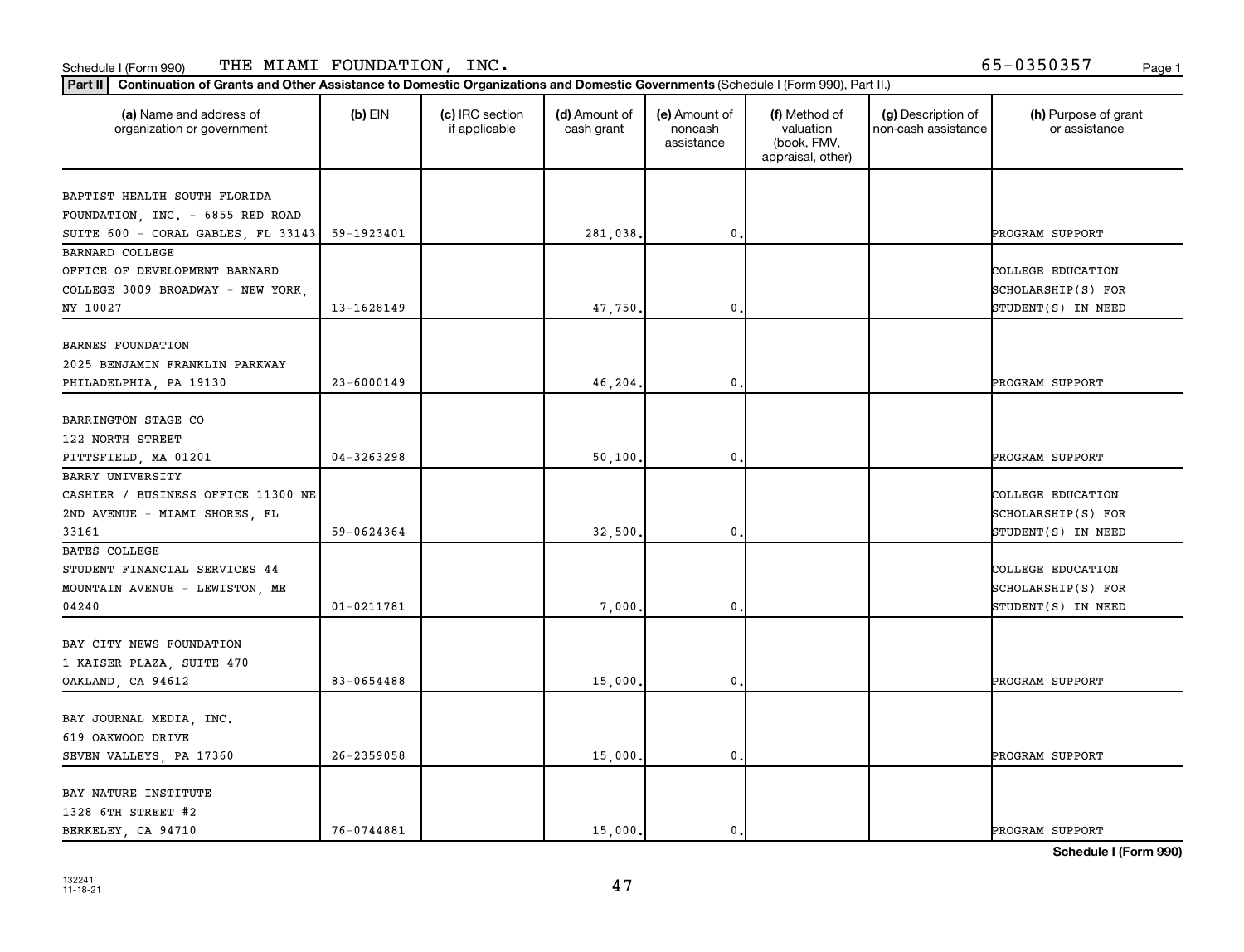Schedule I (Form 990) THE MIAMI FOUNDATION, INC. 65-0350357

**Part II** Continuation of Grants and Other Assistance to Domestic Organizations and Domestic Governments (Schedule I (Form 990), Part II.)

| (a) Name and address of organization or government | (b) EIN | (c) IRC section if applicable | (d) Amount of cash grant | (e) Amount of noncash assistance | (f) Method of valuation (book, FMV, appraisal, other) | (g) Description of non-cash assistance | (h) Purpose of grant or assistance |
|---|---|---|---|---|---|---|---|
| BAPTIST HEALTH SOUTH FLORIDA FOUNDATION, INC. - 6855 RED ROAD SUITE 600 - CORAL GABLES, FL 33143 | 59-1923401 | | 281,038. | 0. | | | PROGRAM SUPPORT |
| BARNARD COLLEGE OFFICE OF DEVELOPMENT BARNARD COLLEGE 3009 BROADWAY - NEW YORK, NY 10027 | 13-1628149 | | 47,750. | 0. | | | COLLEGE EDUCATION SCHOLARSHIP(S) FOR STUDENT(S) IN NEED |
| BARNES FOUNDATION 2025 BENJAMIN FRANKLIN PARKWAY PHILADELPHIA, PA 19130 | 23-6000149 | | 46,204. | 0. | | | PROGRAM SUPPORT |
| BARRINGTON STAGE CO 122 NORTH STREET PITTSFIELD, MA 01201 | 04-3263298 | | 50,100. | 0. | | | PROGRAM SUPPORT |
| BARRY UNIVERSITY CASHIER / BUSINESS OFFICE 11300 NE 2ND AVENUE - MIAMI SHORES, FL 33161 | 59-0624364 | | 32,500. | 0. | | | COLLEGE EDUCATION SCHOLARSHIP(S) FOR STUDENT(S) IN NEED |
| BATES COLLEGE STUDENT FINANCIAL SERVICES 44 MOUNTAIN AVENUE - LEWISTON, ME 04240 | 01-0211781 | | 7,000. | 0. | | | COLLEGE EDUCATION SCHOLARSHIP(S) FOR STUDENT(S) IN NEED |
| BAY CITY NEWS FOUNDATION 1 KAISER PLAZA, SUITE 470 OAKLAND, CA 94612 | 83-0654488 | | 15,000. | 0. | | | PROGRAM SUPPORT |
| BAY JOURNAL MEDIA, INC. 619 OAKWOOD DRIVE SEVEN VALLEYS, PA 17360 | 26-2359058 | | 15,000. | 0. | | | PROGRAM SUPPORT |
| BAY NATURE INSTITUTE 1328 6TH STREET #2 BERKELEY, CA 94710 | 76-0744881 | | 15,000. | 0. | | | PROGRAM SUPPORT |

Schedule I (Form 990)

132241 11-18-21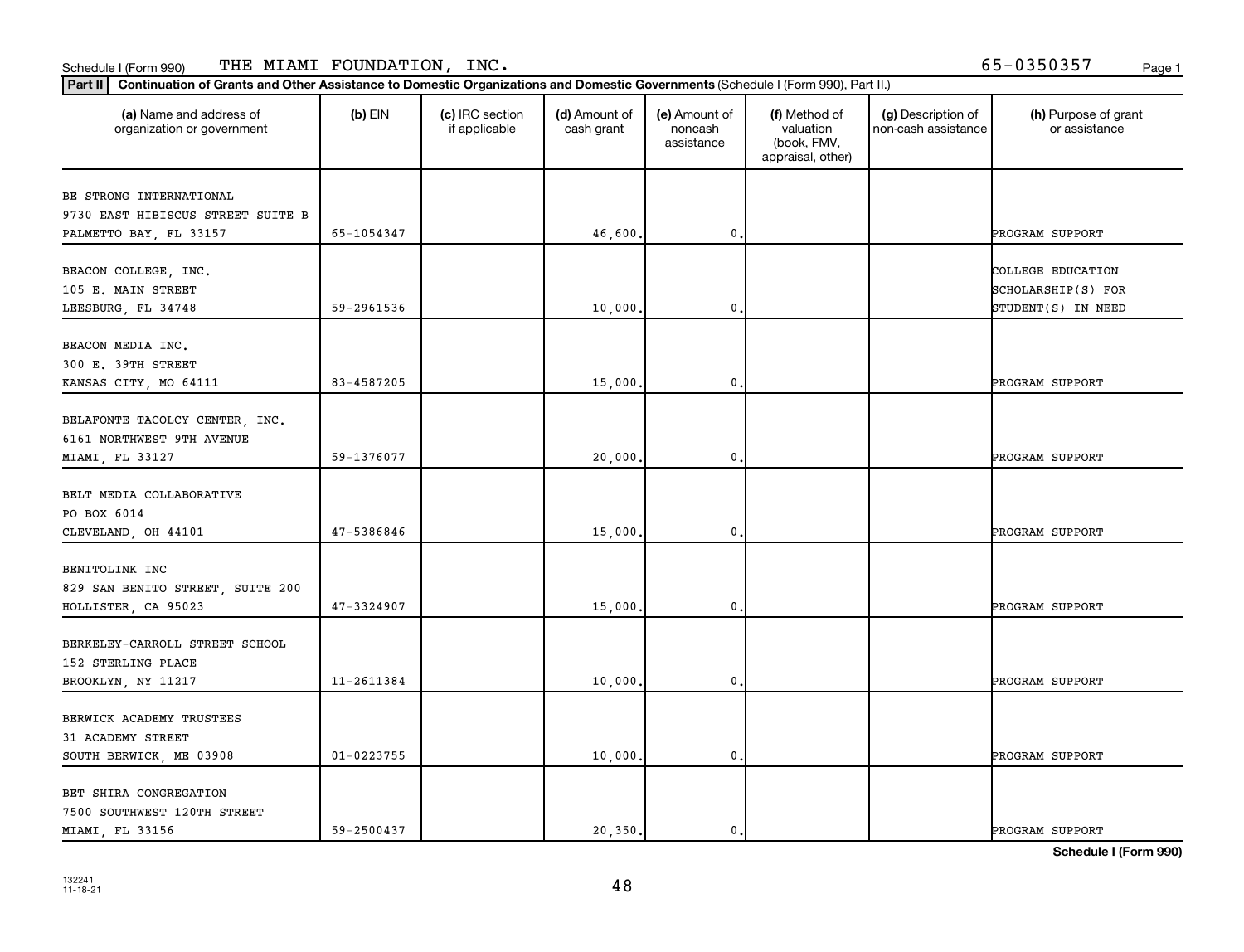Schedule I (Form 990) THE MIAMI FOUNDATION, INC. 65-0350357

**Part II** Continuation of Grants and Other Assistance to Domestic Organizations and Domestic Governments (Schedule I (Form 990), Part II.)

| (a) Name and address of organization or government | (b) EIN | (c) IRC section if applicable | (d) Amount of cash grant | (e) Amount of noncash assistance | (f) Method of valuation (book, FMV, appraisal, other) | (g) Description of non-cash assistance | (h) Purpose of grant or assistance |
|---|---|---|---|---|---|---|---|
| BE STRONG INTERNATIONAL<br>9730 EAST HIBISCUS STREET SUITE B<br>PALMETTO BAY, FL 33157 | 65-1054347 | | 46,600. | 0. | | | PROGRAM SUPPORT |
| BEACON COLLEGE, INC.<br>105 E. MAIN STREET<br>LEESBURG, FL 34748 | 59-2961536 | | 10,000. | 0. | | | COLLEGE EDUCATION SCHOLARSHIP(S) FOR STUDENT(S) IN NEED |
| BEACON MEDIA INC.<br>300 E. 39TH STREET<br>KANSAS CITY, MO 64111 | 83-4587205 | | 15,000. | 0. | | | PROGRAM SUPPORT |
| BELAFONTE TACOLCY CENTER, INC.<br>6161 NORTHWEST 9TH AVENUE<br>MIAMI, FL 33127 | 59-1376077 | | 20,000. | 0. | | | PROGRAM SUPPORT |
| BELT MEDIA COLLABORATIVE<br>PO BOX 6014<br>CLEVELAND, OH 44101 | 47-5386846 | | 15,000. | 0. | | | PROGRAM SUPPORT |
| BENITOLINK INC<br>829 SAN BENITO STREET, SUITE 200<br>HOLLISTER, CA 95023 | 47-3324907 | | 15,000. | 0. | | | PROGRAM SUPPORT |
| BERKELEY-CARROLL STREET SCHOOL<br>152 STERLING PLACE<br>BROOKLYN, NY 11217 | 11-2611384 | | 10,000. | 0. | | | PROGRAM SUPPORT |
| BERWICK ACADEMY TRUSTEES<br>31 ACADEMY STREET<br>SOUTH BERWICK, ME 03908 | 01-0223755 | | 10,000. | 0. | | | PROGRAM SUPPORT |
| BET SHIRA CONGREGATION<br>7500 SOUTHWEST 120TH STREET<br>MIAMI, FL 33156 | 59-2500437 | | 20,350. | 0. | | | PROGRAM SUPPORT |

Schedule I (Form 990)

132241
11-18-21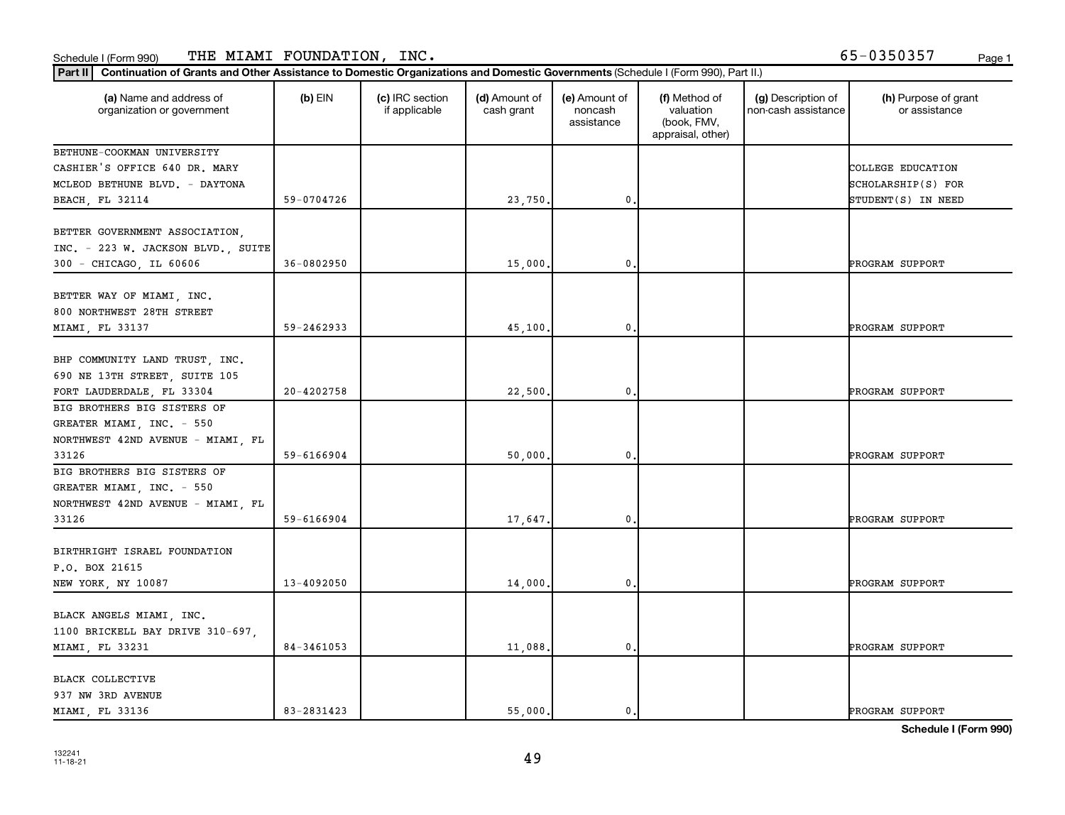Schedule I (Form 990) THE MIAMI FOUNDATION, INC. 65-0350357

**Part II** **Continuation of Grants and Other Assistance to Domestic Organizations and Domestic Governments** (Schedule I (Form 990), Part II.)

| (a) Name and address of organization or government | (b) EIN | (c) IRC section if applicable | (d) Amount of cash grant | (e) Amount of noncash assistance | (f) Method of valuation (book, FMV, appraisal, other) | (g) Description of non-cash assistance | (h) Purpose of grant or assistance |
|---|---|---|---|---|---|---|---|
| BETHUNE-COOKMAN UNIVERSITY CASHIER'S OFFICE 640 DR. MARY MCLEOD BETHUNE BLVD. - DAYTONA BEACH, FL 32114 | 59-0704726 | | 23,750. | 0. | | | COLLEGE EDUCATION SCHOLARSHIP(S) FOR STUDENT(S) IN NEED |
| BETTER GOVERNMENT ASSOCIATION, INC. - 223 W. JACKSON BLVD., SUITE 300 - CHICAGO, IL 60606 | 36-0802950 | | 15,000. | 0. | | | PROGRAM SUPPORT |
| BETTER WAY OF MIAMI, INC. 800 NORTHWEST 28TH STREET MIAMI, FL 33137 | 59-2462933 | | 45,100. | 0. | | | PROGRAM SUPPORT |
| BHP COMMUNITY LAND TRUST, INC. 690 NE 13TH STREET, SUITE 105 FORT LAUDERDALE, FL 33304 | 20-4202758 | | 22,500. | 0. | | | PROGRAM SUPPORT |
| BIG BROTHERS BIG SISTERS OF GREATER MIAMI, INC. - 550 NORTHWEST 42ND AVENUE - MIAMI, FL 33126 | 59-6166904 | | 50,000. | 0. | | | PROGRAM SUPPORT |
| BIG BROTHERS BIG SISTERS OF GREATER MIAMI, INC. - 550 NORTHWEST 42ND AVENUE - MIAMI, FL 33126 | 59-6166904 | | 17,647. | 0. | | | PROGRAM SUPPORT |
| BIRTHRIGHT ISRAEL FOUNDATION P.O. BOX 21615 NEW YORK, NY 10087 | 13-4092050 | | 14,000. | 0. | | | PROGRAM SUPPORT |
| BLACK ANGELS MIAMI, INC. 1100 BRICKELL BAY DRIVE 310-697, MIAMI, FL 33231 | 84-3461053 | | 11,088. | 0. | | | PROGRAM SUPPORT |
| BLACK COLLECTIVE 937 NW 3RD AVENUE MIAMI, FL 33136 | 83-2831423 | | 55,000. | 0. | | | PROGRAM SUPPORT |

132241 11-18-21

**Schedule I (Form 990)**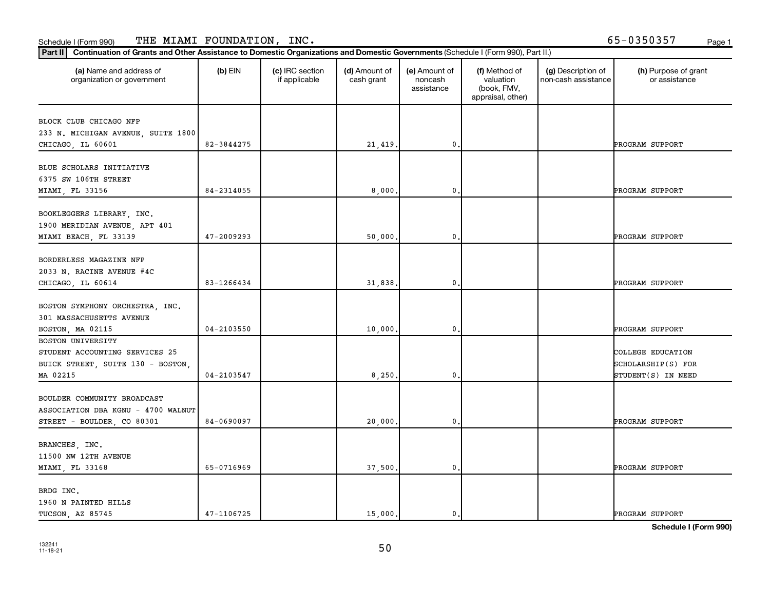Schedule I (Form 990) THE MIAMI FOUNDATION, INC. 65-0350357

**Part II** **Continuation of Grants and Other Assistance to Domestic Organizations and Domestic Governments** (Schedule I (Form 990), Part II.)

| (a) Name and address of organization or government | (b) EIN | (c) IRC section if applicable | (d) Amount of cash grant | (e) Amount of noncash assistance | (f) Method of valuation (book, FMV, appraisal, other) | (g) Description of non-cash assistance | (h) Purpose of grant or assistance |
|---|---|---|---|---|---|---|---|
| BLOCK CLUB CHICAGO NFP<br>233 N. MICHIGAN AVENUE, SUITE 1800<br>CHICAGO, IL 60601 | 82-3844275 | | 21,419. | 0. | | | PROGRAM SUPPORT |
| BLUE SCHOLARS INITIATIVE<br>6375 SW 106TH STREET<br>MIAMI, FL 33156 | 84-2314055 | | 8,000. | 0. | | | PROGRAM SUPPORT |
| BOOKLEGGERS LIBRARY, INC.<br>1900 MERIDIAN AVENUE, APT 401<br>MIAMI BEACH, FL 33139 | 47-2009293 | | 50,000. | 0. | | | PROGRAM SUPPORT |
| BORDERLESS MAGAZINE NFP<br>2033 N. RACINE AVENUE #4C<br>CHICAGO, IL 60614 | 83-1266434 | | 31,838. | 0. | | | PROGRAM SUPPORT |
| BOSTON SYMPHONY ORCHESTRA, INC.<br>301 MASSACHUSETTS AVENUE<br>BOSTON, MA 02115 | 04-2103550 | | 10,000. | 0. | | | PROGRAM SUPPORT |
| BOSTON UNIVERSITY<br>STUDENT ACCOUNTING SERVICES 25<br>BUICK STREET, SUITE 130 - BOSTON,<br>MA 02215 | 04-2103547 | | 8,250. | 0. | | | COLLEGE EDUCATION SCHOLARSHIP(S) FOR STUDENT(S) IN NEED |
| BOULDER COMMUNITY BROADCAST<br>ASSOCIATION DBA KGNU - 4700 WALNUT<br>STREET - BOULDER, CO 80301 | 84-0690097 | | 20,000. | 0. | | | PROGRAM SUPPORT |
| BRANCHES, INC.<br>11500 NW 12TH AVENUE<br>MIAMI, FL 33168 | 65-0716969 | | 37,500. | 0. | | | PROGRAM SUPPORT |
| BRDG INC.<br>1960 N PAINTED HILLS<br>TUCSON, AZ 85745 | 47-1106725 | | 15,000. | 0. | | | PROGRAM SUPPORT |

**Schedule I (Form 990)**

132241
11-18-21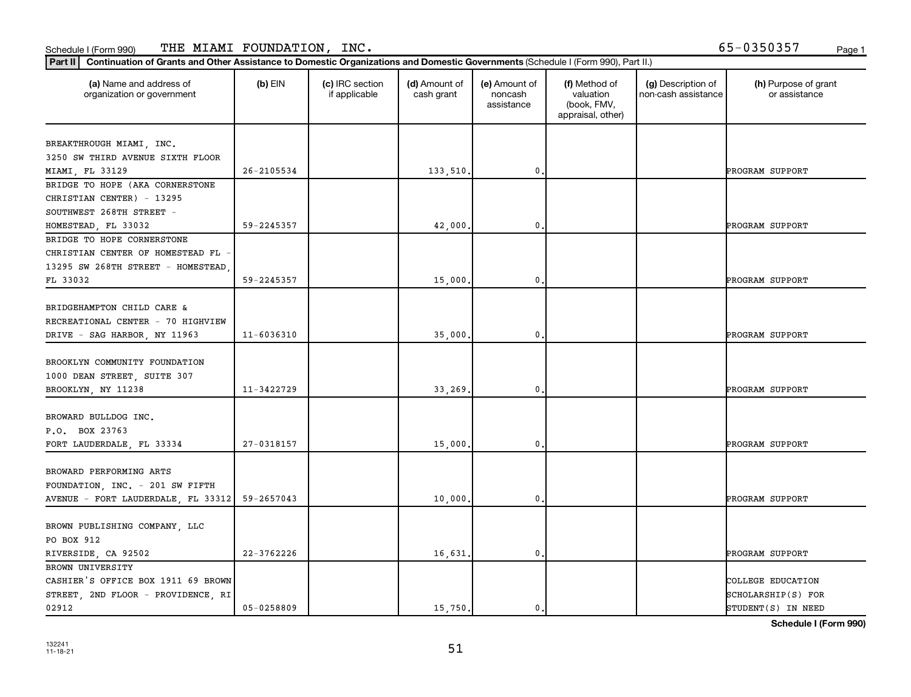Schedule I (Form 990) THE MIAMI FOUNDATION, INC. 65-0350357

**Part II** **Continuation of Grants and Other Assistance to Domestic Organizations and Domestic Governments** (Schedule I (Form 990), Part II.)

| (a) Name and address of organization or government | (b) EIN | (c) IRC section if applicable | (d) Amount of cash grant | (e) Amount of noncash assistance | (f) Method of valuation (book, FMV, appraisal, other) | (g) Description of non-cash assistance | (h) Purpose of grant or assistance |
|---|---|---|---|---|---|---|---|
| BREAKTHROUGH MIAMI, INC. 3250 SW THIRD AVENUE SIXTH FLOOR MIAMI, FL 33129 | 26-2105534 | | 133,510. | 0. | | | PROGRAM SUPPORT |
| BRIDGE TO HOPE (AKA CORNERSTONE CHRISTIAN CENTER) - 13295 SOUTHWEST 268TH STREET - HOMESTEAD, FL 33032 | 59-2245357 | | 42,000. | 0. | | | PROGRAM SUPPORT |
| BRIDGE TO HOPE CORNERSTONE CHRISTIAN CENTER OF HOMESTEAD FL - 13295 SW 268TH STREET - HOMESTEAD, FL 33032 | 59-2245357 | | 15,000. | 0. | | | PROGRAM SUPPORT |
| BRIDGEHAMPTON CHILD CARE & RECREATIONAL CENTER - 70 HIGHVIEW DRIVE - SAG HARBOR, NY 11963 | 11-6036310 | | 35,000. | 0. | | | PROGRAM SUPPORT |
| BROOKLYN COMMUNITY FOUNDATION 1000 DEAN STREET, SUITE 307 BROOKLYN, NY 11238 | 11-3422729 | | 33,269. | 0. | | | PROGRAM SUPPORT |
| BROWARD BULLDOG INC. P.O. BOX 23763 FORT LAUDERDALE, FL 33334 | 27-0318157 | | 15,000. | 0. | | | PROGRAM SUPPORT |
| BROWARD PERFORMING ARTS FOUNDATION, INC. - 201 SW FIFTH AVENUE - FORT LAUDERDALE, FL 33312 | 59-2657043 | | 10,000. | 0. | | | PROGRAM SUPPORT |
| BROWN PUBLISHING COMPANY, LLC PO BOX 912 RIVERSIDE, CA 92502 | 22-3762226 | | 16,631. | 0. | | | PROGRAM SUPPORT |
| BROWN UNIVERSITY CASHIER'S OFFICE BOX 1911 69 BROWN STREET, 2ND FLOOR - PROVIDENCE, RI 02912 | 05-0258809 | | 15,750. | 0. | | | COLLEGE EDUCATION SCHOLARSHIP(S) FOR STUDENT(S) IN NEED |

**Schedule I (Form 990)**

132241
11-18-21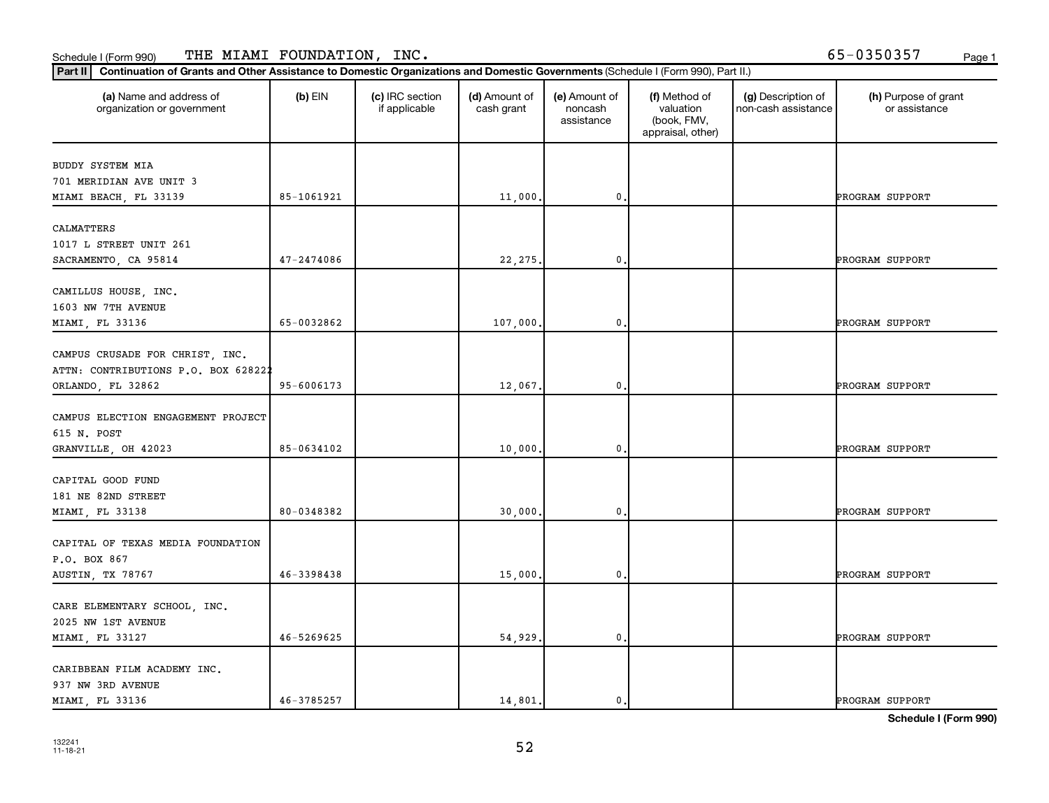Schedule I (Form 990) THE MIAMI FOUNDATION, INC. 65-0350357

**Part II** **Continuation of Grants and Other Assistance to Domestic Organizations and Domestic Governments** (Schedule I (Form 990), Part II.)

| (a) Name and address of organization or government | (b) EIN | (c) IRC section if applicable | (d) Amount of cash grant | (e) Amount of noncash assistance | (f) Method of valuation (book, FMV, appraisal, other) | (g) Description of non-cash assistance | (h) Purpose of grant or assistance |
|---|---|---|---|---|---|---|---|
| BUDDY SYSTEM MIA<br>701 MERIDIAN AVE UNIT 3<br>MIAMI BEACH, FL 33139 | 85-1061921 | | 11,000. | 0. | | | PROGRAM SUPPORT |
| CALMATTERS<br>1017 L STREET UNIT 261<br>SACRAMENTO, CA 95814 | 47-2474086 | | 22,275. | 0. | | | PROGRAM SUPPORT |
| CAMILLUS HOUSE, INC.<br>1603 NW 7TH AVENUE<br>MIAMI, FL 33136 | 65-0032862 | | 107,000. | 0. | | | PROGRAM SUPPORT |
| CAMPUS CRUSADE FOR CHRIST, INC.<br>ATTN: CONTRIBUTIONS P.O. BOX 628222<br>ORLANDO, FL 32862 | 95-6006173 | | 12,067. | 0. | | | PROGRAM SUPPORT |
| CAMPUS ELECTION ENGAGEMENT PROJECT<br>615 N. POST<br>GRANVILLE, OH 42023 | 85-0634102 | | 10,000. | 0. | | | PROGRAM SUPPORT |
| CAPITAL GOOD FUND<br>181 NE 82ND STREET<br>MIAMI, FL 33138 | 80-0348382 | | 30,000. | 0. | | | PROGRAM SUPPORT |
| CAPITAL OF TEXAS MEDIA FOUNDATION<br>P.O. BOX 867<br>AUSTIN, TX 78767 | 46-3398438 | | 15,000. | 0. | | | PROGRAM SUPPORT |
| CARE ELEMENTARY SCHOOL, INC.<br>2025 NW 1ST AVENUE<br>MIAMI, FL 33127 | 46-5269625 | | 54,929. | 0. | | | PROGRAM SUPPORT |
| CARIBBEAN FILM ACADEMY INC.<br>937 NW 3RD AVENUE<br>MIAMI, FL 33136 | 46-3785257 | | 14,801. | 0. | | | PROGRAM SUPPORT |

**Schedule I (Form 990)**

132241
11-18-21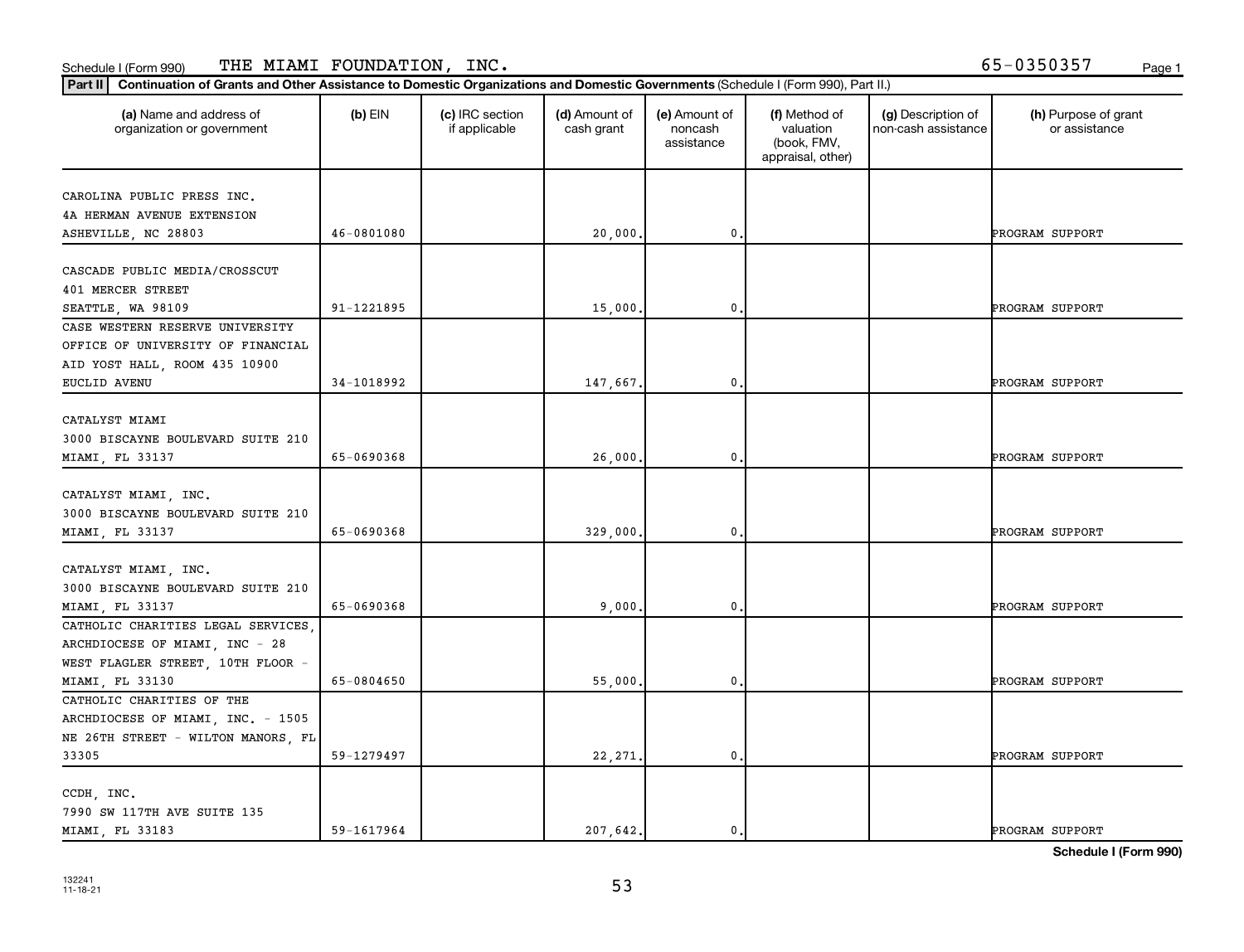Schedule I (Form 990) THE MIAMI FOUNDATION, INC. 65-0350357

**Part II | Continuation of Grants and Other Assistance to Domestic Organizations and Domestic Governments** (Schedule I (Form 990), Part II.)

| (a) Name and address of organization or government | (b) EIN | (c) IRC section if applicable | (d) Amount of cash grant | (e) Amount of noncash assistance | (f) Method of valuation (book, FMV, appraisal, other) | (g) Description of non-cash assistance | (h) Purpose of grant or assistance |
|---|---|---|---|---|---|---|---|
| CAROLINA PUBLIC PRESS INC. 4A HERMAN AVENUE EXTENSION ASHEVILLE, NC 28803 | 46-0801080 | | 20,000. | 0. | | | PROGRAM SUPPORT |
| CASCADE PUBLIC MEDIA/CROSSCUT 401 MERCER STREET SEATTLE, WA 98109 | 91-1221895 | | 15,000. | 0. | | | PROGRAM SUPPORT |
| CASE WESTERN RESERVE UNIVERSITY OFFICE OF UNIVERSITY OF FINANCIAL AID YOST HALL, ROOM 435 10900 EUCLID AVENU | 34-1018992 | | 147,667. | 0. | | | PROGRAM SUPPORT |
| CATALYST MIAMI 3000 BISCAYNE BOULEVARD SUITE 210 MIAMI, FL 33137 | 65-0690368 | | 26,000. | 0. | | | PROGRAM SUPPORT |
| CATALYST MIAMI, INC. 3000 BISCAYNE BOULEVARD SUITE 210 MIAMI, FL 33137 | 65-0690368 | | 329,000. | 0. | | | PROGRAM SUPPORT |
| CATALYST MIAMI, INC. 3000 BISCAYNE BOULEVARD SUITE 210 MIAMI, FL 33137 | 65-0690368 | | 9,000. | 0. | | | PROGRAM SUPPORT |
| CATHOLIC CHARITIES LEGAL SERVICES, ARCHDIOCESE OF MIAMI, INC - 28 WEST FLAGLER STREET, 10TH FLOOR - MIAMI, FL 33130 | 65-0804650 | | 55,000. | 0. | | | PROGRAM SUPPORT |
| CATHOLIC CHARITIES OF THE ARCHDIOCESE OF MIAMI, INC. - 1505 NE 26TH STREET - WILTON MANORS, FL 33305 | 59-1279497 | | 22,271. | 0. | | | PROGRAM SUPPORT |
| CCDH, INC. 7990 SW 117TH AVE SUITE 135 MIAMI, FL 33183 | 59-1617964 | | 207,642. | 0. | | | PROGRAM SUPPORT |

Schedule I (Form 990)

132241 11-18-21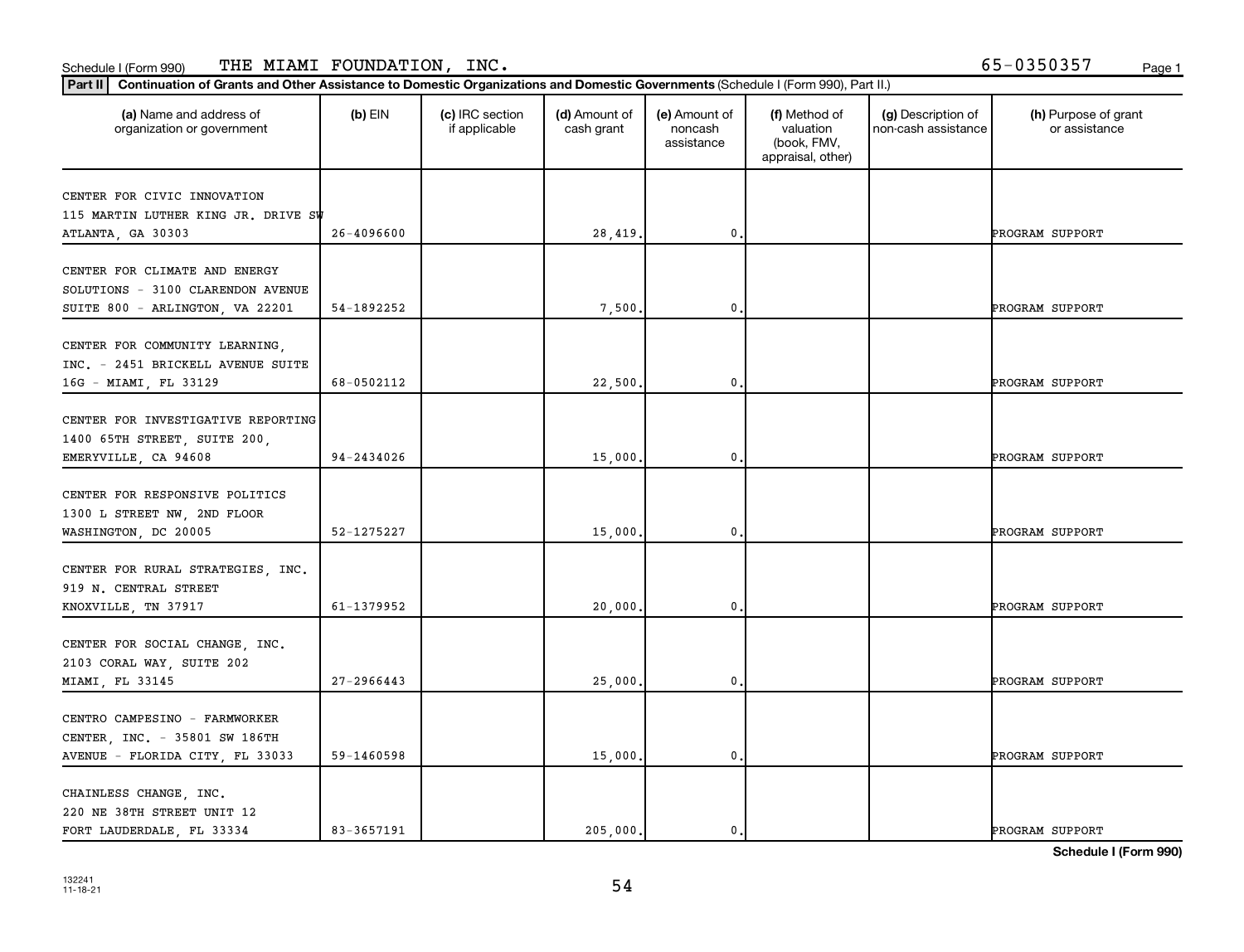Schedule I (Form 990) THE MIAMI FOUNDATION, INC. 65-0350357

**Part II** **Continuation of Grants and Other Assistance to Domestic Organizations and Domestic Governments** (Schedule I (Form 990), Part II.)

| (a) Name and address of organization or government | (b) EIN | (c) IRC section if applicable | (d) Amount of cash grant | (e) Amount of noncash assistance | (f) Method of valuation (book, FMV, appraisal, other) | (g) Description of non-cash assistance | (h) Purpose of grant or assistance |
|---|---|---|---|---|---|---|---|
| CENTER FOR CIVIC INNOVATION 115 MARTIN LUTHER KING JR. DRIVE SW ATLANTA, GA 30303 | 26-4096600 | | 28,419. | 0. | | | PROGRAM SUPPORT |
| CENTER FOR CLIMATE AND ENERGY SOLUTIONS - 3100 CLARENDON AVENUE SUITE 800 - ARLINGTON, VA 22201 | 54-1892252 | | 7,500. | 0. | | | PROGRAM SUPPORT |
| CENTER FOR COMMUNITY LEARNING, INC. - 2451 BRICKELL AVENUE SUITE 16G - MIAMI, FL 33129 | 68-0502112 | | 22,500. | 0. | | | PROGRAM SUPPORT |
| CENTER FOR INVESTIGATIVE REPORTING 1400 65TH STREET, SUITE 200, EMERYVILLE, CA 94608 | 94-2434026 | | 15,000. | 0. | | | PROGRAM SUPPORT |
| CENTER FOR RESPONSIVE POLITICS 1300 L STREET NW, 2ND FLOOR WASHINGTON, DC 20005 | 52-1275227 | | 15,000. | 0. | | | PROGRAM SUPPORT |
| CENTER FOR RURAL STRATEGIES, INC. 919 N. CENTRAL STREET KNOXVILLE, TN 37917 | 61-1379952 | | 20,000. | 0. | | | PROGRAM SUPPORT |
| CENTER FOR SOCIAL CHANGE, INC. 2103 CORAL WAY, SUITE 202 MIAMI, FL 33145 | 27-2966443 | | 25,000. | 0. | | | PROGRAM SUPPORT |
| CENTRO CAMPESINO - FARMWORKER CENTER, INC. - 35801 SW 186TH AVENUE - FLORIDA CITY, FL 33033 | 59-1460598 | | 15,000. | 0. | | | PROGRAM SUPPORT |
| CHAINLESS CHANGE, INC. 220 NE 38TH STREET UNIT 12 FORT LAUDERDALE, FL 33334 | 83-3657191 | | 205,000. | 0. | | | PROGRAM SUPPORT |

Schedule I (Form 990)

132241
11-18-21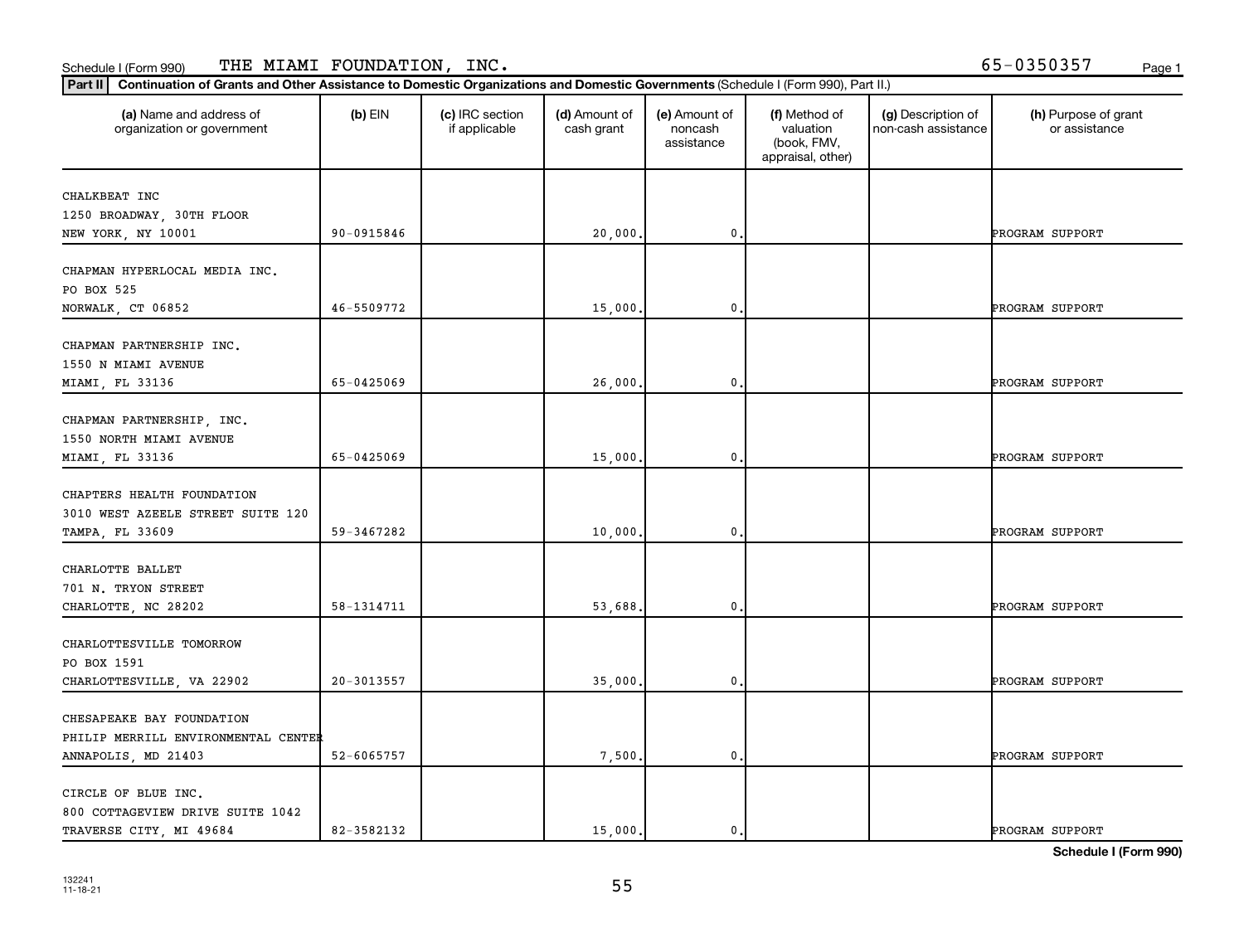Schedule I (Form 990) THE MIAMI FOUNDATION, INC. 65-0350357

**Part II** **Continuation of Grants and Other Assistance to Domestic Organizations and Domestic Governments** (Schedule I (Form 990), Part II.)

| (a) Name and address of organization or government | (b) EIN | (c) IRC section if applicable | (d) Amount of cash grant | (e) Amount of noncash assistance | (f) Method of valuation (book, FMV, appraisal, other) | (g) Description of non-cash assistance | (h) Purpose of grant or assistance |
|---|---|---|---|---|---|---|---|
| CHALKBEAT INC<br>1250 BROADWAY, 30TH FLOOR<br>NEW YORK, NY 10001 | 90-0915846 | | 20,000. | 0. | | | PROGRAM SUPPORT |
| CHAPMAN HYPERLOCAL MEDIA INC.<br>PO BOX 525<br>NORWALK, CT 06852 | 46-5509772 | | 15,000. | 0. | | | PROGRAM SUPPORT |
| CHAPMAN PARTNERSHIP INC.<br>1550 N MIAMI AVENUE<br>MIAMI, FL 33136 | 65-0425069 | | 26,000. | 0. | | | PROGRAM SUPPORT |
| CHAPMAN PARTNERSHIP, INC.<br>1550 NORTH MIAMI AVENUE<br>MIAMI, FL 33136 | 65-0425069 | | 15,000. | 0. | | | PROGRAM SUPPORT |
| CHAPTERS HEALTH FOUNDATION<br>3010 WEST AZEELE STREET SUITE 120<br>TAMPA, FL 33609 | 59-3467282 | | 10,000. | 0. | | | PROGRAM SUPPORT |
| CHARLOTTE BALLET<br>701 N. TRYON STREET<br>CHARLOTTE, NC 28202 | 58-1314711 | | 53,688. | 0. | | | PROGRAM SUPPORT |
| CHARLOTTESVILLE TOMORROW<br>PO BOX 1591<br>CHARLOTTESVILLE, VA 22902 | 20-3013557 | | 35,000. | 0. | | | PROGRAM SUPPORT |
| CHESAPEAKE BAY FOUNDATION<br>PHILIP MERRILL ENVIRONMENTAL CENTER<br>ANNAPOLIS, MD 21403 | 52-6065757 | | 7,500. | 0. | | | PROGRAM SUPPORT |
| CIRCLE OF BLUE INC.<br>800 COTTAGEVIEW DRIVE SUITE 1042<br>TRAVERSE CITY, MI 49684 | 82-3582132 | | 15,000. | 0. | | | PROGRAM SUPPORT |

**Schedule I (Form 990)**

132241
11-18-21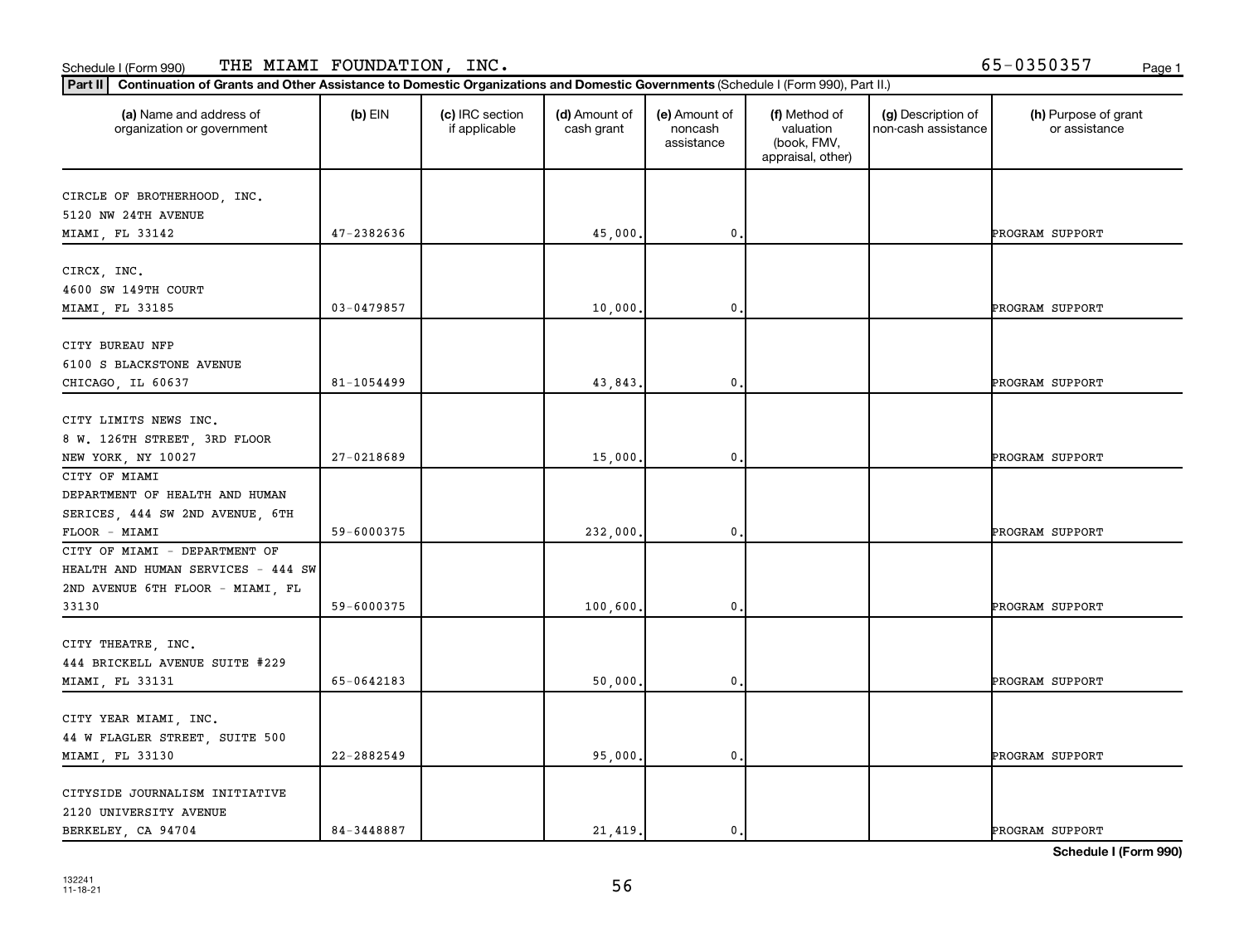Schedule I (Form 990) THE MIAMI FOUNDATION, INC. 65-0350357

**Part II** **Continuation of Grants and Other Assistance to Domestic Organizations and Domestic Governments** (Schedule I (Form 990), Part II.)

| (a) Name and address of organization or government | (b) EIN | (c) IRC section if applicable | (d) Amount of cash grant | (e) Amount of noncash assistance | (f) Method of valuation (book, FMV, appraisal, other) | (g) Description of non-cash assistance | (h) Purpose of grant or assistance |
|---|---|---|---|---|---|---|---|
| CIRCLE OF BROTHERHOOD, INC.<br>5120 NW 24TH AVENUE<br>MIAMI, FL 33142 | 47-2382636 | | 45,000. | 0. | | | PROGRAM SUPPORT |
| CIRCX, INC.<br>4600 SW 149TH COURT<br>MIAMI, FL 33185 | 03-0479857 | | 10,000. | 0. | | | PROGRAM SUPPORT |
| CITY BUREAU NFP<br>6100 S BLACKSTONE AVENUE<br>CHICAGO, IL 60637 | 81-1054499 | | 43,843. | 0. | | | PROGRAM SUPPORT |
| CITY LIMITS NEWS INC.<br>8 W. 126TH STREET, 3RD FLOOR<br>NEW YORK, NY 10027 | 27-0218689 | | 15,000. | 0. | | | PROGRAM SUPPORT |
| CITY OF MIAMI<br>DEPARTMENT OF HEALTH AND HUMAN<br>SERICES, 444 SW 2ND AVENUE, 6TH<br>FLOOR - MIAMI | 59-6000375 | | 232,000. | 0. | | | PROGRAM SUPPORT |
| CITY OF MIAMI - DEPARTMENT OF<br>HEALTH AND HUMAN SERVICES - 444 SW<br>2ND AVENUE 6TH FLOOR - MIAMI, FL<br>33130 | 59-6000375 | | 100,600. | 0. | | | PROGRAM SUPPORT |
| CITY THEATRE, INC.<br>444 BRICKELL AVENUE SUITE #229<br>MIAMI, FL 33131 | 65-0642183 | | 50,000. | 0. | | | PROGRAM SUPPORT |
| CITY YEAR MIAMI, INC.<br>44 W FLAGLER STREET, SUITE 500<br>MIAMI, FL 33130 | 22-2882549 | | 95,000. | 0. | | | PROGRAM SUPPORT |
| CITYSIDE JOURNALISM INITIATIVE<br>2120 UNIVERSITY AVENUE<br>BERKELEY, CA 94704 | 84-3448887 | | 21,419. | 0. | | | PROGRAM SUPPORT |

**Schedule I (Form 990)**

132241
11-18-21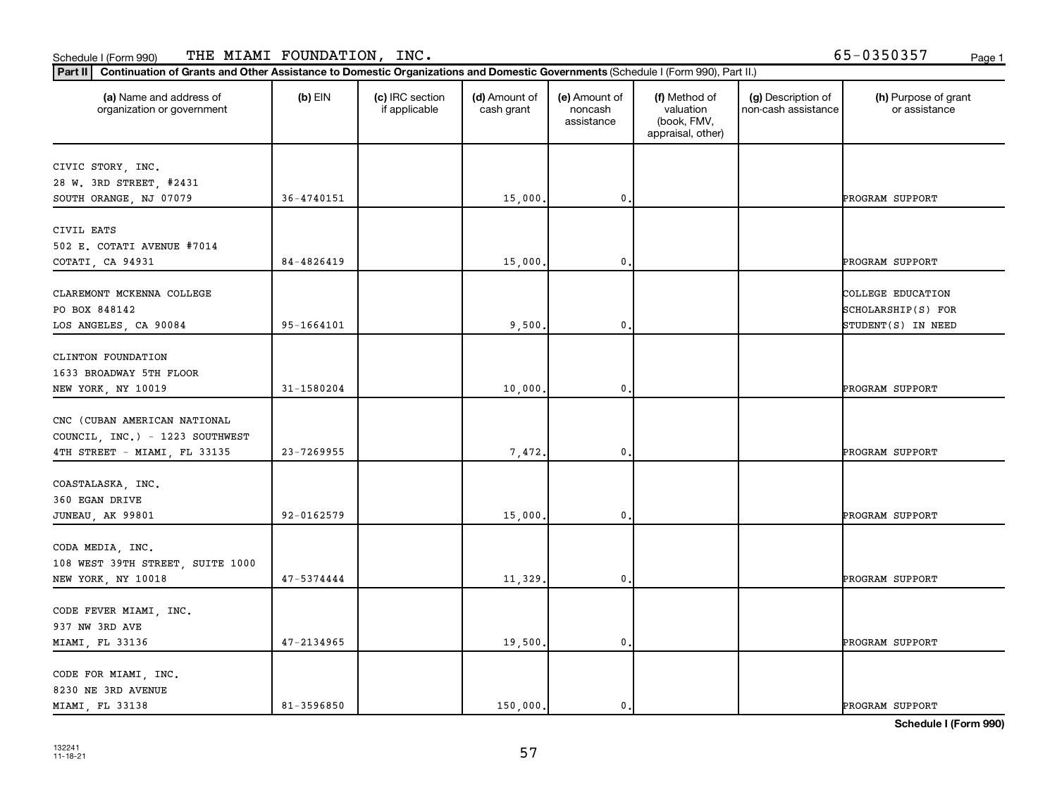Schedule I (Form 990) THE MIAMI FOUNDATION, INC. 65-0350357

**Part II** **Continuation of Grants and Other Assistance to Domestic Organizations and Domestic Governments** (Schedule I (Form 990), Part II.)

| (a) Name and address of organization or government | (b) EIN | (c) IRC section if applicable | (d) Amount of cash grant | (e) Amount of noncash assistance | (f) Method of valuation (book, FMV, appraisal, other) | (g) Description of non-cash assistance | (h) Purpose of grant or assistance |
|---|---|---|---|---|---|---|---|
| CIVIC STORY, INC. 28 W. 3RD STREET, #2431 SOUTH ORANGE, NJ 07079 | 36-4740151 | | 15,000. | 0. | | | PROGRAM SUPPORT |
| CIVIL EATS 502 E. COTATI AVENUE #7014 COTATI, CA 94931 | 84-4826419 | | 15,000. | 0. | | | PROGRAM SUPPORT |
| CLAREMONT MCKENNA COLLEGE PO BOX 848142 LOS ANGELES, CA 90084 | 95-1664101 | | 9,500. | 0. | | | COLLEGE EDUCATION SCHOLARSHIP(S) FOR STUDENT(S) IN NEED |
| CLINTON FOUNDATION 1633 BROADWAY 5TH FLOOR NEW YORK, NY 10019 | 31-1580204 | | 10,000. | 0. | | | PROGRAM SUPPORT |
| CNC (CUBAN AMERICAN NATIONAL COUNCIL, INC.) - 1223 SOUTHWEST 4TH STREET - MIAMI, FL 33135 | 23-7269955 | | 7,472. | 0. | | | PROGRAM SUPPORT |
| COASTALASKA, INC. 360 EGAN DRIVE JUNEAU, AK 99801 | 92-0162579 | | 15,000. | 0. | | | PROGRAM SUPPORT |
| CODA MEDIA, INC. 108 WEST 39TH STREET, SUITE 1000 NEW YORK, NY 10018 | 47-5374444 | | 11,329. | 0. | | | PROGRAM SUPPORT |
| CODE FEVER MIAMI, INC. 937 NW 3RD AVE MIAMI, FL 33136 | 47-2134965 | | 19,500. | 0. | | | PROGRAM SUPPORT |
| CODE FOR MIAMI, INC. 8230 NE 3RD AVENUE MIAMI, FL 33138 | 81-3596850 | | 150,000. | 0. | | | PROGRAM SUPPORT |

**Schedule I (Form 990)**

132241 11-18-21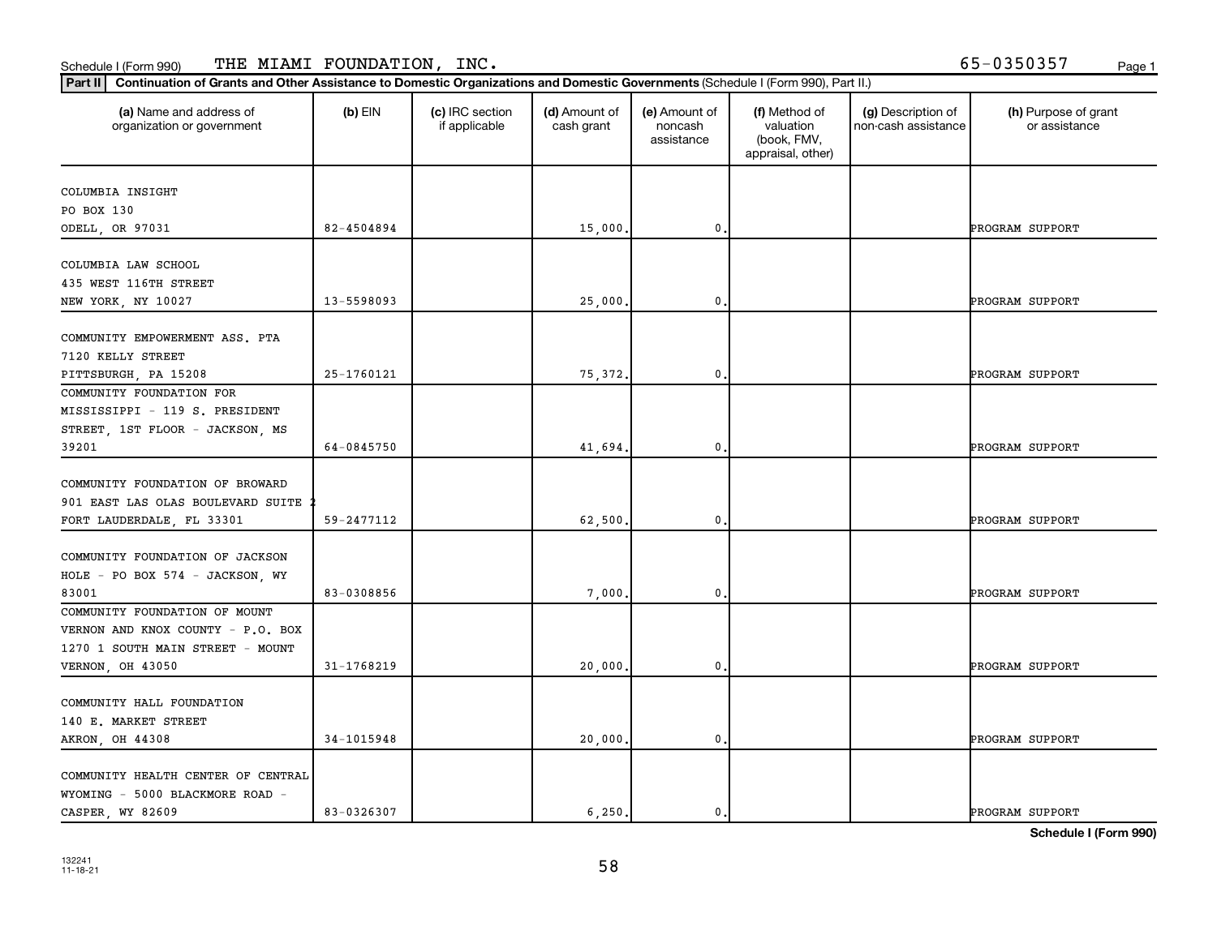Schedule I (Form 990) THE MIAMI FOUNDATION, INC. 65-0350357

**Part II** **Continuation of Grants and Other Assistance to Domestic Organizations and Domestic Governments** (Schedule I (Form 990), Part II.)

| (a) Name and address of organization or government | (b) EIN | (c) IRC section if applicable | (d) Amount of cash grant | (e) Amount of noncash assistance | (f) Method of valuation (book, FMV, appraisal, other) | (g) Description of non-cash assistance | (h) Purpose of grant or assistance |
|---|---|---|---|---|---|---|---|
| COLUMBIA INSIGHT<br>PO BOX 130<br>ODELL, OR 97031 | 82-4504894 | | 15,000. | 0. | | | PROGRAM SUPPORT |
| COLUMBIA LAW SCHOOL<br>435 WEST 116TH STREET<br>NEW YORK, NY 10027 | 13-5598093 | | 25,000. | 0. | | | PROGRAM SUPPORT |
| COMMUNITY EMPOWERMENT ASS. PTA<br>7120 KELLY STREET<br>PITTSBURGH, PA 15208 | 25-1760121 | | 75,372. | 0. | | | PROGRAM SUPPORT |
| COMMUNITY FOUNDATION FOR MISSISSIPPI - 119 S. PRESIDENT STREET, 1ST FLOOR - JACKSON, MS 39201 | 64-0845750 | | 41,694. | 0. | | | PROGRAM SUPPORT |
| COMMUNITY FOUNDATION OF BROWARD<br>901 EAST LAS OLAS BOULEVARD SUITE 2<br>FORT LAUDERDALE, FL 33301 | 59-2477112 | | 62,500. | 0. | | | PROGRAM SUPPORT |
| COMMUNITY FOUNDATION OF JACKSON HOLE - PO BOX 574 - JACKSON, WY 83001 | 83-0308856 | | 7,000. | 0. | | | PROGRAM SUPPORT |
| COMMUNITY FOUNDATION OF MOUNT VERNON AND KNOX COUNTY - P.O. BOX 1270 1 SOUTH MAIN STREET - MOUNT VERNON, OH 43050 | 31-1768219 | | 20,000. | 0. | | | PROGRAM SUPPORT |
| COMMUNITY HALL FOUNDATION<br>140 E. MARKET STREET<br>AKRON, OH 44308 | 34-1015948 | | 20,000. | 0. | | | PROGRAM SUPPORT |
| COMMUNITY HEALTH CENTER OF CENTRAL WYOMING - 5000 BLACKMORE ROAD - CASPER, WY 82609 | 83-0326307 | | 6,250. | 0. | | | PROGRAM SUPPORT |

**Schedule I (Form 990)**

132241
11-18-21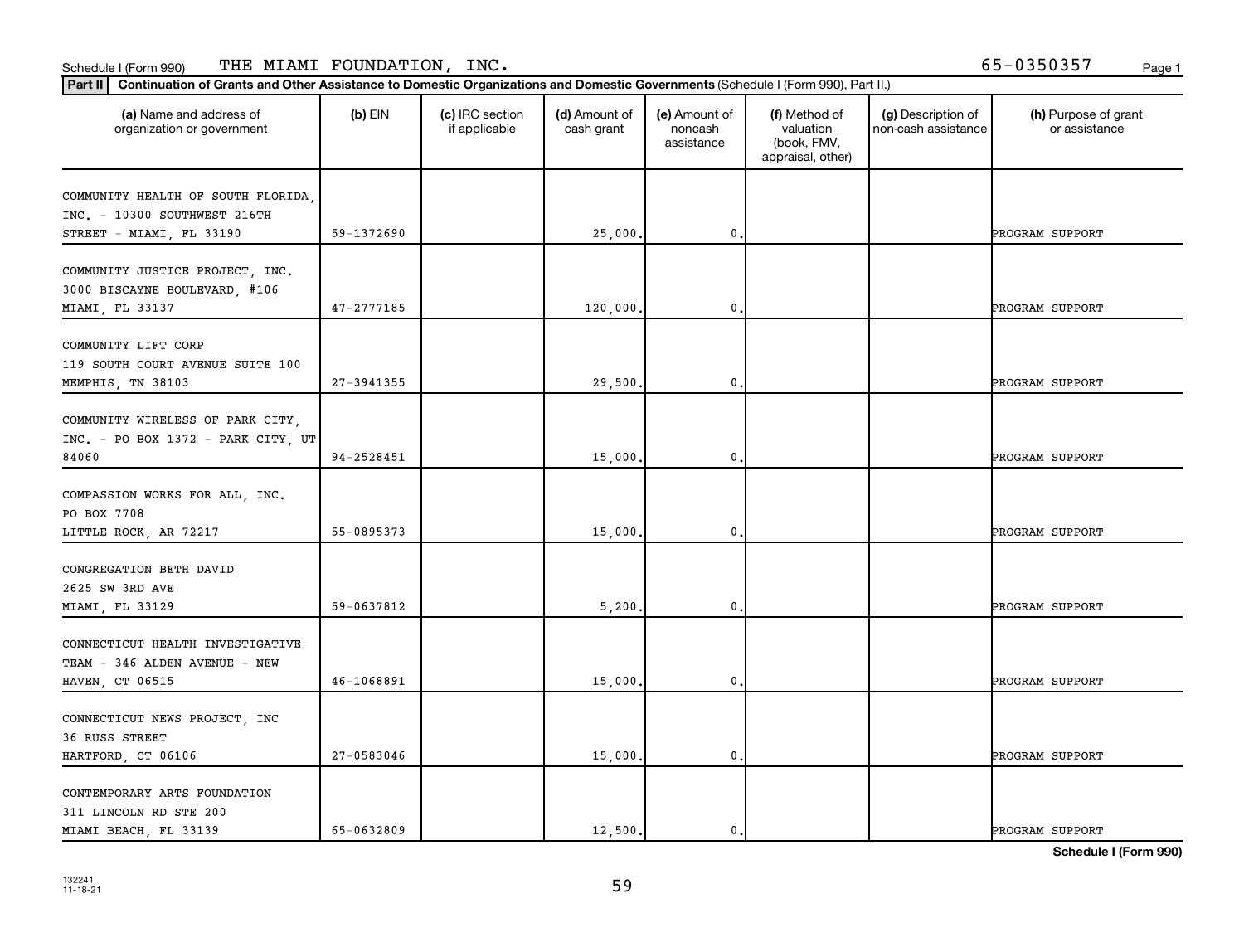Schedule I (Form 990) THE MIAMI FOUNDATION, INC. 65-0350357

**Part II** **Continuation of Grants and Other Assistance to Domestic Organizations and Domestic Governments** (Schedule I (Form 990), Part II.)

| (a) Name and address of organization or government | (b) EIN | (c) IRC section if applicable | (d) Amount of cash grant | (e) Amount of noncash assistance | (f) Method of valuation (book, FMV, appraisal, other) | (g) Description of non-cash assistance | (h) Purpose of grant or assistance |
|---|---|---|---|---|---|---|---|
| COMMUNITY HEALTH OF SOUTH FLORIDA, INC. - 10300 SOUTHWEST 216TH STREET - MIAMI, FL 33190 | 59-1372690 | | 25,000. | 0. | | | PROGRAM SUPPORT |
| COMMUNITY JUSTICE PROJECT, INC. 3000 BISCAYNE BOULEVARD, #106 MIAMI, FL 33137 | 47-2777185 | | 120,000. | 0. | | | PROGRAM SUPPORT |
| COMMUNITY LIFT CORP 119 SOUTH COURT AVENUE SUITE 100 MEMPHIS, TN 38103 | 27-3941355 | | 29,500. | 0. | | | PROGRAM SUPPORT |
| COMMUNITY WIRELESS OF PARK CITY, INC. - PO BOX 1372 - PARK CITY, UT 84060 | 94-2528451 | | 15,000. | 0. | | | PROGRAM SUPPORT |
| COMPASSION WORKS FOR ALL, INC. PO BOX 7708 LITTLE ROCK, AR 72217 | 55-0895373 | | 15,000. | 0. | | | PROGRAM SUPPORT |
| CONGREGATION BETH DAVID 2625 SW 3RD AVE MIAMI, FL 33129 | 59-0637812 | | 5,200. | 0. | | | PROGRAM SUPPORT |
| CONNECTICUT HEALTH INVESTIGATIVE TEAM - 346 ALDEN AVENUE - NEW HAVEN, CT 06515 | 46-1068891 | | 15,000. | 0. | | | PROGRAM SUPPORT |
| CONNECTICUT NEWS PROJECT, INC 36 RUSS STREET HARTFORD, CT 06106 | 27-0583046 | | 15,000. | 0. | | | PROGRAM SUPPORT |
| CONTEMPORARY ARTS FOUNDATION 311 LINCOLN RD STE 200 MIAMI BEACH, FL 33139 | 65-0632809 | | 12,500. | 0. | | | PROGRAM SUPPORT |

**Schedule I (Form 990)**

132241 11-18-21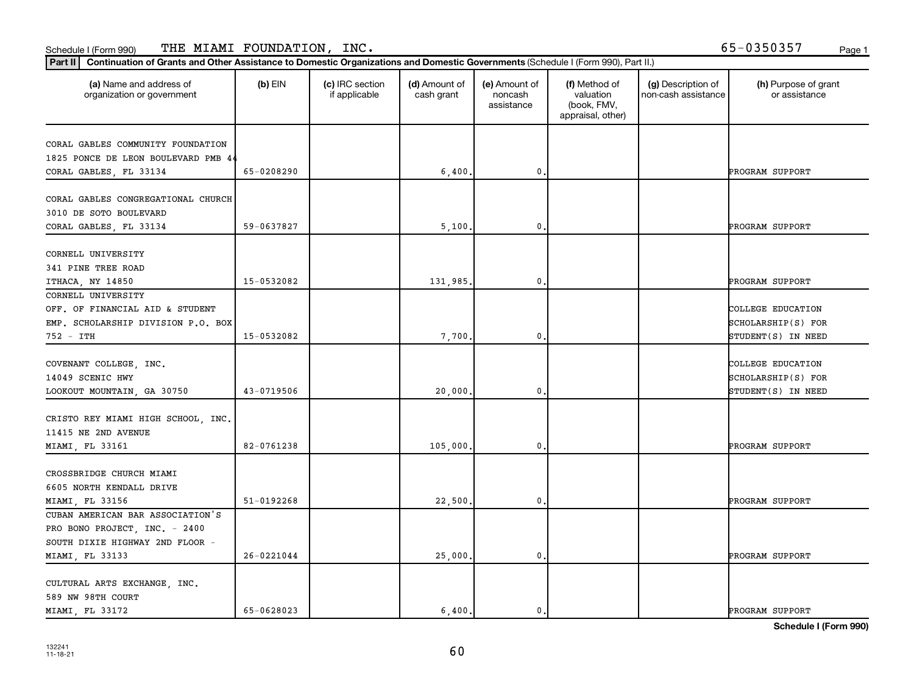Schedule I (Form 990) THE MIAMI FOUNDATION, INC. 65-0350357

**Part II** **Continuation of Grants and Other Assistance to Domestic Organizations and Domestic Governments** (Schedule I (Form 990), Part II.)

| (a) Name and address of organization or government | (b) EIN | (c) IRC section if applicable | (d) Amount of cash grant | (e) Amount of noncash assistance | (f) Method of valuation (book, FMV, appraisal, other) | (g) Description of non-cash assistance | (h) Purpose of grant or assistance |
|---|---|---|---|---|---|---|---|
| CORAL GABLES COMMUNITY FOUNDATION 1825 PONCE DE LEON BOULEVARD PMB 44 CORAL GABLES, FL 33134 | 65-0208290 | | 6,400. | 0. | | | PROGRAM SUPPORT |
| CORAL GABLES CONGREGATIONAL CHURCH 3010 DE SOTO BOULEVARD CORAL GABLES, FL 33134 | 59-0637827 | | 5,100. | 0. | | | PROGRAM SUPPORT |
| CORNELL UNIVERSITY 341 PINE TREE ROAD ITHACA, NY 14850 | 15-0532082 | | 131,985. | 0. | | | PROGRAM SUPPORT |
| CORNELL UNIVERSITY OFF. OF FINANCIAL AID & STUDENT EMP. SCHOLARSHIP DIVISION P.O. BOX 752 - ITH | 15-0532082 | | 7,700. | 0. | | | COLLEGE EDUCATION SCHOLARSHIP(S) FOR STUDENT(S) IN NEED |
| COVENANT COLLEGE, INC. 14049 SCENIC HWY LOOKOUT MOUNTAIN, GA 30750 | 43-0719506 | | 20,000. | 0. | | | COLLEGE EDUCATION SCHOLARSHIP(S) FOR STUDENT(S) IN NEED |
| CRISTO REY MIAMI HIGH SCHOOL, INC. 11415 NE 2ND AVENUE MIAMI, FL 33161 | 82-0761238 | | 105,000. | 0. | | | PROGRAM SUPPORT |
| CROSSBRIDGE CHURCH MIAMI 6605 NORTH KENDALL DRIVE MIAMI, FL 33156 | 51-0192268 | | 22,500. | 0. | | | PROGRAM SUPPORT |
| CUBAN AMERICAN BAR ASSOCIATION'S PRO BONO PROJECT, INC. - 2400 SOUTH DIXIE HIGHWAY 2ND FLOOR - MIAMI, FL 33133 | 26-0221044 | | 25,000. | 0. | | | PROGRAM SUPPORT |
| CULTURAL ARTS EXCHANGE, INC. 589 NW 98TH COURT MIAMI, FL 33172 | 65-0628023 | | 6,400. | 0. | | | PROGRAM SUPPORT |

**Schedule I (Form 990)**

132241 11-18-21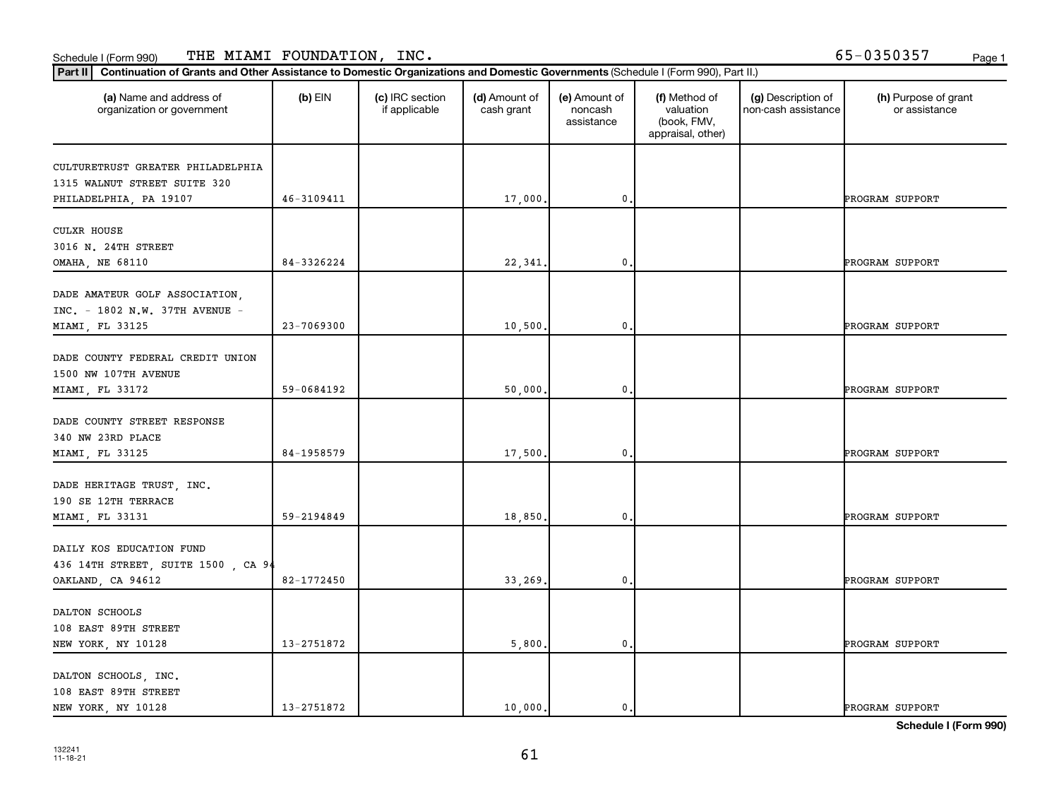Schedule I (Form 990) THE MIAMI FOUNDATION, INC. 65-0350357

**Part II** **Continuation of Grants and Other Assistance to Domestic Organizations and Domestic Governments** (Schedule I (Form 990), Part II.)

| (a) Name and address of organization or government | (b) EIN | (c) IRC section if applicable | (d) Amount of cash grant | (e) Amount of noncash assistance | (f) Method of valuation (book, FMV, appraisal, other) | (g) Description of non-cash assistance | (h) Purpose of grant or assistance |
|---|---|---|---|---|---|---|---|
| CULTURETRUST GREATER PHILADELPHIA<br>1315 WALNUT STREET SUITE 320<br>PHILADELPHIA, PA 19107 | 46-3109411 | | 17,000. | 0. | | | PROGRAM SUPPORT |
| CULXR HOUSE<br>3016 N. 24TH STREET<br>OMAHA, NE 68110 | 84-3326224 | | 22,341. | 0. | | | PROGRAM SUPPORT |
| DADE AMATEUR GOLF ASSOCIATION,<br>INC. - 1802 N.W. 37TH AVENUE -<br>MIAMI, FL 33125 | 23-7069300 | | 10,500. | 0. | | | PROGRAM SUPPORT |
| DADE COUNTY FEDERAL CREDIT UNION<br>1500 NW 107TH AVENUE<br>MIAMI, FL 33172 | 59-0684192 | | 50,000. | 0. | | | PROGRAM SUPPORT |
| DADE COUNTY STREET RESPONSE<br>340 NW 23RD PLACE<br>MIAMI, FL 33125 | 84-1958579 | | 17,500. | 0. | | | PROGRAM SUPPORT |
| DADE HERITAGE TRUST, INC.<br>190 SE 12TH TERRACE<br>MIAMI, FL 33131 | 59-2194849 | | 18,850. | 0. | | | PROGRAM SUPPORT |
| DAILY KOS EDUCATION FUND<br>436 14TH STREET, SUITE 1500 , CA 94<br>OAKLAND, CA 94612 | 82-1772450 | | 33,269. | 0. | | | PROGRAM SUPPORT |
| DALTON SCHOOLS<br>108 EAST 89TH STREET<br>NEW YORK, NY 10128 | 13-2751872 | | 5,800. | 0. | | | PROGRAM SUPPORT |
| DALTON SCHOOLS, INC.<br>108 EAST 89TH STREET<br>NEW YORK, NY 10128 | 13-2751872 | | 10,000. | 0. | | | PROGRAM SUPPORT |

**Schedule I (Form 990)**

132241
11-18-21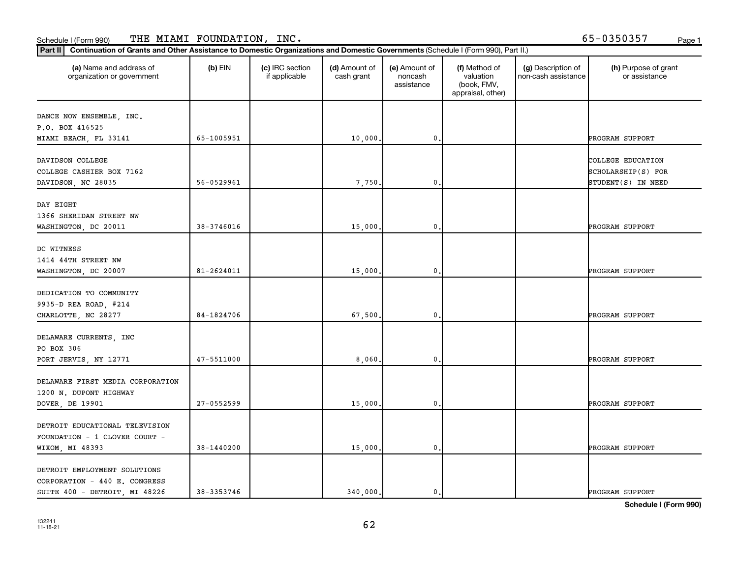Schedule I (Form 990) THE MIAMI FOUNDATION, INC. 65-0350357

**Part II** **Continuation of Grants and Other Assistance to Domestic Organizations and Domestic Governments** (Schedule I (Form 990), Part II.)

| (a) Name and address of organization or government | (b) EIN | (c) IRC section if applicable | (d) Amount of cash grant | (e) Amount of noncash assistance | (f) Method of valuation (book, FMV, appraisal, other) | (g) Description of non-cash assistance | (h) Purpose of grant or assistance |
|---|---|---|---|---|---|---|---|
| DANCE NOW ENSEMBLE, INC.<br>P.O. BOX 416525<br>MIAMI BEACH, FL 33141 | 65-1005951 | | 10,000. | 0. | | | PROGRAM SUPPORT |
| DAVIDSON COLLEGE<br>COLLEGE CASHIER BOX 7162<br>DAVIDSON, NC 28035 | 56-0529961 | | 7,750. | 0. | | | COLLEGE EDUCATION SCHOLARSHIP(S) FOR STUDENT(S) IN NEED |
| DAY EIGHT<br>1366 SHERIDAN STREET NW<br>WASHINGTON, DC 20011 | 38-3746016 | | 15,000. | 0. | | | PROGRAM SUPPORT |
| DC WITNESS<br>1414 44TH STREET NW<br>WASHINGTON, DC 20007 | 81-2624011 | | 15,000. | 0. | | | PROGRAM SUPPORT |
| DEDICATION TO COMMUNITY<br>9935-D REA ROAD, #214<br>CHARLOTTE, NC 28277 | 84-1824706 | | 67,500. | 0. | | | PROGRAM SUPPORT |
| DELAWARE CURRENTS, INC<br>PO BOX 306<br>PORT JERVIS, NY 12771 | 47-5511000 | | 8,060. | 0. | | | PROGRAM SUPPORT |
| DELAWARE FIRST MEDIA CORPORATION<br>1200 N. DUPONT HIGHWAY<br>DOVER, DE 19901 | 27-0552599 | | 15,000. | 0. | | | PROGRAM SUPPORT |
| DETROIT EDUCATIONAL TELEVISION<br>FOUNDATION - 1 CLOVER COURT -<br>WIXOM, MI 48393 | 38-1440200 | | 15,000. | 0. | | | PROGRAM SUPPORT |
| DETROIT EMPLOYMENT SOLUTIONS<br>CORPORATION - 440 E. CONGRESS<br>SUITE 400 - DETROIT, MI 48226 | 38-3353746 | | 340,000. | 0. | | | PROGRAM SUPPORT |

Schedule I (Form 990)

132241
11-18-21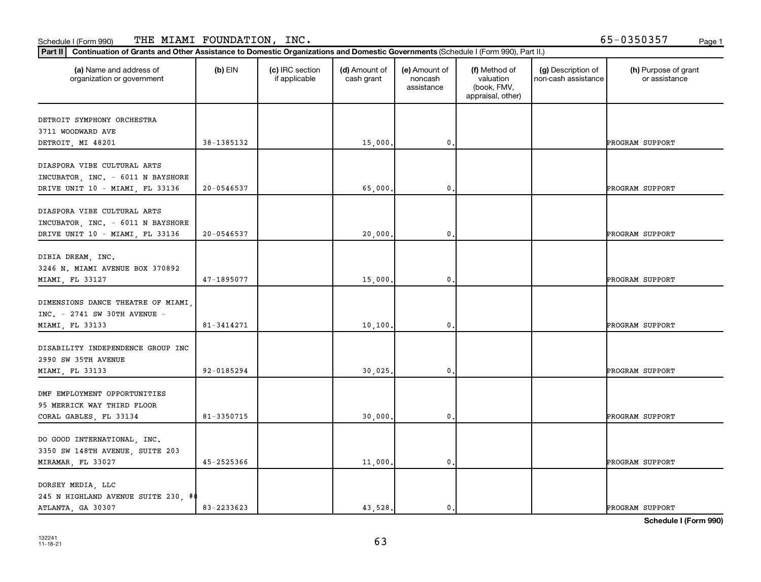Schedule I (Form 990) THE MIAMI FOUNDATION, INC. 65-0350357

**Part II** **Continuation of Grants and Other Assistance to Domestic Organizations and Domestic Governments** (Schedule I (Form 990), Part II.)

| (a) Name and address of organization or government | (b) EIN | (c) IRC section if applicable | (d) Amount of cash grant | (e) Amount of noncash assistance | (f) Method of valuation (book, FMV, appraisal, other) | (g) Description of non-cash assistance | (h) Purpose of grant or assistance |
|---|---|---|---|---|---|---|---|
| DETROIT SYMPHONY ORCHESTRA 3711 WOODWARD AVE DETROIT, MI 48201 | 38-1385132 | | 15,000. | 0. | | | PROGRAM SUPPORT |
| DIASPORA VIBE CULTURAL ARTS INCUBATOR, INC. - 6011 N BAYSHORE DRIVE UNIT 10 - MIAMI, FL 33136 | 20-0546537 | | 65,000. | 0. | | | PROGRAM SUPPORT |
| DIASPORA VIBE CULTURAL ARTS INCUBATOR, INC. - 6011 N BAYSHORE DRIVE UNIT 10 - MIAMI, FL 33136 | 20-0546537 | | 20,000. | 0. | | | PROGRAM SUPPORT |
| DIBIA DREAM, INC. 3246 N. MIAMI AVENUE BOX 370892 MIAMI, FL 33127 | 47-1895077 | | 15,000. | 0. | | | PROGRAM SUPPORT |
| DIMENSIONS DANCE THEATRE OF MIAMI, INC. - 2741 SW 30TH AVENUE - MIAMI, FL 33133 | 81-3414271 | | 10,100. | 0. | | | PROGRAM SUPPORT |
| DISABILITY INDEPENDENCE GROUP INC 2990 SW 35TH AVENUE MIAMI, FL 33133 | 92-0185294 | | 30,025. | 0. | | | PROGRAM SUPPORT |
| DMF EMPLOYMENT OPPORTUNITIES 95 MERRICK WAY THIRD FLOOR CORAL GABLES, FL 33134 | 81-3350715 | | 30,000. | 0. | | | PROGRAM SUPPORT |
| DO GOOD INTERNATIONAL, INC. 3350 SW 148TH AVENUE, SUITE 203 MIRAMAR, FL 33027 | 45-2525366 | | 11,000. | 0. | | | PROGRAM SUPPORT |
| DORSEY MEDIA, LLC 245 N HIGHLAND AVENUE SUITE 230, #8 ATLANTA, GA 30307 | 83-2233623 | | 43,528. | 0. | | | PROGRAM SUPPORT |

**Schedule I (Form 990)**

132241 11-18-21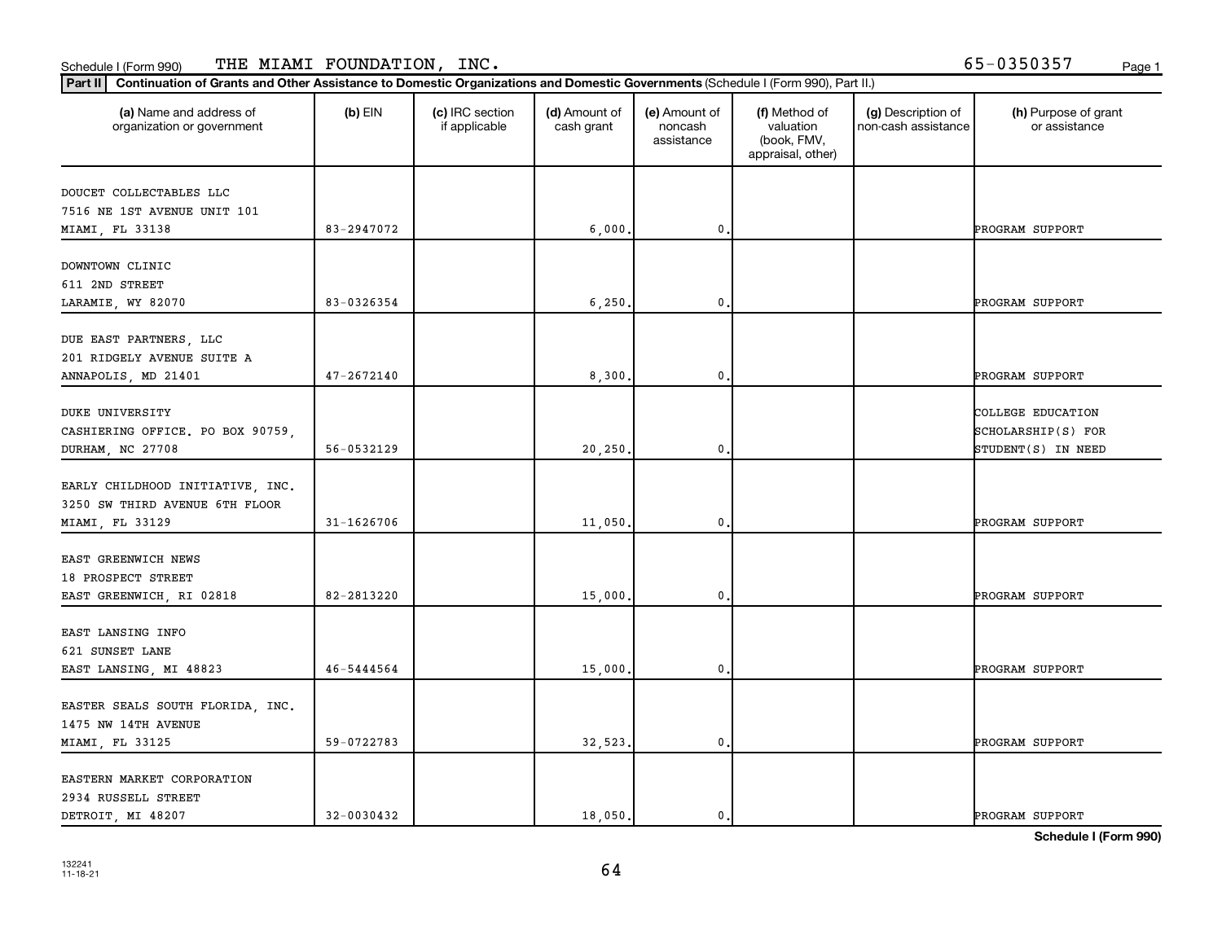Schedule I (Form 990) THE MIAMI FOUNDATION, INC. 65-0350357

**Part II** **Continuation of Grants and Other Assistance to Domestic Organizations and Domestic Governments** (Schedule I (Form 990), Part II.)

| (a) Name and address of organization or government | (b) EIN | (c) IRC section if applicable | (d) Amount of cash grant | (e) Amount of noncash assistance | (f) Method of valuation (book, FMV, appraisal, other) | (g) Description of non-cash assistance | (h) Purpose of grant or assistance |
|---|---|---|---|---|---|---|---|
| DOUCET COLLECTABLES LLC<br>7516 NE 1ST AVENUE UNIT 101<br>MIAMI, FL 33138 | 83-2947072 | | 6,000. | 0. | | | PROGRAM SUPPORT |
| DOWNTOWN CLINIC<br>611 2ND STREET<br>LARAMIE, WY 82070 | 83-0326354 | | 6,250. | 0. | | | PROGRAM SUPPORT |
| DUE EAST PARTNERS, LLC<br>201 RIDGELY AVENUE SUITE A<br>ANNAPOLIS, MD 21401 | 47-2672140 | | 8,300. | 0. | | | PROGRAM SUPPORT |
| DUKE UNIVERSITY<br>CASHIERING OFFICE. PO BOX 90759,<br>DURHAM, NC 27708 | 56-0532129 | | 20,250. | 0. | | | COLLEGE EDUCATION SCHOLARSHIP(S) FOR STUDENT(S) IN NEED |
| EARLY CHILDHOOD INITIATIVE, INC.<br>3250 SW THIRD AVENUE 6TH FLOOR<br>MIAMI, FL 33129 | 31-1626706 | | 11,050. | 0. | | | PROGRAM SUPPORT |
| EAST GREENWICH NEWS<br>18 PROSPECT STREET<br>EAST GREENWICH, RI 02818 | 82-2813220 | | 15,000. | 0. | | | PROGRAM SUPPORT |
| EAST LANSING INFO<br>621 SUNSET LANE<br>EAST LANSING, MI 48823 | 46-5444564 | | 15,000. | 0. | | | PROGRAM SUPPORT |
| EASTER SEALS SOUTH FLORIDA, INC.<br>1475 NW 14TH AVENUE<br>MIAMI, FL 33125 | 59-0722783 | | 32,523. | 0. | | | PROGRAM SUPPORT |
| EASTERN MARKET CORPORATION<br>2934 RUSSELL STREET<br>DETROIT, MI 48207 | 32-0030432 | | 18,050. | 0. | | | PROGRAM SUPPORT |

**Schedule I (Form 990)**

132241
11-18-21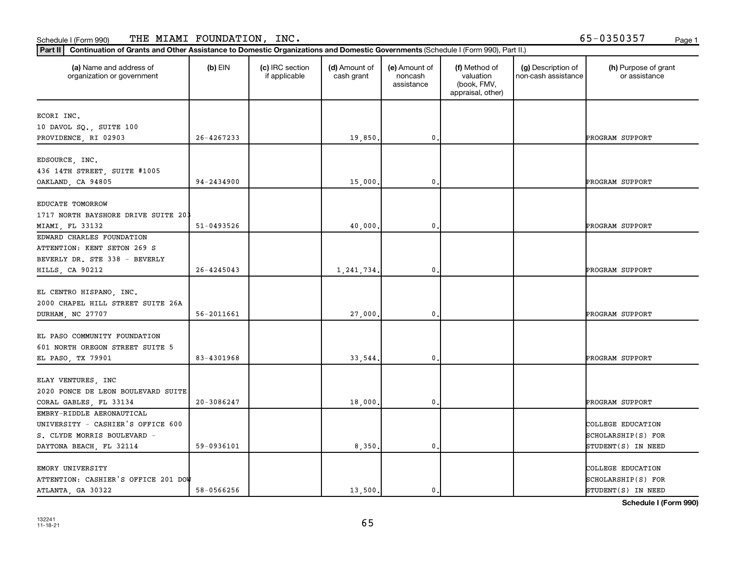Schedule I (Form 990) THE MIAMI FOUNDATION, INC. 65-0350357

**Part II** Continuation of Grants and Other Assistance to Domestic Organizations and Domestic Governments (Schedule I (Form 990), Part II.)

| (a) Name and address of organization or government | (b) EIN | (c) IRC section if applicable | (d) Amount of cash grant | (e) Amount of noncash assistance | (f) Method of valuation (book, FMV, appraisal, other) | (g) Description of non-cash assistance | (h) Purpose of grant or assistance |
|---|---|---|---|---|---|---|---|
| ECORI INC. 10 DAVOL SQ., SUITE 100 PROVIDENCE, RI 02903 | 26-4267233 | | 19,850. | 0. | | | PROGRAM SUPPORT |
| EDSOURCE, INC. 436 14TH STREET, SUITE #1005 OAKLAND, CA 94805 | 94-2434900 | | 15,000. | 0. | | | PROGRAM SUPPORT |
| EDUCATE TOMORROW 1717 NORTH BAYSHORE DRIVE SUITE 203 MIAMI, FL 33132 | 51-0493526 | | 40,000. | 0. | | | PROGRAM SUPPORT |
| EDWARD CHARLES FOUNDATION ATTENTION: KENT SETON 269 S BEVERLY DR. STE 338 - BEVERLY HILLS, CA 90212 | 26-4245043 | | 1,241,734. | 0. | | | PROGRAM SUPPORT |
| EL CENTRO HISPANO, INC. 2000 CHAPEL HILL STREET SUITE 26A DURHAM, NC 27707 | 56-2011661 | | 27,000. | 0. | | | PROGRAM SUPPORT |
| EL PASO COMMUNITY FOUNDATION 601 NORTH OREGON STREET SUITE 5 EL PASO, TX 79901 | 83-4301968 | | 33,544. | 0. | | | PROGRAM SUPPORT |
| ELAY VENTURES, INC 2020 PONCE DE LEON BOULEVARD SUITE CORAL GABLES, FL 33134 | 20-3086247 | | 18,000. | 0. | | | PROGRAM SUPPORT |
| EMBRY-RIDDLE AERONAUTICAL UNIVERSITY - CASHIER'S OFFICE 600 S. CLYDE MORRIS BOULEVARD - DAYTONA BEACH, FL 32114 | 59-0936101 | | 8,350. | 0. | | | COLLEGE EDUCATION SCHOLARSHIP(S) FOR STUDENT(S) IN NEED |
| EMORY UNIVERSITY ATTENTION: CASHIER'S OFFICE 201 DOW ATLANTA, GA 30322 | 58-0566256 | | 13,500. | 0. | | | COLLEGE EDUCATION SCHOLARSHIP(S) FOR STUDENT(S) IN NEED |

Schedule I (Form 990)

132241 11-18-21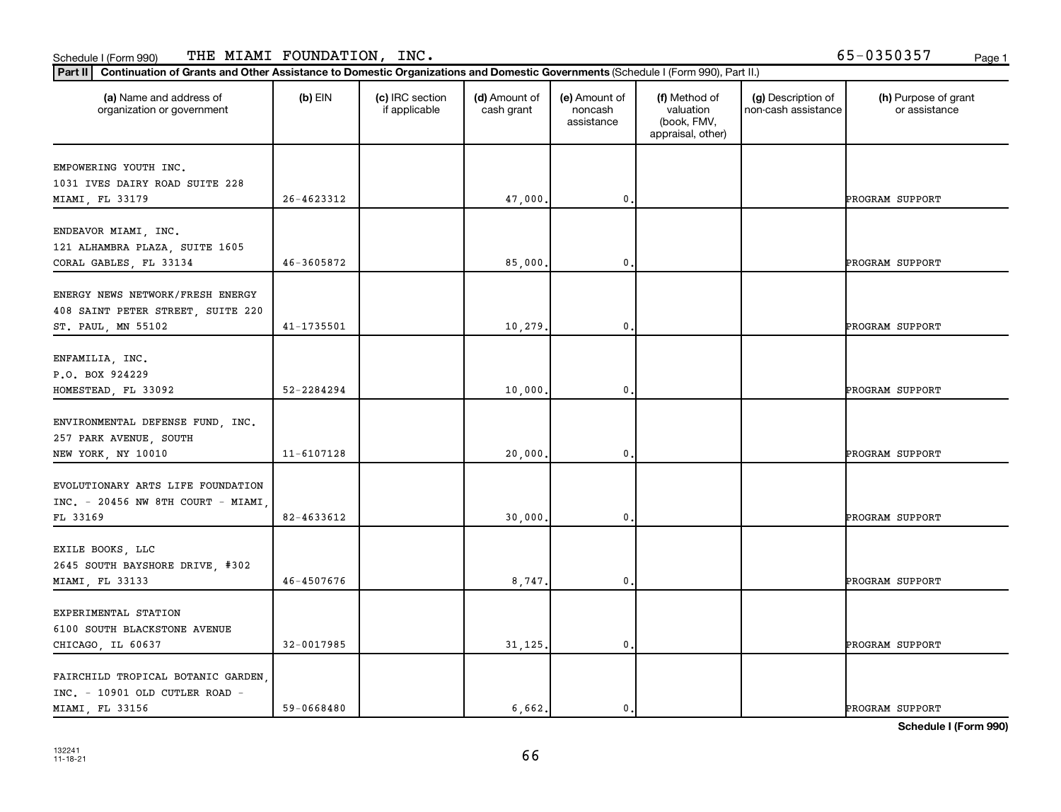Schedule I (Form 990) THE MIAMI FOUNDATION, INC. 65-0350357

**Part II** **Continuation of Grants and Other Assistance to Domestic Organizations and Domestic Governments** (Schedule I (Form 990), Part II.)

| (a) Name and address of organization or government | (b) EIN | (c) IRC section if applicable | (d) Amount of cash grant | (e) Amount of noncash assistance | (f) Method of valuation (book, FMV, appraisal, other) | (g) Description of non-cash assistance | (h) Purpose of grant or assistance |
|---|---|---|---|---|---|---|---|
| EMPOWERING YOUTH INC. 1031 IVES DAIRY ROAD SUITE 228 MIAMI, FL 33179 | 26-4623312 | | 47,000. | 0. | | | PROGRAM SUPPORT |
| ENDEAVOR MIAMI, INC. 121 ALHAMBRA PLAZA, SUITE 1605 CORAL GABLES, FL 33134 | 46-3605872 | | 85,000. | 0. | | | PROGRAM SUPPORT |
| ENERGY NEWS NETWORK/FRESH ENERGY 408 SAINT PETER STREET, SUITE 220 ST. PAUL, MN 55102 | 41-1735501 | | 10,279. | 0. | | | PROGRAM SUPPORT |
| ENFAMILIA, INC. P.O. BOX 924229 HOMESTEAD, FL 33092 | 52-2284294 | | 10,000. | 0. | | | PROGRAM SUPPORT |
| ENVIRONMENTAL DEFENSE FUND, INC. 257 PARK AVENUE, SOUTH NEW YORK, NY 10010 | 11-6107128 | | 20,000. | 0. | | | PROGRAM SUPPORT |
| EVOLUTIONARY ARTS LIFE FOUNDATION INC. - 20456 NW 8TH COURT - MIAMI, FL 33169 | 82-4633612 | | 30,000. | 0. | | | PROGRAM SUPPORT |
| EXILE BOOKS, LLC 2645 SOUTH BAYSHORE DRIVE, #302 MIAMI, FL 33133 | 46-4507676 | | 8,747. | 0. | | | PROGRAM SUPPORT |
| EXPERIMENTAL STATION 6100 SOUTH BLACKSTONE AVENUE CHICAGO, IL 60637 | 32-0017985 | | 31,125. | 0. | | | PROGRAM SUPPORT |
| FAIRCHILD TROPICAL BOTANIC GARDEN, INC. - 10901 OLD CUTLER ROAD - MIAMI, FL 33156 | 59-0668480 | | 6,662. | 0. | | | PROGRAM SUPPORT |

Schedule I (Form 990)

132241 11-18-21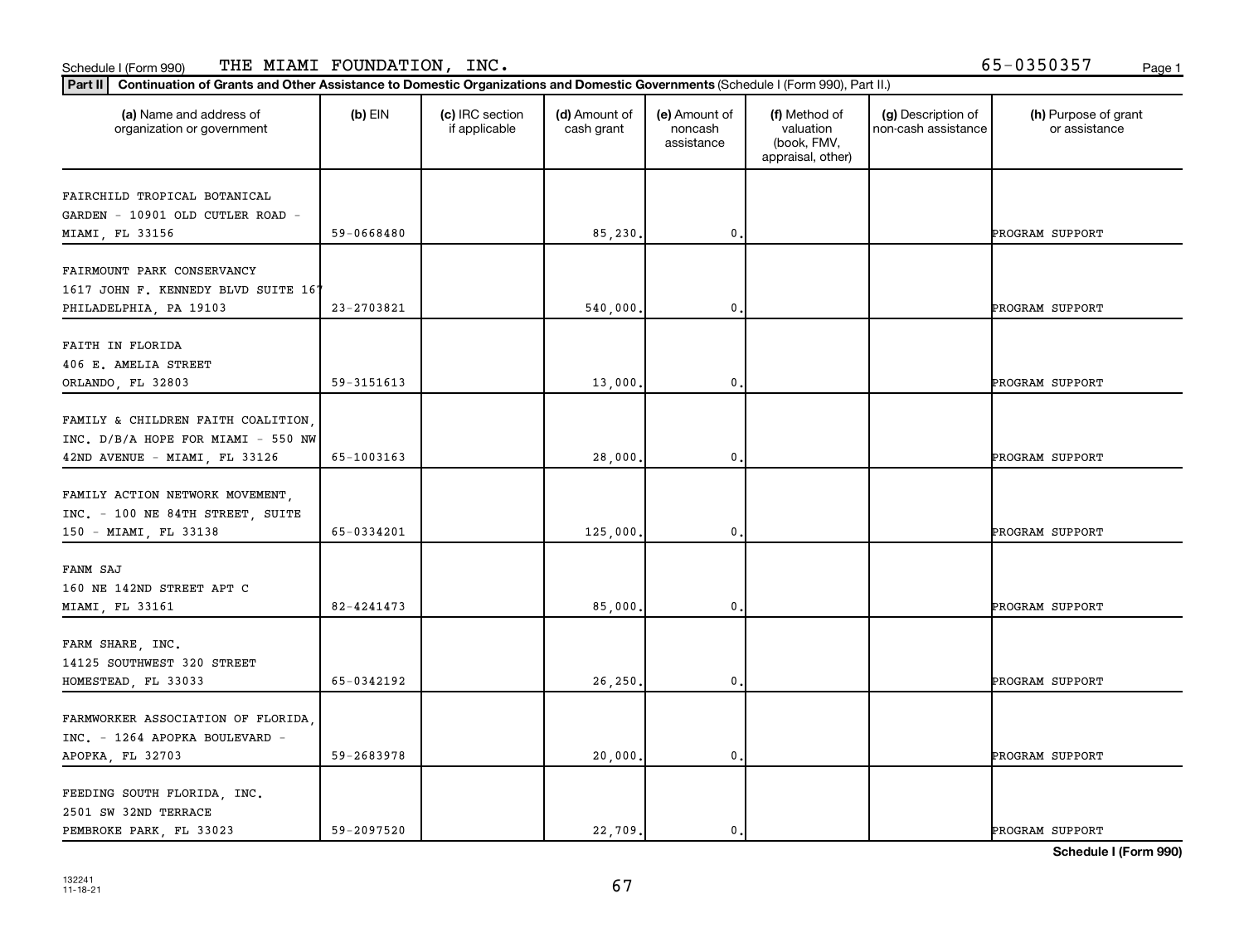Schedule I (Form 990) THE MIAMI FOUNDATION, INC. 65-0350357

**Part II** **Continuation of Grants and Other Assistance to Domestic Organizations and Domestic Governments** (Schedule I (Form 990), Part II.)

| (a) Name and address of organization or government | (b) EIN | (c) IRC section if applicable | (d) Amount of cash grant | (e) Amount of noncash assistance | (f) Method of valuation (book, FMV, appraisal, other) | (g) Description of non-cash assistance | (h) Purpose of grant or assistance |
|---|---|---|---|---|---|---|---|
| FAIRCHILD TROPICAL BOTANICAL GARDEN - 10901 OLD CUTLER ROAD - MIAMI, FL 33156 | 59-0668480 | | 85,230. | 0. | | | PROGRAM SUPPORT |
| FAIRMOUNT PARK CONSERVANCY 1617 JOHN F. KENNEDY BLVD SUITE 167 PHILADELPHIA, PA 19103 | 23-2703821 | | 540,000. | 0. | | | PROGRAM SUPPORT |
| FAITH IN FLORIDA 406 E. AMELIA STREET ORLANDO, FL 32803 | 59-3151613 | | 13,000. | 0. | | | PROGRAM SUPPORT |
| FAMILY & CHILDREN FAITH COALITION, INC. D/B/A HOPE FOR MIAMI - 550 NW 42ND AVENUE - MIAMI, FL 33126 | 65-1003163 | | 28,000. | 0. | | | PROGRAM SUPPORT |
| FAMILY ACTION NETWORK MOVEMENT, INC. - 100 NE 84TH STREET, SUITE 150 - MIAMI, FL 33138 | 65-0334201 | | 125,000. | 0. | | | PROGRAM SUPPORT |
| FANM SAJ 160 NE 142ND STREET APT C MIAMI, FL 33161 | 82-4241473 | | 85,000. | 0. | | | PROGRAM SUPPORT |
| FARM SHARE, INC. 14125 SOUTHWEST 320 STREET HOMESTEAD, FL 33033 | 65-0342192 | | 26,250. | 0. | | | PROGRAM SUPPORT |
| FARMWORKER ASSOCIATION OF FLORIDA, INC. - 1264 APOPKA BOULEVARD - APOPKA, FL 32703 | 59-2683978 | | 20,000. | 0. | | | PROGRAM SUPPORT |
| FEEDING SOUTH FLORIDA, INC. 2501 SW 32ND TERRACE PEMBROKE PARK, FL 33023 | 59-2097520 | | 22,709. | 0. | | | PROGRAM SUPPORT |

**Schedule I (Form 990)**

132241 11-18-21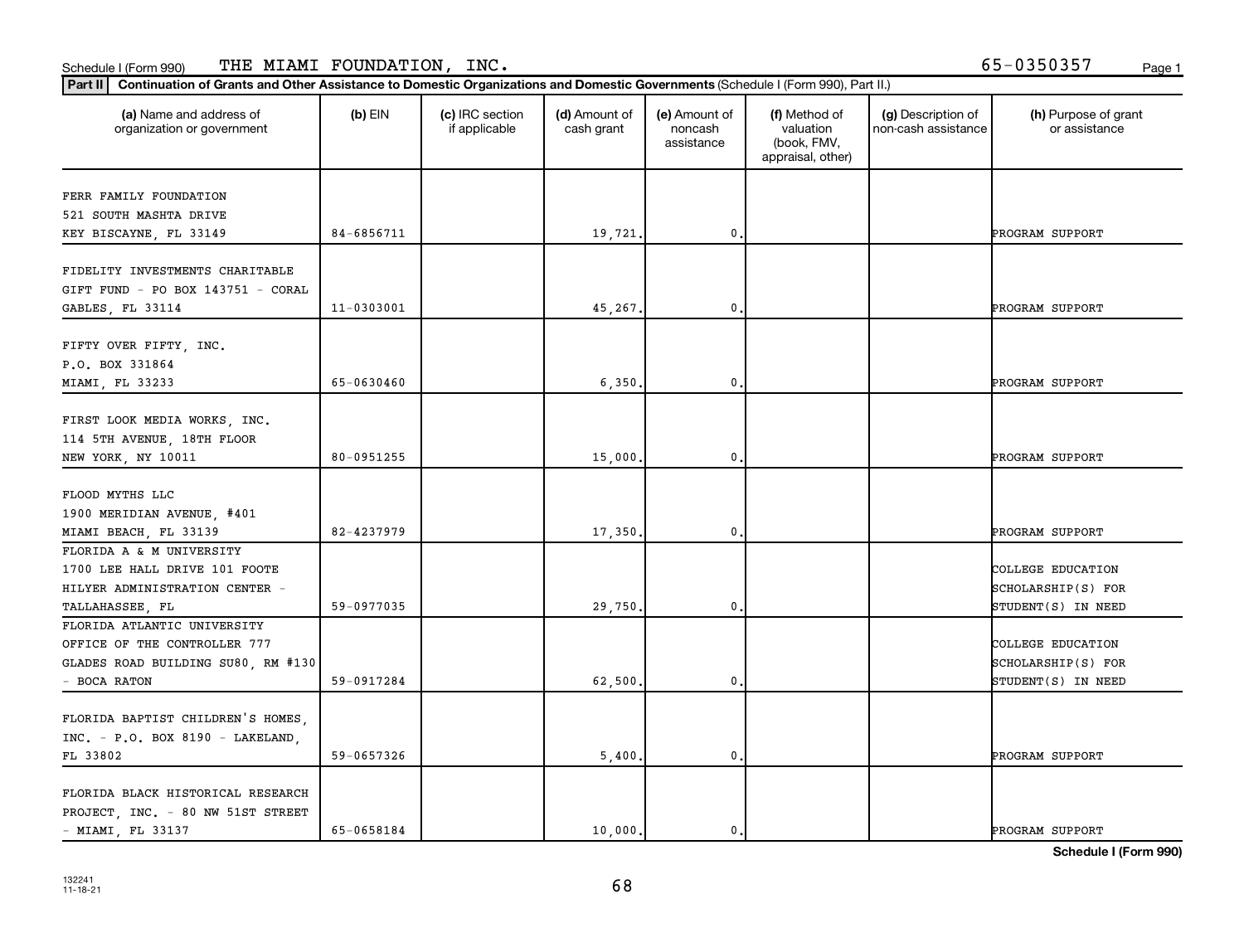Schedule I (Form 990) THE MIAMI FOUNDATION, INC. 65-0350357

**Part II** **Continuation of Grants and Other Assistance to Domestic Organizations and Domestic Governments** (Schedule I (Form 990), Part II.)

| (a) Name and address of organization or government | (b) EIN | (c) IRC section if applicable | (d) Amount of cash grant | (e) Amount of noncash assistance | (f) Method of valuation (book, FMV, appraisal, other) | (g) Description of non-cash assistance | (h) Purpose of grant or assistance |
|---|---|---|---|---|---|---|---|
| FERR FAMILY FOUNDATION 521 SOUTH MASHTA DRIVE KEY BISCAYNE, FL 33149 | 84-6856711 | | 19,721. | 0. | | | PROGRAM SUPPORT |
| FIDELITY INVESTMENTS CHARITABLE GIFT FUND - PO BOX 143751 - CORAL GABLES, FL 33114 | 11-0303001 | | 45,267. | 0. | | | PROGRAM SUPPORT |
| FIFTY OVER FIFTY, INC. P.O. BOX 331864 MIAMI, FL 33233 | 65-0630460 | | 6,350. | 0. | | | PROGRAM SUPPORT |
| FIRST LOOK MEDIA WORKS, INC. 114 5TH AVENUE, 18TH FLOOR NEW YORK, NY 10011 | 80-0951255 | | 15,000. | 0. | | | PROGRAM SUPPORT |
| FLOOD MYTHS LLC 1900 MERIDIAN AVENUE, #401 MIAMI BEACH, FL 33139 | 82-4237979 | | 17,350. | 0. | | | PROGRAM SUPPORT |
| FLORIDA A & M UNIVERSITY 1700 LEE HALL DRIVE 101 FOOTE HILYER ADMINISTRATION CENTER - TALLAHASSEE, FL | 59-0977035 | | 29,750. | 0. | | | COLLEGE EDUCATION SCHOLARSHIP(S) FOR STUDENT(S) IN NEED |
| FLORIDA ATLANTIC UNIVERSITY OFFICE OF THE CONTROLLER 777 GLADES ROAD BUILDING SU80, RM #130 - BOCA RATON | 59-0917284 | | 62,500. | 0. | | | COLLEGE EDUCATION SCHOLARSHIP(S) FOR STUDENT(S) IN NEED |
| FLORIDA BAPTIST CHILDREN'S HOMES, INC. - P.O. BOX 8190 - LAKELAND, FL 33802 | 59-0657326 | | 5,400. | 0. | | | PROGRAM SUPPORT |
| FLORIDA BLACK HISTORICAL RESEARCH PROJECT, INC. - 80 NW 51ST STREET - MIAMI, FL 33137 | 65-0658184 | | 10,000. | 0. | | | PROGRAM SUPPORT |

**Schedule I (Form 990)**

132241
11-18-21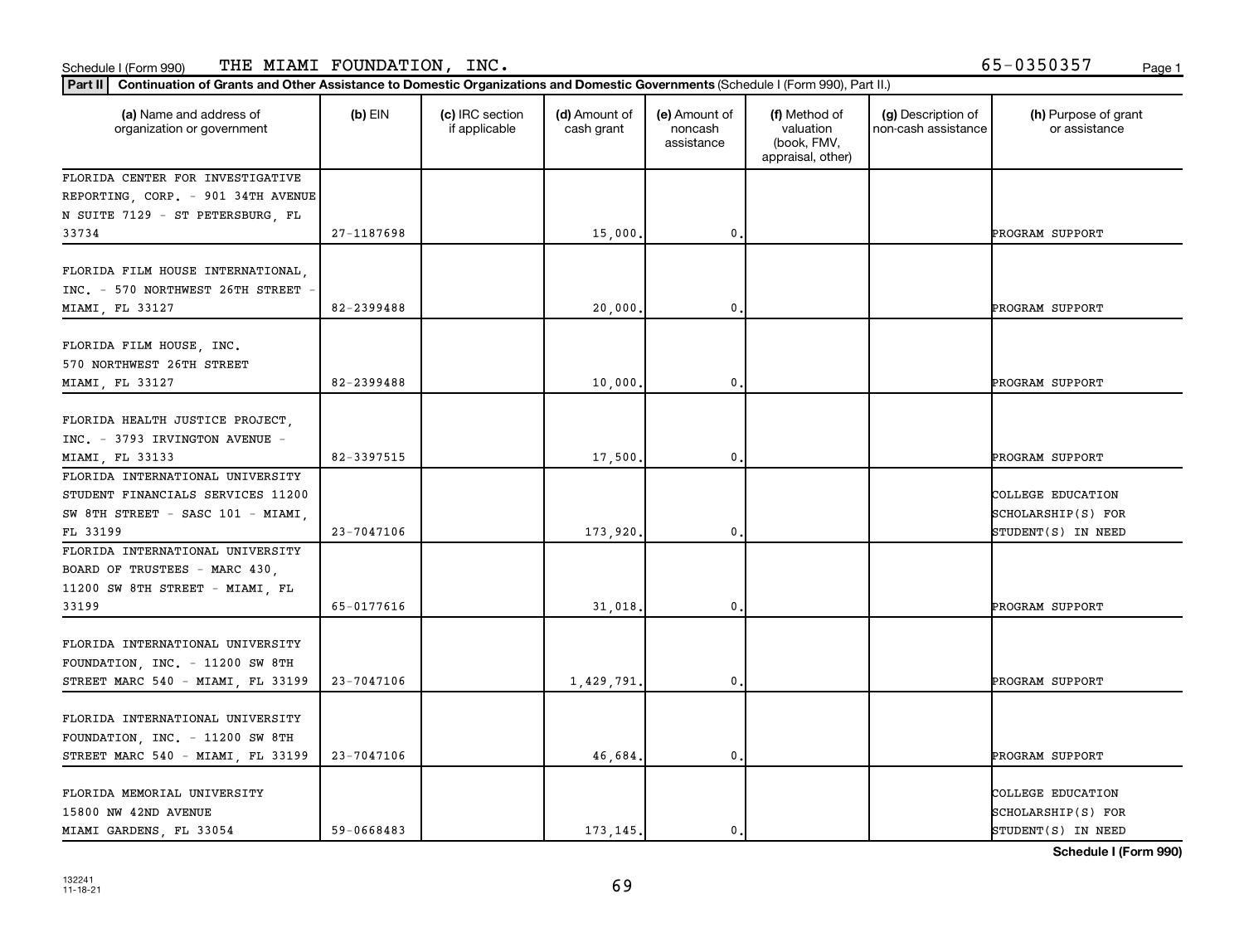Schedule I (Form 990) THE MIAMI FOUNDATION, INC. 65-0350357

**Part II** **Continuation of Grants and Other Assistance to Domestic Organizations and Domestic Governments** (Schedule I (Form 990), Part II.)

| (a) Name and address of organization or government | (b) EIN | (c) IRC section if applicable | (d) Amount of cash grant | (e) Amount of noncash assistance | (f) Method of valuation (book, FMV, appraisal, other) | (g) Description of non-cash assistance | (h) Purpose of grant or assistance |
|---|---|---|---|---|---|---|---|
| FLORIDA CENTER FOR INVESTIGATIVE REPORTING, CORP. - 901 34TH AVENUE N SUITE 7129 - ST PETERSBURG, FL 33734 | 27-1187698 | | 15,000. | 0. | | | PROGRAM SUPPORT |
| FLORIDA FILM HOUSE INTERNATIONAL, INC. - 570 NORTHWEST 26TH STREET - MIAMI, FL 33127 | 82-2399488 | | 20,000. | 0. | | | PROGRAM SUPPORT |
| FLORIDA FILM HOUSE, INC. 570 NORTHWEST 26TH STREET MIAMI, FL 33127 | 82-2399488 | | 10,000. | 0. | | | PROGRAM SUPPORT |
| FLORIDA HEALTH JUSTICE PROJECT, INC. - 3793 IRVINGTON AVENUE - MIAMI, FL 33133 | 82-3397515 | | 17,500. | 0. | | | PROGRAM SUPPORT |
| FLORIDA INTERNATIONAL UNIVERSITY STUDENT FINANCIALS SERVICES 11200 SW 8TH STREET - SASC 101 - MIAMI, FL 33199 | 23-7047106 | | 173,920. | 0. | | | COLLEGE EDUCATION SCHOLARSHIP(S) FOR STUDENT(S) IN NEED |
| FLORIDA INTERNATIONAL UNIVERSITY BOARD OF TRUSTEES - MARC 430, 11200 SW 8TH STREET - MIAMI, FL 33199 | 65-0177616 | | 31,018. | 0. | | | PROGRAM SUPPORT |
| FLORIDA INTERNATIONAL UNIVERSITY FOUNDATION, INC. - 11200 SW 8TH STREET MARC 540 - MIAMI, FL 33199 | 23-7047106 | | 1,429,791. | 0. | | | PROGRAM SUPPORT |
| FLORIDA INTERNATIONAL UNIVERSITY FOUNDATION, INC. - 11200 SW 8TH STREET MARC 540 - MIAMI, FL 33199 | 23-7047106 | | 46,684. | 0. | | | PROGRAM SUPPORT |
| FLORIDA MEMORIAL UNIVERSITY 15800 NW 42ND AVENUE MIAMI GARDENS, FL 33054 | 59-0668483 | | 173,145. | 0. | | | COLLEGE EDUCATION SCHOLARSHIP(S) FOR STUDENT(S) IN NEED |

Schedule I (Form 990)

132241
11-18-21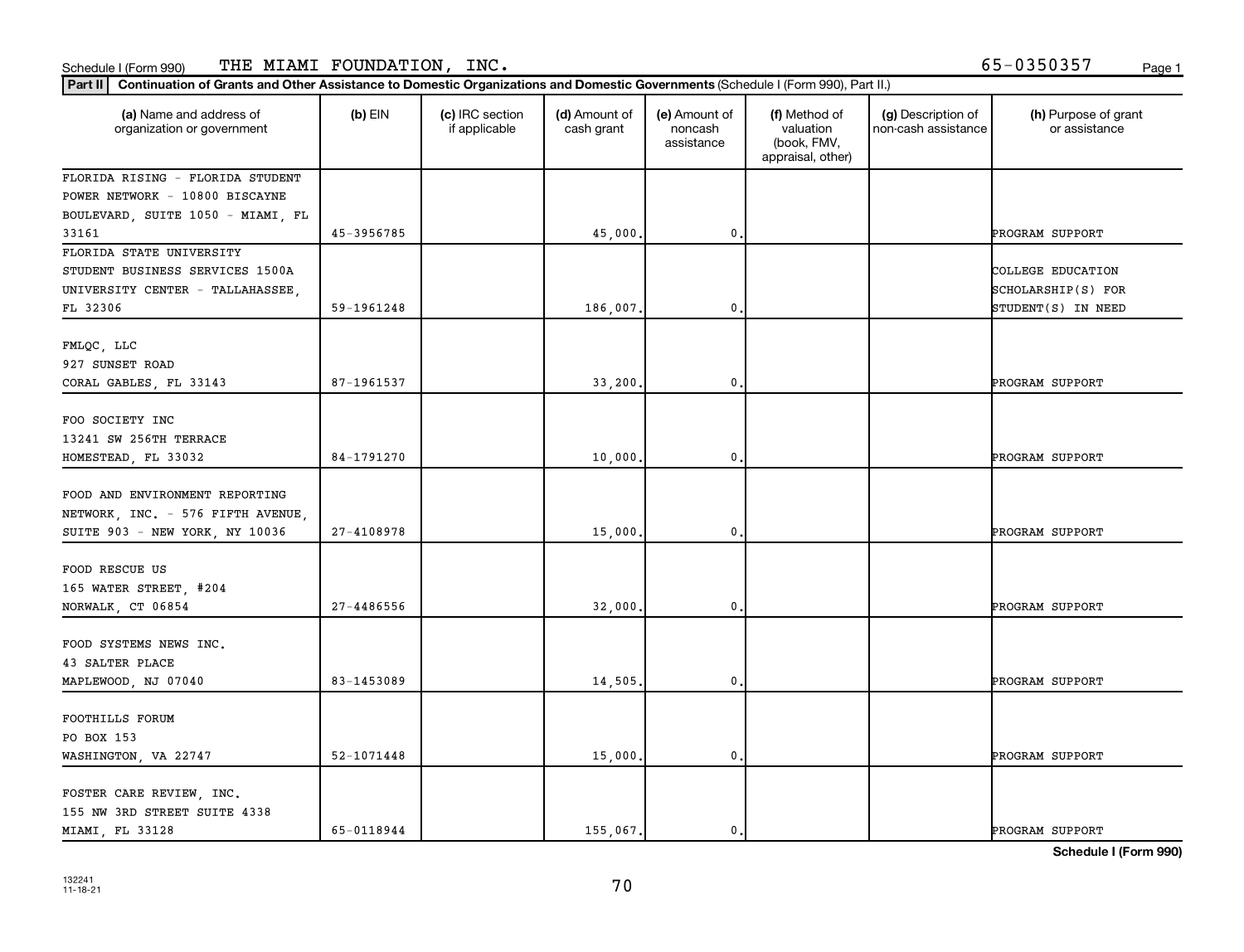Schedule I (Form 990) THE MIAMI FOUNDATION, INC. 65-0350357

**Part II** Continuation of Grants and Other Assistance to Domestic Organizations and Domestic Governments (Schedule I (Form 990), Part II.)

| (a) Name and address of organization or government | (b) EIN | (c) IRC section if applicable | (d) Amount of cash grant | (e) Amount of noncash assistance | (f) Method of valuation (book, FMV, appraisal, other) | (g) Description of non-cash assistance | (h) Purpose of grant or assistance |
|---|---|---|---|---|---|---|---|
| FLORIDA RISING - FLORIDA STUDENT POWER NETWORK - 10800 BISCAYNE BOULEVARD, SUITE 1050 - MIAMI, FL 33161 | 45-3956785 | | 45,000. | 0. | | | PROGRAM SUPPORT |
| FLORIDA STATE UNIVERSITY STUDENT BUSINESS SERVICES 1500A UNIVERSITY CENTER - TALLAHASSEE, FL 32306 | 59-1961248 | | 186,007. | 0. | | | COLLEGE EDUCATION SCHOLARSHIP(S) FOR STUDENT(S) IN NEED |
| FMLQC, LLC 927 SUNSET ROAD CORAL GABLES, FL 33143 | 87-1961537 | | 33,200. | 0. | | | PROGRAM SUPPORT |
| FOO SOCIETY INC 13241 SW 256TH TERRACE HOMESTEAD, FL 33032 | 84-1791270 | | 10,000. | 0. | | | PROGRAM SUPPORT |
| FOOD AND ENVIRONMENT REPORTING NETWORK, INC. - 576 FIFTH AVENUE, SUITE 903 - NEW YORK, NY 10036 | 27-4108978 | | 15,000. | 0. | | | PROGRAM SUPPORT |
| FOOD RESCUE US 165 WATER STREET, #204 NORWALK, CT 06854 | 27-4486556 | | 32,000. | 0. | | | PROGRAM SUPPORT |
| FOOD SYSTEMS NEWS INC. 43 SALTER PLACE MAPLEWOOD, NJ 07040 | 83-1453089 | | 14,505. | 0. | | | PROGRAM SUPPORT |
| FOOTHILLS FORUM PO BOX 153 WASHINGTON, VA 22747 | 52-1071448 | | 15,000. | 0. | | | PROGRAM SUPPORT |
| FOSTER CARE REVIEW, INC. 155 NW 3RD STREET SUITE 4338 MIAMI, FL 33128 | 65-0118944 | | 155,067. | 0. | | | PROGRAM SUPPORT |

Schedule I (Form 990)

132241 11-18-21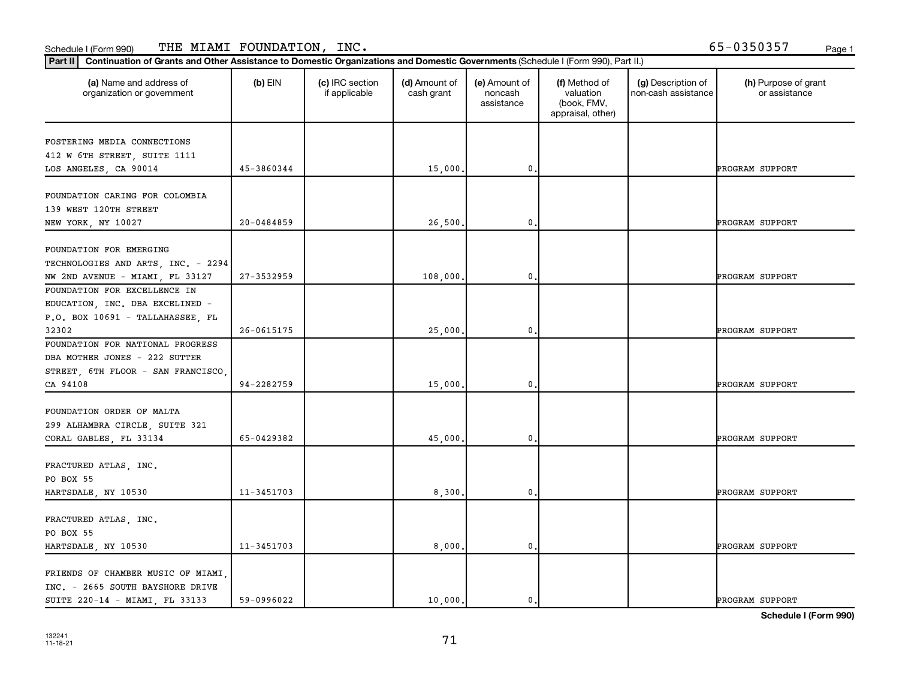Schedule I (Form 990) THE MIAMI FOUNDATION, INC. 65-0350357

**Part II** **Continuation of Grants and Other Assistance to Domestic Organizations and Domestic Governments** (Schedule I (Form 990), Part II.)

| (a) Name and address of organization or government | (b) EIN | (c) IRC section if applicable | (d) Amount of cash grant | (e) Amount of noncash assistance | (f) Method of valuation (book, FMV, appraisal, other) | (g) Description of non-cash assistance | (h) Purpose of grant or assistance |
|---|---|---|---|---|---|---|---|
| FOSTERING MEDIA CONNECTIONS<br>412 W 6TH STREET, SUITE 1111<br>LOS ANGELES, CA 90014 | 45-3860344 | | 15,000. | 0. | | | PROGRAM SUPPORT |
| FOUNDATION CARING FOR COLOMBIA<br>139 WEST 120TH STREET<br>NEW YORK, NY 10027 | 20-0484859 | | 26,500. | 0. | | | PROGRAM SUPPORT |
| FOUNDATION FOR EMERGING TECHNOLOGIES AND ARTS, INC. - 2294 NW 2ND AVENUE - MIAMI, FL 33127 | 27-3532959 | | 108,000. | 0. | | | PROGRAM SUPPORT |
| FOUNDATION FOR EXCELLENCE IN EDUCATION, INC. DBA EXCELINED - P.O. BOX 10691 - TALLAHASSEE, FL 32302 | 26-0615175 | | 25,000. | 0. | | | PROGRAM SUPPORT |
| FOUNDATION FOR NATIONAL PROGRESS DBA MOTHER JONES - 222 SUTTER STREET, 6TH FLOOR - SAN FRANCISCO, CA 94108 | 94-2282759 | | 15,000. | 0. | | | PROGRAM SUPPORT |
| FOUNDATION ORDER OF MALTA<br>299 ALHAMBRA CIRCLE, SUITE 321<br>CORAL GABLES, FL 33134 | 65-0429382 | | 45,000. | 0. | | | PROGRAM SUPPORT |
| FRACTURED ATLAS, INC.<br>PO BOX 55<br>HARTSDALE, NY 10530 | 11-3451703 | | 8,300. | 0. | | | PROGRAM SUPPORT |
| FRACTURED ATLAS, INC.<br>PO BOX 55<br>HARTSDALE, NY 10530 | 11-3451703 | | 8,000. | 0. | | | PROGRAM SUPPORT |
| FRIENDS OF CHAMBER MUSIC OF MIAMI, INC. - 2665 SOUTH BAYSHORE DRIVE SUITE 220-14 - MIAMI, FL 33133 | 59-0996022 | | 10,000. | 0. | | | PROGRAM SUPPORT |

132241
11-18-21

**Schedule I (Form 990)**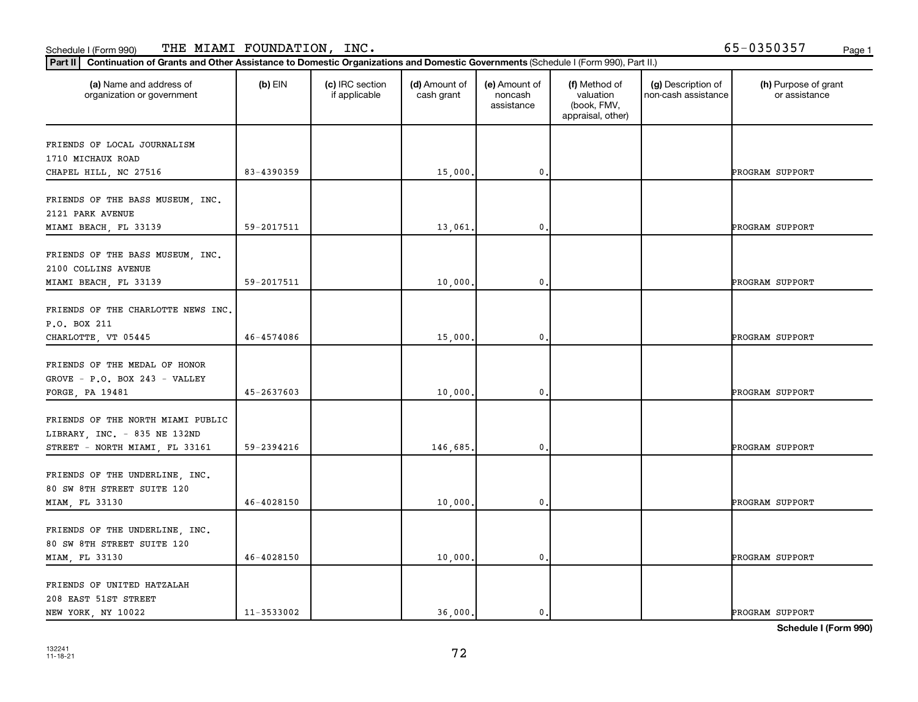Schedule I (Form 990) THE MIAMI FOUNDATION, INC. 65-0350357

**Part II** **Continuation of Grants and Other Assistance to Domestic Organizations and Domestic Governments** (Schedule I (Form 990), Part II.)

| (a) Name and address of organization or government | (b) EIN | (c) IRC section if applicable | (d) Amount of cash grant | (e) Amount of noncash assistance | (f) Method of valuation (book, FMV, appraisal, other) | (g) Description of non-cash assistance | (h) Purpose of grant or assistance |
|---|---|---|---|---|---|---|---|
| FRIENDS OF LOCAL JOURNALISM 1710 MICHAUX ROAD CHAPEL HILL, NC 27516 | 83-4390359 | | 15,000. | 0. | | | PROGRAM SUPPORT |
| FRIENDS OF THE BASS MUSEUM, INC. 2121 PARK AVENUE MIAMI BEACH, FL 33139 | 59-2017511 | | 13,061. | 0. | | | PROGRAM SUPPORT |
| FRIENDS OF THE BASS MUSEUM, INC. 2100 COLLINS AVENUE MIAMI BEACH, FL 33139 | 59-2017511 | | 10,000. | 0. | | | PROGRAM SUPPORT |
| FRIENDS OF THE CHARLOTTE NEWS INC. P.O. BOX 211 CHARLOTTE, VT 05445 | 46-4574086 | | 15,000. | 0. | | | PROGRAM SUPPORT |
| FRIENDS OF THE MEDAL OF HONOR GROVE - P.O. BOX 243 - VALLEY FORGE, PA 19481 | 45-2637603 | | 10,000. | 0. | | | PROGRAM SUPPORT |
| FRIENDS OF THE NORTH MIAMI PUBLIC LIBRARY, INC. - 835 NE 132ND STREET - NORTH MIAMI, FL 33161 | 59-2394216 | | 146,685. | 0. | | | PROGRAM SUPPORT |
| FRIENDS OF THE UNDERLINE, INC. 80 SW 8TH STREET SUITE 120 MIAM, FL 33130 | 46-4028150 | | 10,000. | 0. | | | PROGRAM SUPPORT |
| FRIENDS OF THE UNDERLINE, INC. 80 SW 8TH STREET SUITE 120 MIAM, FL 33130 | 46-4028150 | | 10,000. | 0. | | | PROGRAM SUPPORT |
| FRIENDS OF UNITED HATZALAH 208 EAST 51ST STREET NEW YORK, NY 10022 | 11-3533002 | | 36,000. | 0. | | | PROGRAM SUPPORT |

Schedule I (Form 990)

132241 11-18-21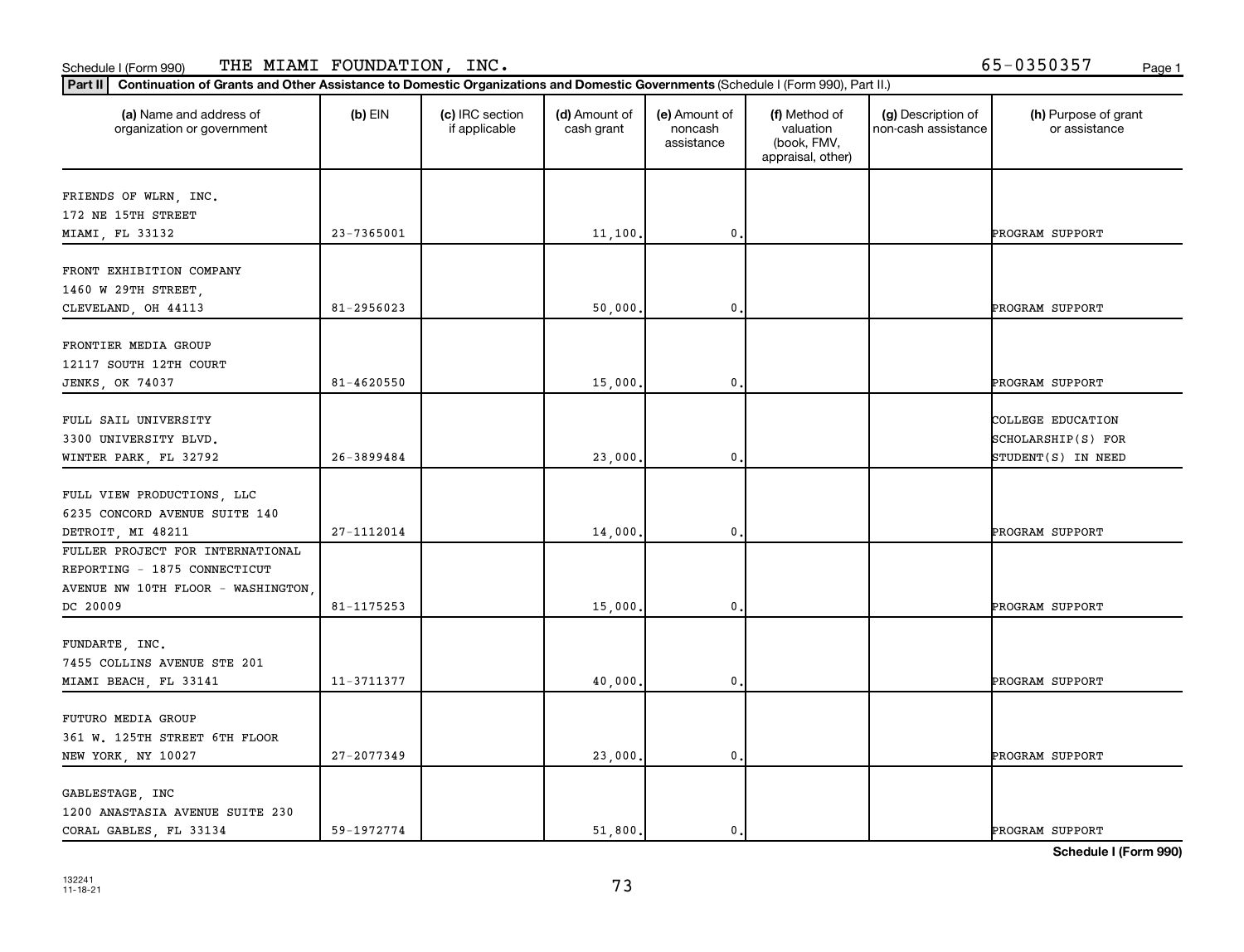Schedule I (Form 990) THE MIAMI FOUNDATION, INC. 65-0350357

**Part II** Continuation of Grants and Other Assistance to Domestic Organizations and Domestic Governments (Schedule I (Form 990), Part II.)

| (a) Name and address of organization or government | (b) EIN | (c) IRC section if applicable | (d) Amount of cash grant | (e) Amount of noncash assistance | (f) Method of valuation (book, FMV, appraisal, other) | (g) Description of non-cash assistance | (h) Purpose of grant or assistance |
|---|---|---|---|---|---|---|---|
| FRIENDS OF WLRN, INC. 172 NE 15TH STREET MIAMI, FL 33132 | 23-7365001 | | 11,100. | 0. | | | PROGRAM SUPPORT |
| FRONT EXHIBITION COMPANY 1460 W 29TH STREET, CLEVELAND, OH 44113 | 81-2956023 | | 50,000. | 0. | | | PROGRAM SUPPORT |
| FRONTIER MEDIA GROUP 12117 SOUTH 12TH COURT JENKS, OK 74037 | 81-4620550 | | 15,000. | 0. | | | PROGRAM SUPPORT |
| FULL SAIL UNIVERSITY 3300 UNIVERSITY BLVD. WINTER PARK, FL 32792 | 26-3899484 | | 23,000. | 0. | | | COLLEGE EDUCATION SCHOLARSHIP(S) FOR STUDENT(S) IN NEED |
| FULL VIEW PRODUCTIONS, LLC 6235 CONCORD AVENUE SUITE 140 DETROIT, MI 48211 | 27-1112014 | | 14,000. | 0. | | | PROGRAM SUPPORT |
| FULLER PROJECT FOR INTERNATIONAL REPORTING - 1875 CONNECTICUT AVENUE NW 10TH FLOOR - WASHINGTON, DC 20009 | 81-1175253 | | 15,000. | 0. | | | PROGRAM SUPPORT |
| FUNDARTE, INC. 7455 COLLINS AVENUE STE 201 MIAMI BEACH, FL 33141 | 11-3711377 | | 40,000. | 0. | | | PROGRAM SUPPORT |
| FUTURO MEDIA GROUP 361 W. 125TH STREET 6TH FLOOR NEW YORK, NY 10027 | 27-2077349 | | 23,000. | 0. | | | PROGRAM SUPPORT |
| GABLESTAGE, INC 1200 ANASTASIA AVENUE SUITE 230 CORAL GABLES, FL 33134 | 59-1972774 | | 51,800. | 0. | | | PROGRAM SUPPORT |

Schedule I (Form 990)

132241 11-18-21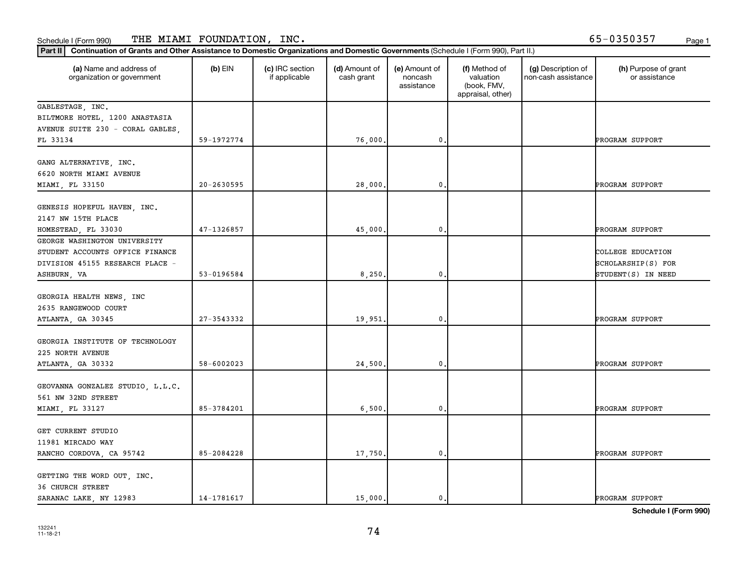Schedule I (Form 990) THE MIAMI FOUNDATION, INC. 65-0350357

**Part II** Continuation of Grants and Other Assistance to Domestic Organizations and Domestic Governments (Schedule I (Form 990), Part II.)

| (a) Name and address of organization or government | (b) EIN | (c) IRC section if applicable | (d) Amount of cash grant | (e) Amount of noncash assistance | (f) Method of valuation (book, FMV, appraisal, other) | (g) Description of non-cash assistance | (h) Purpose of grant or assistance |
|---|---|---|---|---|---|---|---|
| GABLESTAGE, INC. BILTMORE HOTEL, 1200 ANASTASIA AVENUE SUITE 230 - CORAL GABLES, FL 33134 | 59-1972774 | | 76,000. | 0. | | | PROGRAM SUPPORT |
| GANG ALTERNATIVE, INC. 6620 NORTH MIAMI AVENUE MIAMI, FL 33150 | 20-2630595 | | 28,000. | 0. | | | PROGRAM SUPPORT |
| GENESIS HOPEFUL HAVEN, INC. 2147 NW 15TH PLACE HOMESTEAD, FL 33030 | 47-1326857 | | 45,000. | 0. | | | PROGRAM SUPPORT |
| GEORGE WASHINGTON UNIVERSITY STUDENT ACCOUNTS OFFICE FINANCE DIVISION 45155 RESEARCH PLACE - ASHBURN, VA | 53-0196584 | | 8,250. | 0. | | | COLLEGE EDUCATION SCHOLARSHIP(S) FOR STUDENT(S) IN NEED |
| GEORGIA HEALTH NEWS, INC 2635 RANGEWOOD COURT ATLANTA, GA 30345 | 27-3543332 | | 19,951. | 0. | | | PROGRAM SUPPORT |
| GEORGIA INSTITUTE OF TECHNOLOGY 225 NORTH AVENUE ATLANTA, GA 30332 | 58-6002023 | | 24,500. | 0. | | | PROGRAM SUPPORT |
| GEOVANNA GONZALEZ STUDIO, L.L.C. 561 NW 32ND STREET MIAMI, FL 33127 | 85-3784201 | | 6,500. | 0. | | | PROGRAM SUPPORT |
| GET CURRENT STUDIO 11981 MIRCADO WAY RANCHO CORDOVA, CA 95742 | 85-2084228 | | 17,750. | 0. | | | PROGRAM SUPPORT |
| GETTING THE WORD OUT, INC. 36 CHURCH STREET SARANAC LAKE, NY 12983 | 14-1781617 | | 15,000. | 0. | | | PROGRAM SUPPORT |

Schedule I (Form 990)

132241 11-18-21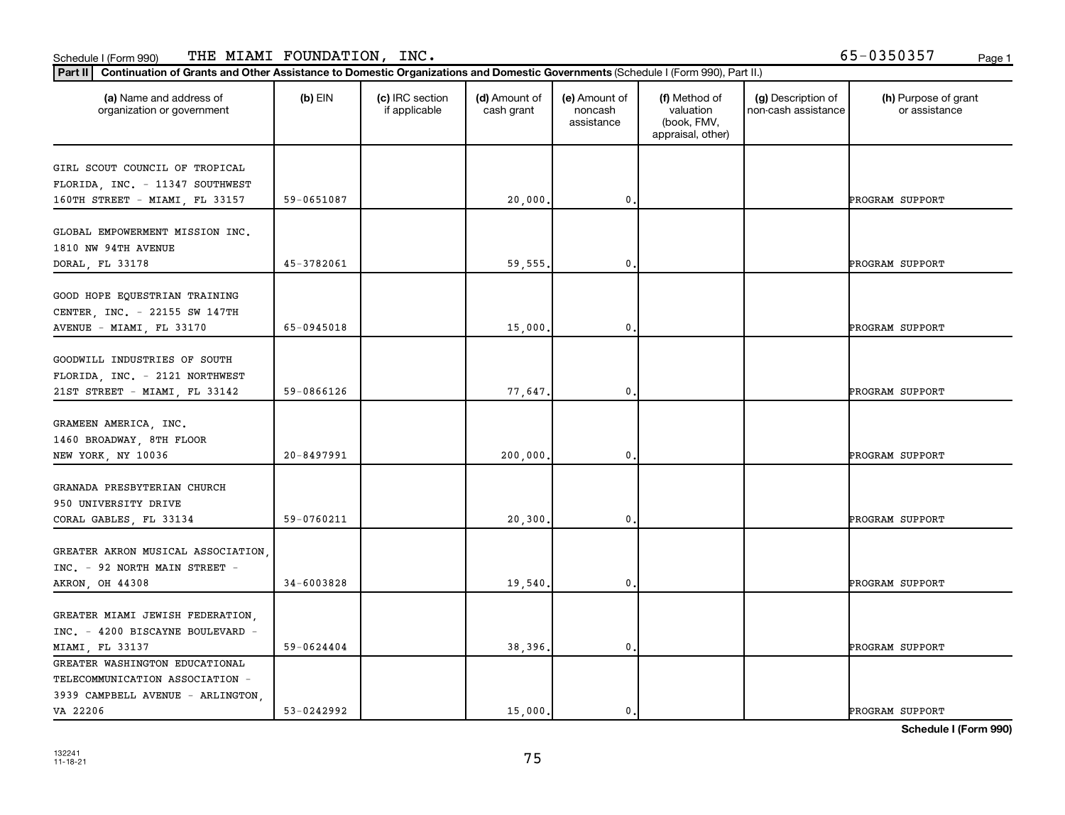Schedule I (Form 990) THE MIAMI FOUNDATION, INC. 65-0350357

**Part II** **Continuation of Grants and Other Assistance to Domestic Organizations and Domestic Governments** (Schedule I (Form 990), Part II.)

| (a) Name and address of organization or government | (b) EIN | (c) IRC section if applicable | (d) Amount of cash grant | (e) Amount of noncash assistance | (f) Method of valuation (book, FMV, appraisal, other) | (g) Description of non-cash assistance | (h) Purpose of grant or assistance |
|---|---|---|---|---|---|---|---|
| GIRL SCOUT COUNCIL OF TROPICAL FLORIDA, INC. - 11347 SOUTHWEST 160TH STREET - MIAMI, FL 33157 | 59-0651087 | | 20,000. | 0. | | | PROGRAM SUPPORT |
| GLOBAL EMPOWERMENT MISSION INC. 1810 NW 94TH AVENUE DORAL, FL 33178 | 45-3782061 | | 59,555. | 0. | | | PROGRAM SUPPORT |
| GOOD HOPE EQUESTRIAN TRAINING CENTER, INC. - 22155 SW 147TH AVENUE - MIAMI, FL 33170 | 65-0945018 | | 15,000. | 0. | | | PROGRAM SUPPORT |
| GOODWILL INDUSTRIES OF SOUTH FLORIDA, INC. - 2121 NORTHWEST 21ST STREET - MIAMI, FL 33142 | 59-0866126 | | 77,647. | 0. | | | PROGRAM SUPPORT |
| GRAMEEN AMERICA, INC. 1460 BROADWAY, 8TH FLOOR NEW YORK, NY 10036 | 20-8497991 | | 200,000. | 0. | | | PROGRAM SUPPORT |
| GRANADA PRESBYTERIAN CHURCH 950 UNIVERSITY DRIVE CORAL GABLES, FL 33134 | 59-0760211 | | 20,300. | 0. | | | PROGRAM SUPPORT |
| GREATER AKRON MUSICAL ASSOCIATION, INC. - 92 NORTH MAIN STREET - AKRON, OH 44308 | 34-6003828 | | 19,540. | 0. | | | PROGRAM SUPPORT |
| GREATER MIAMI JEWISH FEDERATION, INC. - 4200 BISCAYNE BOULEVARD - MIAMI, FL 33137 | 59-0624404 | | 38,396. | 0. | | | PROGRAM SUPPORT |
| GREATER WASHINGTON EDUCATIONAL TELECOMMUNICATION ASSOCIATION - 3939 CAMPBELL AVENUE - ARLINGTON, VA 22206 | 53-0242992 | | 15,000. | 0. | | | PROGRAM SUPPORT |

**Schedule I (Form 990)**

132241
11-18-21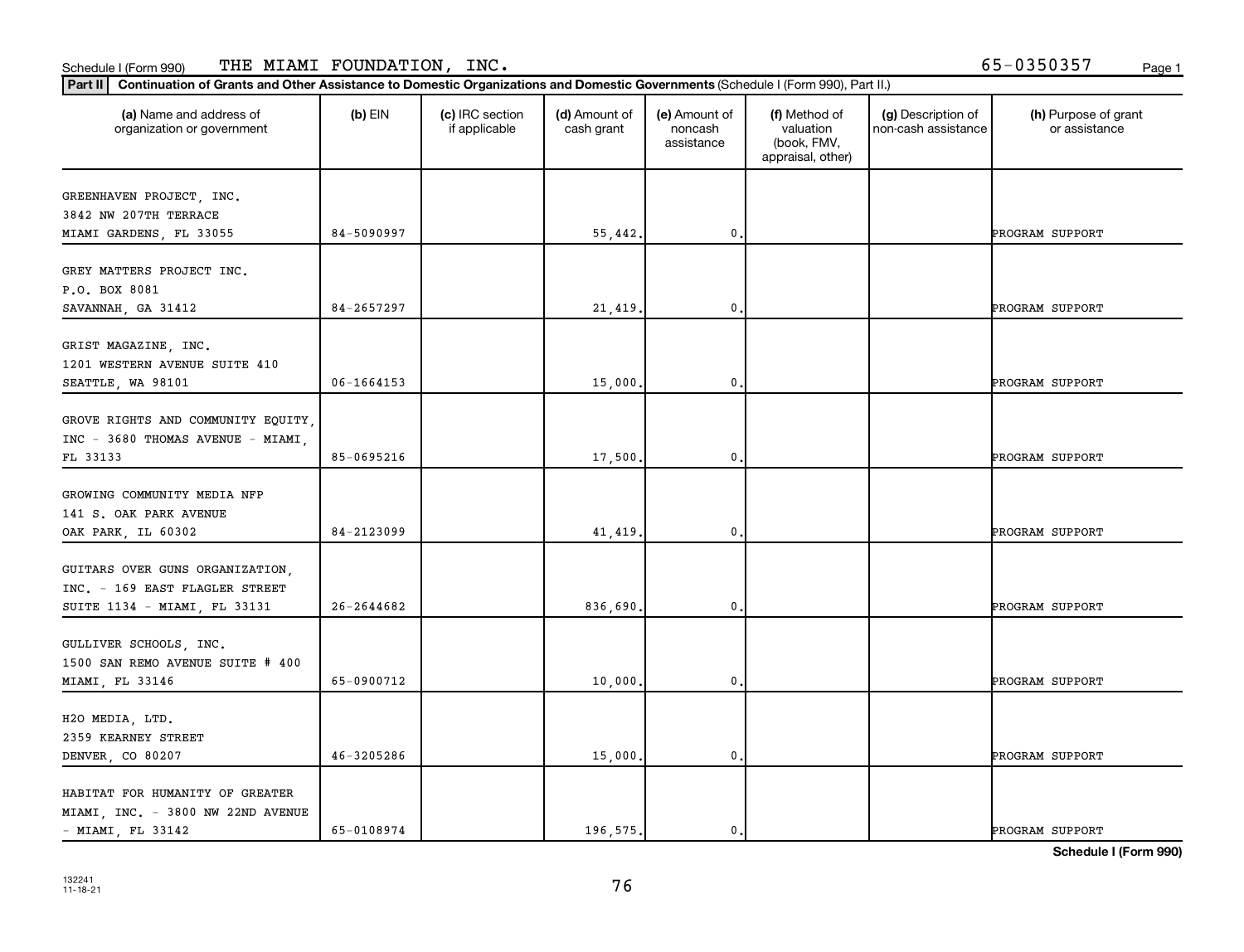Schedule I (Form 990) THE MIAMI FOUNDATION, INC. 65-0350357

**Part II** **Continuation of Grants and Other Assistance to Domestic Organizations and Domestic Governments** (Schedule I (Form 990), Part II.)

| (a) Name and address of organization or government | (b) EIN | (c) IRC section if applicable | (d) Amount of cash grant | (e) Amount of noncash assistance | (f) Method of valuation (book, FMV, appraisal, other) | (g) Description of non-cash assistance | (h) Purpose of grant or assistance |
|---|---|---|---|---|---|---|---|
| GREENHAVEN PROJECT, INC. 3842 NW 207TH TERRACE MIAMI GARDENS, FL 33055 | 84-5090997 | | 55,442. | 0. | | | PROGRAM SUPPORT |
| GREY MATTERS PROJECT INC. P.O. BOX 8081 SAVANNAH, GA 31412 | 84-2657297 | | 21,419. | 0. | | | PROGRAM SUPPORT |
| GRIST MAGAZINE, INC. 1201 WESTERN AVENUE SUITE 410 SEATTLE, WA 98101 | 06-1664153 | | 15,000. | 0. | | | PROGRAM SUPPORT |
| GROVE RIGHTS AND COMMUNITY EQUITY, INC - 3680 THOMAS AVENUE - MIAMI, FL 33133 | 85-0695216 | | 17,500. | 0. | | | PROGRAM SUPPORT |
| GROWING COMMUNITY MEDIA NFP 141 S. OAK PARK AVENUE OAK PARK, IL 60302 | 84-2123099 | | 41,419. | 0. | | | PROGRAM SUPPORT |
| GUITARS OVER GUNS ORGANIZATION, INC. - 169 EAST FLAGLER STREET SUITE 1134 - MIAMI, FL 33131 | 26-2644682 | | 836,690. | 0. | | | PROGRAM SUPPORT |
| GULLIVER SCHOOLS, INC. 1500 SAN REMO AVENUE SUITE # 400 MIAMI, FL 33146 | 65-0900712 | | 10,000. | 0. | | | PROGRAM SUPPORT |
| H2O MEDIA, LTD. 2359 KEARNEY STREET DENVER, CO 80207 | 46-3205286 | | 15,000. | 0. | | | PROGRAM SUPPORT |
| HABITAT FOR HUMANITY OF GREATER MIAMI, INC. - 3800 NW 22ND AVENUE - MIAMI, FL 33142 | 65-0108974 | | 196,575. | 0. | | | PROGRAM SUPPORT |

**Schedule I (Form 990)**

132241
11-18-21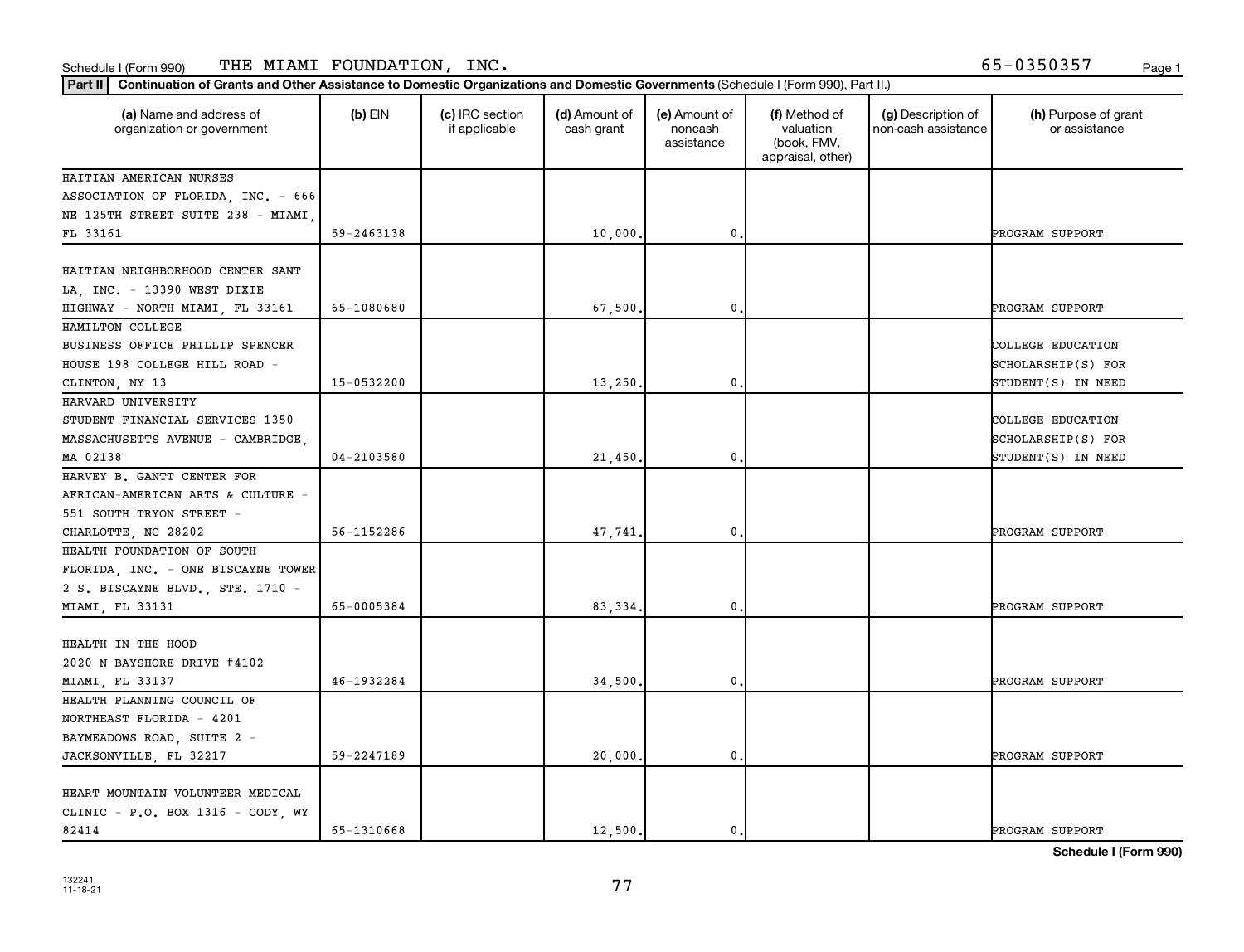Schedule I (Form 990) THE MIAMI FOUNDATION, INC. 65-0350357

**Part II** **Continuation of Grants and Other Assistance to Domestic Organizations and Domestic Governments** (Schedule I (Form 990), Part II.)

| (a) Name and address of organization or government | (b) EIN | (c) IRC section if applicable | (d) Amount of cash grant | (e) Amount of noncash assistance | (f) Method of valuation (book, FMV, appraisal, other) | (g) Description of non-cash assistance | (h) Purpose of grant or assistance |
|---|---|---|---|---|---|---|---|
| HAITIAN AMERICAN NURSES ASSOCIATION OF FLORIDA, INC. - 666 NE 125TH STREET SUITE 238 - MIAMI, FL 33161 | 59-2463138 | | 10,000. | 0. | | | PROGRAM SUPPORT |
| HAITIAN NEIGHBORHOOD CENTER SANT LA, INC. - 13390 WEST DIXIE HIGHWAY - NORTH MIAMI, FL 33161 | 65-1080680 | | 67,500. | 0. | | | PROGRAM SUPPORT |
| HAMILTON COLLEGE BUSINESS OFFICE PHILLIP SPENCER HOUSE 198 COLLEGE HILL ROAD - CLINTON, NY 13 | 15-0532200 | | 13,250. | 0. | | | COLLEGE EDUCATION SCHOLARSHIP(S) FOR STUDENT(S) IN NEED |
| HARVARD UNIVERSITY STUDENT FINANCIAL SERVICES 1350 MASSACHUSETTS AVENUE - CAMBRIDGE, MA 02138 | 04-2103580 | | 21,450. | 0. | | | COLLEGE EDUCATION SCHOLARSHIP(S) FOR STUDENT(S) IN NEED |
| HARVEY B. GANTT CENTER FOR AFRICAN-AMERICAN ARTS & CULTURE - 551 SOUTH TRYON STREET - CHARLOTTE, NC 28202 | 56-1152286 | | 47,741. | 0. | | | PROGRAM SUPPORT |
| HEALTH FOUNDATION OF SOUTH FLORIDA, INC. - ONE BISCAYNE TOWER 2 S. BISCAYNE BLVD., STE. 1710 - MIAMI, FL 33131 | 65-0005384 | | 83,334. | 0. | | | PROGRAM SUPPORT |
| HEALTH IN THE HOOD 2020 N BAYSHORE DRIVE #4102 MIAMI, FL 33137 | 46-1932284 | | 34,500. | 0. | | | PROGRAM SUPPORT |
| HEALTH PLANNING COUNCIL OF NORTHEAST FLORIDA - 4201 BAYMEADOWS ROAD, SUITE 2 - JACKSONVILLE, FL 32217 | 59-2247189 | | 20,000. | 0. | | | PROGRAM SUPPORT |
| HEART MOUNTAIN VOLUNTEER MEDICAL CLINIC - P.O. BOX 1316 - CODY, WY 82414 | 65-1310668 | | 12,500. | 0. | | | PROGRAM SUPPORT |

**Schedule I (Form 990)**

132241 11-18-21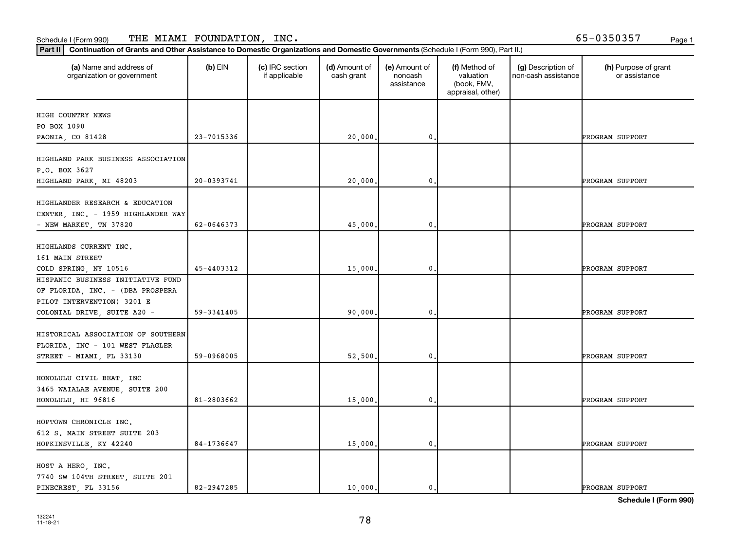Schedule I (Form 990) THE MIAMI FOUNDATION, INC. 65-0350357

**Part II** **Continuation of Grants and Other Assistance to Domestic Organizations and Domestic Governments** (Schedule I (Form 990), Part II.)

| (a) Name and address of organization or government | (b) EIN | (c) IRC section if applicable | (d) Amount of cash grant | (e) Amount of noncash assistance | (f) Method of valuation (book, FMV, appraisal, other) | (g) Description of non-cash assistance | (h) Purpose of grant or assistance |
|---|---|---|---|---|---|---|---|
| HIGH COUNTRY NEWS PO BOX 1090 PAONIA, CO 81428 | 23-7015336 | | 20,000. | 0. | | | PROGRAM SUPPORT |
| HIGHLAND PARK BUSINESS ASSOCIATION P.O. BOX 3627 HIGHLAND PARK, MI 48203 | 20-0393741 | | 20,000. | 0. | | | PROGRAM SUPPORT |
| HIGHLANDER RESEARCH & EDUCATION CENTER, INC. - 1959 HIGHLANDER WAY - NEW MARKET, TN 37820 | 62-0646373 | | 45,000. | 0. | | | PROGRAM SUPPORT |
| HIGHLANDS CURRENT INC. 161 MAIN STREET COLD SPRING, NY 10516 | 45-4403312 | | 15,000. | 0. | | | PROGRAM SUPPORT |
| HISPANIC BUSINESS INITIATIVE FUND OF FLORIDA, INC. - (DBA PROSPERA PILOT INTERVENTION) 3201 E COLONIAL DRIVE, SUITE A20 - | 59-3341405 | | 90,000. | 0. | | | PROGRAM SUPPORT |
| HISTORICAL ASSOCIATION OF SOUTHERN FLORIDA, INC - 101 WEST FLAGLER STREET - MIAMI, FL 33130 | 59-0968005 | | 52,500. | 0. | | | PROGRAM SUPPORT |
| HONOLULU CIVIL BEAT, INC 3465 WAIALAE AVENUE, SUITE 200 HONOLULU, HI 96816 | 81-2803662 | | 15,000. | 0. | | | PROGRAM SUPPORT |
| HOPTOWN CHRONICLE INC. 612 S. MAIN STREET SUITE 203 HOPKINSVILLE, KY 42240 | 84-1736647 | | 15,000. | 0. | | | PROGRAM SUPPORT |
| HOST A HERO, INC. 7740 SW 104TH STREET, SUITE 201 PINECREST, FL 33156 | 82-2947285 | | 10,000. | 0. | | | PROGRAM SUPPORT |

**Schedule I (Form 990)**

132241 11-18-21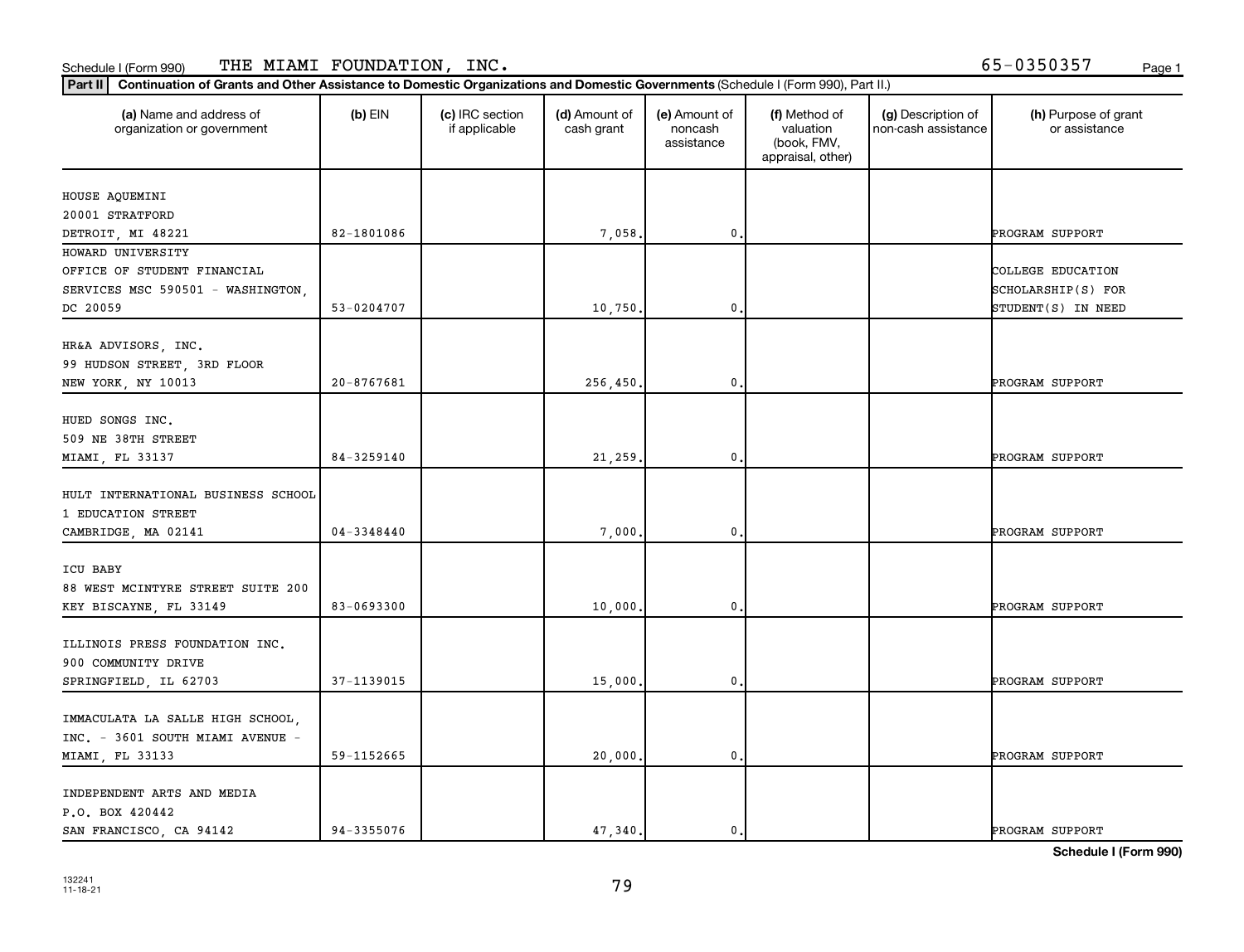Schedule I (Form 990) THE MIAMI FOUNDATION, INC. 65-0350357

**Part II** **Continuation of Grants and Other Assistance to Domestic Organizations and Domestic Governments** (Schedule I (Form 990), Part II.)

| (a) Name and address of organization or government | (b) EIN | (c) IRC section if applicable | (d) Amount of cash grant | (e) Amount of noncash assistance | (f) Method of valuation (book, FMV, appraisal, other) | (g) Description of non-cash assistance | (h) Purpose of grant or assistance |
|---|---|---|---|---|---|---|---|
| HOUSE AQUEMINI<br>20001 STRATFORD<br>DETROIT, MI 48221 | 82-1801086 | | 7,058. | 0. | | | PROGRAM SUPPORT |
| HOWARD UNIVERSITY<br>OFFICE OF STUDENT FINANCIAL<br>SERVICES MSC 590501 - WASHINGTON,<br>DC 20059 | 53-0204707 | | 10,750. | 0. | | | COLLEGE EDUCATION SCHOLARSHIP(S) FOR STUDENT(S) IN NEED |
| HR&A ADVISORS, INC.<br>99 HUDSON STREET, 3RD FLOOR<br>NEW YORK, NY 10013 | 20-8767681 | | 256,450. | 0. | | | PROGRAM SUPPORT |
| HUED SONGS INC.<br>509 NE 38TH STREET<br>MIAMI, FL 33137 | 84-3259140 | | 21,259. | 0. | | | PROGRAM SUPPORT |
| HULT INTERNATIONAL BUSINESS SCHOOL<br>1 EDUCATION STREET<br>CAMBRIDGE, MA 02141 | 04-3348440 | | 7,000. | 0. | | | PROGRAM SUPPORT |
| ICU BABY<br>88 WEST MCINTYRE STREET SUITE 200<br>KEY BISCAYNE, FL 33149 | 83-0693300 | | 10,000. | 0. | | | PROGRAM SUPPORT |
| ILLINOIS PRESS FOUNDATION INC.<br>900 COMMUNITY DRIVE<br>SPRINGFIELD, IL 62703 | 37-1139015 | | 15,000. | 0. | | | PROGRAM SUPPORT |
| IMMACULATA LA SALLE HIGH SCHOOL,<br>INC. - 3601 SOUTH MIAMI AVENUE -<br>MIAMI, FL 33133 | 59-1152665 | | 20,000. | 0. | | | PROGRAM SUPPORT |
| INDEPENDENT ARTS AND MEDIA<br>P.O. BOX 420442<br>SAN FRANCISCO, CA 94142 | 94-3355076 | | 47,340. | 0. | | | PROGRAM SUPPORT |

**Schedule I (Form 990)**

132241
11-18-21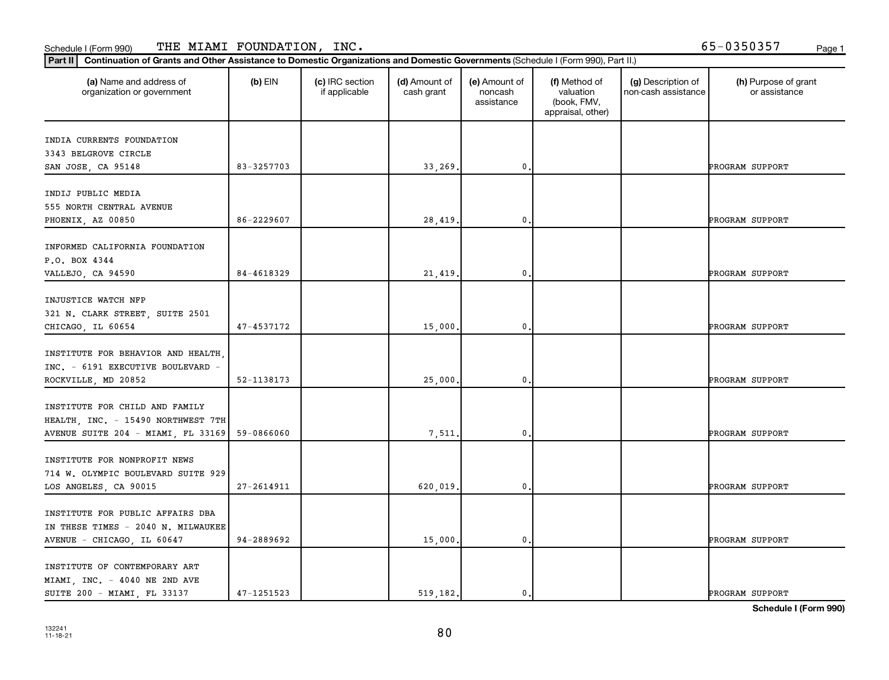Schedule I (Form 990) THE MIAMI FOUNDATION, INC. 65-0350357

**Part II** **Continuation of Grants and Other Assistance to Domestic Organizations and Domestic Governments** (Schedule I (Form 990), Part II.)

| (a) Name and address of organization or government | (b) EIN | (c) IRC section if applicable | (d) Amount of cash grant | (e) Amount of noncash assistance | (f) Method of valuation (book, FMV, appraisal, other) | (g) Description of non-cash assistance | (h) Purpose of grant or assistance |
|---|---|---|---|---|---|---|---|
| INDIA CURRENTS FOUNDATION 3343 BELGROVE CIRCLE SAN JOSE, CA 95148 | 83-3257703 | | 33,269. | 0. | | | PROGRAM SUPPORT |
| INDIJ PUBLIC MEDIA 555 NORTH CENTRAL AVENUE PHOENIX, AZ 00850 | 86-2229607 | | 28,419. | 0. | | | PROGRAM SUPPORT |
| INFORMED CALIFORNIA FOUNDATION P.O. BOX 4344 VALLEJO, CA 94590 | 84-4618329 | | 21,419. | 0. | | | PROGRAM SUPPORT |
| INJUSTICE WATCH NFP 321 N. CLARK STREET, SUITE 2501 CHICAGO, IL 60654 | 47-4537172 | | 15,000. | 0. | | | PROGRAM SUPPORT |
| INSTITUTE FOR BEHAVIOR AND HEALTH, INC. - 6191 EXECUTIVE BOULEVARD - ROCKVILLE, MD 20852 | 52-1138173 | | 25,000. | 0. | | | PROGRAM SUPPORT |
| INSTITUTE FOR CHILD AND FAMILY HEALTH, INC. - 15490 NORTHWEST 7TH AVENUE SUITE 204 - MIAMI, FL 33169 | 59-0866060 | | 7,511. | 0. | | | PROGRAM SUPPORT |
| INSTITUTE FOR NONPROFIT NEWS 714 W. OLYMPIC BOULEVARD SUITE 929 LOS ANGELES, CA 90015 | 27-2614911 | | 620,019. | 0. | | | PROGRAM SUPPORT |
| INSTITUTE FOR PUBLIC AFFAIRS DBA IN THESE TIMES - 2040 N. MILWAUKEE AVENUE - CHICAGO, IL 60647 | 94-2889692 | | 15,000. | 0. | | | PROGRAM SUPPORT |
| INSTITUTE OF CONTEMPORARY ART MIAMI, INC. - 4040 NE 2ND AVE SUITE 200 - MIAMI, FL 33137 | 47-1251523 | | 519,182. | 0. | | | PROGRAM SUPPORT |

**Schedule I (Form 990)**

132241 11-18-21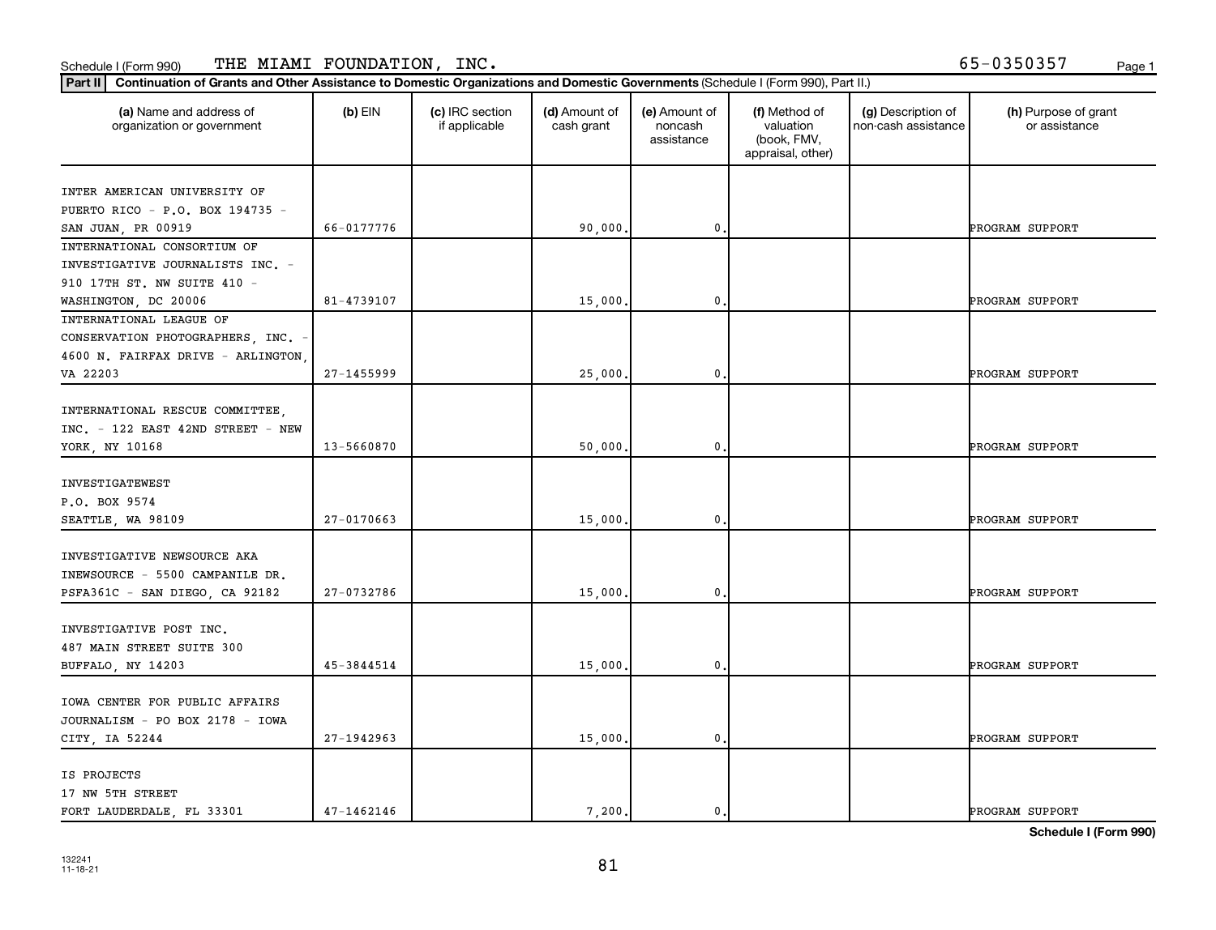Schedule I (Form 990) THE MIAMI FOUNDATION, INC. 65-0350357

**Part II** **Continuation of Grants and Other Assistance to Domestic Organizations and Domestic Governments** (Schedule I (Form 990), Part II.)

| (a) Name and address of organization or government | (b) EIN | (c) IRC section if applicable | (d) Amount of cash grant | (e) Amount of noncash assistance | (f) Method of valuation (book, FMV, appraisal, other) | (g) Description of non-cash assistance | (h) Purpose of grant or assistance |
|---|---|---|---|---|---|---|---|
| INTER AMERICAN UNIVERSITY OF PUERTO RICO - P.O. BOX 194735 - SAN JUAN, PR 00919 | 66-0177776 | | 90,000. | 0. | | | PROGRAM SUPPORT |
| INTERNATIONAL CONSORTIUM OF INVESTIGATIVE JOURNALISTS INC. - 910 17TH ST. NW SUITE 410 - WASHINGTON, DC 20006 | 81-4739107 | | 15,000. | 0. | | | PROGRAM SUPPORT |
| INTERNATIONAL LEAGUE OF CONSERVATION PHOTOGRAPHERS, INC. - 4600 N. FAIRFAX DRIVE - ARLINGTON, VA 22203 | 27-1455999 | | 25,000. | 0. | | | PROGRAM SUPPORT |
| INTERNATIONAL RESCUE COMMITTEE, INC. - 122 EAST 42ND STREET - NEW YORK, NY 10168 | 13-5660870 | | 50,000. | 0. | | | PROGRAM SUPPORT |
| INVESTIGATEWEST P.O. BOX 9574 SEATTLE, WA 98109 | 27-0170663 | | 15,000. | 0. | | | PROGRAM SUPPORT |
| INVESTIGATIVE NEWSOURCE AKA INEWSOURCE - 5500 CAMPANILE DR. PSFA361C - SAN DIEGO, CA 92182 | 27-0732786 | | 15,000. | 0. | | | PROGRAM SUPPORT |
| INVESTIGATIVE POST INC. 487 MAIN STREET SUITE 300 BUFFALO, NY 14203 | 45-3844514 | | 15,000. | 0. | | | PROGRAM SUPPORT |
| IOWA CENTER FOR PUBLIC AFFAIRS JOURNALISM - PO BOX 2178 - IOWA CITY, IA 52244 | 27-1942963 | | 15,000. | 0. | | | PROGRAM SUPPORT |
| IS PROJECTS 17 NW 5TH STREET FORT LAUDERDALE, FL 33301 | 47-1462146 | | 7,200. | 0. | | | PROGRAM SUPPORT |

**Schedule I (Form 990)**

132241 11-18-21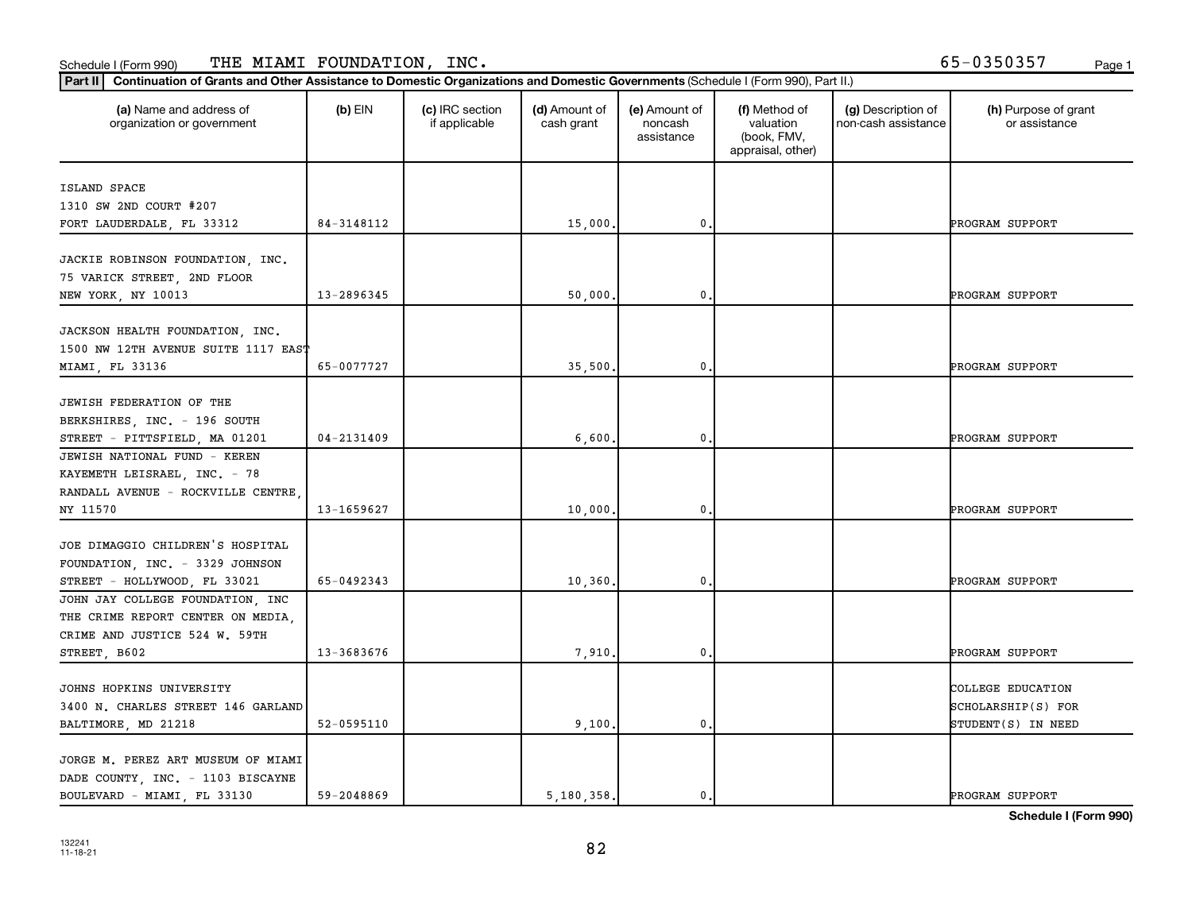Schedule I (Form 990) THE MIAMI FOUNDATION, INC. 65-0350357

**Part II** **Continuation of Grants and Other Assistance to Domestic Organizations and Domestic Governments** (Schedule I (Form 990), Part II.)

| (a) Name and address of organization or government | (b) EIN | (c) IRC section if applicable | (d) Amount of cash grant | (e) Amount of noncash assistance | (f) Method of valuation (book, FMV, appraisal, other) | (g) Description of non-cash assistance | (h) Purpose of grant or assistance |
|---|---|---|---|---|---|---|---|
| ISLAND SPACE 1310 SW 2ND COURT #207 FORT LAUDERDALE, FL 33312 | 84-3148112 | | 15,000. | 0. | | | PROGRAM SUPPORT |
| JACKIE ROBINSON FOUNDATION, INC. 75 VARICK STREET, 2ND FLOOR NEW YORK, NY 10013 | 13-2896345 | | 50,000. | 0. | | | PROGRAM SUPPORT |
| JACKSON HEALTH FOUNDATION, INC. 1500 NW 12TH AVENUE SUITE 1117 EAST MIAMI, FL 33136 | 65-0077727 | | 35,500. | 0. | | | PROGRAM SUPPORT |
| JEWISH FEDERATION OF THE BERKSHIRES, INC. - 196 SOUTH STREET - PITTSFIELD, MA 01201 | 04-2131409 | | 6,600. | 0. | | | PROGRAM SUPPORT |
| JEWISH NATIONAL FUND - KEREN KAYEMETH LEISRAEL, INC. - 78 RANDALL AVENUE - ROCKVILLE CENTRE, NY 11570 | 13-1659627 | | 10,000. | 0. | | | PROGRAM SUPPORT |
| JOE DIMAGGIO CHILDREN'S HOSPITAL FOUNDATION, INC. - 3329 JOHNSON STREET - HOLLYWOOD, FL 33021 | 65-0492343 | | 10,360. | 0. | | | PROGRAM SUPPORT |
| JOHN JAY COLLEGE FOUNDATION, INC THE CRIME REPORT CENTER ON MEDIA, CRIME AND JUSTICE 524 W. 59TH STREET, B602 | 13-3683676 | | 7,910. | 0. | | | PROGRAM SUPPORT |
| JOHNS HOPKINS UNIVERSITY 3400 N. CHARLES STREET 146 GARLAND BALTIMORE, MD 21218 | 52-0595110 | | 9,100. | 0. | | | COLLEGE EDUCATION SCHOLARSHIP(S) FOR STUDENT(S) IN NEED |
| JORGE M. PEREZ ART MUSEUM OF MIAMI DADE COUNTY, INC. - 1103 BISCAYNE BOULEVARD - MIAMI, FL 33130 | 59-2048869 | | 5,180,358. | 0. | | | PROGRAM SUPPORT |

**Schedule I (Form 990)**

132241 11-18-21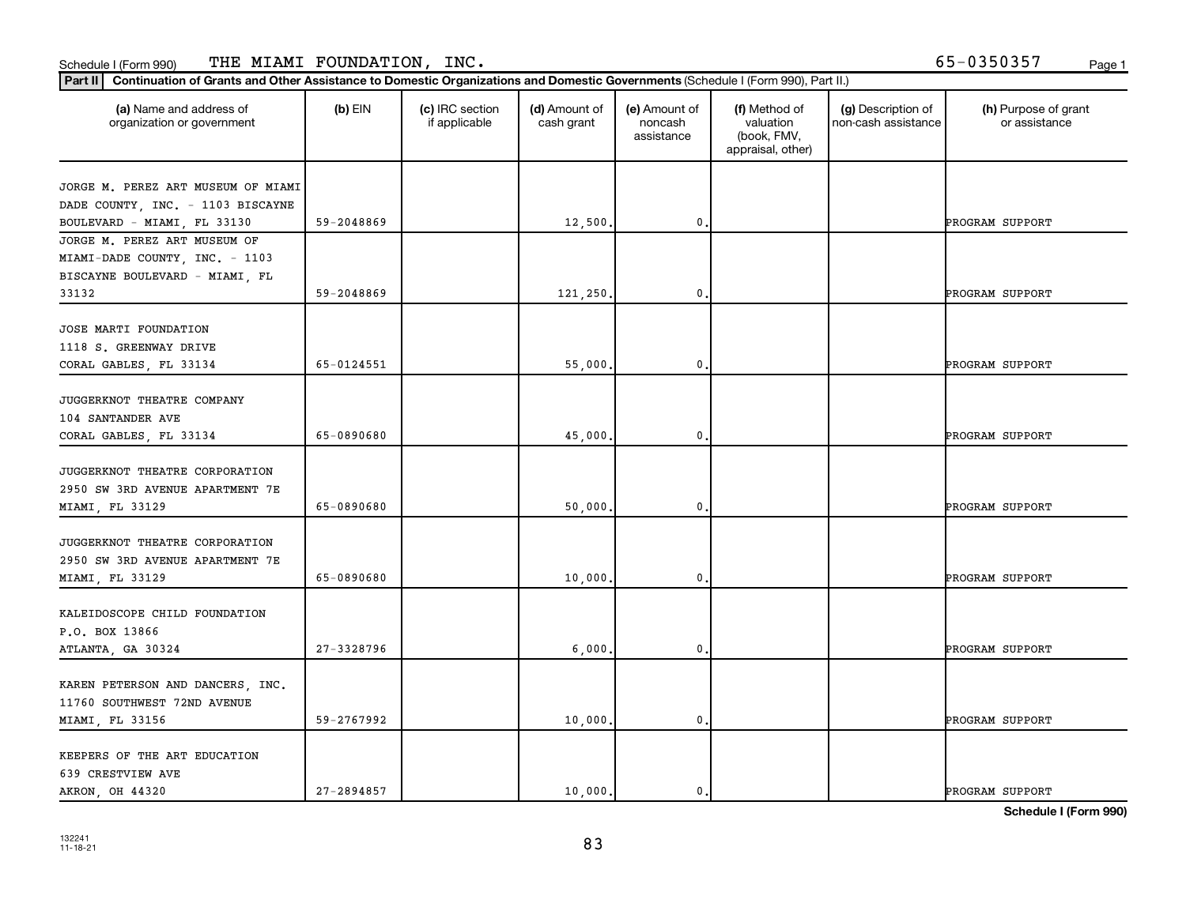Schedule I (Form 990) THE MIAMI FOUNDATION, INC. 65-0350357

**Part II | Continuation of Grants and Other Assistance to Domestic Organizations and Domestic Governments** (Schedule I (Form 990), Part II.)

| (a) Name and address of organization or government | (b) EIN | (c) IRC section if applicable | (d) Amount of cash grant | (e) Amount of noncash assistance | (f) Method of valuation (book, FMV, appraisal, other) | (g) Description of non-cash assistance | (h) Purpose of grant or assistance |
|---|---|---|---|---|---|---|---|
| JORGE M. PEREZ ART MUSEUM OF MIAMI DADE COUNTY, INC. - 1103 BISCAYNE BOULEVARD - MIAMI, FL 33130 | 59-2048869 | | 12,500. | 0. | | | PROGRAM SUPPORT |
| JORGE M. PEREZ ART MUSEUM OF MIAMI-DADE COUNTY, INC. - 1103 BISCAYNE BOULEVARD - MIAMI, FL 33132 | 59-2048869 | | 121,250. | 0. | | | PROGRAM SUPPORT |
| JOSE MARTI FOUNDATION 1118 S. GREENWAY DRIVE CORAL GABLES, FL 33134 | 65-0124551 | | 55,000. | 0. | | | PROGRAM SUPPORT |
| JUGGERKNOT THEATRE COMPANY 104 SANTANDER AVE CORAL GABLES, FL 33134 | 65-0890680 | | 45,000. | 0. | | | PROGRAM SUPPORT |
| JUGGERKNOT THEATRE CORPORATION 2950 SW 3RD AVENUE APARTMENT 7E MIAMI, FL 33129 | 65-0890680 | | 50,000. | 0. | | | PROGRAM SUPPORT |
| JUGGERKNOT THEATRE CORPORATION 2950 SW 3RD AVENUE APARTMENT 7E MIAMI, FL 33129 | 65-0890680 | | 10,000. | 0. | | | PROGRAM SUPPORT |
| KALEIDOSCOPE CHILD FOUNDATION P.O. BOX 13866 ATLANTA, GA 30324 | 27-3328796 | | 6,000. | 0. | | | PROGRAM SUPPORT |
| KAREN PETERSON AND DANCERS, INC. 11760 SOUTHWEST 72ND AVENUE MIAMI, FL 33156 | 59-2767992 | | 10,000. | 0. | | | PROGRAM SUPPORT |
| KEEPERS OF THE ART EDUCATION 639 CRESTVIEW AVE AKRON, OH 44320 | 27-2894857 | | 10,000. | 0. | | | PROGRAM SUPPORT |

**Schedule I (Form 990)**

132241 11-18-21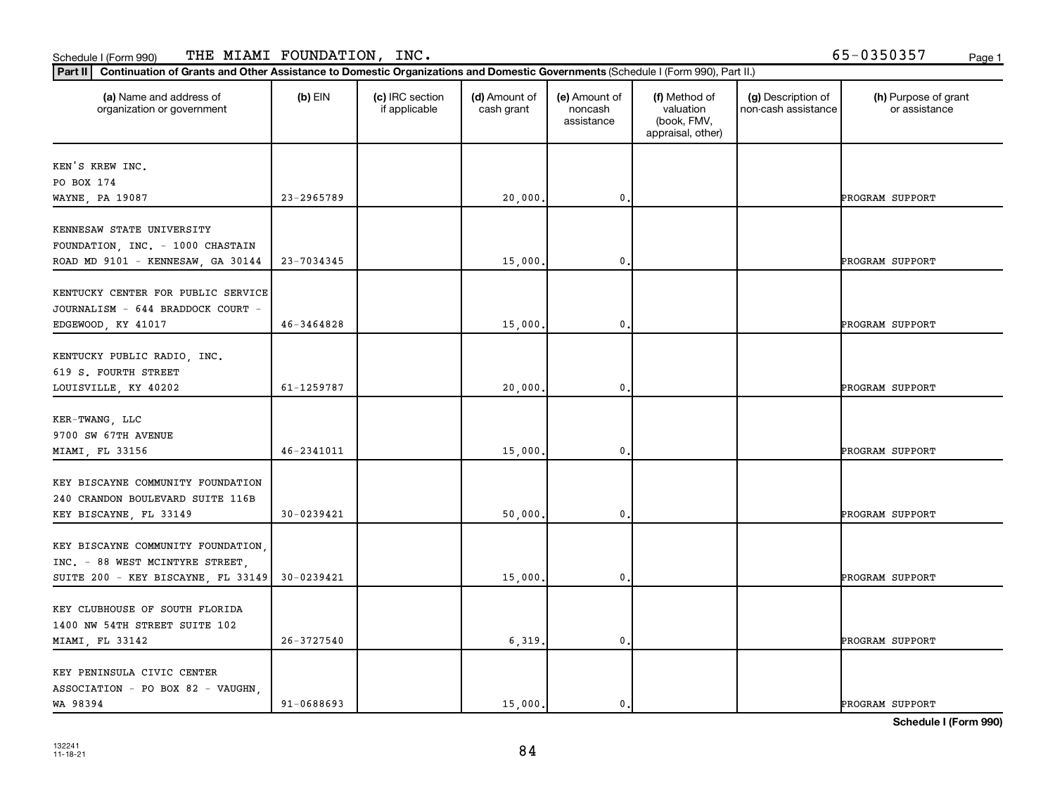Schedule I (Form 990) THE MIAMI FOUNDATION, INC. 65-0350357

**Part II Continuation of Grants and Other Assistance to Domestic Organizations and Domestic Governments** (Schedule I (Form 990), Part II.)

| (a) Name and address of organization or government | (b) EIN | (c) IRC section if applicable | (d) Amount of cash grant | (e) Amount of noncash assistance | (f) Method of valuation (book, FMV, appraisal, other) | (g) Description of non-cash assistance | (h) Purpose of grant or assistance |
|---|---|---|---|---|---|---|---|
| KEN'S KREW INC. PO BOX 174 WAYNE, PA 19087 | 23-2965789 | | 20,000. | 0. | | | PROGRAM SUPPORT |
| KENNESAW STATE UNIVERSITY FOUNDATION, INC. - 1000 CHASTAIN ROAD MD 9101 - KENNESAW, GA 30144 | 23-7034345 | | 15,000. | 0. | | | PROGRAM SUPPORT |
| KENTUCKY CENTER FOR PUBLIC SERVICE JOURNALISM - 644 BRADDOCK COURT - EDGEWOOD, KY 41017 | 46-3464828 | | 15,000. | 0. | | | PROGRAM SUPPORT |
| KENTUCKY PUBLIC RADIO, INC. 619 S. FOURTH STREET LOUISVILLE, KY 40202 | 61-1259787 | | 20,000. | 0. | | | PROGRAM SUPPORT |
| KER-TWANG, LLC 9700 SW 67TH AVENUE MIAMI, FL 33156 | 46-2341011 | | 15,000. | 0. | | | PROGRAM SUPPORT |
| KEY BISCAYNE COMMUNITY FOUNDATION 240 CRANDON BOULEVARD SUITE 116B KEY BISCAYNE, FL 33149 | 30-0239421 | | 50,000. | 0. | | | PROGRAM SUPPORT |
| KEY BISCAYNE COMMUNITY FOUNDATION, INC. - 88 WEST MCINTYRE STREET, SUITE 200 - KEY BISCAYNE, FL 33149 | 30-0239421 | | 15,000. | 0. | | | PROGRAM SUPPORT |
| KEY CLUBHOUSE OF SOUTH FLORIDA 1400 NW 54TH STREET SUITE 102 MIAMI, FL 33142 | 26-3727540 | | 6,319. | 0. | | | PROGRAM SUPPORT |
| KEY PENINSULA CIVIC CENTER ASSOCIATION - PO BOX 82 - VAUGHN, WA 98394 | 91-0688693 | | 15,000. | 0. | | | PROGRAM SUPPORT |

**Schedule I (Form 990)**

132241 11-18-21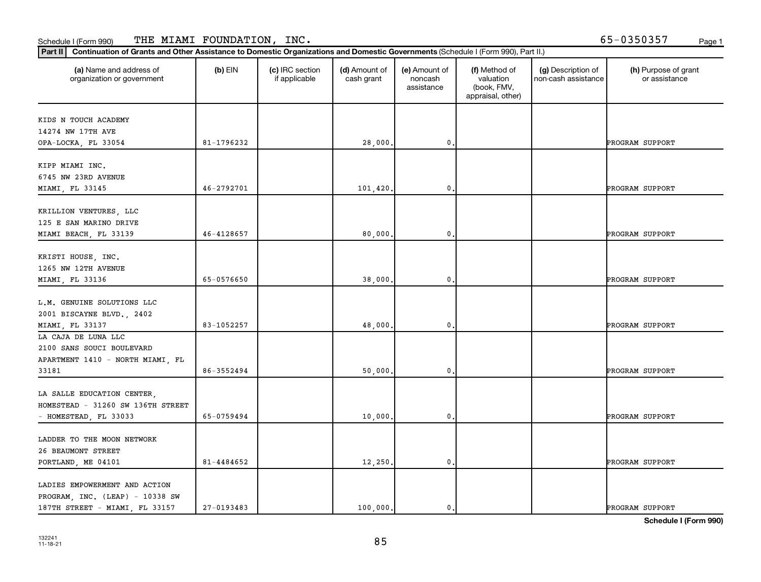Schedule I (Form 990) THE MIAMI FOUNDATION, INC. 65-0350357

**Part II** Continuation of Grants and Other Assistance to Domestic Organizations and Domestic Governments (Schedule I (Form 990), Part II.)

| (a) Name and address of organization or government | (b) EIN | (c) IRC section if applicable | (d) Amount of cash grant | (e) Amount of noncash assistance | (f) Method of valuation (book, FMV, appraisal, other) | (g) Description of non-cash assistance | (h) Purpose of grant or assistance |
|---|---|---|---|---|---|---|---|
| KIDS N TOUCH ACADEMY 14274 NW 17TH AVE OPA-LOCKA, FL 33054 | 81-1796232 | | 28,000. | 0. | | | PROGRAM SUPPORT |
| KIPP MIAMI INC. 6745 NW 23RD AVENUE MIAMI, FL 33145 | 46-2792701 | | 101,420. | 0. | | | PROGRAM SUPPORT |
| KRILLION VENTURES, LLC 125 E SAN MARINO DRIVE MIAMI BEACH, FL 33139 | 46-4128657 | | 80,000. | 0. | | | PROGRAM SUPPORT |
| KRISTI HOUSE, INC. 1265 NW 12TH AVENUE MIAMI, FL 33136 | 65-0576650 | | 38,000. | 0. | | | PROGRAM SUPPORT |
| L.M. GENUINE SOLUTIONS LLC 2001 BISCAYNE BLVD., 2402 MIAMI, FL 33137 | 83-1052257 | | 48,000. | 0. | | | PROGRAM SUPPORT |
| LA CAJA DE LUNA LLC 2100 SANS SOUCI BOULEVARD APARTMENT 1410 - NORTH MIAMI, FL 33181 | 86-3552494 | | 50,000. | 0. | | | PROGRAM SUPPORT |
| LA SALLE EDUCATION CENTER, HOMESTEAD - 31260 SW 136TH STREET - HOMESTEAD, FL 33033 | 65-0759494 | | 10,000. | 0. | | | PROGRAM SUPPORT |
| LADDER TO THE MOON NETWORK 26 BEAUMONT STREET PORTLAND, ME 04101 | 81-4484652 | | 12,250. | 0. | | | PROGRAM SUPPORT |
| LADIES EMPOWERMENT AND ACTION PROGRAM, INC. (LEAP) - 10338 SW 187TH STREET - MIAMI, FL 33157 | 27-0193483 | | 100,000. | 0. | | | PROGRAM SUPPORT |

**Schedule I (Form 990)**

132241 11-18-21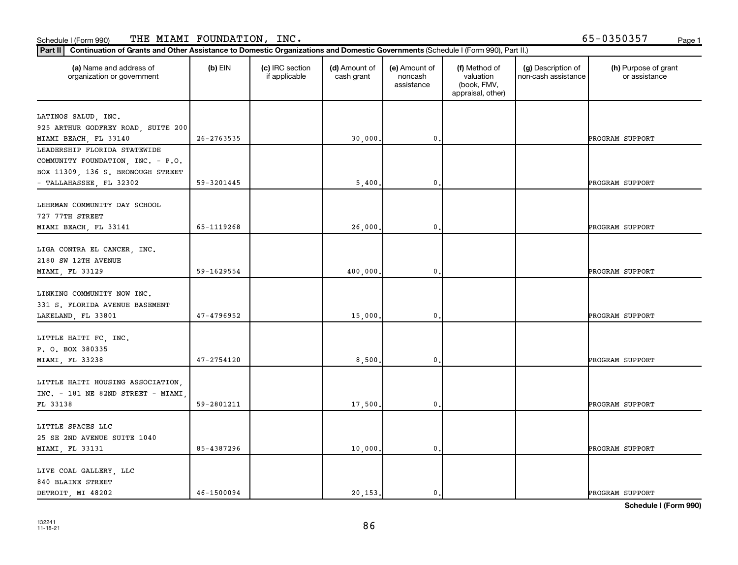Schedule I (Form 990) THE MIAMI FOUNDATION, INC. 65-0350357

**Part II** **Continuation of Grants and Other Assistance to Domestic Organizations and Domestic Governments** (Schedule I (Form 990), Part II.)

| (a) Name and address of organization or government | (b) EIN | (c) IRC section if applicable | (d) Amount of cash grant | (e) Amount of noncash assistance | (f) Method of valuation (book, FMV, appraisal, other) | (g) Description of non-cash assistance | (h) Purpose of grant or assistance |
|---|---|---|---|---|---|---|---|
| LATINOS SALUD, INC. 925 ARTHUR GODFREY ROAD, SUITE 200 MIAMI BEACH, FL 33140 | 26-2763535 | | 30,000. | 0. | | | PROGRAM SUPPORT |
| LEADERSHIP FLORIDA STATEWIDE COMMUNITY FOUNDATION, INC. - P.O. BOX 11309, 136 S. BRONOUGH STREET - TALLAHASSEE, FL 32302 | 59-3201445 | | 5,400. | 0. | | | PROGRAM SUPPORT |
| LEHRMAN COMMUNITY DAY SCHOOL 727 77TH STREET MIAMI BEACH, FL 33141 | 65-1119268 | | 26,000. | 0. | | | PROGRAM SUPPORT |
| LIGA CONTRA EL CANCER, INC. 2180 SW 12TH AVENUE MIAMI, FL 33129 | 59-1629554 | | 400,000. | 0. | | | PROGRAM SUPPORT |
| LINKING COMMUNITY NOW INC. 331 S. FLORIDA AVENUE BASEMENT LAKELAND, FL 33801 | 47-4796952 | | 15,000. | 0. | | | PROGRAM SUPPORT |
| LITTLE HAITI FC, INC. P. O. BOX 380335 MIAMI, FL 33238 | 47-2754120 | | 8,500. | 0. | | | PROGRAM SUPPORT |
| LITTLE HAITI HOUSING ASSOCIATION, INC. - 181 NE 82ND STREET - MIAMI, FL 33138 | 59-2801211 | | 17,500. | 0. | | | PROGRAM SUPPORT |
| LITTLE SPACES LLC 25 SE 2ND AVENUE SUITE 1040 MIAMI, FL 33131 | 85-4387296 | | 10,000. | 0. | | | PROGRAM SUPPORT |
| LIVE COAL GALLERY, LLC 840 BLAINE STREET DETROIT, MI 48202 | 46-1500094 | | 20,153. | 0. | | | PROGRAM SUPPORT |

Schedule I (Form 990)

132241 11-18-21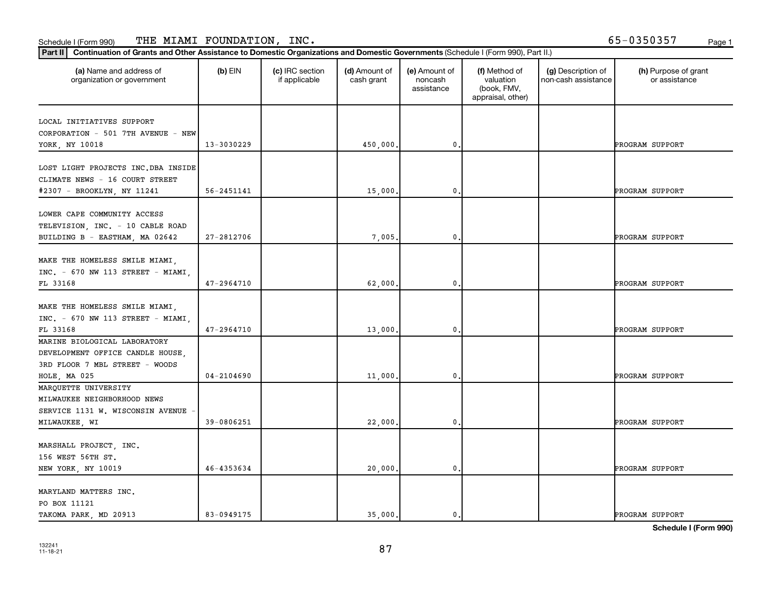Schedule I (Form 990) THE MIAMI FOUNDATION, INC. 65-0350357

**Part II** Continuation of Grants and Other Assistance to Domestic Organizations and Domestic Governments (Schedule I (Form 990), Part II.)

| (a) Name and address of organization or government | (b) EIN | (c) IRC section if applicable | (d) Amount of cash grant | (e) Amount of noncash assistance | (f) Method of valuation (book, FMV, appraisal, other) | (g) Description of non-cash assistance | (h) Purpose of grant or assistance |
|---|---|---|---|---|---|---|---|
| LOCAL INITIATIVES SUPPORT CORPORATION - 501 7TH AVENUE - NEW YORK, NY 10018 | 13-3030229 | | 450,000. | 0. | | | PROGRAM SUPPORT |
| LOST LIGHT PROJECTS INC.DBA INSIDE CLIMATE NEWS - 16 COURT STREET #2307 - BROOKLYN, NY 11241 | 56-2451141 | | 15,000. | 0. | | | PROGRAM SUPPORT |
| LOWER CAPE COMMUNITY ACCESS TELEVISION, INC. - 10 CABLE ROAD BUILDING B - EASTHAM, MA 02642 | 27-2812706 | | 7,005. | 0. | | | PROGRAM SUPPORT |
| MAKE THE HOMELESS SMILE MIAMI, INC. - 670 NW 113 STREET - MIAMI, FL 33168 | 47-2964710 | | 62,000. | 0. | | | PROGRAM SUPPORT |
| MAKE THE HOMELESS SMILE MIAMI, INC. - 670 NW 113 STREET - MIAMI, FL 33168 | 47-2964710 | | 13,000. | 0. | | | PROGRAM SUPPORT |
| MARINE BIOLOGICAL LABORATORY DEVELOPMENT OFFICE CANDLE HOUSE, 3RD FLOOR 7 MBL STREET - WOODS HOLE, MA 025 | 04-2104690 | | 11,000. | 0. | | | PROGRAM SUPPORT |
| MARQUETTE UNIVERSITY MILWAUKEE NEIGHBORHOOD NEWS SERVICE 1131 W. WISCONSIN AVENUE - MILWAUKEE, WI | 39-0806251 | | 22,000. | 0. | | | PROGRAM SUPPORT |
| MARSHALL PROJECT, INC. 156 WEST 56TH ST. NEW YORK, NY 10019 | 46-4353634 | | 20,000. | 0. | | | PROGRAM SUPPORT |
| MARYLAND MATTERS INC. PO BOX 11121 TAKOMA PARK, MD 20913 | 83-0949175 | | 35,000. | 0. | | | PROGRAM SUPPORT |

Schedule I (Form 990)

132241 11-18-21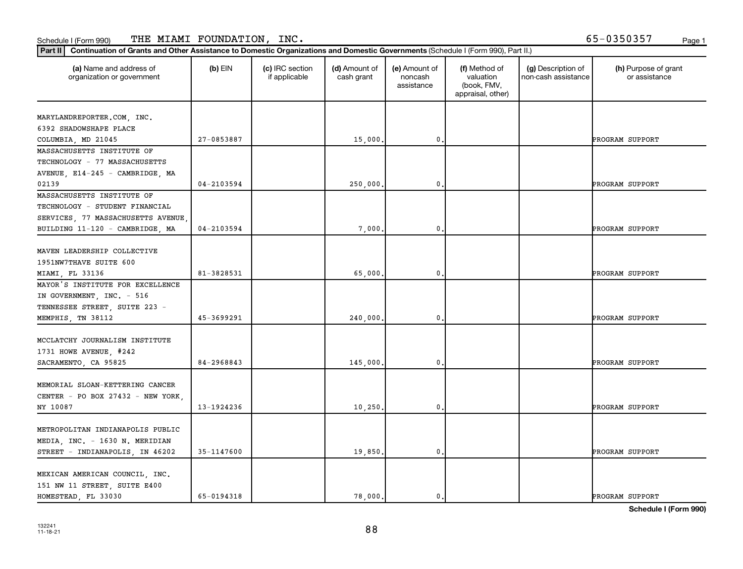Schedule I (Form 990) THE MIAMI FOUNDATION, INC. 65-0350357

**Part II** **Continuation of Grants and Other Assistance to Domestic Organizations and Domestic Governments** (Schedule I (Form 990), Part II.)

| (a) Name and address of organization or government | (b) EIN | (c) IRC section if applicable | (d) Amount of cash grant | (e) Amount of noncash assistance | (f) Method of valuation (book, FMV, appraisal, other) | (g) Description of non-cash assistance | (h) Purpose of grant or assistance |
|---|---|---|---|---|---|---|---|
| MARYLANDREPORTER.COM, INC. 6392 SHADOWSHAPE PLACE COLUMBIA, MD 21045 | 27-0853887 | | 15,000. | 0. | | | PROGRAM SUPPORT |
| MASSACHUSETTS INSTITUTE OF TECHNOLOGY - 77 MASSACHUSETTS AVENUE, E14-245 - CAMBRIDGE, MA 02139 | 04-2103594 | | 250,000. | 0. | | | PROGRAM SUPPORT |
| MASSACHUSETTS INSTITUTE OF TECHNOLOGY - STUDENT FINANCIAL SERVICES, 77 MASSACHUSETTS AVENUE, BUILDING 11-120 - CAMBRIDGE, MA | 04-2103594 | | 7,000. | 0. | | | PROGRAM SUPPORT |
| MAVEN LEADERSHIP COLLECTIVE 1951NW7THAVE SUITE 600 MIAMI, FL 33136 | 81-3828531 | | 65,000. | 0. | | | PROGRAM SUPPORT |
| MAYOR'S INSTITUTE FOR EXCELLENCE IN GOVERNMENT, INC. - 516 TENNESSEE STREET, SUITE 223 - MEMPHIS, TN 38112 | 45-3699291 | | 240,000. | 0. | | | PROGRAM SUPPORT |
| MCCLATCHY JOURNALISM INSTITUTE 1731 HOWE AVENUE, #242 SACRAMENTO, CA 95825 | 84-2968843 | | 145,000. | 0. | | | PROGRAM SUPPORT |
| MEMORIAL SLOAN-KETTERING CANCER CENTER - PO BOX 27432 - NEW YORK, NY 10087 | 13-1924236 | | 10,250. | 0. | | | PROGRAM SUPPORT |
| METROPOLITAN INDIANAPOLIS PUBLIC MEDIA, INC. - 1630 N. MERIDIAN STREET - INDIANAPOLIS, IN 46202 | 35-1147600 | | 19,850. | 0. | | | PROGRAM SUPPORT |
| MEXICAN AMERICAN COUNCIL, INC. 151 NW 11 STREET, SUITE E400 HOMESTEAD, FL 33030 | 65-0194318 | | 78,000. | 0. | | | PROGRAM SUPPORT |

**Schedule I (Form 990)**

132241 11-18-21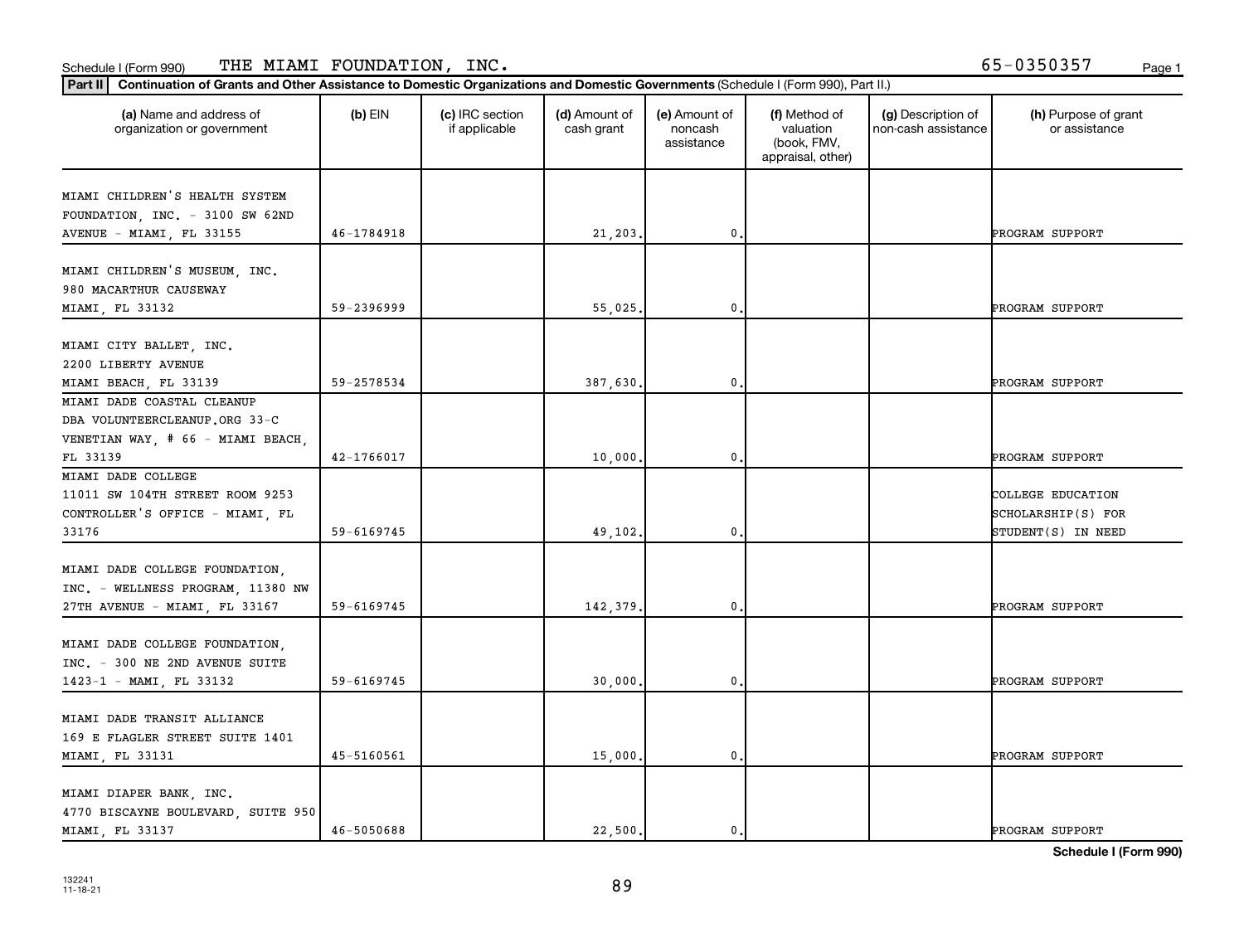Schedule I (Form 990) THE MIAMI FOUNDATION, INC. 65-0350357

**Part II** **Continuation of Grants and Other Assistance to Domestic Organizations and Domestic Governments** (Schedule I (Form 990), Part II.)

| (a) Name and address of organization or government | (b) EIN | (c) IRC section if applicable | (d) Amount of cash grant | (e) Amount of noncash assistance | (f) Method of valuation (book, FMV, appraisal, other) | (g) Description of non-cash assistance | (h) Purpose of grant or assistance |
|---|---|---|---|---|---|---|---|
| MIAMI CHILDREN'S HEALTH SYSTEM FOUNDATION, INC. - 3100 SW 62ND AVENUE - MIAMI, FL 33155 | 46-1784918 | | 21,203. | 0. | | | PROGRAM SUPPORT |
| MIAMI CHILDREN'S MUSEUM, INC. 980 MACARTHUR CAUSEWAY MIAMI, FL 33132 | 59-2396999 | | 55,025. | 0. | | | PROGRAM SUPPORT |
| MIAMI CITY BALLET, INC. 2200 LIBERTY AVENUE MIAMI BEACH, FL 33139 | 59-2578534 | | 387,630. | 0. | | | PROGRAM SUPPORT |
| MIAMI DADE COASTAL CLEANUP DBA VOLUNTEERCLEANUP.ORG 33-C VENETIAN WAY, # 66 - MIAMI BEACH, FL 33139 | 42-1766017 | | 10,000. | 0. | | | PROGRAM SUPPORT |
| MIAMI DADE COLLEGE 11011 SW 104TH STREET ROOM 9253 CONTROLLER'S OFFICE - MIAMI, FL 33176 | 59-6169745 | | 49,102. | 0. | | | COLLEGE EDUCATION SCHOLARSHIP(S) FOR STUDENT(S) IN NEED |
| MIAMI DADE COLLEGE FOUNDATION, INC. - WELLNESS PROGRAM, 11380 NW 27TH AVENUE - MIAMI, FL 33167 | 59-6169745 | | 142,379. | 0. | | | PROGRAM SUPPORT |
| MIAMI DADE COLLEGE FOUNDATION, INC. - 300 NE 2ND AVENUE SUITE 1423-1 - MAMI, FL 33132 | 59-6169745 | | 30,000. | 0. | | | PROGRAM SUPPORT |
| MIAMI DADE TRANSIT ALLIANCE 169 E FLAGLER STREET SUITE 1401 MIAMI, FL 33131 | 45-5160561 | | 15,000. | 0. | | | PROGRAM SUPPORT |
| MIAMI DIAPER BANK, INC. 4770 BISCAYNE BOULEVARD, SUITE 950 MIAMI, FL 33137 | 46-5050688 | | 22,500. | 0. | | | PROGRAM SUPPORT |

**Schedule I (Form 990)**

132241 11-18-21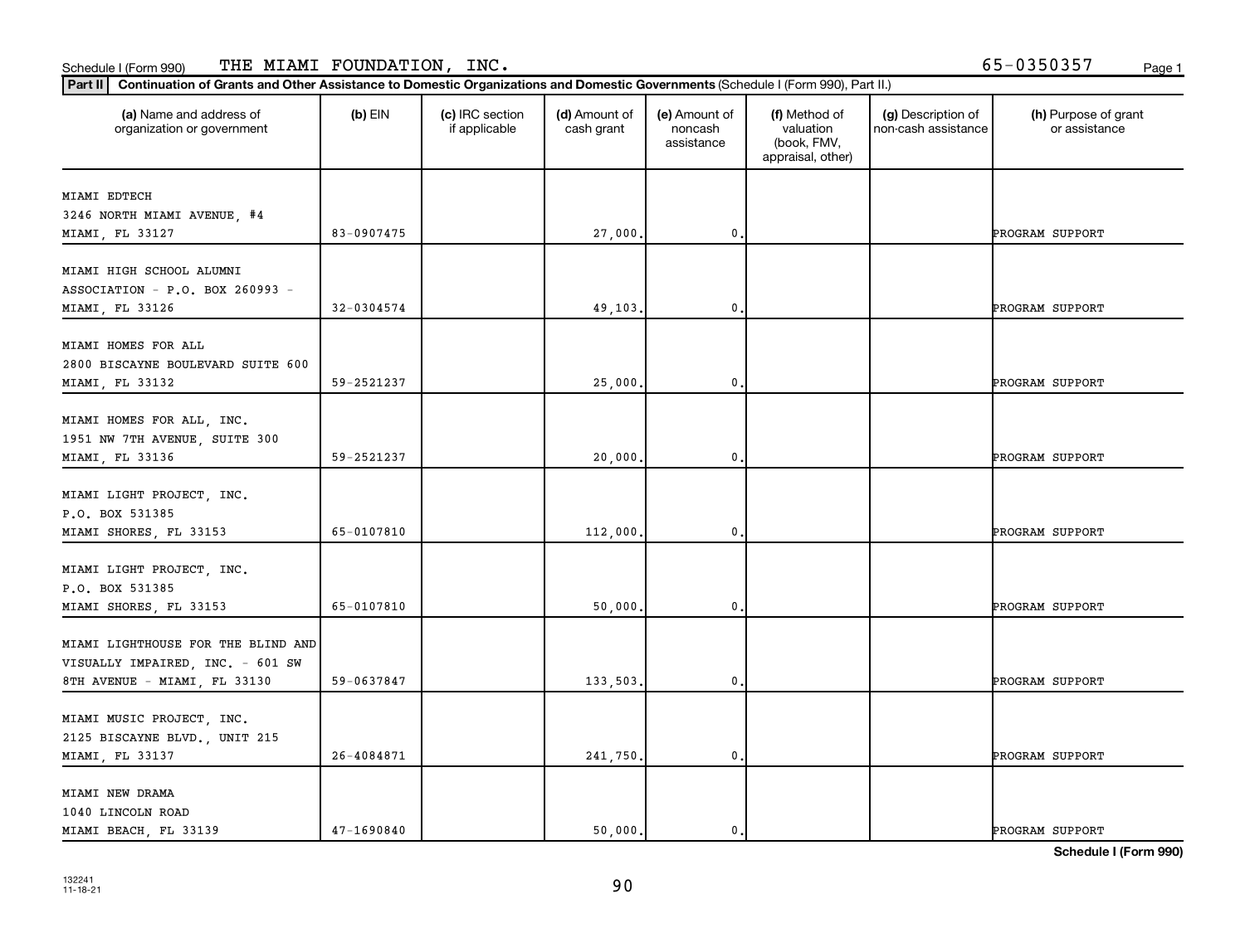Schedule I (Form 990) THE MIAMI FOUNDATION, INC. 65-0350357

**Part II** Continuation of Grants and Other Assistance to Domestic Organizations and Domestic Governments (Schedule I (Form 990), Part II.)

| (a) Name and address of organization or government | (b) EIN | (c) IRC section if applicable | (d) Amount of cash grant | (e) Amount of noncash assistance | (f) Method of valuation (book, FMV, appraisal, other) | (g) Description of non-cash assistance | (h) Purpose of grant or assistance |
|---|---|---|---|---|---|---|---|
| MIAMI EDTECH<br>3246 NORTH MIAMI AVENUE, #4<br>MIAMI, FL 33127 | 83-0907475 | | 27,000. | 0. | | | PROGRAM SUPPORT |
| MIAMI HIGH SCHOOL ALUMNI ASSOCIATION - P.O. BOX 260993 - MIAMI, FL 33126 | 32-0304574 | | 49,103. | 0. | | | PROGRAM SUPPORT |
| MIAMI HOMES FOR ALL<br>2800 BISCAYNE BOULEVARD SUITE 600<br>MIAMI, FL 33132 | 59-2521237 | | 25,000. | 0. | | | PROGRAM SUPPORT |
| MIAMI HOMES FOR ALL, INC.<br>1951 NW 7TH AVENUE, SUITE 300<br>MIAMI, FL 33136 | 59-2521237 | | 20,000. | 0. | | | PROGRAM SUPPORT |
| MIAMI LIGHT PROJECT, INC.<br>P.O. BOX 531385<br>MIAMI SHORES, FL 33153 | 65-0107810 | | 112,000. | 0. | | | PROGRAM SUPPORT |
| MIAMI LIGHT PROJECT, INC.<br>P.O. BOX 531385<br>MIAMI SHORES, FL 33153 | 65-0107810 | | 50,000. | 0. | | | PROGRAM SUPPORT |
| MIAMI LIGHTHOUSE FOR THE BLIND AND VISUALLY IMPAIRED, INC. - 601 SW 8TH AVENUE - MIAMI, FL 33130 | 59-0637847 | | 133,503. | 0. | | | PROGRAM SUPPORT |
| MIAMI MUSIC PROJECT, INC.<br>2125 BISCAYNE BLVD., UNIT 215<br>MIAMI, FL 33137 | 26-4084871 | | 241,750. | 0. | | | PROGRAM SUPPORT |
| MIAMI NEW DRAMA<br>1040 LINCOLN ROAD<br>MIAMI BEACH, FL 33139 | 47-1690840 | | 50,000. | 0. | | | PROGRAM SUPPORT |

Schedule I (Form 990)

132241
11-18-21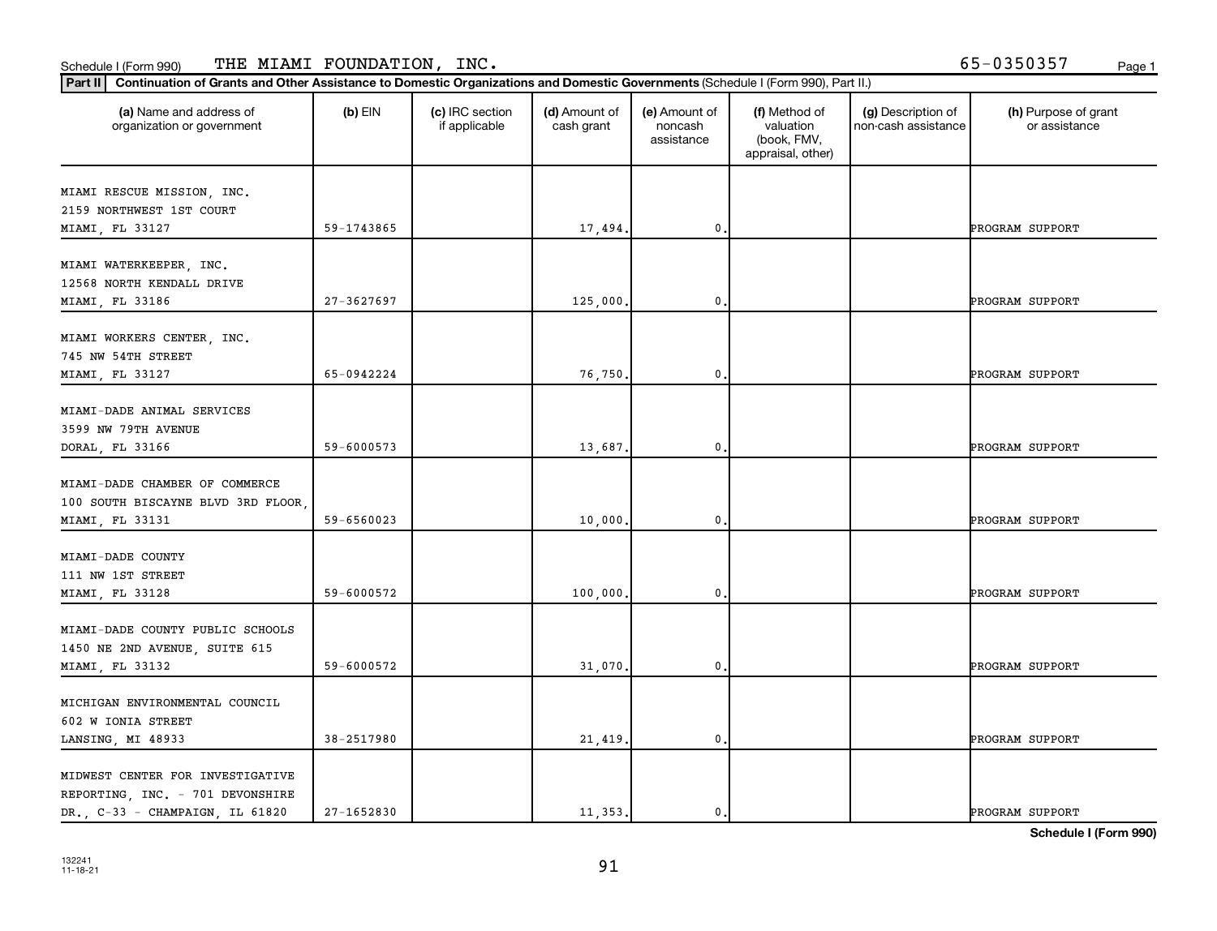Schedule I (Form 990) THE MIAMI FOUNDATION, INC. 65-0350357

**Part II** **Continuation of Grants and Other Assistance to Domestic Organizations and Domestic Governments** (Schedule I (Form 990), Part II.)

| (a) Name and address of organization or government | (b) EIN | (c) IRC section if applicable | (d) Amount of cash grant | (e) Amount of noncash assistance | (f) Method of valuation (book, FMV, appraisal, other) | (g) Description of non-cash assistance | (h) Purpose of grant or assistance |
|---|---|---|---|---|---|---|---|
| MIAMI RESCUE MISSION, INC.<br>2159 NORTHWEST 1ST COURT<br>MIAMI, FL 33127 | 59-1743865 | | 17,494. | 0. | | | PROGRAM SUPPORT |
| MIAMI WATERKEEPER, INC.<br>12568 NORTH KENDALL DRIVE<br>MIAMI, FL 33186 | 27-3627697 | | 125,000. | 0. | | | PROGRAM SUPPORT |
| MIAMI WORKERS CENTER, INC.<br>745 NW 54TH STREET<br>MIAMI, FL 33127 | 65-0942224 | | 76,750. | 0. | | | PROGRAM SUPPORT |
| MIAMI-DADE ANIMAL SERVICES<br>3599 NW 79TH AVENUE<br>DORAL, FL 33166 | 59-6000573 | | 13,687. | 0. | | | PROGRAM SUPPORT |
| MIAMI-DADE CHAMBER OF COMMERCE<br>100 SOUTH BISCAYNE BLVD 3RD FLOOR,<br>MIAMI, FL 33131 | 59-6560023 | | 10,000. | 0. | | | PROGRAM SUPPORT |
| MIAMI-DADE COUNTY<br>111 NW 1ST STREET<br>MIAMI, FL 33128 | 59-6000572 | | 100,000. | 0. | | | PROGRAM SUPPORT |
| MIAMI-DADE COUNTY PUBLIC SCHOOLS<br>1450 NE 2ND AVENUE, SUITE 615<br>MIAMI, FL 33132 | 59-6000572 | | 31,070. | 0. | | | PROGRAM SUPPORT |
| MICHIGAN ENVIRONMENTAL COUNCIL<br>602 W IONIA STREET<br>LANSING, MI 48933 | 38-2517980 | | 21,419. | 0. | | | PROGRAM SUPPORT |
| MIDWEST CENTER FOR INVESTIGATIVE<br>REPORTING, INC. - 701 DEVONSHIRE<br>DR., C-33 - CHAMPAIGN, IL 61820 | 27-1652830 | | 11,353. | 0. | | | PROGRAM SUPPORT |

**Schedule I (Form 990)**

132241
11-18-21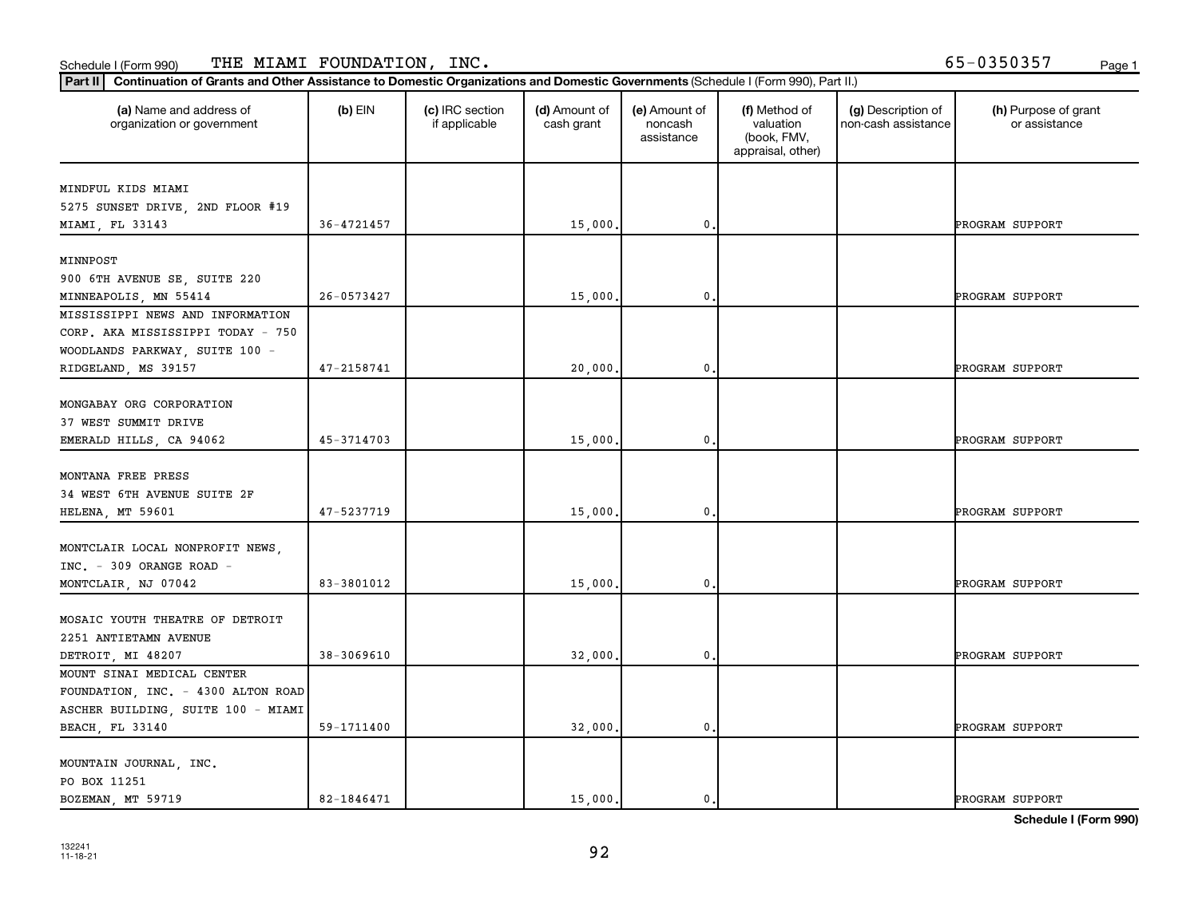Schedule I (Form 990) THE MIAMI FOUNDATION, INC. 65-0350357

**Part II** **Continuation of Grants and Other Assistance to Domestic Organizations and Domestic Governments** (Schedule I (Form 990), Part II.)

| (a) Name and address of organization or government | (b) EIN | (c) IRC section if applicable | (d) Amount of cash grant | (e) Amount of noncash assistance | (f) Method of valuation (book, FMV, appraisal, other) | (g) Description of non-cash assistance | (h) Purpose of grant or assistance |
|---|---|---|---|---|---|---|---|
| MINDFUL KIDS MIAMI<br>5275 SUNSET DRIVE, 2ND FLOOR #19<br>MIAMI, FL 33143 | 36-4721457 | | 15,000. | 0. | | | PROGRAM SUPPORT |
| MINNPOST<br>900 6TH AVENUE SE, SUITE 220<br>MINNEAPOLIS, MN 55414 | 26-0573427 | | 15,000. | 0. | | | PROGRAM SUPPORT |
| MISSISSIPPI NEWS AND INFORMATION CORP. AKA MISSISSIPPI TODAY - 750 WOODLANDS PARKWAY, SUITE 100 - RIDGELAND, MS 39157 | 47-2158741 | | 20,000. | 0. | | | PROGRAM SUPPORT |
| MONGABAY ORG CORPORATION<br>37 WEST SUMMIT DRIVE<br>EMERALD HILLS, CA 94062 | 45-3714703 | | 15,000. | 0. | | | PROGRAM SUPPORT |
| MONTANA FREE PRESS<br>34 WEST 6TH AVENUE SUITE 2F<br>HELENA, MT 59601 | 47-5237719 | | 15,000. | 0. | | | PROGRAM SUPPORT |
| MONTCLAIR LOCAL NONPROFIT NEWS, INC. - 309 ORANGE ROAD - MONTCLAIR, NJ 07042 | 83-3801012 | | 15,000. | 0. | | | PROGRAM SUPPORT |
| MOSAIC YOUTH THEATRE OF DETROIT<br>2251 ANTIETAMN AVENUE<br>DETROIT, MI 48207 | 38-3069610 | | 32,000. | 0. | | | PROGRAM SUPPORT |
| MOUNT SINAI MEDICAL CENTER FOUNDATION, INC. - 4300 ALTON ROAD ASCHER BUILDING, SUITE 100 - MIAMI BEACH, FL 33140 | 59-1711400 | | 32,000. | 0. | | | PROGRAM SUPPORT |
| MOUNTAIN JOURNAL, INC.<br>PO BOX 11251<br>BOZEMAN, MT 59719 | 82-1846471 | | 15,000. | 0. | | | PROGRAM SUPPORT |

Schedule I (Form 990)

132241
11-18-21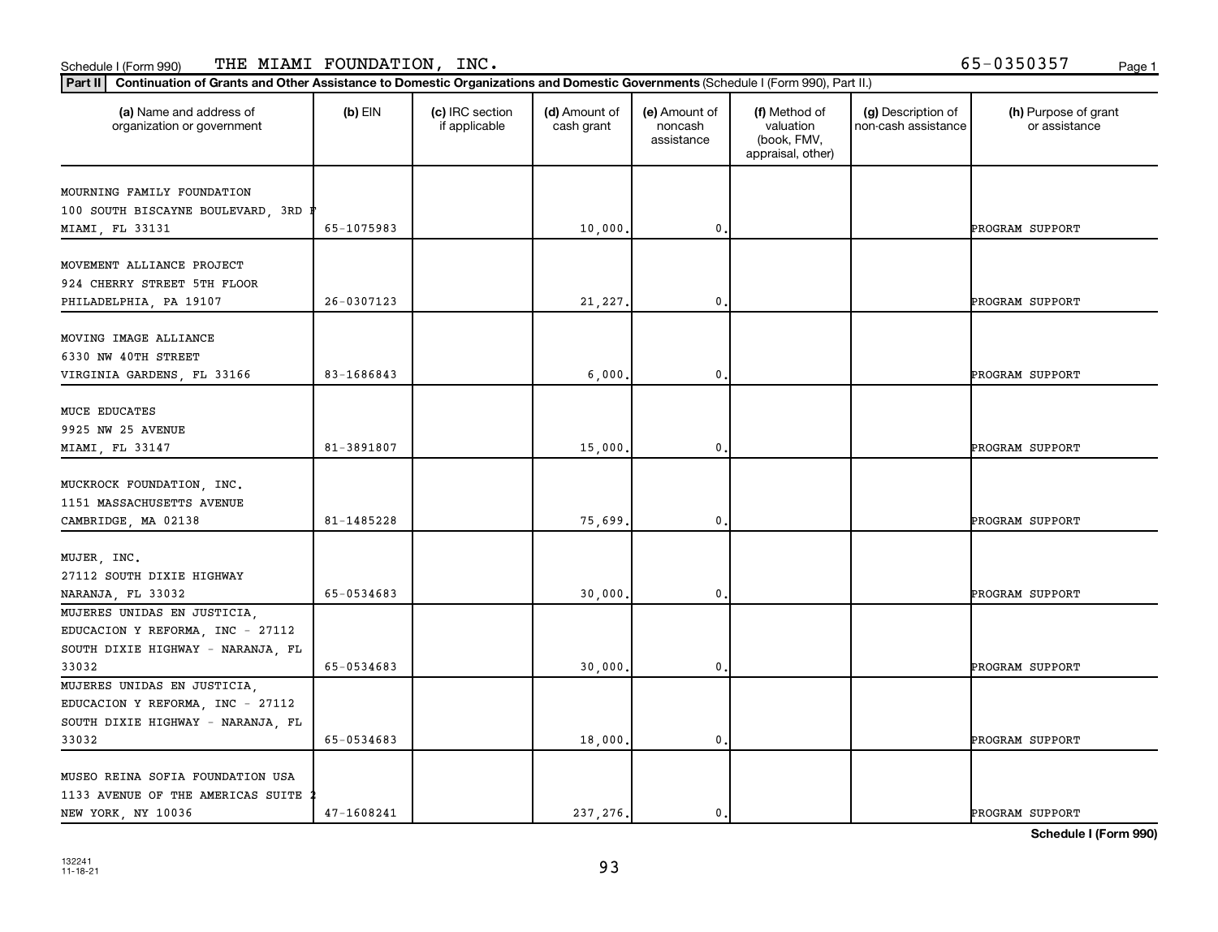Schedule I (Form 990) THE MIAMI FOUNDATION, INC. 65-0350357

**Part II** **Continuation of Grants and Other Assistance to Domestic Organizations and Domestic Governments** (Schedule I (Form 990), Part II.)

| (a) Name and address of organization or government | (b) EIN | (c) IRC section if applicable | (d) Amount of cash grant | (e) Amount of noncash assistance | (f) Method of valuation (book, FMV, appraisal, other) | (g) Description of non-cash assistance | (h) Purpose of grant or assistance |
|---|---|---|---|---|---|---|---|
| MOURNING FAMILY FOUNDATION<br>100 SOUTH BISCAYNE BOULEVARD, 3RD F<br>MIAMI, FL 33131 | 65-1075983 | | 10,000. | 0. | | | PROGRAM SUPPORT |
| MOVEMENT ALLIANCE PROJECT<br>924 CHERRY STREET 5TH FLOOR<br>PHILADELPHIA, PA 19107 | 26-0307123 | | 21,227. | 0. | | | PROGRAM SUPPORT |
| MOVING IMAGE ALLIANCE<br>6330 NW 40TH STREET<br>VIRGINIA GARDENS, FL 33166 | 83-1686843 | | 6,000. | 0. | | | PROGRAM SUPPORT |
| MUCE EDUCATES<br>9925 NW 25 AVENUE<br>MIAMI, FL 33147 | 81-3891807 | | 15,000. | 0. | | | PROGRAM SUPPORT |
| MUCKROCK FOUNDATION, INC.<br>1151 MASSACHUSETTS AVENUE<br>CAMBRIDGE, MA 02138 | 81-1485228 | | 75,699. | 0. | | | PROGRAM SUPPORT |
| MUJER, INC.<br>27112 SOUTH DIXIE HIGHWAY<br>NARANJA, FL 33032 | 65-0534683 | | 30,000. | 0. | | | PROGRAM SUPPORT |
| MUJERES UNIDAS EN JUSTICIA, EDUCACION Y REFORMA, INC - 27112 SOUTH DIXIE HIGHWAY - NARANJA, FL 33032 | 65-0534683 | | 30,000. | 0. | | | PROGRAM SUPPORT |
| MUJERES UNIDAS EN JUSTICIA, EDUCACION Y REFORMA, INC - 27112 SOUTH DIXIE HIGHWAY - NARANJA, FL 33032 | 65-0534683 | | 18,000. | 0. | | | PROGRAM SUPPORT |
| MUSEO REINA SOFIA FOUNDATION USA<br>1133 AVENUE OF THE AMERICAS SUITE 2<br>NEW YORK, NY 10036 | 47-1608241 | | 237,276. | 0. | | | PROGRAM SUPPORT |

Schedule I (Form 990)

132241 11-18-21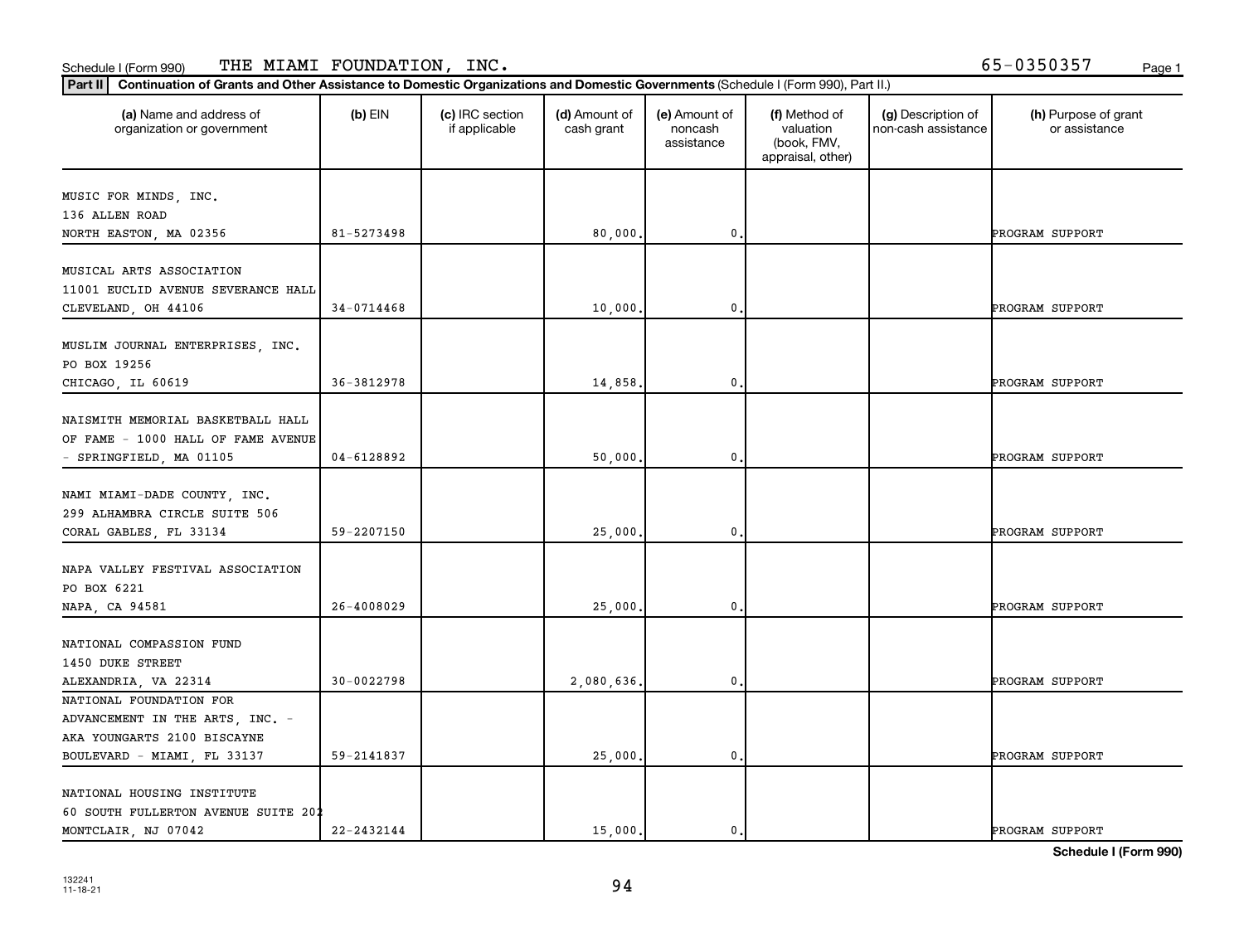Schedule I (Form 990) THE MIAMI FOUNDATION, INC. 65-0350357

**Part II** Continuation of Grants and Other Assistance to Domestic Organizations and Domestic Governments (Schedule I (Form 990), Part II.)

| (a) Name and address of organization or government | (b) EIN | (c) IRC section if applicable | (d) Amount of cash grant | (e) Amount of noncash assistance | (f) Method of valuation (book, FMV, appraisal, other) | (g) Description of non-cash assistance | (h) Purpose of grant or assistance |
|---|---|---|---|---|---|---|---|
| MUSIC FOR MINDS, INC. 136 ALLEN ROAD NORTH EASTON, MA 02356 | 81-5273498 | | 80,000. | 0. | | | PROGRAM SUPPORT |
| MUSICAL ARTS ASSOCIATION 11001 EUCLID AVENUE SEVERANCE HALL CLEVELAND, OH 44106 | 34-0714468 | | 10,000. | 0. | | | PROGRAM SUPPORT |
| MUSLIM JOURNAL ENTERPRISES, INC. PO BOX 19256 CHICAGO, IL 60619 | 36-3812978 | | 14,858. | 0. | | | PROGRAM SUPPORT |
| NAISMITH MEMORIAL BASKETBALL HALL OF FAME - 1000 HALL OF FAME AVENUE - SPRINGFIELD, MA 01105 | 04-6128892 | | 50,000. | 0. | | | PROGRAM SUPPORT |
| NAMI MIAMI-DADE COUNTY, INC. 299 ALHAMBRA CIRCLE SUITE 506 CORAL GABLES, FL 33134 | 59-2207150 | | 25,000. | 0. | | | PROGRAM SUPPORT |
| NAPA VALLEY FESTIVAL ASSOCIATION PO BOX 6221 NAPA, CA 94581 | 26-4008029 | | 25,000. | 0. | | | PROGRAM SUPPORT |
| NATIONAL COMPASSION FUND 1450 DUKE STREET ALEXANDRIA, VA 22314 | 30-0022798 | | 2,080,636. | 0. | | | PROGRAM SUPPORT |
| NATIONAL FOUNDATION FOR ADVANCEMENT IN THE ARTS, INC. - AKA YOUNGARTS 2100 BISCAYNE BOULEVARD - MIAMI, FL 33137 | 59-2141837 | | 25,000. | 0. | | | PROGRAM SUPPORT |
| NATIONAL HOUSING INSTITUTE 60 SOUTH FULLERTON AVENUE SUITE 202 MONTCLAIR, NJ 07042 | 22-2432144 | | 15,000. | 0. | | | PROGRAM SUPPORT |

**Schedule I (Form 990)**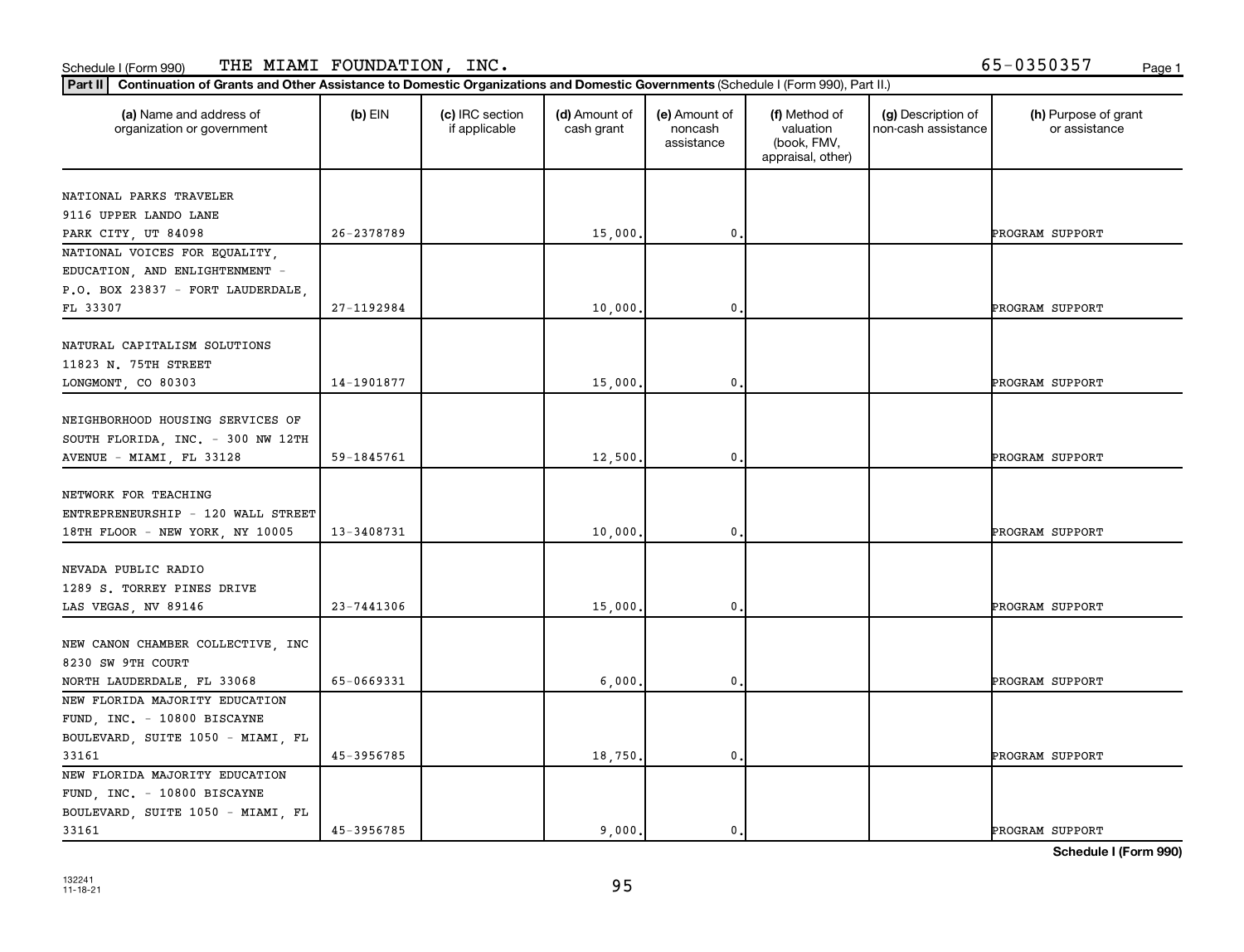Schedule I (Form 990) THE MIAMI FOUNDATION, INC. 65-0350357

**Part II** **Continuation of Grants and Other Assistance to Domestic Organizations and Domestic Governments** (Schedule I (Form 990), Part II.)

| (a) Name and address of organization or government | (b) EIN | (c) IRC section if applicable | (d) Amount of cash grant | (e) Amount of noncash assistance | (f) Method of valuation (book, FMV, appraisal, other) | (g) Description of non-cash assistance | (h) Purpose of grant or assistance |
|---|---|---|---|---|---|---|---|
| NATIONAL PARKS TRAVELER 9116 UPPER LANDO LANE PARK CITY, UT 84098 | 26-2378789 | | 15,000. | 0. | | | PROGRAM SUPPORT |
| NATIONAL VOICES FOR EQUALITY, EDUCATION, AND ENLIGHTENMENT - P.O. BOX 23837 - FORT LAUDERDALE, FL 33307 | 27-1192984 | | 10,000. | 0. | | | PROGRAM SUPPORT |
| NATURAL CAPITALISM SOLUTIONS 11823 N. 75TH STREET LONGMONT, CO 80303 | 14-1901877 | | 15,000. | 0. | | | PROGRAM SUPPORT |
| NEIGHBORHOOD HOUSING SERVICES OF SOUTH FLORIDA, INC. - 300 NW 12TH AVENUE - MIAMI, FL 33128 | 59-1845761 | | 12,500. | 0. | | | PROGRAM SUPPORT |
| NETWORK FOR TEACHING ENTREPRENEURSHIP - 120 WALL STREET 18TH FLOOR - NEW YORK, NY 10005 | 13-3408731 | | 10,000. | 0. | | | PROGRAM SUPPORT |
| NEVADA PUBLIC RADIO 1289 S. TORREY PINES DRIVE LAS VEGAS, NV 89146 | 23-7441306 | | 15,000. | 0. | | | PROGRAM SUPPORT |
| NEW CANON CHAMBER COLLECTIVE, INC 8230 SW 9TH COURT NORTH LAUDERDALE, FL 33068 | 65-0669331 | | 6,000. | 0. | | | PROGRAM SUPPORT |
| NEW FLORIDA MAJORITY EDUCATION FUND, INC. - 10800 BISCAYNE BOULEVARD, SUITE 1050 - MIAMI, FL 33161 | 45-3956785 | | 18,750. | 0. | | | PROGRAM SUPPORT |
| NEW FLORIDA MAJORITY EDUCATION FUND, INC. - 10800 BISCAYNE BOULEVARD, SUITE 1050 - MIAMI, FL 33161 | 45-3956785 | | 9,000. | 0. | | | PROGRAM SUPPORT |

**Schedule I (Form 990)**

132241 11-18-21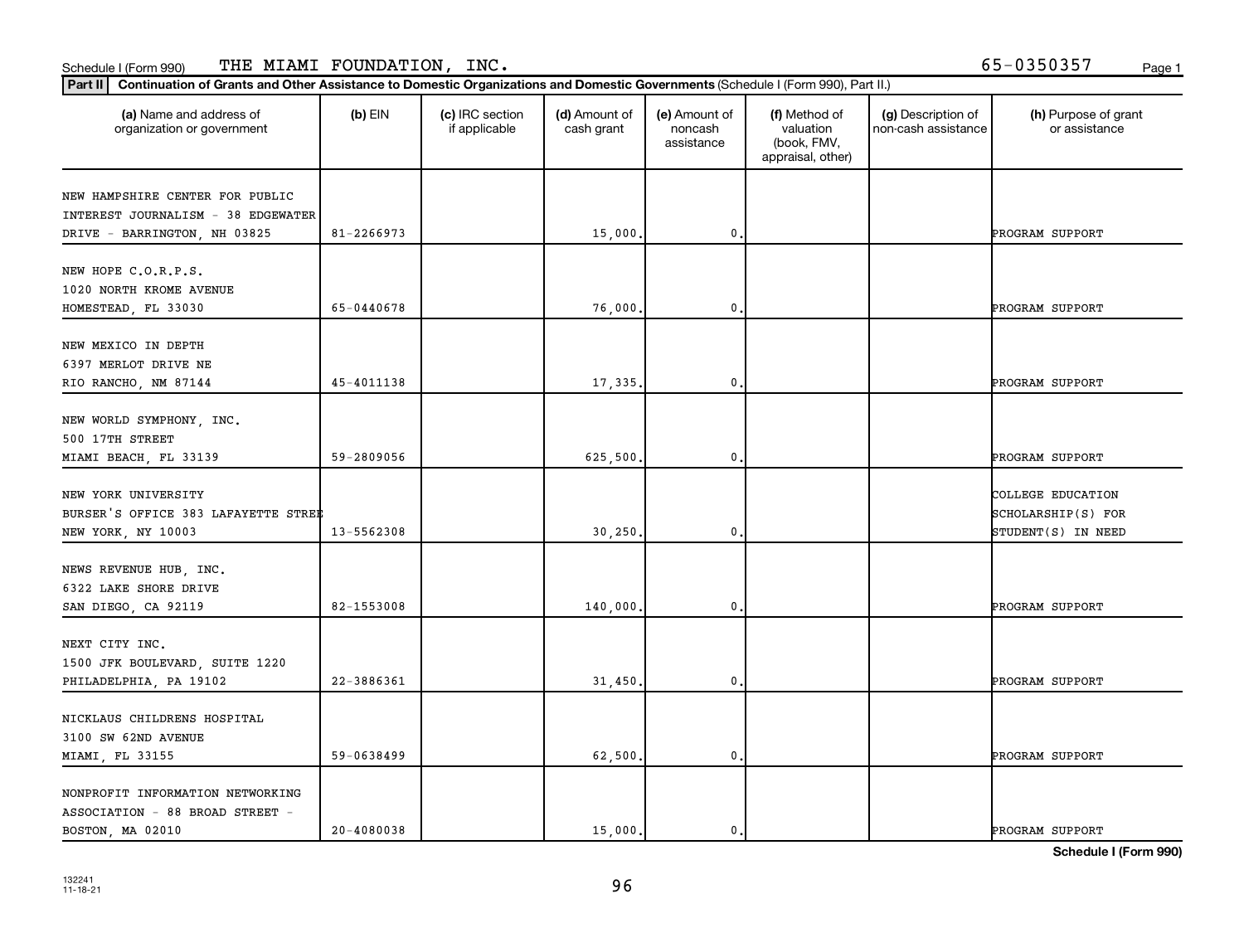Schedule I (Form 990) THE MIAMI FOUNDATION, INC. 65-0350357

**Part II** Continuation of Grants and Other Assistance to Domestic Organizations and Domestic Governments (Schedule I (Form 990), Part II.)

| (a) Name and address of organization or government | (b) EIN | (c) IRC section if applicable | (d) Amount of cash grant | (e) Amount of noncash assistance | (f) Method of valuation (book, FMV, appraisal, other) | (g) Description of non-cash assistance | (h) Purpose of grant or assistance |
|---|---|---|---|---|---|---|---|
| NEW HAMPSHIRE CENTER FOR PUBLIC INTEREST JOURNALISM - 38 EDGEWATER DRIVE - BARRINGTON, NH 03825 | 81-2266973 | | 15,000. | 0. | | | PROGRAM SUPPORT |
| NEW HOPE C.O.R.P.S. 1020 NORTH KROME AVENUE HOMESTEAD, FL 33030 | 65-0440678 | | 76,000. | 0. | | | PROGRAM SUPPORT |
| NEW MEXICO IN DEPTH 6397 MERLOT DRIVE NE RIO RANCHO, NM 87144 | 45-4011138 | | 17,335. | 0. | | | PROGRAM SUPPORT |
| NEW WORLD SYMPHONY, INC. 500 17TH STREET MIAMI BEACH, FL 33139 | 59-2809056 | | 625,500. | 0. | | | PROGRAM SUPPORT |
| NEW YORK UNIVERSITY BURSER'S OFFICE 383 LAFAYETTE STREE NEW YORK, NY 10003 | 13-5562308 | | 30,250. | 0. | | | COLLEGE EDUCATION SCHOLARSHIP(S) FOR STUDENT(S) IN NEED |
| NEWS REVENUE HUB, INC. 6322 LAKE SHORE DRIVE SAN DIEGO, CA 92119 | 82-1553008 | | 140,000. | 0. | | | PROGRAM SUPPORT |
| NEXT CITY INC. 1500 JFK BOULEVARD, SUITE 1220 PHILADELPHIA, PA 19102 | 22-3886361 | | 31,450. | 0. | | | PROGRAM SUPPORT |
| NICKLAUS CHILDRENS HOSPITAL 3100 SW 62ND AVENUE MIAMI, FL 33155 | 59-0638499 | | 62,500. | 0. | | | PROGRAM SUPPORT |
| NONPROFIT INFORMATION NETWORKING ASSOCIATION - 88 BROAD STREET - BOSTON, MA 02010 | 20-4080038 | | 15,000. | 0. | | | PROGRAM SUPPORT |

Schedule I (Form 990)

132241 11-18-21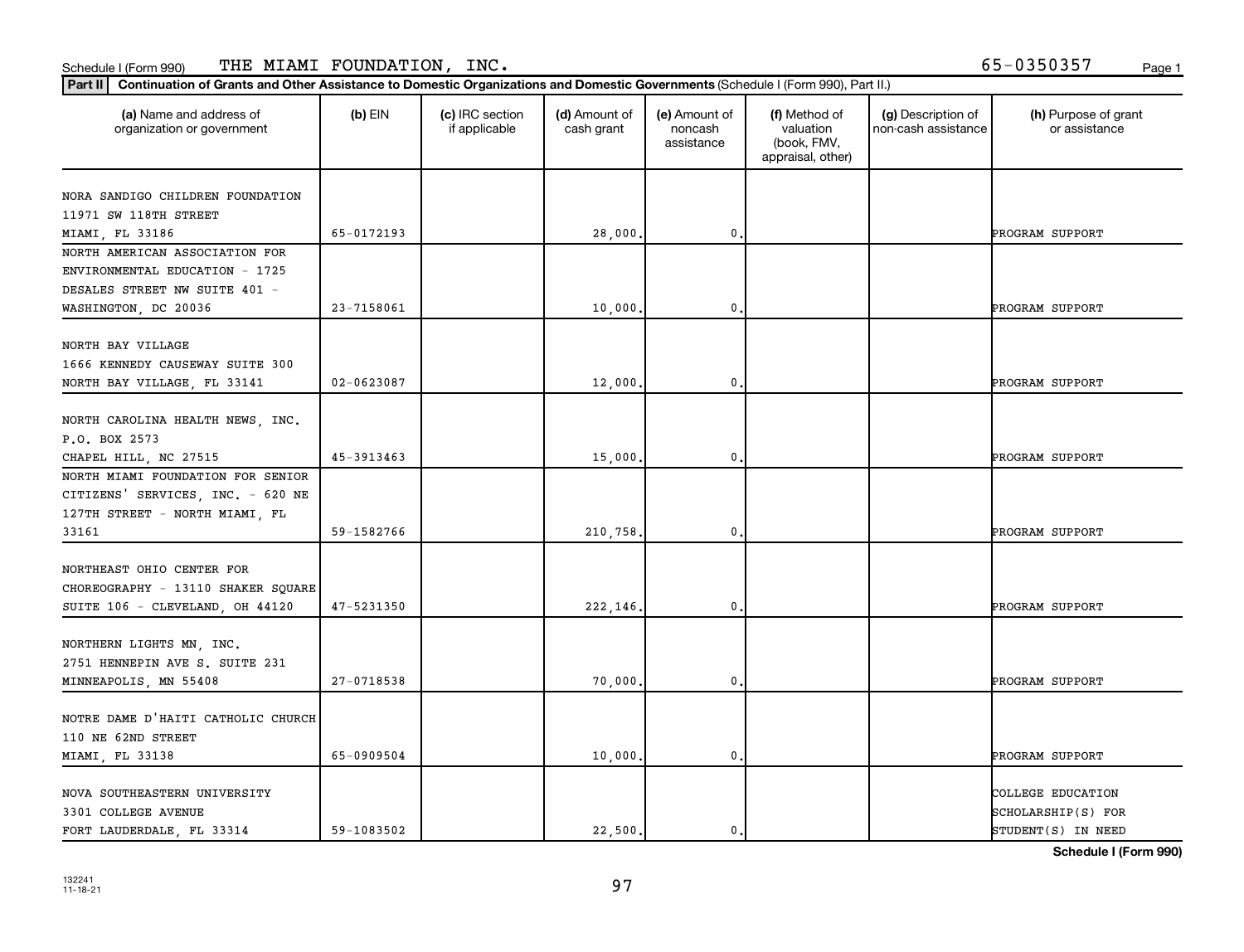Schedule I (Form 990) THE MIAMI FOUNDATION, INC. 65-0350357

**Part II** **Continuation of Grants and Other Assistance to Domestic Organizations and Domestic Governments** (Schedule I (Form 990), Part II.)

| (a) Name and address of organization or government | (b) EIN | (c) IRC section if applicable | (d) Amount of cash grant | (e) Amount of noncash assistance | (f) Method of valuation (book, FMV, appraisal, other) | (g) Description of non-cash assistance | (h) Purpose of grant or assistance |
|---|---|---|---|---|---|---|---|
| NORA SANDIGO CHILDREN FOUNDATION 11971 SW 118TH STREET MIAMI, FL 33186 | 65-0172193 | | 28,000. | 0. | | | PROGRAM SUPPORT |
| NORTH AMERICAN ASSOCIATION FOR ENVIRONMENTAL EDUCATION - 1725 DESALES STREET NW SUITE 401 - WASHINGTON, DC 20036 | 23-7158061 | | 10,000. | 0. | | | PROGRAM SUPPORT |
| NORTH BAY VILLAGE 1666 KENNEDY CAUSEWAY SUITE 300 NORTH BAY VILLAGE, FL 33141 | 02-0623087 | | 12,000. | 0. | | | PROGRAM SUPPORT |
| NORTH CAROLINA HEALTH NEWS, INC. P.O. BOX 2573 CHAPEL HILL, NC 27515 | 45-3913463 | | 15,000. | 0. | | | PROGRAM SUPPORT |
| NORTH MIAMI FOUNDATION FOR SENIOR CITIZENS' SERVICES, INC. - 620 NE 127TH STREET - NORTH MIAMI, FL 33161 | 59-1582766 | | 210,758. | 0. | | | PROGRAM SUPPORT |
| NORTHEAST OHIO CENTER FOR CHOREOGRAPHY - 13110 SHAKER SQUARE SUITE 106 - CLEVELAND, OH 44120 | 47-5231350 | | 222,146. | 0. | | | PROGRAM SUPPORT |
| NORTHERN LIGHTS MN, INC. 2751 HENNEPIN AVE S. SUITE 231 MINNEAPOLIS, MN 55408 | 27-0718538 | | 70,000. | 0. | | | PROGRAM SUPPORT |
| NOTRE DAME D'HAITI CATHOLIC CHURCH 110 NE 62ND STREET MIAMI, FL 33138 | 65-0909504 | | 10,000. | 0. | | | PROGRAM SUPPORT |
| NOVA SOUTHEASTERN UNIVERSITY 3301 COLLEGE AVENUE FORT LAUDERDALE, FL 33314 | 59-1083502 | | 22,500. | 0. | | | COLLEGE EDUCATION SCHOLARSHIP(S) FOR STUDENT(S) IN NEED |

**Schedule I (Form 990)**

132241
11-18-21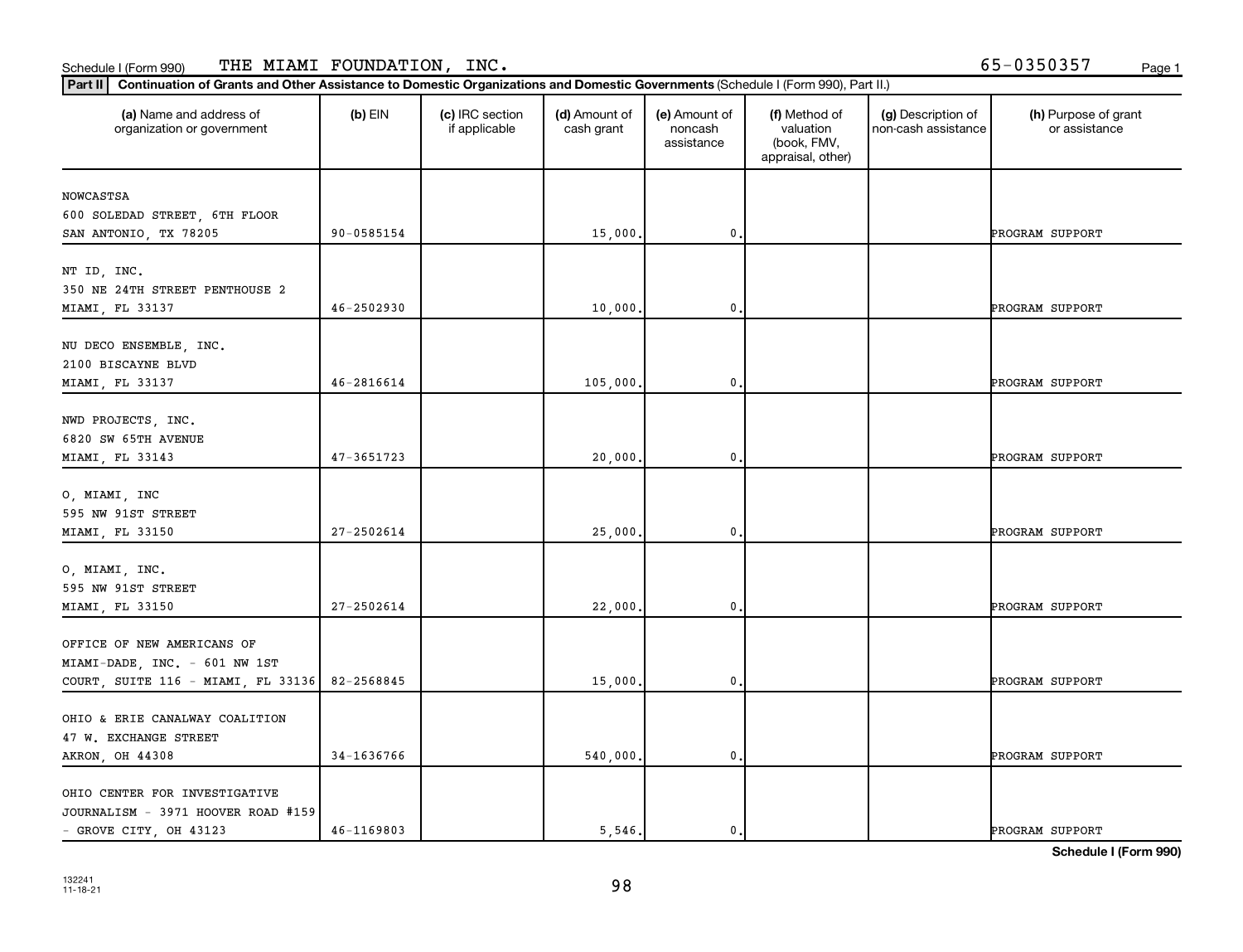Schedule I (Form 990) THE MIAMI FOUNDATION, INC. 65-0350357

**Part II** **Continuation of Grants and Other Assistance to Domestic Organizations and Domestic Governments** (Schedule I (Form 990), Part II.)

| (a) Name and address of organization or government | (b) EIN | (c) IRC section if applicable | (d) Amount of cash grant | (e) Amount of noncash assistance | (f) Method of valuation (book, FMV, appraisal, other) | (g) Description of non-cash assistance | (h) Purpose of grant or assistance |
|---|---|---|---|---|---|---|---|
| NOWCASTSA<br>600 SOLEDAD STREET, 6TH FLOOR<br>SAN ANTONIO, TX 78205 | 90-0585154 | | 15,000. | 0. | | | PROGRAM SUPPORT |
| NT ID, INC.<br>350 NE 24TH STREET PENTHOUSE 2<br>MIAMI, FL 33137 | 46-2502930 | | 10,000. | 0. | | | PROGRAM SUPPORT |
| NU DECO ENSEMBLE, INC.<br>2100 BISCAYNE BLVD<br>MIAMI, FL 33137 | 46-2816614 | | 105,000. | 0. | | | PROGRAM SUPPORT |
| NWD PROJECTS, INC.<br>6820 SW 65TH AVENUE<br>MIAMI, FL 33143 | 47-3651723 | | 20,000. | 0. | | | PROGRAM SUPPORT |
| O, MIAMI, INC<br>595 NW 91ST STREET<br>MIAMI, FL 33150 | 27-2502614 | | 25,000. | 0. | | | PROGRAM SUPPORT |
| O, MIAMI, INC.<br>595 NW 91ST STREET<br>MIAMI, FL 33150 | 27-2502614 | | 22,000. | 0. | | | PROGRAM SUPPORT |
| OFFICE OF NEW AMERICANS OF MIAMI-DADE, INC. - 601 NW 1ST COURT, SUITE 116 - MIAMI, FL 33136 | 82-2568845 | | 15,000. | 0. | | | PROGRAM SUPPORT |
| OHIO & ERIE CANALWAY COALITION<br>47 W. EXCHANGE STREET<br>AKRON, OH 44308 | 34-1636766 | | 540,000. | 0. | | | PROGRAM SUPPORT |
| OHIO CENTER FOR INVESTIGATIVE JOURNALISM - 3971 HOOVER ROAD #159 - GROVE CITY, OH 43123 | 46-1169803 | | 5,546. | 0. | | | PROGRAM SUPPORT |

**Schedule I (Form 990)**

132241
11-18-21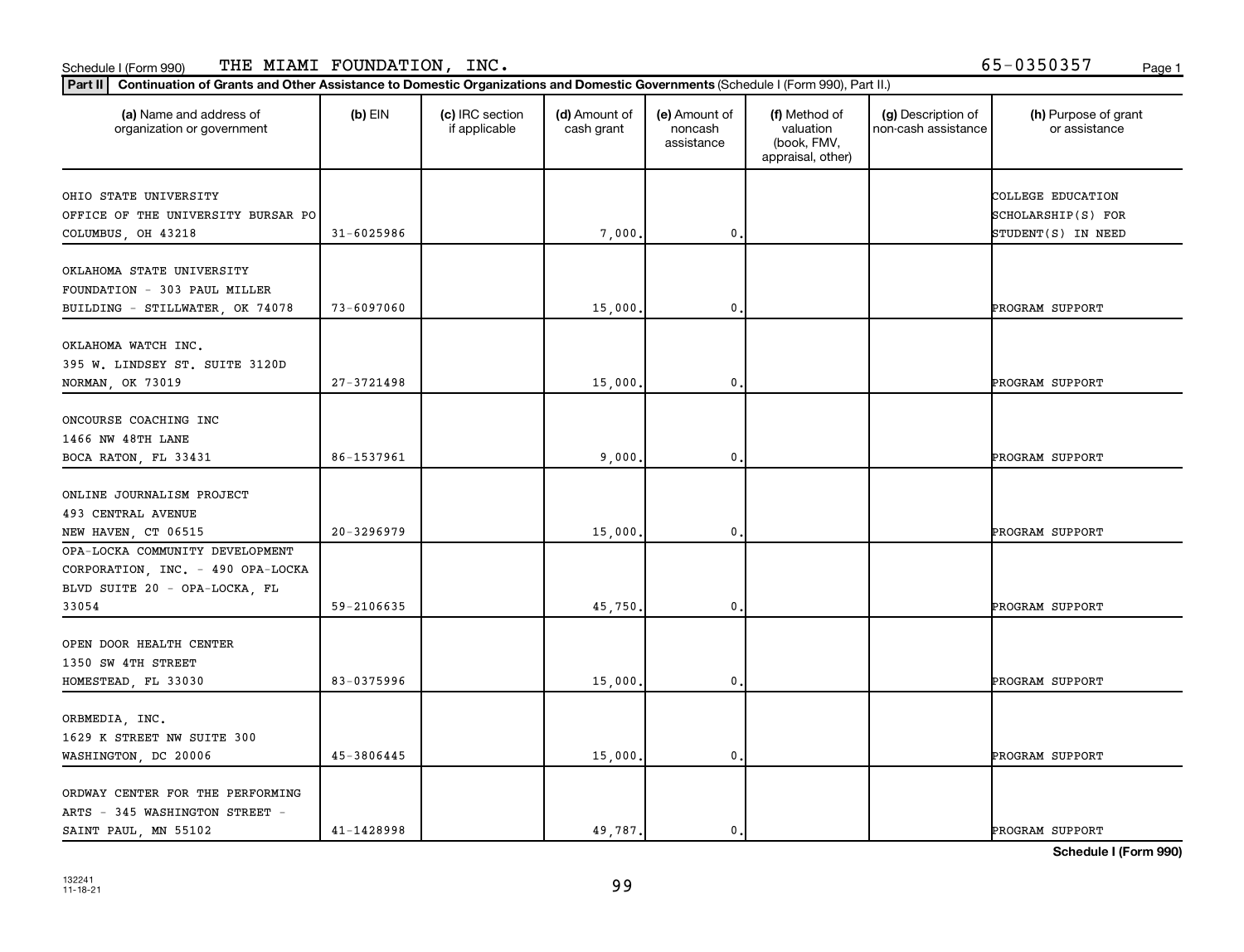Schedule I (Form 990) THE MIAMI FOUNDATION, INC. 65-0350357

**Part II Continuation of Grants and Other Assistance to Domestic Organizations and Domestic Governments** (Schedule I (Form 990), Part II.)

| (a) Name and address of organization or government | (b) EIN | (c) IRC section if applicable | (d) Amount of cash grant | (e) Amount of noncash assistance | (f) Method of valuation (book, FMV, appraisal, other) | (g) Description of non-cash assistance | (h) Purpose of grant or assistance |
|---|---|---|---|---|---|---|---|
| OHIO STATE UNIVERSITY OFFICE OF THE UNIVERSITY BURSAR PO COLUMBUS, OH 43218 | 31-6025986 | | 7,000. | 0. | | | COLLEGE EDUCATION SCHOLARSHIP(S) FOR STUDENT(S) IN NEED |
| OKLAHOMA STATE UNIVERSITY FOUNDATION - 303 PAUL MILLER BUILDING - STILLWATER, OK 74078 | 73-6097060 | | 15,000. | 0. | | | PROGRAM SUPPORT |
| OKLAHOMA WATCH INC. 395 W. LINDSEY ST. SUITE 3120D NORMAN, OK 73019 | 27-3721498 | | 15,000. | 0. | | | PROGRAM SUPPORT |
| ONCOURSE COACHING INC 1466 NW 48TH LANE BOCA RATON, FL 33431 | 86-1537961 | | 9,000. | 0. | | | PROGRAM SUPPORT |
| ONLINE JOURNALISM PROJECT 493 CENTRAL AVENUE NEW HAVEN, CT 06515 | 20-3296979 | | 15,000. | 0. | | | PROGRAM SUPPORT |
| OPA-LOCKA COMMUNITY DEVELOPMENT CORPORATION, INC. - 490 OPA-LOCKA BLVD SUITE 20 - OPA-LOCKA, FL 33054 | 59-2106635 | | 45,750. | 0. | | | PROGRAM SUPPORT |
| OPEN DOOR HEALTH CENTER 1350 SW 4TH STREET HOMESTEAD, FL 33030 | 83-0375996 | | 15,000. | 0. | | | PROGRAM SUPPORT |
| ORBMEDIA, INC. 1629 K STREET NW SUITE 300 WASHINGTON, DC 20006 | 45-3806445 | | 15,000. | 0. | | | PROGRAM SUPPORT |
| ORDWAY CENTER FOR THE PERFORMING ARTS - 345 WASHINGTON STREET - SAINT PAUL, MN 55102 | 41-1428998 | | 49,787. | 0. | | | PROGRAM SUPPORT |

**Schedule I (Form 990)**

132241 11-18-21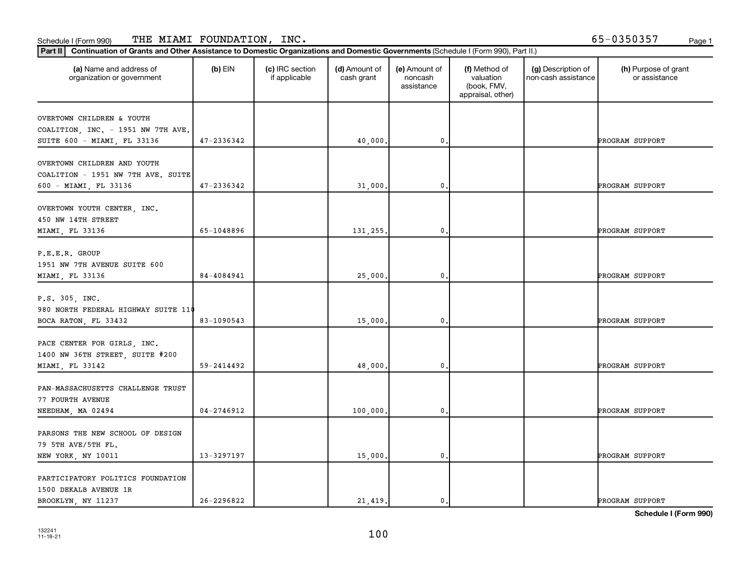Schedule I (Form 990) THE MIAMI FOUNDATION, INC. 65-0350357

**Part II** **Continuation of Grants and Other Assistance to Domestic Organizations and Domestic Governments** (Schedule I (Form 990), Part II.)

| (a) Name and address of organization or government | (b) EIN | (c) IRC section if applicable | (d) Amount of cash grant | (e) Amount of noncash assistance | (f) Method of valuation (book, FMV, appraisal, other) | (g) Description of non-cash assistance | (h) Purpose of grant or assistance |
|---|---|---|---|---|---|---|---|
| OVERTOWN CHILDREN & YOUTH COALITION, INC. - 1951 NW 7TH AVE. SUITE 600 - MIAMI, FL 33136 | 47-2336342 | | 40,000. | 0. | | | PROGRAM SUPPORT |
| OVERTOWN CHILDREN AND YOUTH COALITION - 1951 NW 7TH AVE. SUITE 600 - MIAMI, FL 33136 | 47-2336342 | | 31,000. | 0. | | | PROGRAM SUPPORT |
| OVERTOWN YOUTH CENTER, INC. 450 NW 14TH STREET MIAMI, FL 33136 | 65-1048896 | | 131,255. | 0. | | | PROGRAM SUPPORT |
| P.E.E.R. GROUP 1951 NW 7TH AVENUE SUITE 600 MIAMI, FL 33136 | 84-4084941 | | 25,000. | 0. | | | PROGRAM SUPPORT |
| P.S. 305, INC. 980 NORTH FEDERAL HIGHWAY SUITE 110 BOCA RATON, FL 33432 | 83-1090543 | | 15,000. | 0. | | | PROGRAM SUPPORT |
| PACE CENTER FOR GIRLS, INC. 1400 NW 36TH STREET, SUITE #200 MIAMI, FL 33142 | 59-2414492 | | 48,000. | 0. | | | PROGRAM SUPPORT |
| PAN-MASSACHUSETTS CHALLENGE TRUST 77 FOURTH AVENUE NEEDHAM, MA 02494 | 04-2746912 | | 100,000. | 0. | | | PROGRAM SUPPORT |
| PARSONS THE NEW SCHOOL OF DESIGN 79 5TH AVE/5TH FL. NEW YORK, NY 10011 | 13-3297197 | | 15,000. | 0. | | | PROGRAM SUPPORT |
| PARTICIPATORY POLITICS FOUNDATION 1500 DEKALB AVENUE 1R BROOKLYN, NY 11237 | 26-2296822 | | 21,419. | 0. | | | PROGRAM SUPPORT |

**Schedule I (Form 990)**

132241 11-18-21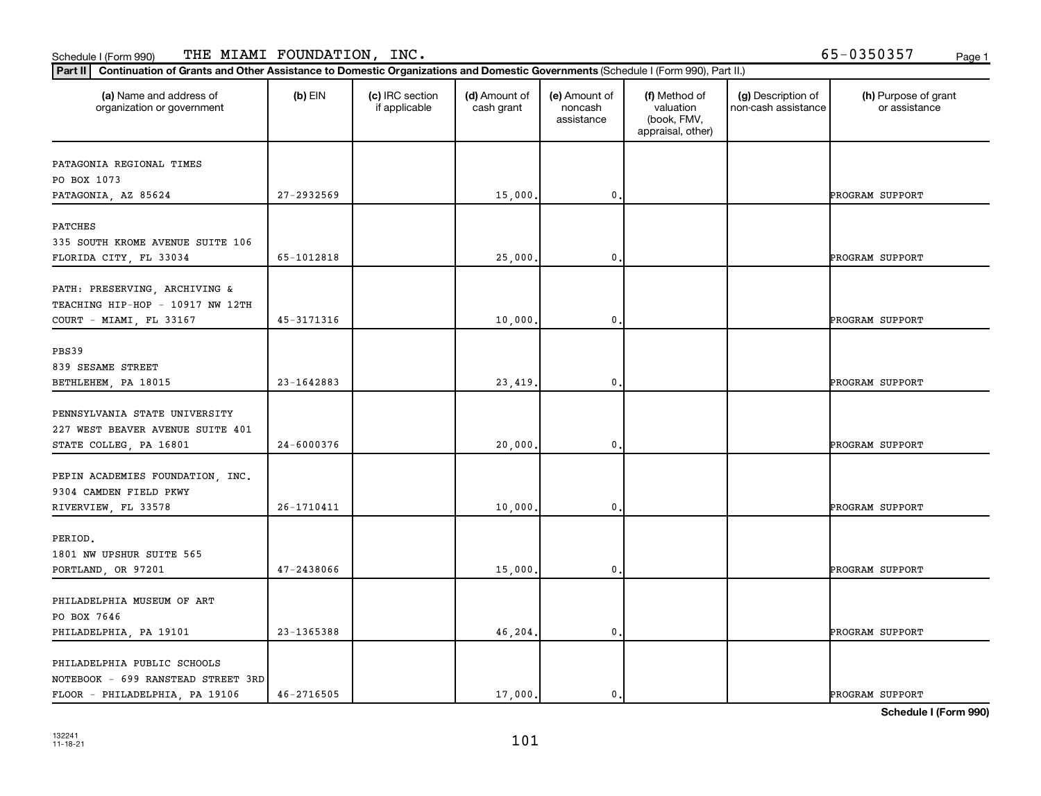Schedule I (Form 990) THE MIAMI FOUNDATION, INC. 65-0350357

**Part II** Continuation of Grants and Other Assistance to Domestic Organizations and Domestic Governments (Schedule I (Form 990), Part II.)

| (a) Name and address of organization or government | (b) EIN | (c) IRC section if applicable | (d) Amount of cash grant | (e) Amount of noncash assistance | (f) Method of valuation (book, FMV, appraisal, other) | (g) Description of non-cash assistance | (h) Purpose of grant or assistance |
|---|---|---|---|---|---|---|---|
| PATAGONIA REGIONAL TIMES<br>PO BOX 1073<br>PATAGONIA, AZ 85624 | 27-2932569 | | 15,000. | 0. | | | PROGRAM SUPPORT |
| PATCHES<br>335 SOUTH KROME AVENUE SUITE 106<br>FLORIDA CITY, FL 33034 | 65-1012818 | | 25,000. | 0. | | | PROGRAM SUPPORT |
| PATH: PRESERVING, ARCHIVING &<br>TEACHING HIP-HOP - 10917 NW 12TH<br>COURT - MIAMI, FL 33167 | 45-3171316 | | 10,000. | 0. | | | PROGRAM SUPPORT |
| PBS39<br>839 SESAME STREET<br>BETHLEHEM, PA 18015 | 23-1642883 | | 23,419. | 0. | | | PROGRAM SUPPORT |
| PENNSYLVANIA STATE UNIVERSITY<br>227 WEST BEAVER AVENUE SUITE 401<br>STATE COLLEG, PA 16801 | 24-6000376 | | 20,000. | 0. | | | PROGRAM SUPPORT |
| PEPIN ACADEMIES FOUNDATION, INC.<br>9304 CAMDEN FIELD PKWY<br>RIVERVIEW, FL 33578 | 26-1710411 | | 10,000. | 0. | | | PROGRAM SUPPORT |
| PERIOD.<br>1801 NW UPSHUR SUITE 565<br>PORTLAND, OR 97201 | 47-2438066 | | 15,000. | 0. | | | PROGRAM SUPPORT |
| PHILADELPHIA MUSEUM OF ART<br>PO BOX 7646<br>PHILADELPHIA, PA 19101 | 23-1365388 | | 46,204. | 0. | | | PROGRAM SUPPORT |
| PHILADELPHIA PUBLIC SCHOOLS<br>NOTEBOOK - 699 RANSTEAD STREET 3RD<br>FLOOR - PHILADELPHIA, PA 19106 | 46-2716505 | | 17,000. | 0. | | | PROGRAM SUPPORT |

Schedule I (Form 990)

132241
11-18-21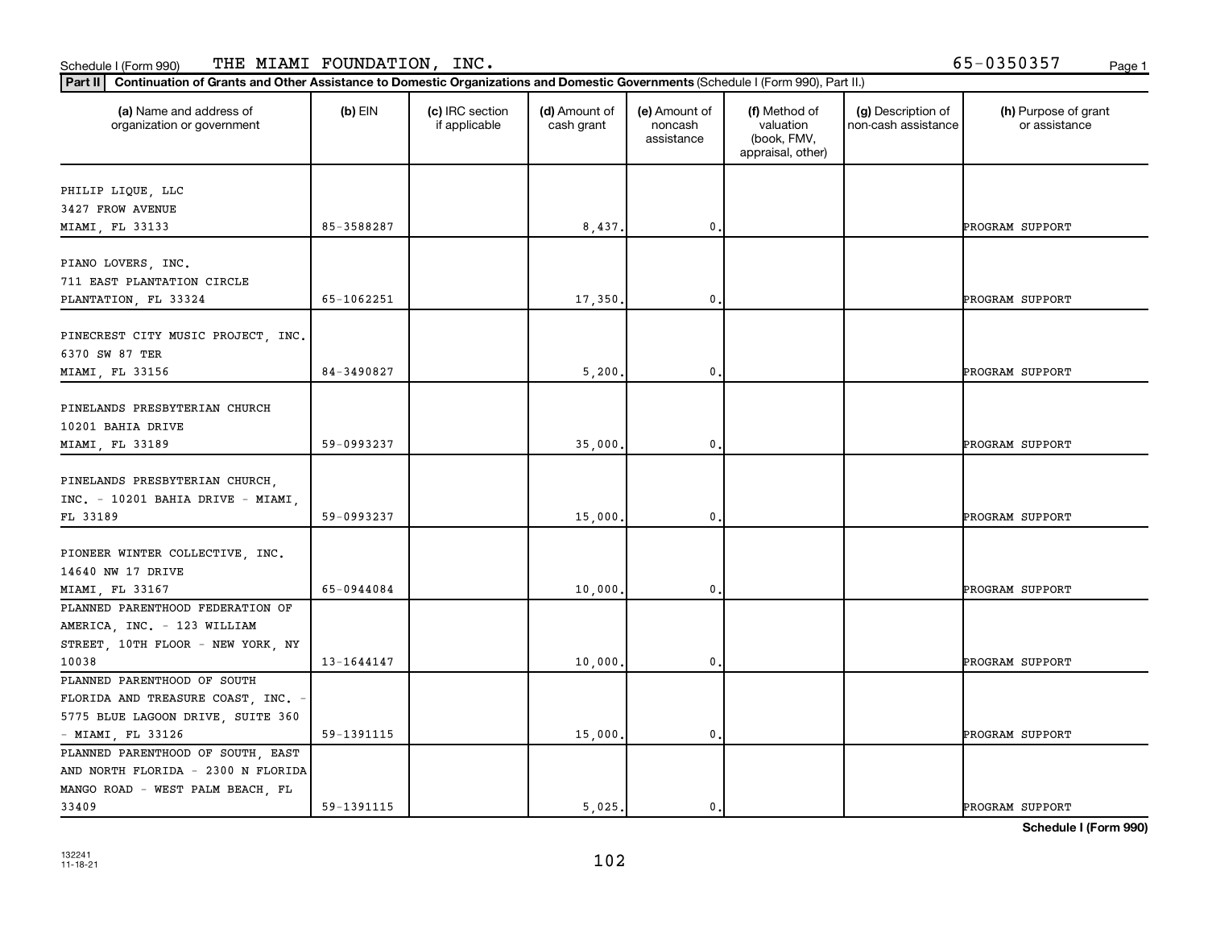Schedule I (Form 990) THE MIAMI FOUNDATION, INC. 65-0350357

**Part II** **Continuation of Grants and Other Assistance to Domestic Organizations and Domestic Governments** (Schedule I (Form 990), Part II.)

| (a) Name and address of organization or government | (b) EIN | (c) IRC section if applicable | (d) Amount of cash grant | (e) Amount of noncash assistance | (f) Method of valuation (book, FMV, appraisal, other) | (g) Description of non-cash assistance | (h) Purpose of grant or assistance |
|---|---|---|---|---|---|---|---|
| PHILIP LIQUE, LLC 3427 FROW AVENUE MIAMI, FL 33133 | 85-3588287 | | 8,437. | 0. | | | PROGRAM SUPPORT |
| PIANO LOVERS, INC. 711 EAST PLANTATION CIRCLE PLANTATION, FL 33324 | 65-1062251 | | 17,350. | 0. | | | PROGRAM SUPPORT |
| PINECREST CITY MUSIC PROJECT, INC. 6370 SW 87 TER MIAMI, FL 33156 | 84-3490827 | | 5,200. | 0. | | | PROGRAM SUPPORT |
| PINELANDS PRESBYTERIAN CHURCH 10201 BAHIA DRIVE MIAMI, FL 33189 | 59-0993237 | | 35,000. | 0. | | | PROGRAM SUPPORT |
| PINELANDS PRESBYTERIAN CHURCH, INC. - 10201 BAHIA DRIVE - MIAMI, FL 33189 | 59-0993237 | | 15,000. | 0. | | | PROGRAM SUPPORT |
| PIONEER WINTER COLLECTIVE, INC. 14640 NW 17 DRIVE MIAMI, FL 33167 | 65-0944084 | | 10,000. | 0. | | | PROGRAM SUPPORT |
| PLANNED PARENTHOOD FEDERATION OF AMERICA, INC. - 123 WILLIAM STREET, 10TH FLOOR - NEW YORK, NY 10038 | 13-1644147 | | 10,000. | 0. | | | PROGRAM SUPPORT |
| PLANNED PARENTHOOD OF SOUTH FLORIDA AND TREASURE COAST, INC. - 5775 BLUE LAGOON DRIVE, SUITE 360 - MIAMI, FL 33126 | 59-1391115 | | 15,000. | 0. | | | PROGRAM SUPPORT |
| PLANNED PARENTHOOD OF SOUTH, EAST AND NORTH FLORIDA - 2300 N FLORIDA MANGO ROAD - WEST PALM BEACH, FL 33409 | 59-1391115 | | 5,025. | 0. | | | PROGRAM SUPPORT |

**Schedule I (Form 990)**

132241 11-18-21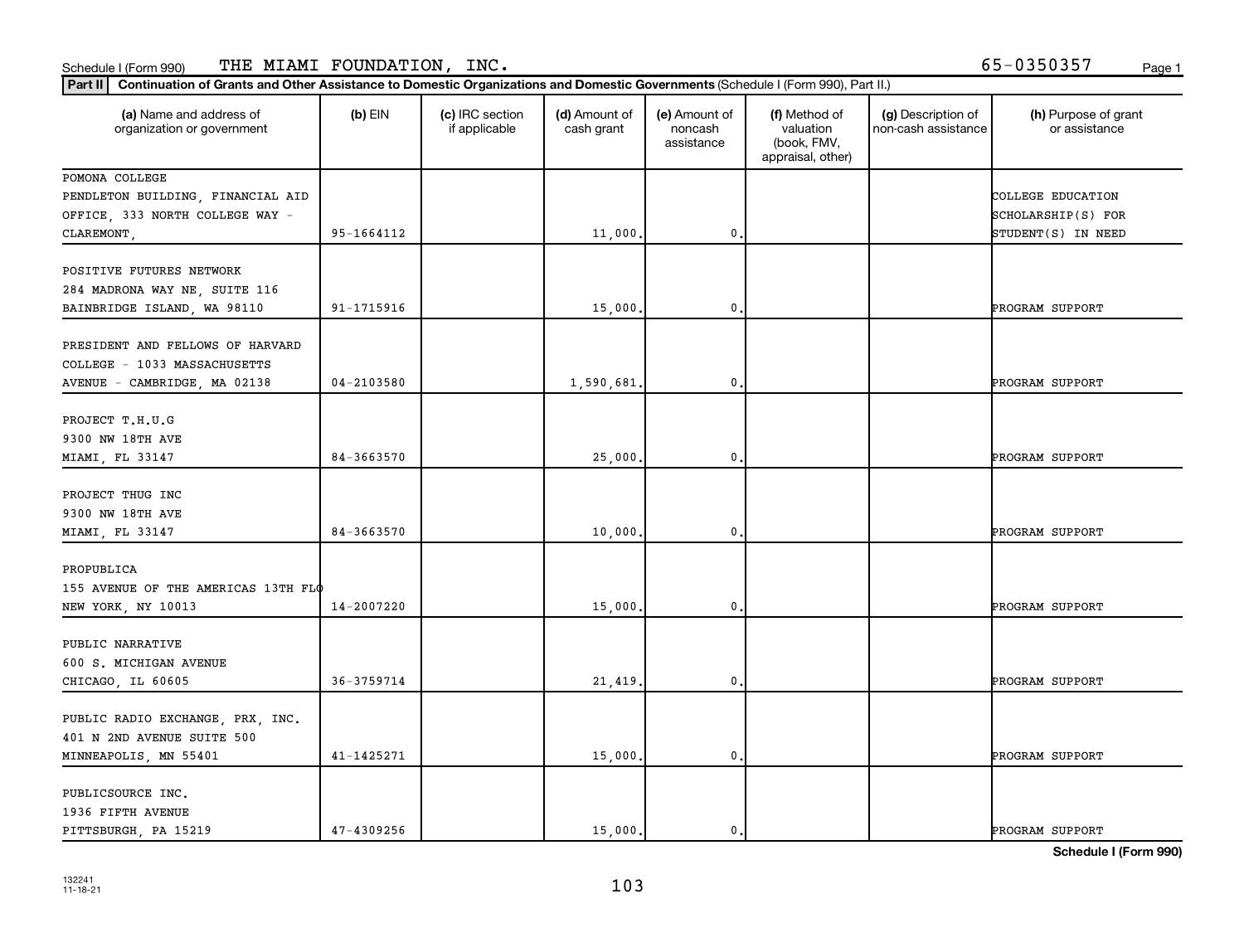Schedule I (Form 990) THE MIAMI FOUNDATION, INC. 65-0350357

**Part II** **Continuation of Grants and Other Assistance to Domestic Organizations and Domestic Governments** (Schedule I (Form 990), Part II.)

| (a) Name and address of organization or government | (b) EIN | (c) IRC section if applicable | (d) Amount of cash grant | (e) Amount of noncash assistance | (f) Method of valuation (book, FMV, appraisal, other) | (g) Description of non-cash assistance | (h) Purpose of grant or assistance |
|---|---|---|---|---|---|---|---|
| POMONA COLLEGE PENDLETON BUILDING, FINANCIAL AID OFFICE, 333 NORTH COLLEGE WAY - CLAREMONT, | 95-1664112 | | 11,000. | 0. | | | COLLEGE EDUCATION SCHOLARSHIP(S) FOR STUDENT(S) IN NEED |
| POSITIVE FUTURES NETWORK 284 MADRONA WAY NE, SUITE 116 BAINBRIDGE ISLAND, WA 98110 | 91-1715916 | | 15,000. | 0. | | | PROGRAM SUPPORT |
| PRESIDENT AND FELLOWS OF HARVARD COLLEGE - 1033 MASSACHUSETTS AVENUE - CAMBRIDGE, MA 02138 | 04-2103580 | | 1,590,681. | 0. | | | PROGRAM SUPPORT |
| PROJECT T.H.U.G 9300 NW 18TH AVE MIAMI, FL 33147 | 84-3663570 | | 25,000. | 0. | | | PROGRAM SUPPORT |
| PROJECT THUG INC 9300 NW 18TH AVE MIAMI, FL 33147 | 84-3663570 | | 10,000. | 0. | | | PROGRAM SUPPORT |
| PROPUBLICA 155 AVENUE OF THE AMERICAS 13TH FLO NEW YORK, NY 10013 | 14-2007220 | | 15,000. | 0. | | | PROGRAM SUPPORT |
| PUBLIC NARRATIVE 600 S. MICHIGAN AVENUE CHICAGO, IL 60605 | 36-3759714 | | 21,419. | 0. | | | PROGRAM SUPPORT |
| PUBLIC RADIO EXCHANGE, PRX, INC. 401 N 2ND AVENUE SUITE 500 MINNEAPOLIS, MN 55401 | 41-1425271 | | 15,000. | 0. | | | PROGRAM SUPPORT |
| PUBLICSOURCE INC. 1936 FIFTH AVENUE PITTSBURGH, PA 15219 | 47-4309256 | | 15,000. | 0. | | | PROGRAM SUPPORT |

**Schedule I (Form 990)**

132241 11-18-21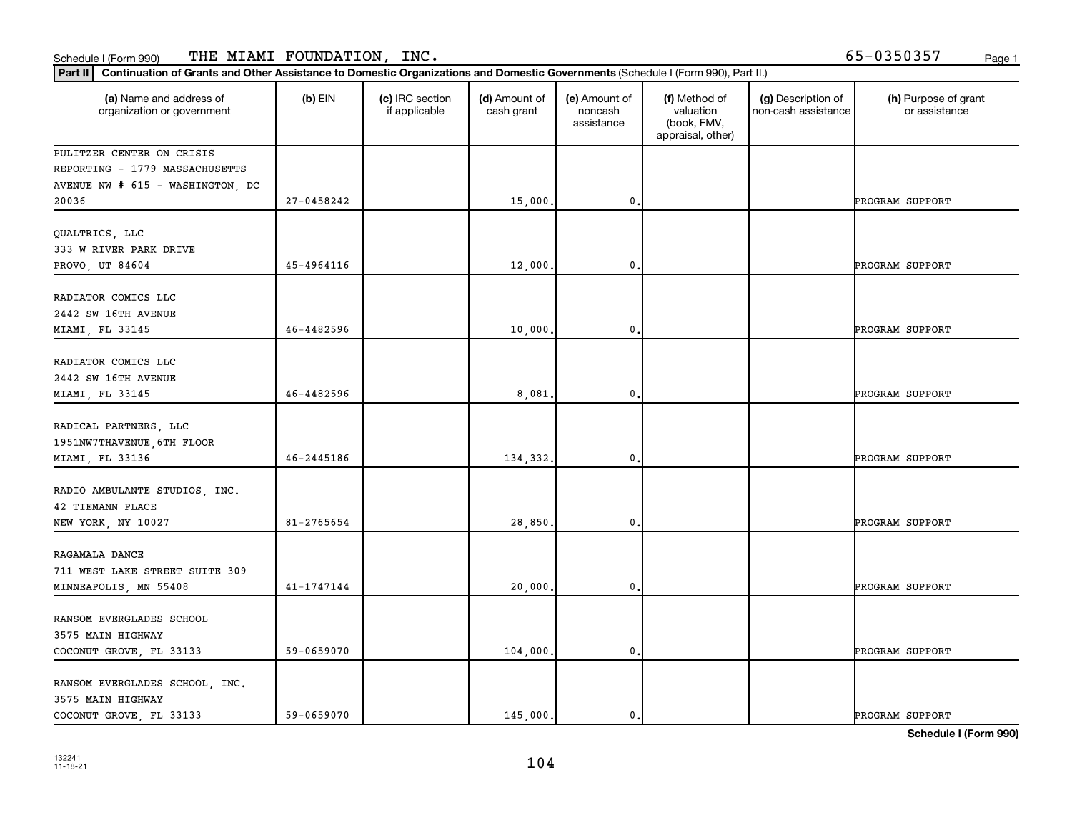Schedule I (Form 990) THE MIAMI FOUNDATION, INC. 65-0350357

**Part II** **Continuation of Grants and Other Assistance to Domestic Organizations and Domestic Governments** (Schedule I (Form 990), Part II.)

| (a) Name and address of organization or government | (b) EIN | (c) IRC section if applicable | (d) Amount of cash grant | (e) Amount of noncash assistance | (f) Method of valuation (book, FMV, appraisal, other) | (g) Description of non-cash assistance | (h) Purpose of grant or assistance |
|---|---|---|---|---|---|---|---|
| PULITZER CENTER ON CRISIS REPORTING - 1779 MASSACHUSETTS AVENUE NW # 615 - WASHINGTON, DC 20036 | 27-0458242 | | 15,000. | 0. | | | PROGRAM SUPPORT |
| QUALTRICS, LLC 333 W RIVER PARK DRIVE PROVO, UT 84604 | 45-4964116 | | 12,000. | 0. | | | PROGRAM SUPPORT |
| RADIATOR COMICS LLC 2442 SW 16TH AVENUE MIAMI, FL 33145 | 46-4482596 | | 10,000. | 0. | | | PROGRAM SUPPORT |
| RADIATOR COMICS LLC 2442 SW 16TH AVENUE MIAMI, FL 33145 | 46-4482596 | | 8,081. | 0. | | | PROGRAM SUPPORT |
| RADICAL PARTNERS, LLC 1951NW7THAVENUE,6TH FLOOR MIAMI, FL 33136 | 46-2445186 | | 134,332. | 0. | | | PROGRAM SUPPORT |
| RADIO AMBULANTE STUDIOS, INC. 42 TIEMANN PLACE NEW YORK, NY 10027 | 81-2765654 | | 28,850. | 0. | | | PROGRAM SUPPORT |
| RAGAMALA DANCE 711 WEST LAKE STREET SUITE 309 MINNEAPOLIS, MN 55408 | 41-1747144 | | 20,000. | 0. | | | PROGRAM SUPPORT |
| RANSOM EVERGLADES SCHOOL 3575 MAIN HIGHWAY COCONUT GROVE, FL 33133 | 59-0659070 | | 104,000. | 0. | | | PROGRAM SUPPORT |
| RANSOM EVERGLADES SCHOOL, INC. 3575 MAIN HIGHWAY COCONUT GROVE, FL 33133 | 59-0659070 | | 145,000. | 0. | | | PROGRAM SUPPORT |

**Schedule I (Form 990)**

132241 11-18-21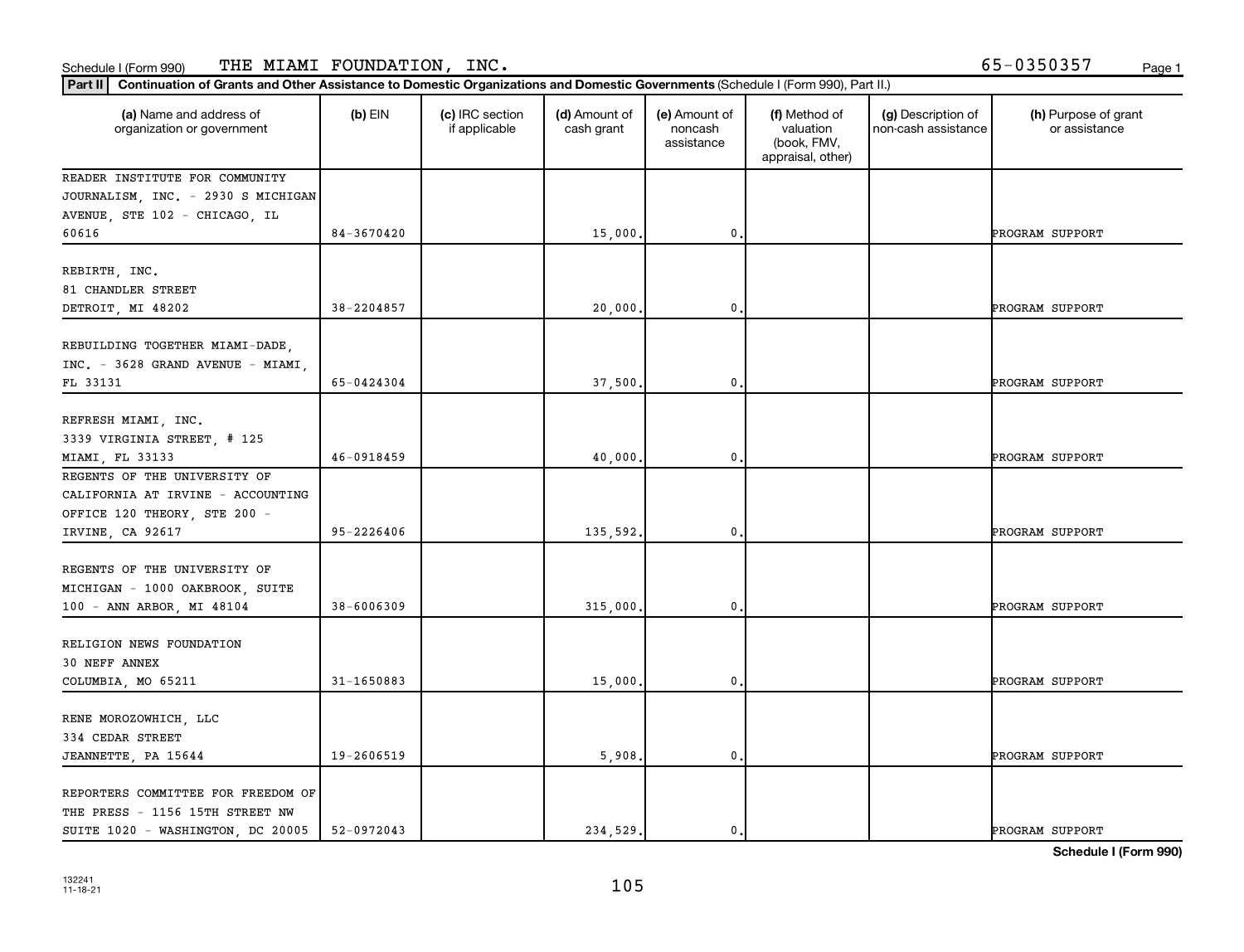Schedule I (Form 990) THE MIAMI FOUNDATION, INC. 65-0350357

**Part II** **Continuation of Grants and Other Assistance to Domestic Organizations and Domestic Governments** (Schedule I (Form 990), Part II.)

| (a) Name and address of organization or government | (b) EIN | (c) IRC section if applicable | (d) Amount of cash grant | (e) Amount of noncash assistance | (f) Method of valuation (book, FMV, appraisal, other) | (g) Description of non-cash assistance | (h) Purpose of grant or assistance |
|---|---|---|---|---|---|---|---|
| READER INSTITUTE FOR COMMUNITY JOURNALISM, INC. - 2930 S MICHIGAN AVENUE, STE 102 - CHICAGO, IL 60616 | 84-3670420 | | 15,000. | 0. | | | PROGRAM SUPPORT |
| REBIRTH, INC. 81 CHANDLER STREET DETROIT, MI 48202 | 38-2204857 | | 20,000. | 0. | | | PROGRAM SUPPORT |
| REBUILDING TOGETHER MIAMI-DADE, INC. - 3628 GRAND AVENUE - MIAMI, FL 33131 | 65-0424304 | | 37,500. | 0. | | | PROGRAM SUPPORT |
| REFRESH MIAMI, INC. 3339 VIRGINIA STREET, # 125 MIAMI, FL 33133 | 46-0918459 | | 40,000. | 0. | | | PROGRAM SUPPORT |
| REGENTS OF THE UNIVERSITY OF CALIFORNIA AT IRVINE - ACCOUNTING OFFICE 120 THEORY, STE 200 - IRVINE, CA 92617 | 95-2226406 | | 135,592. | 0. | | | PROGRAM SUPPORT |
| REGENTS OF THE UNIVERSITY OF MICHIGAN - 1000 OAKBROOK, SUITE 100 - ANN ARBOR, MI 48104 | 38-6006309 | | 315,000. | 0. | | | PROGRAM SUPPORT |
| RELIGION NEWS FOUNDATION 30 NEFF ANNEX COLUMBIA, MO 65211 | 31-1650883 | | 15,000. | 0. | | | PROGRAM SUPPORT |
| RENE MOROZOWHICH, LLC 334 CEDAR STREET JEANNETTE, PA 15644 | 19-2606519 | | 5,908. | 0. | | | PROGRAM SUPPORT |
| REPORTERS COMMITTEE FOR FREEDOM OF THE PRESS - 1156 15TH STREET NW SUITE 1020 - WASHINGTON, DC 20005 | 52-0972043 | | 234,529. | 0. | | | PROGRAM SUPPORT |

**Schedule I (Form 990)**

132241
11-18-21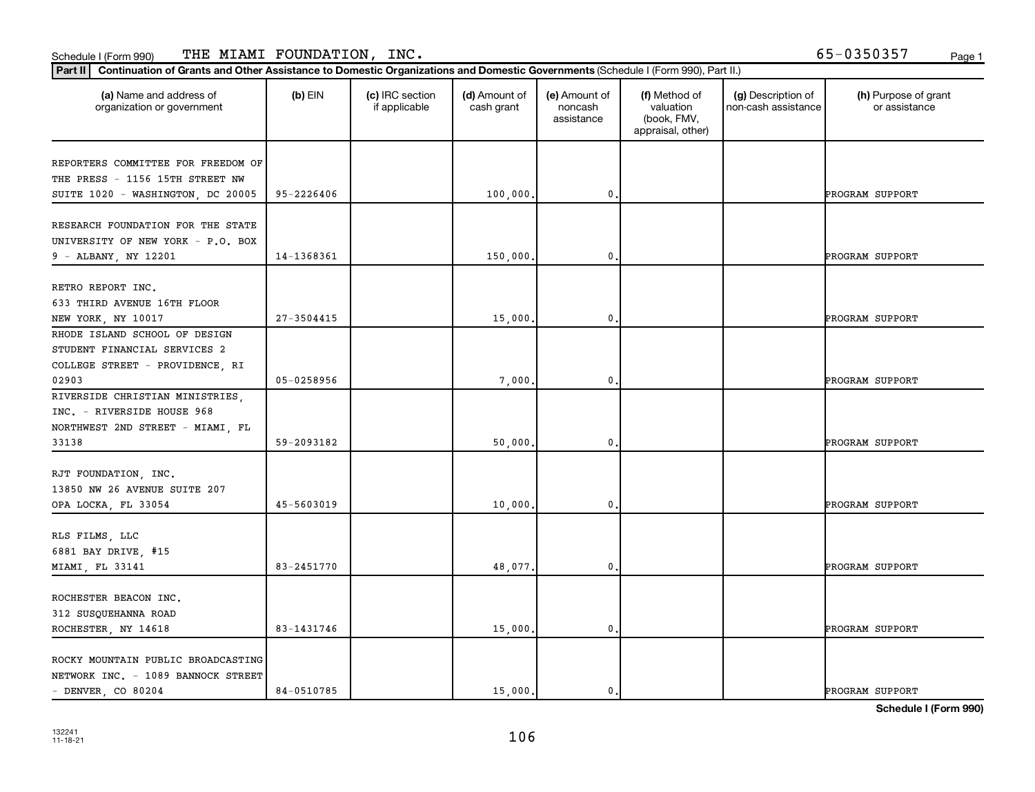Schedule I (Form 990) THE MIAMI FOUNDATION, INC. 65-0350357

**Part II** **Continuation of Grants and Other Assistance to Domestic Organizations and Domestic Governments** (Schedule I (Form 990), Part II.)

| (a) Name and address of organization or government | (b) EIN | (c) IRC section if applicable | (d) Amount of cash grant | (e) Amount of noncash assistance | (f) Method of valuation (book, FMV, appraisal, other) | (g) Description of non-cash assistance | (h) Purpose of grant or assistance |
|---|---|---|---|---|---|---|---|
| REPORTERS COMMITTEE FOR FREEDOM OF THE PRESS - 1156 15TH STREET NW SUITE 1020 - WASHINGTON, DC 20005 | 95-2226406 | | 100,000. | 0. | | | PROGRAM SUPPORT |
| RESEARCH FOUNDATION FOR THE STATE UNIVERSITY OF NEW YORK - P.O. BOX 9 - ALBANY, NY 12201 | 14-1368361 | | 150,000. | 0. | | | PROGRAM SUPPORT |
| RETRO REPORT INC. 633 THIRD AVENUE 16TH FLOOR NEW YORK, NY 10017 | 27-3504415 | | 15,000. | 0. | | | PROGRAM SUPPORT |
| RHODE ISLAND SCHOOL OF DESIGN STUDENT FINANCIAL SERVICES 2 COLLEGE STREET - PROVIDENCE, RI 02903 | 05-0258956 | | 7,000. | 0. | | | PROGRAM SUPPORT |
| RIVERSIDE CHRISTIAN MINISTRIES, INC. - RIVERSIDE HOUSE 968 NORTHWEST 2ND STREET - MIAMI, FL 33138 | 59-2093182 | | 50,000. | 0. | | | PROGRAM SUPPORT |
| RJT FOUNDATION, INC. 13850 NW 26 AVENUE SUITE 207 OPA LOCKA, FL 33054 | 45-5603019 | | 10,000. | 0. | | | PROGRAM SUPPORT |
| RLS FILMS, LLC 6881 BAY DRIVE, #15 MIAMI, FL 33141 | 83-2451770 | | 48,077. | 0. | | | PROGRAM SUPPORT |
| ROCHESTER BEACON INC. 312 SUSQUEHANNA ROAD ROCHESTER, NY 14618 | 83-1431746 | | 15,000. | 0. | | | PROGRAM SUPPORT |
| ROCKY MOUNTAIN PUBLIC BROADCASTING NETWORK INC. - 1089 BANNOCK STREET - DENVER, CO 80204 | 84-0510785 | | 15,000. | 0. | | | PROGRAM SUPPORT |

**Schedule I (Form 990)**

132241
11-18-21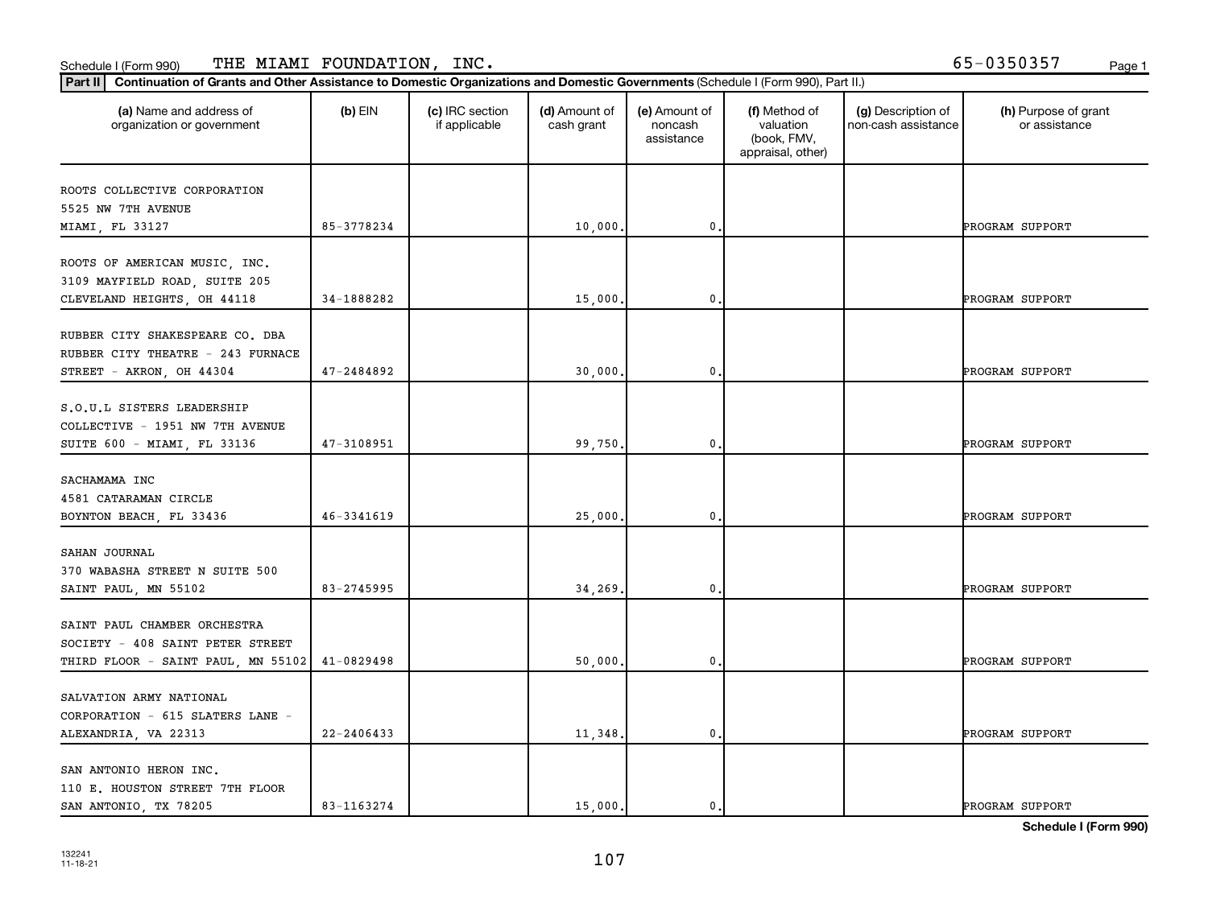Schedule I (Form 990) THE MIAMI FOUNDATION, INC. 65-0350357

**Part II** Continuation of Grants and Other Assistance to Domestic Organizations and Domestic Governments (Schedule I (Form 990), Part II.)

| (a) Name and address of organization or government | (b) EIN | (c) IRC section if applicable | (d) Amount of cash grant | (e) Amount of noncash assistance | (f) Method of valuation (book, FMV, appraisal, other) | (g) Description of non-cash assistance | (h) Purpose of grant or assistance |
|---|---|---|---|---|---|---|---|
| ROOTS COLLECTIVE CORPORATION 5525 NW 7TH AVENUE MIAMI, FL 33127 | 85-3778234 | | 10,000. | 0. | | | PROGRAM SUPPORT |
| ROOTS OF AMERICAN MUSIC, INC. 3109 MAYFIELD ROAD, SUITE 205 CLEVELAND HEIGHTS, OH 44118 | 34-1888282 | | 15,000. | 0. | | | PROGRAM SUPPORT |
| RUBBER CITY SHAKESPEARE CO. DBA RUBBER CITY THEATRE - 243 FURNACE STREET - AKRON, OH 44304 | 47-2484892 | | 30,000. | 0. | | | PROGRAM SUPPORT |
| S.O.U.L SISTERS LEADERSHIP COLLECTIVE - 1951 NW 7TH AVENUE SUITE 600 - MIAMI, FL 33136 | 47-3108951 | | 99,750. | 0. | | | PROGRAM SUPPORT |
| SACHAMAMA INC 4581 CATARAMAN CIRCLE BOYNTON BEACH, FL 33436 | 46-3341619 | | 25,000. | 0. | | | PROGRAM SUPPORT |
| SAHAN JOURNAL 370 WABASHA STREET N SUITE 500 SAINT PAUL, MN 55102 | 83-2745995 | | 34,269. | 0. | | | PROGRAM SUPPORT |
| SAINT PAUL CHAMBER ORCHESTRA SOCIETY - 408 SAINT PETER STREET THIRD FLOOR - SAINT PAUL, MN 55102 | 41-0829498 | | 50,000. | 0. | | | PROGRAM SUPPORT |
| SALVATION ARMY NATIONAL CORPORATION - 615 SLATERS LANE - ALEXANDRIA, VA 22313 | 22-2406433 | | 11,348. | 0. | | | PROGRAM SUPPORT |
| SAN ANTONIO HERON INC. 110 E. HOUSTON STREET 7TH FLOOR SAN ANTONIO, TX 78205 | 83-1163274 | | 15,000. | 0. | | | PROGRAM SUPPORT |

Schedule I (Form 990)

132241 11-18-21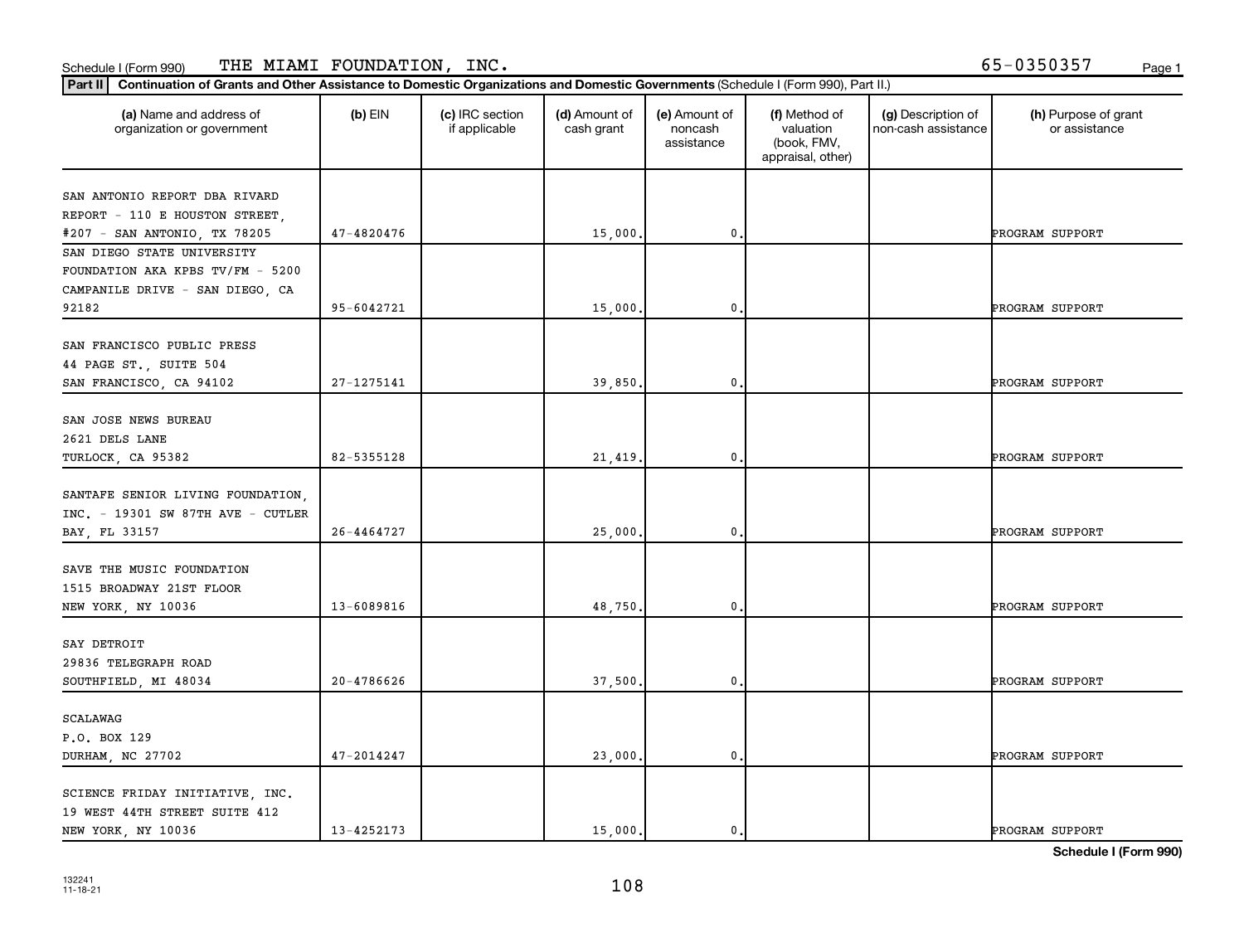Schedule I (Form 990) THE MIAMI FOUNDATION, INC. 65-0350357

**Part II** **Continuation of Grants and Other Assistance to Domestic Organizations and Domestic Governments** (Schedule I (Form 990), Part II.)

| (a) Name and address of organization or government | (b) EIN | (c) IRC section if applicable | (d) Amount of cash grant | (e) Amount of noncash assistance | (f) Method of valuation (book, FMV, appraisal, other) | (g) Description of non-cash assistance | (h) Purpose of grant or assistance |
|---|---|---|---|---|---|---|---|
| SAN ANTONIO REPORT DBA RIVARD REPORT - 110 E HOUSTON STREET, #207 - SAN ANTONIO, TX 78205 | 47-4820476 | | 15,000. | 0. | | | PROGRAM SUPPORT |
| SAN DIEGO STATE UNIVERSITY FOUNDATION AKA KPBS TV/FM - 5200 CAMPANILE DRIVE - SAN DIEGO, CA 92182 | 95-6042721 | | 15,000. | 0. | | | PROGRAM SUPPORT |
| SAN FRANCISCO PUBLIC PRESS 44 PAGE ST., SUITE 504 SAN FRANCISCO, CA 94102 | 27-1275141 | | 39,850. | 0. | | | PROGRAM SUPPORT |
| SAN JOSE NEWS BUREAU 2621 DELS LANE TURLOCK, CA 95382 | 82-5355128 | | 21,419. | 0. | | | PROGRAM SUPPORT |
| SANTAFE SENIOR LIVING FOUNDATION, INC. - 19301 SW 87TH AVE - CUTLER BAY, FL 33157 | 26-4464727 | | 25,000. | 0. | | | PROGRAM SUPPORT |
| SAVE THE MUSIC FOUNDATION 1515 BROADWAY 21ST FLOOR NEW YORK, NY 10036 | 13-6089816 | | 48,750. | 0. | | | PROGRAM SUPPORT |
| SAY DETROIT 29836 TELEGRAPH ROAD SOUTHFIELD, MI 48034 | 20-4786626 | | 37,500. | 0. | | | PROGRAM SUPPORT |
| SCALAWAG P.O. BOX 129 DURHAM, NC 27702 | 47-2014247 | | 23,000. | 0. | | | PROGRAM SUPPORT |
| SCIENCE FRIDAY INITIATIVE, INC. 19 WEST 44TH STREET SUITE 412 NEW YORK, NY 10036 | 13-4252173 | | 15,000. | 0. | | | PROGRAM SUPPORT |

**Schedule I (Form 990)**

132241
11-18-21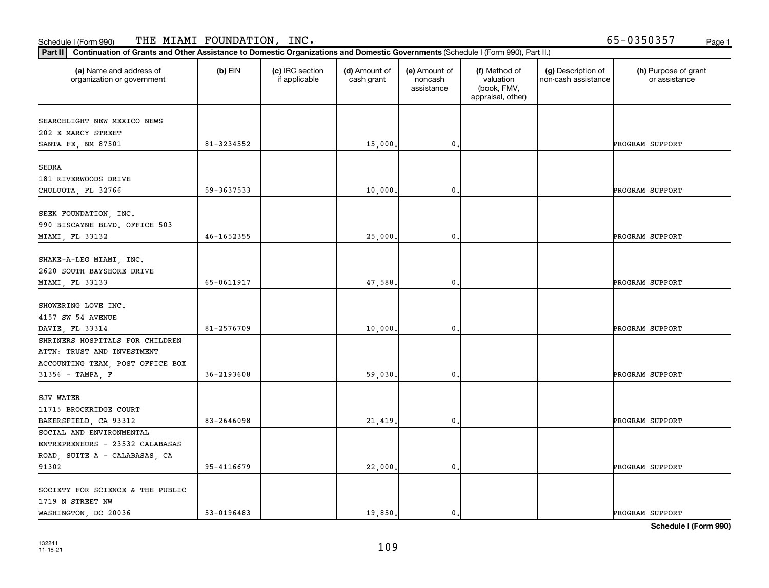Schedule I (Form 990) THE MIAMI FOUNDATION, INC. 65-0350357

**Part II** **Continuation of Grants and Other Assistance to Domestic Organizations and Domestic Governments** (Schedule I (Form 990), Part II.)

| (a) Name and address of organization or government | (b) EIN | (c) IRC section if applicable | (d) Amount of cash grant | (e) Amount of noncash assistance | (f) Method of valuation (book, FMV, appraisal, other) | (g) Description of non-cash assistance | (h) Purpose of grant or assistance |
|---|---|---|---|---|---|---|---|
| SEARCHLIGHT NEW MEXICO NEWS 202 E MARCY STREET SANTA FE, NM 87501 | 81-3234552 | | 15,000. | 0. | | | PROGRAM SUPPORT |
| SEDRA 181 RIVERWOODS DRIVE CHULUOTA, FL 32766 | 59-3637533 | | 10,000. | 0. | | | PROGRAM SUPPORT |
| SEEK FOUNDATION, INC. 990 BISCAYNE BLVD. OFFICE 503 MIAMI, FL 33132 | 46-1652355 | | 25,000. | 0. | | | PROGRAM SUPPORT |
| SHAKE-A-LEG MIAMI, INC. 2620 SOUTH BAYSHORE DRIVE MIAMI, FL 33133 | 65-0611917 | | 47,588. | 0. | | | PROGRAM SUPPORT |
| SHOWERING LOVE INC. 4157 SW 54 AVENUE DAVIE, FL 33314 | 81-2576709 | | 10,000. | 0. | | | PROGRAM SUPPORT |
| SHRINERS HOSPITALS FOR CHILDREN ATTN: TRUST AND INVESTMENT ACCOUNTING TEAM, POST OFFICE BOX 31356 - TAMPA, F | 36-2193608 | | 59,030. | 0. | | | PROGRAM SUPPORT |
| SJV WATER 11715 BROCKRIDGE COURT BAKERSFIELD, CA 93312 | 83-2646098 | | 21,419. | 0. | | | PROGRAM SUPPORT |
| SOCIAL AND ENVIRONMENTAL ENTREPRENEURS - 23532 CALABASAS ROAD, SUITE A - CALABASAS, CA 91302 | 95-4116679 | | 22,000. | 0. | | | PROGRAM SUPPORT |
| SOCIETY FOR SCIENCE & THE PUBLIC 1719 N STREET NW WASHINGTON, DC 20036 | 53-0196483 | | 19,850. | 0. | | | PROGRAM SUPPORT |

**Schedule I (Form 990)**

132241
11-18-21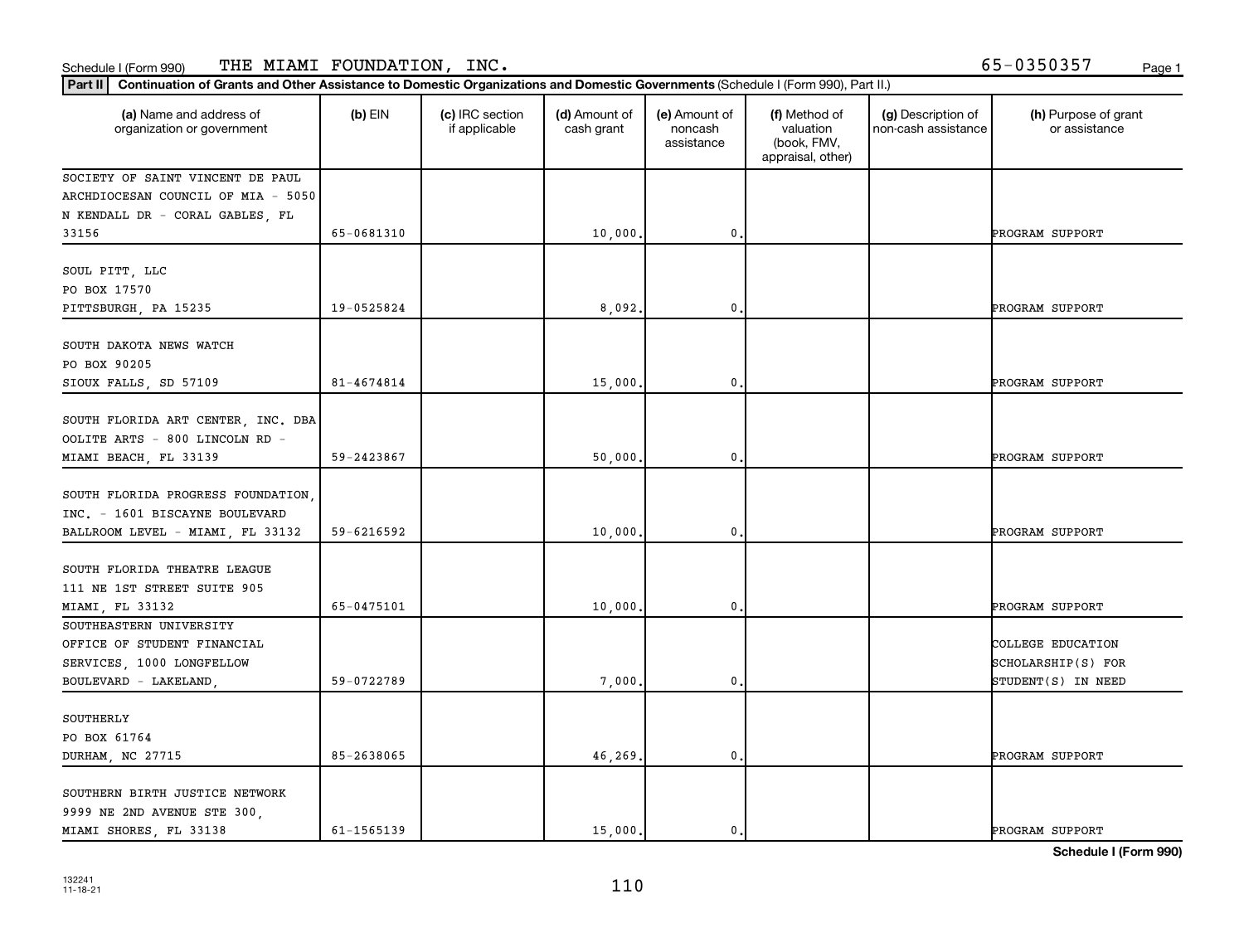Schedule I (Form 990) THE MIAMI FOUNDATION, INC. 65-0350357

**Part II** **Continuation of Grants and Other Assistance to Domestic Organizations and Domestic Governments** (Schedule I (Form 990), Part II.)

| (a) Name and address of organization or government | (b) EIN | (c) IRC section if applicable | (d) Amount of cash grant | (e) Amount of noncash assistance | (f) Method of valuation (book, FMV, appraisal, other) | (g) Description of non-cash assistance | (h) Purpose of grant or assistance |
|---|---|---|---|---|---|---|---|
| SOCIETY OF SAINT VINCENT DE PAUL ARCHDIOCESAN COUNCIL OF MIA - 5050 N KENDALL DR - CORAL GABLES, FL 33156 | 65-0681310 | | 10,000. | 0. | | | PROGRAM SUPPORT |
| SOUL PITT, LLC PO BOX 17570 PITTSBURGH, PA 15235 | 19-0525824 | | 8,092. | 0. | | | PROGRAM SUPPORT |
| SOUTH DAKOTA NEWS WATCH PO BOX 90205 SIOUX FALLS, SD 57109 | 81-4674814 | | 15,000. | 0. | | | PROGRAM SUPPORT |
| SOUTH FLORIDA ART CENTER, INC. DBA OOLITE ARTS - 800 LINCOLN RD - MIAMI BEACH, FL 33139 | 59-2423867 | | 50,000. | 0. | | | PROGRAM SUPPORT |
| SOUTH FLORIDA PROGRESS FOUNDATION, INC. - 1601 BISCAYNE BOULEVARD BALLROOM LEVEL - MIAMI, FL 33132 | 59-6216592 | | 10,000. | 0. | | | PROGRAM SUPPORT |
| SOUTH FLORIDA THEATRE LEAGUE 111 NE 1ST STREET SUITE 905 MIAMI, FL 33132 | 65-0475101 | | 10,000. | 0. | | | PROGRAM SUPPORT |
| SOUTHEASTERN UNIVERSITY OFFICE OF STUDENT FINANCIAL SERVICES, 1000 LONGFELLOW BOULEVARD - LAKELAND, | 59-0722789 | | 7,000. | 0. | | | COLLEGE EDUCATION SCHOLARSHIP(S) FOR STUDENT(S) IN NEED |
| SOUTHERLY PO BOX 61764 DURHAM, NC 27715 | 85-2638065 | | 46,269. | 0. | | | PROGRAM SUPPORT |
| SOUTHERN BIRTH JUSTICE NETWORK 9999 NE 2ND AVENUE STE 300, MIAMI SHORES, FL 33138 | 61-1565139 | | 15,000. | 0. | | | PROGRAM SUPPORT |

Schedule I (Form 990)

132241 11-18-21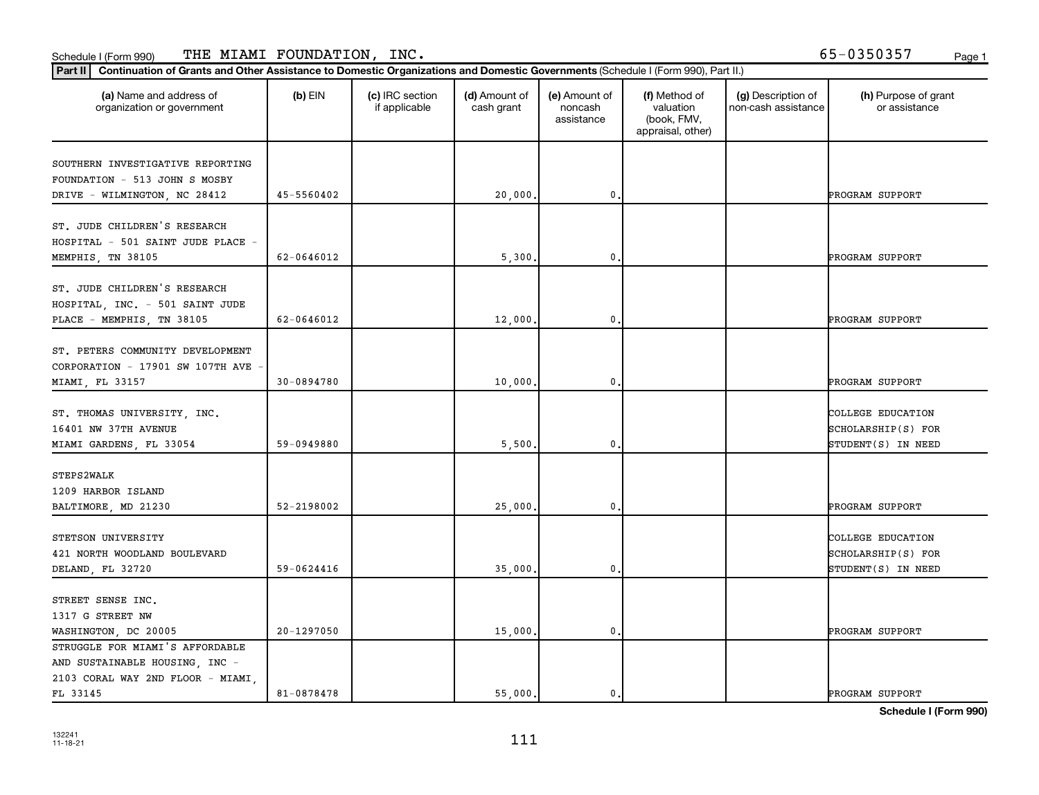Schedule I (Form 990) THE MIAMI FOUNDATION, INC. 65-0350357

**Part II** **Continuation of Grants and Other Assistance to Domestic Organizations and Domestic Governments** (Schedule I (Form 990), Part II.)

| (a) Name and address of organization or government | (b) EIN | (c) IRC section if applicable | (d) Amount of cash grant | (e) Amount of noncash assistance | (f) Method of valuation (book, FMV, appraisal, other) | (g) Description of non-cash assistance | (h) Purpose of grant or assistance |
|---|---|---|---|---|---|---|---|
| SOUTHERN INVESTIGATIVE REPORTING FOUNDATION - 513 JOHN S MOSBY DRIVE - WILMINGTON, NC 28412 | 45-5560402 | | 20,000. | 0. | | | PROGRAM SUPPORT |
| ST. JUDE CHILDREN'S RESEARCH HOSPITAL - 501 SAINT JUDE PLACE - MEMPHIS, TN 38105 | 62-0646012 | | 5,300. | 0. | | | PROGRAM SUPPORT |
| ST. JUDE CHILDREN'S RESEARCH HOSPITAL, INC. - 501 SAINT JUDE PLACE - MEMPHIS, TN 38105 | 62-0646012 | | 12,000. | 0. | | | PROGRAM SUPPORT |
| ST. PETERS COMMUNITY DEVELOPMENT CORPORATION - 17901 SW 107TH AVE - MIAMI, FL 33157 | 30-0894780 | | 10,000. | 0. | | | PROGRAM SUPPORT |
| ST. THOMAS UNIVERSITY, INC. 16401 NW 37TH AVENUE MIAMI GARDENS, FL 33054 | 59-0949880 | | 5,500. | 0. | | | COLLEGE EDUCATION SCHOLARSHIP(S) FOR STUDENT(S) IN NEED |
| STEPS2WALK 1209 HARBOR ISLAND BALTIMORE, MD 21230 | 52-2198002 | | 25,000. | 0. | | | PROGRAM SUPPORT |
| STETSON UNIVERSITY 421 NORTH WOODLAND BOULEVARD DELAND, FL 32720 | 59-0624416 | | 35,000. | 0. | | | COLLEGE EDUCATION SCHOLARSHIP(S) FOR STUDENT(S) IN NEED |
| STREET SENSE INC. 1317 G STREET NW WASHINGTON, DC 20005 | 20-1297050 | | 15,000. | 0. | | | PROGRAM SUPPORT |
| STRUGGLE FOR MIAMI'S AFFORDABLE AND SUSTAINABLE HOUSING, INC - 2103 CORAL WAY 2ND FLOOR - MIAMI, FL 33145 | 81-0878478 | | 55,000. | 0. | | | PROGRAM SUPPORT |

**Schedule I (Form 990)**

132241 11-18-21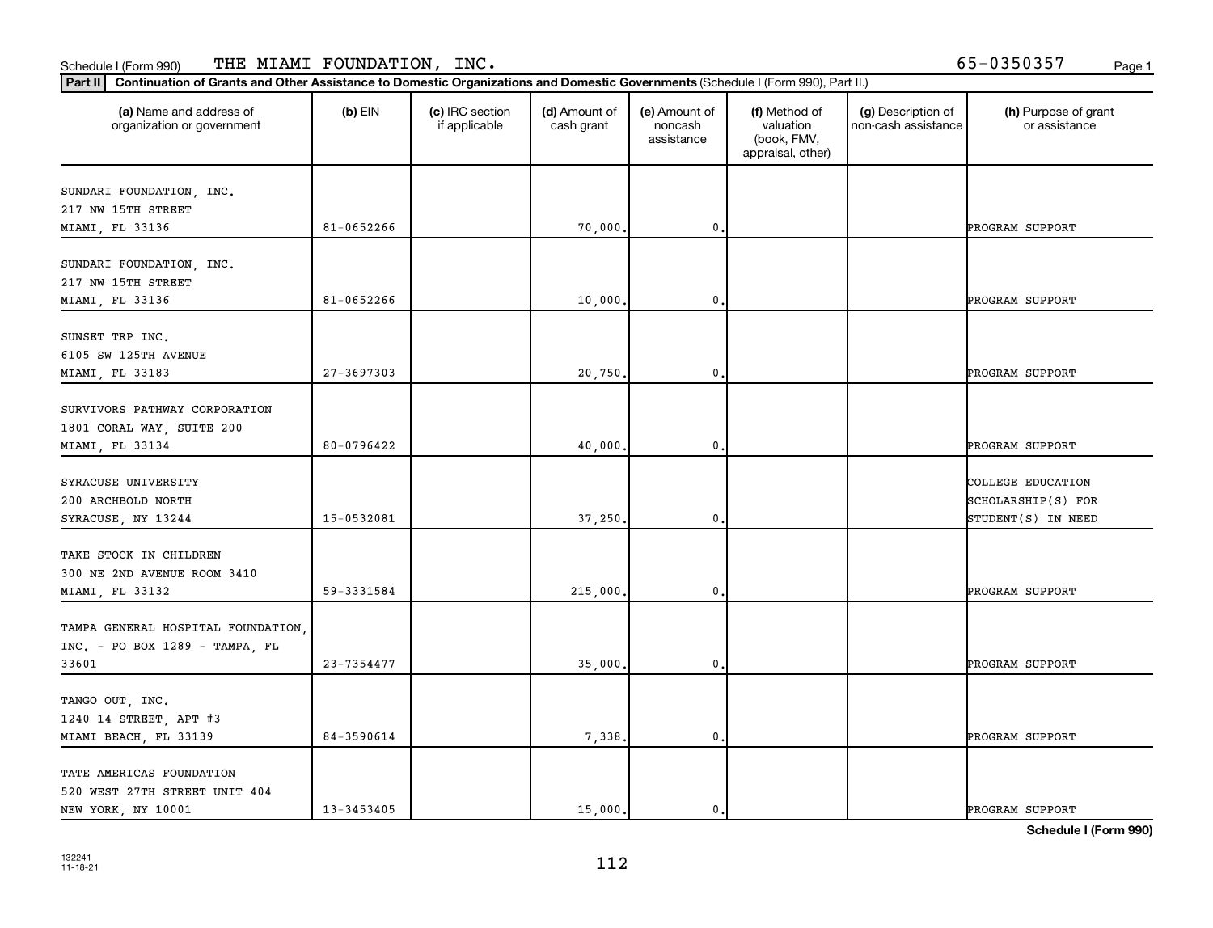Schedule I (Form 990) THE MIAMI FOUNDATION, INC. 65-0350357

**Part II** Continuation of Grants and Other Assistance to Domestic Organizations and Domestic Governments (Schedule I (Form 990), Part II.)

| (a) Name and address of organization or government | (b) EIN | (c) IRC section if applicable | (d) Amount of cash grant | (e) Amount of noncash assistance | (f) Method of valuation (book, FMV, appraisal, other) | (g) Description of non-cash assistance | (h) Purpose of grant or assistance |
|---|---|---|---|---|---|---|---|
| SUNDARI FOUNDATION, INC. 217 NW 15TH STREET MIAMI, FL 33136 | 81-0652266 | | 70,000. | 0. | | | PROGRAM SUPPORT |
| SUNDARI FOUNDATION, INC. 217 NW 15TH STREET MIAMI, FL 33136 | 81-0652266 | | 10,000. | 0. | | | PROGRAM SUPPORT |
| SUNSET TRP INC. 6105 SW 125TH AVENUE MIAMI, FL 33183 | 27-3697303 | | 20,750. | 0. | | | PROGRAM SUPPORT |
| SURVIVORS PATHWAY CORPORATION 1801 CORAL WAY, SUITE 200 MIAMI, FL 33134 | 80-0796422 | | 40,000. | 0. | | | PROGRAM SUPPORT |
| SYRACUSE UNIVERSITY 200 ARCHBOLD NORTH SYRACUSE, NY 13244 | 15-0532081 | | 37,250. | 0. | | | COLLEGE EDUCATION SCHOLARSHIP(S) FOR STUDENT(S) IN NEED |
| TAKE STOCK IN CHILDREN 300 NE 2ND AVENUE ROOM 3410 MIAMI, FL 33132 | 59-3331584 | | 215,000. | 0. | | | PROGRAM SUPPORT |
| TAMPA GENERAL HOSPITAL FOUNDATION, INC. - PO BOX 1289 - TAMPA, FL 33601 | 23-7354477 | | 35,000. | 0. | | | PROGRAM SUPPORT |
| TANGO OUT, INC. 1240 14 STREET, APT #3 MIAMI BEACH, FL 33139 | 84-3590614 | | 7,338. | 0. | | | PROGRAM SUPPORT |
| TATE AMERICAS FOUNDATION 520 WEST 27TH STREET UNIT 404 NEW YORK, NY 10001 | 13-3453405 | | 15,000. | 0. | | | PROGRAM SUPPORT |

Schedule I (Form 990)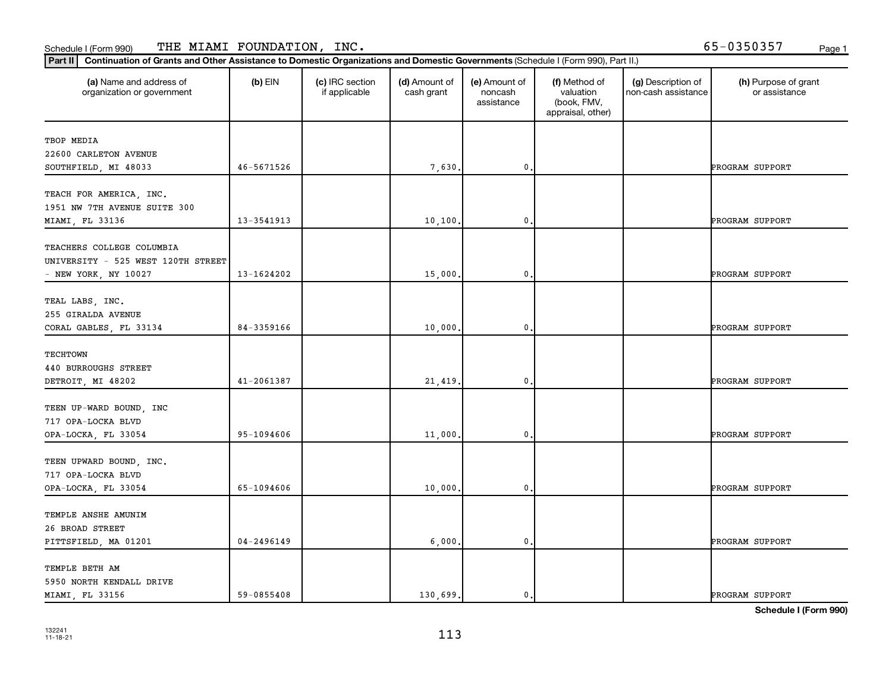Schedule I (Form 990) THE MIAMI FOUNDATION, INC. 65-0350357

**Part II** **Continuation of Grants and Other Assistance to Domestic Organizations and Domestic Governments** (Schedule I (Form 990), Part II.)

| (a) Name and address of organization or government | (b) EIN | (c) IRC section if applicable | (d) Amount of cash grant | (e) Amount of noncash assistance | (f) Method of valuation (book, FMV, appraisal, other) | (g) Description of non-cash assistance | (h) Purpose of grant or assistance |
|---|---|---|---|---|---|---|---|
| TBOP MEDIA<br>22600 CARLETON AVENUE<br>SOUTHFIELD, MI 48033 | 46-5671526 | | 7,630. | 0. | | | PROGRAM SUPPORT |
| TEACH FOR AMERICA, INC.<br>1951 NW 7TH AVENUE SUITE 300<br>MIAMI, FL 33136 | 13-3541913 | | 10,100. | 0. | | | PROGRAM SUPPORT |
| TEACHERS COLLEGE COLUMBIA<br>UNIVERSITY - 525 WEST 120TH STREET<br>- NEW YORK, NY 10027 | 13-1624202 | | 15,000. | 0. | | | PROGRAM SUPPORT |
| TEAL LABS, INC.<br>255 GIRALDA AVENUE<br>CORAL GABLES, FL 33134 | 84-3359166 | | 10,000. | 0. | | | PROGRAM SUPPORT |
| TECHTOWN<br>440 BURROUGHS STREET<br>DETROIT, MI 48202 | 41-2061387 | | 21,419. | 0. | | | PROGRAM SUPPORT |
| TEEN UP-WARD BOUND, INC<br>717 OPA-LOCKA BLVD<br>OPA-LOCKA, FL 33054 | 95-1094606 | | 11,000. | 0. | | | PROGRAM SUPPORT |
| TEEN UPWARD BOUND, INC.<br>717 OPA-LOCKA BLVD<br>OPA-LOCKA, FL 33054 | 65-1094606 | | 10,000. | 0. | | | PROGRAM SUPPORT |
| TEMPLE ANSHE AMUNIM<br>26 BROAD STREET<br>PITTSFIELD, MA 01201 | 04-2496149 | | 6,000. | 0. | | | PROGRAM SUPPORT |
| TEMPLE BETH AM<br>5950 NORTH KENDALL DRIVE<br>MIAMI, FL 33156 | 59-0855408 | | 130,699. | 0. | | | PROGRAM SUPPORT |

**Schedule I (Form 990)**

132241
11-18-21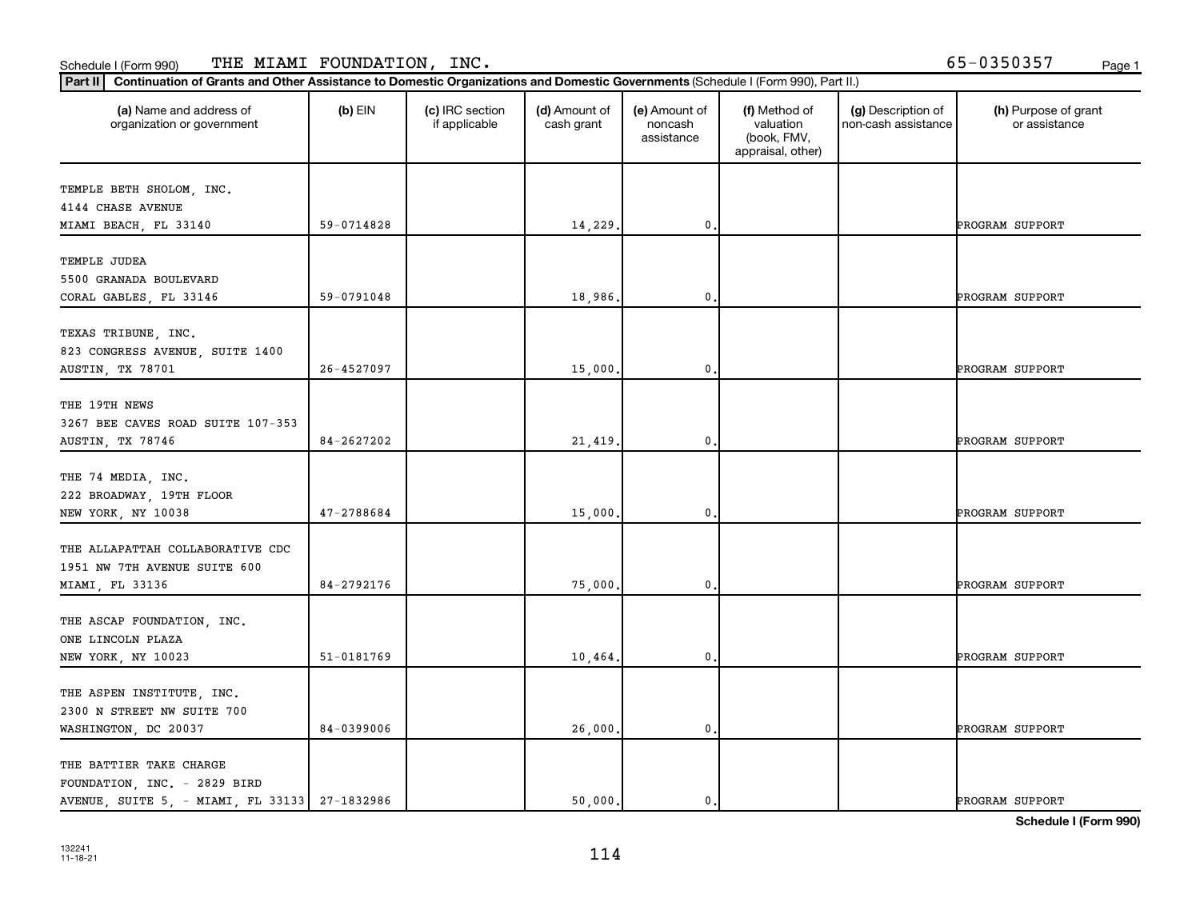Schedule I (Form 990) THE MIAMI FOUNDATION, INC. 65-0350357

**Part II** Continuation of Grants and Other Assistance to Domestic Organizations and Domestic Governments (Schedule I (Form 990), Part II.)

| (a) Name and address of organization or government | (b) EIN | (c) IRC section if applicable | (d) Amount of cash grant | (e) Amount of noncash assistance | (f) Method of valuation (book, FMV, appraisal, other) | (g) Description of non-cash assistance | (h) Purpose of grant or assistance |
|---|---|---|---|---|---|---|---|
| TEMPLE BETH SHOLOM, INC.<br>4144 CHASE AVENUE<br>MIAMI BEACH, FL 33140 | 59-0714828 | | 14,229. | 0. | | | PROGRAM SUPPORT |
| TEMPLE JUDEA<br>5500 GRANADA BOULEVARD<br>CORAL GABLES, FL 33146 | 59-0791048 | | 18,986. | 0. | | | PROGRAM SUPPORT |
| TEXAS TRIBUNE, INC.<br>823 CONGRESS AVENUE, SUITE 1400<br>AUSTIN, TX 78701 | 26-4527097 | | 15,000. | 0. | | | PROGRAM SUPPORT |
| THE 19TH NEWS<br>3267 BEE CAVES ROAD SUITE 107-353<br>AUSTIN, TX 78746 | 84-2627202 | | 21,419. | 0. | | | PROGRAM SUPPORT |
| THE 74 MEDIA, INC.<br>222 BROADWAY, 19TH FLOOR<br>NEW YORK, NY 10038 | 47-2788684 | | 15,000. | 0. | | | PROGRAM SUPPORT |
| THE ALLAPATTAH COLLABORATIVE CDC<br>1951 NW 7TH AVENUE SUITE 600<br>MIAMI, FL 33136 | 84-2792176 | | 75,000. | 0. | | | PROGRAM SUPPORT |
| THE ASCAP FOUNDATION, INC.<br>ONE LINCOLN PLAZA<br>NEW YORK, NY 10023 | 51-0181769 | | 10,464. | 0. | | | PROGRAM SUPPORT |
| THE ASPEN INSTITUTE, INC.<br>2300 N STREET NW SUITE 700<br>WASHINGTON, DC 20037 | 84-0399006 | | 26,000. | 0. | | | PROGRAM SUPPORT |
| THE BATTIER TAKE CHARGE<br>FOUNDATION, INC. - 2829 BIRD<br>AVENUE, SUITE 5, - MIAMI, FL 33133 | 27-1832986 | | 50,000. | 0. | | | PROGRAM SUPPORT |

Schedule I (Form 990)

132241
11-18-21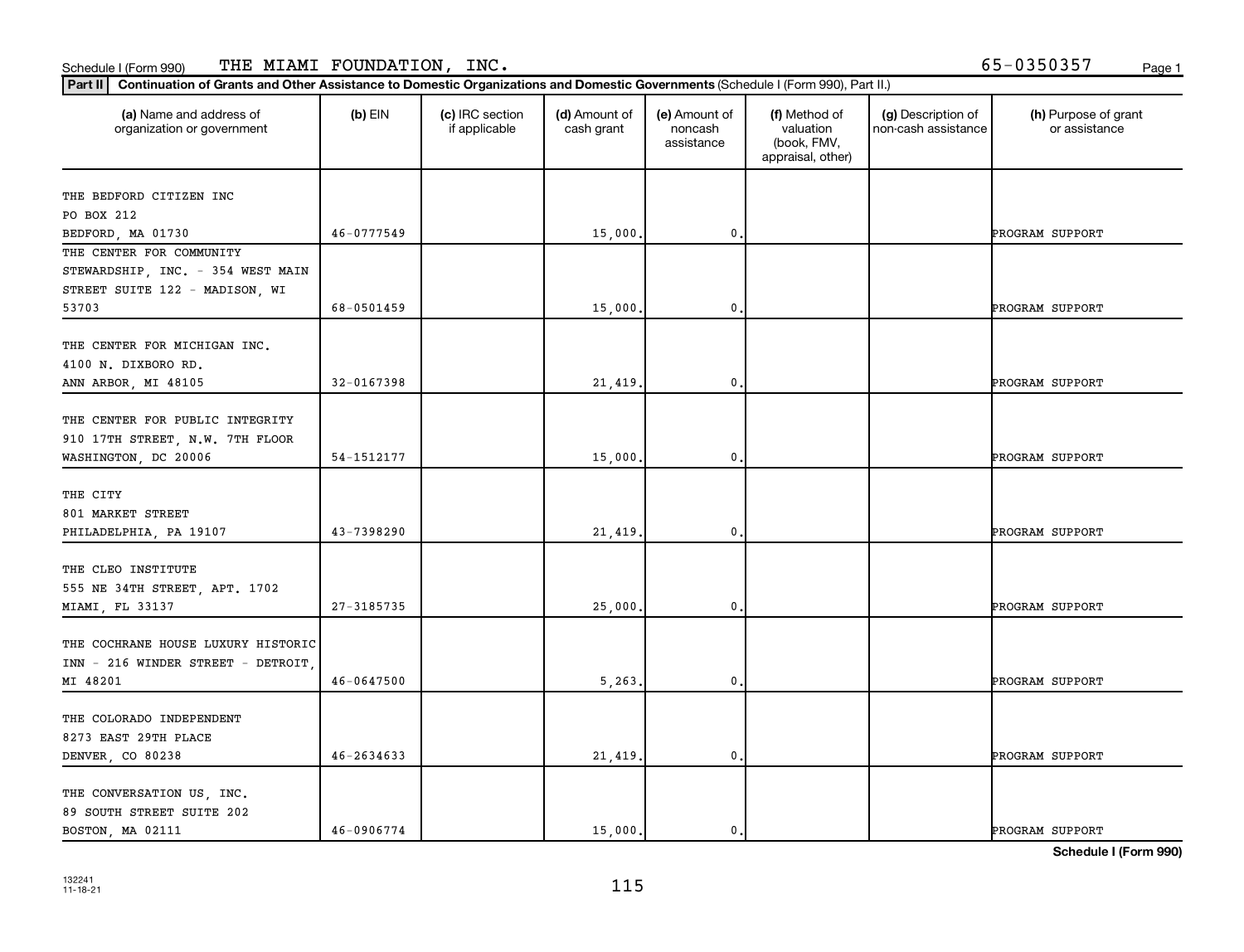Schedule I (Form 990) THE MIAMI FOUNDATION, INC. 65-0350357

**Part II** **Continuation of Grants and Other Assistance to Domestic Organizations and Domestic Governments** (Schedule I (Form 990), Part II.)

| (a) Name and address of organization or government | (b) EIN | (c) IRC section if applicable | (d) Amount of cash grant | (e) Amount of noncash assistance | (f) Method of valuation (book, FMV, appraisal, other) | (g) Description of non-cash assistance | (h) Purpose of grant or assistance |
|---|---|---|---|---|---|---|---|
| THE BEDFORD CITIZEN INC PO BOX 212 BEDFORD, MA 01730 | 46-0777549 | | 15,000. | 0. | | | PROGRAM SUPPORT |
| THE CENTER FOR COMMUNITY STEWARDSHIP, INC. - 354 WEST MAIN STREET SUITE 122 - MADISON, WI 53703 | 68-0501459 | | 15,000. | 0. | | | PROGRAM SUPPORT |
| THE CENTER FOR MICHIGAN INC. 4100 N. DIXBORO RD. ANN ARBOR, MI 48105 | 32-0167398 | | 21,419. | 0. | | | PROGRAM SUPPORT |
| THE CENTER FOR PUBLIC INTEGRITY 910 17TH STREET, N.W. 7TH FLOOR WASHINGTON, DC 20006 | 54-1512177 | | 15,000. | 0. | | | PROGRAM SUPPORT |
| THE CITY 801 MARKET STREET PHILADELPHIA, PA 19107 | 43-7398290 | | 21,419. | 0. | | | PROGRAM SUPPORT |
| THE CLEO INSTITUTE 555 NE 34TH STREET, APT. 1702 MIAMI, FL 33137 | 27-3185735 | | 25,000. | 0. | | | PROGRAM SUPPORT |
| THE COCHRANE HOUSE LUXURY HISTORIC INN - 216 WINDER STREET - DETROIT, MI 48201 | 46-0647500 | | 5,263. | 0. | | | PROGRAM SUPPORT |
| THE COLORADO INDEPENDENT 8273 EAST 29TH PLACE DENVER, CO 80238 | 46-2634633 | | 21,419. | 0. | | | PROGRAM SUPPORT |
| THE CONVERSATION US, INC. 89 SOUTH STREET SUITE 202 BOSTON, MA 02111 | 46-0906774 | | 15,000. | 0. | | | PROGRAM SUPPORT |

**Schedule I (Form 990)**

132241 11-18-21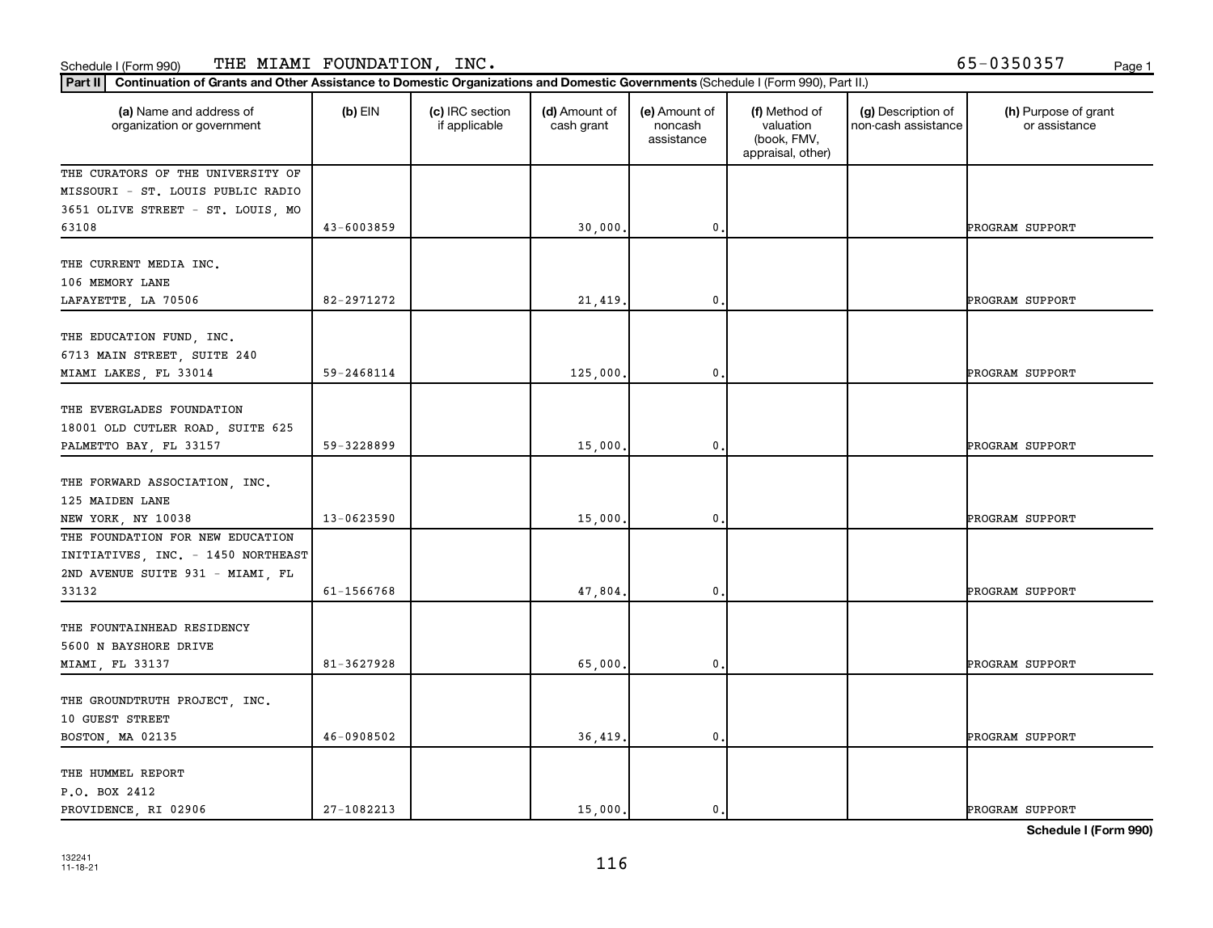Schedule I (Form 990) THE MIAMI FOUNDATION, INC. 65-0350357

**Part II** **Continuation of Grants and Other Assistance to Domestic Organizations and Domestic Governments** (Schedule I (Form 990), Part II.)

| (a) Name and address of organization or government | (b) EIN | (c) IRC section if applicable | (d) Amount of cash grant | (e) Amount of noncash assistance | (f) Method of valuation (book, FMV, appraisal, other) | (g) Description of non-cash assistance | (h) Purpose of grant or assistance |
|---|---|---|---|---|---|---|---|
| THE CURATORS OF THE UNIVERSITY OF MISSOURI - ST. LOUIS PUBLIC RADIO 3651 OLIVE STREET - ST. LOUIS, MO 63108 | 43-6003859 | | 30,000. | 0. | | | PROGRAM SUPPORT |
| THE CURRENT MEDIA INC. 106 MEMORY LANE LAFAYETTE, LA 70506 | 82-2971272 | | 21,419. | 0. | | | PROGRAM SUPPORT |
| THE EDUCATION FUND, INC. 6713 MAIN STREET, SUITE 240 MIAMI LAKES, FL 33014 | 59-2468114 | | 125,000. | 0. | | | PROGRAM SUPPORT |
| THE EVERGLADES FOUNDATION 18001 OLD CUTLER ROAD, SUITE 625 PALMETTO BAY, FL 33157 | 59-3228899 | | 15,000. | 0. | | | PROGRAM SUPPORT |
| THE FORWARD ASSOCIATION, INC. 125 MAIDEN LANE NEW YORK, NY 10038 | 13-0623590 | | 15,000. | 0. | | | PROGRAM SUPPORT |
| THE FOUNDATION FOR NEW EDUCATION INITIATIVES, INC. - 1450 NORTHEAST 2ND AVENUE SUITE 931 - MIAMI, FL 33132 | 61-1566768 | | 47,804. | 0. | | | PROGRAM SUPPORT |
| THE FOUNTAINHEAD RESIDENCY 5600 N BAYSHORE DRIVE MIAMI, FL 33137 | 81-3627928 | | 65,000. | 0. | | | PROGRAM SUPPORT |
| THE GROUNDTRUTH PROJECT, INC. 10 GUEST STREET BOSTON, MA 02135 | 46-0908502 | | 36,419. | 0. | | | PROGRAM SUPPORT |
| THE HUMMEL REPORT P.O. BOX 2412 PROVIDENCE, RI 02906 | 27-1082213 | | 15,000. | 0. | | | PROGRAM SUPPORT |

**Schedule I (Form 990)**

132241 11-18-21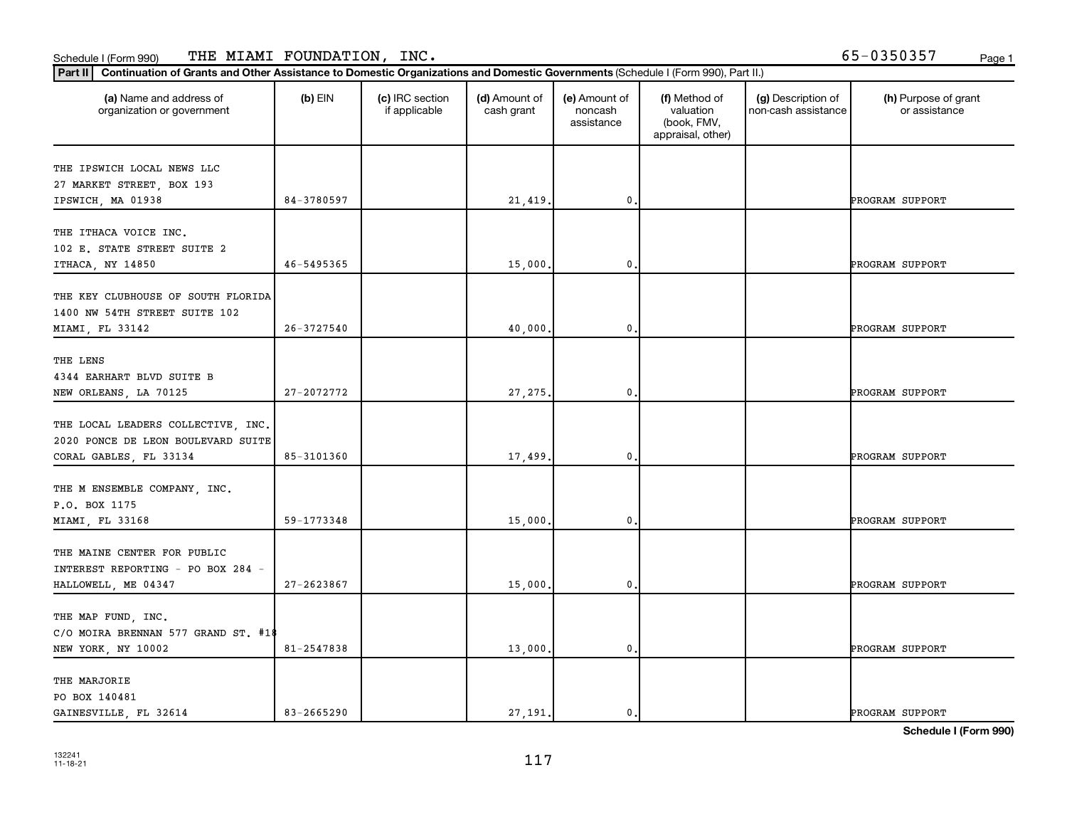Schedule I (Form 990) THE MIAMI FOUNDATION, INC. 65-0350357

**Part II** **Continuation of Grants and Other Assistance to Domestic Organizations and Domestic Governments** (Schedule I (Form 990), Part II.)

| (a) Name and address of organization or government | (b) EIN | (c) IRC section if applicable | (d) Amount of cash grant | (e) Amount of noncash assistance | (f) Method of valuation (book, FMV, appraisal, other) | (g) Description of non-cash assistance | (h) Purpose of grant or assistance |
|---|---|---|---|---|---|---|---|
| THE IPSWICH LOCAL NEWS LLC 27 MARKET STREET, BOX 193 IPSWICH, MA 01938 | 84-3780597 | | 21,419. | 0. | | | PROGRAM SUPPORT |
| THE ITHACA VOICE INC. 102 E. STATE STREET SUITE 2 ITHACA, NY 14850 | 46-5495365 | | 15,000. | 0. | | | PROGRAM SUPPORT |
| THE KEY CLUBHOUSE OF SOUTH FLORIDA 1400 NW 54TH STREET SUITE 102 MIAMI, FL 33142 | 26-3727540 | | 40,000. | 0. | | | PROGRAM SUPPORT |
| THE LENS 4344 EARHART BLVD SUITE B NEW ORLEANS, LA 70125 | 27-2072772 | | 27,275. | 0. | | | PROGRAM SUPPORT |
| THE LOCAL LEADERS COLLECTIVE, INC. 2020 PONCE DE LEON BOULEVARD SUITE CORAL GABLES, FL 33134 | 85-3101360 | | 17,499. | 0. | | | PROGRAM SUPPORT |
| THE M ENSEMBLE COMPANY, INC. P.O. BOX 1175 MIAMI, FL 33168 | 59-1773348 | | 15,000. | 0. | | | PROGRAM SUPPORT |
| THE MAINE CENTER FOR PUBLIC INTEREST REPORTING - PO BOX 284 - HALLOWELL, ME 04347 | 27-2623867 | | 15,000. | 0. | | | PROGRAM SUPPORT |
| THE MAP FUND, INC. C/O MOIRA BRENNAN 577 GRAND ST. #18 NEW YORK, NY 10002 | 81-2547838 | | 13,000. | 0. | | | PROGRAM SUPPORT |
| THE MARJORIE PO BOX 140481 GAINESVILLE, FL 32614 | 83-2665290 | | 27,191. | 0. | | | PROGRAM SUPPORT |

Schedule I (Form 990)

132241 11-18-21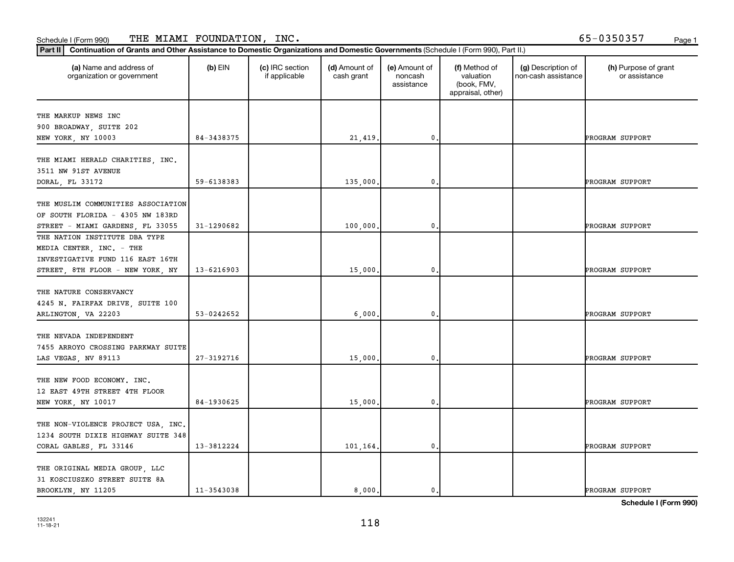Schedule I (Form 990) THE MIAMI FOUNDATION, INC. 65-0350357

**Part II** **Continuation of Grants and Other Assistance to Domestic Organizations and Domestic Governments** (Schedule I (Form 990), Part II.)

| (a) Name and address of organization or government | (b) EIN | (c) IRC section if applicable | (d) Amount of cash grant | (e) Amount of noncash assistance | (f) Method of valuation (book, FMV, appraisal, other) | (g) Description of non-cash assistance | (h) Purpose of grant or assistance |
|---|---|---|---|---|---|---|---|
| THE MARKUP NEWS INC<br>900 BROADWAY, SUITE 202<br>NEW YORK, NY 10003 | 84-3438375 | | 21,419. | 0. | | | PROGRAM SUPPORT |
| THE MIAMI HERALD CHARITIES, INC.<br>3511 NW 91ST AVENUE<br>DORAL, FL 33172 | 59-6138383 | | 135,000. | 0. | | | PROGRAM SUPPORT |
| THE MUSLIM COMMUNITIES ASSOCIATION OF SOUTH FLORIDA - 4305 NW 183RD STREET - MIAMI GARDENS, FL 33055 | 31-1290682 | | 100,000. | 0. | | | PROGRAM SUPPORT |
| THE NATION INSTITUTE DBA TYPE MEDIA CENTER, INC. - THE INVESTIGATIVE FUND 116 EAST 16TH STREET, 8TH FLOOR - NEW YORK, NY | 13-6216903 | | 15,000. | 0. | | | PROGRAM SUPPORT |
| THE NATURE CONSERVANCY<br>4245 N. FAIRFAX DRIVE, SUITE 100<br>ARLINGTON, VA 22203 | 53-0242652 | | 6,000. | 0. | | | PROGRAM SUPPORT |
| THE NEVADA INDEPENDENT<br>7455 ARROYO CROSSING PARKWAY SUITE<br>LAS VEGAS, NV 89113 | 27-3192716 | | 15,000. | 0. | | | PROGRAM SUPPORT |
| THE NEW FOOD ECONOMY. INC.<br>12 EAST 49TH STREET 4TH FLOOR<br>NEW YORK, NY 10017 | 84-1930625 | | 15,000. | 0. | | | PROGRAM SUPPORT |
| THE NON-VIOLENCE PROJECT USA, INC.<br>1234 SOUTH DIXIE HIGHWAY SUITE 348<br>CORAL GABLES, FL 33146 | 13-3812224 | | 101,164. | 0. | | | PROGRAM SUPPORT |
| THE ORIGINAL MEDIA GROUP, LLC<br>31 KOSCIUSZKO STREET SUITE 8A<br>BROOKLYN, NY 11205 | 11-3543038 | | 8,000. | 0. | | | PROGRAM SUPPORT |

**Schedule I (Form 990)**

132241
11-18-21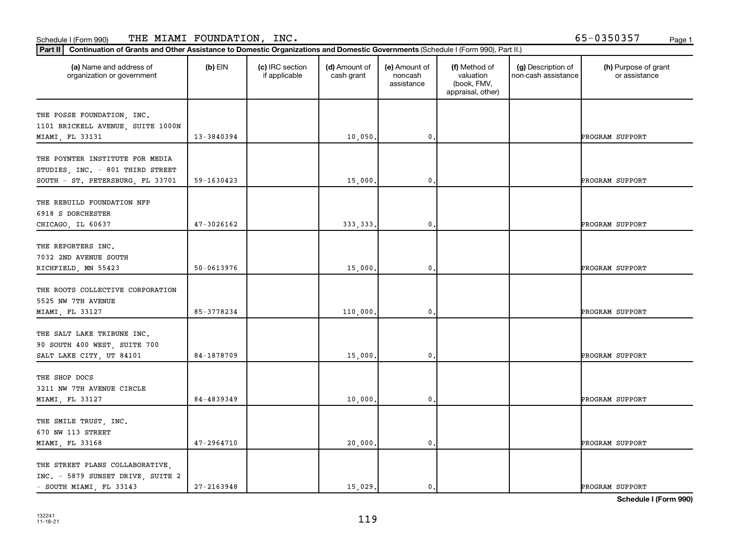Schedule I (Form 990) THE MIAMI FOUNDATION, INC. 65-0350357

**Part II** **Continuation of Grants and Other Assistance to Domestic Organizations and Domestic Governments** (Schedule I (Form 990), Part II.)

| (a) Name and address of organization or government | (b) EIN | (c) IRC section if applicable | (d) Amount of cash grant | (e) Amount of noncash assistance | (f) Method of valuation (book, FMV, appraisal, other) | (g) Description of non-cash assistance | (h) Purpose of grant or assistance |
|---|---|---|---|---|---|---|---|
| THE POSSE FOUNDATION, INC. 1101 BRICKELL AVENUE, SUITE 1000N MIAMI, FL 33131 | 13-3840394 | | 10,050. | 0. | | | PROGRAM SUPPORT |
| THE POYNTER INSTITUTE FOR MEDIA STUDIES, INC. - 801 THIRD STREET SOUTH - ST. PETERSBURG, FL 33701 | 59-1630423 | | 15,000. | 0. | | | PROGRAM SUPPORT |
| THE REBUILD FOUNDATION NFP 6918 S DORCHESTER CHICAGO, IL 60637 | 47-3026162 | | 333,333. | 0. | | | PROGRAM SUPPORT |
| THE REPORTERS INC. 7032 2ND AVENUE SOUTH RICHFIELD, MN 55423 | 50-0613976 | | 15,000. | 0. | | | PROGRAM SUPPORT |
| THE ROOTS COLLECTIVE CORPORATION 5525 NW 7TH AVENUE MIAMI, FL 33127 | 85-3778234 | | 110,000. | 0. | | | PROGRAM SUPPORT |
| THE SALT LAKE TRIBUNE INC. 90 SOUTH 400 WEST, SUITE 700 SALT LAKE CITY, UT 84101 | 84-1878709 | | 15,000. | 0. | | | PROGRAM SUPPORT |
| THE SHOP DOCS 3211 NW 7TH AVENUE CIRCLE MIAMI, FL 33127 | 84-4839349 | | 10,000. | 0. | | | PROGRAM SUPPORT |
| THE SMILE TRUST, INC. 670 NW 113 STREET MIAMI, FL 33168 | 47-2964710 | | 20,000. | 0. | | | PROGRAM SUPPORT |
| THE STREET PLANS COLLABORATIVE, INC. - 5879 SUNSET DRIVE, SUITE 2 - SOUTH MIAMI, FL 33143 | 27-2163948 | | 15,029. | 0. | | | PROGRAM SUPPORT |

132241 11-18-21

**Schedule I (Form 990)**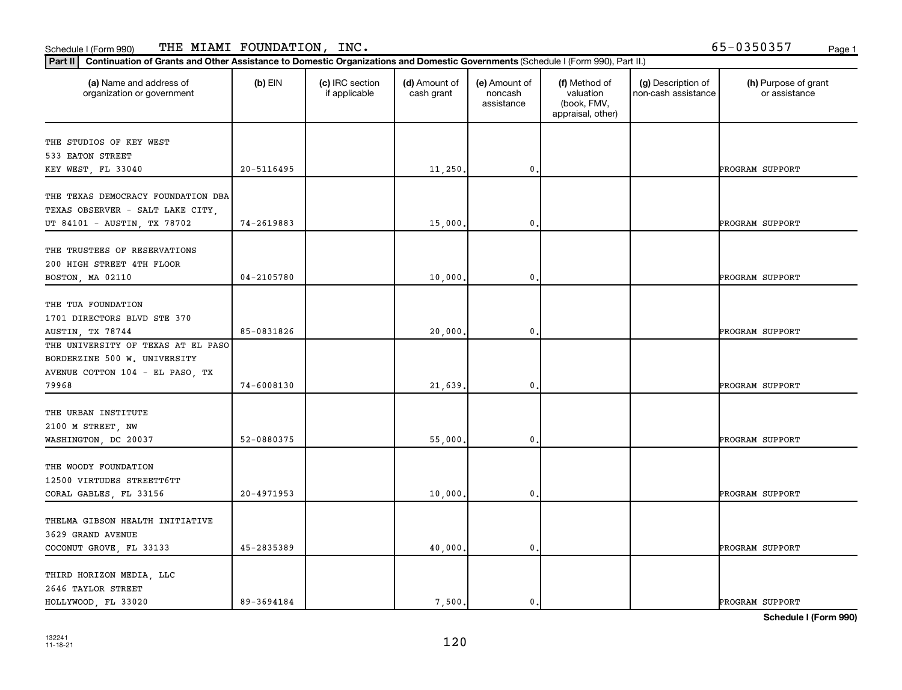Schedule I (Form 990) THE MIAMI FOUNDATION, INC. 65-0350357

**Part II** **Continuation of Grants and Other Assistance to Domestic Organizations and Domestic Governments** (Schedule I (Form 990), Part II.)

| (a) Name and address of organization or government | (b) EIN | (c) IRC section if applicable | (d) Amount of cash grant | (e) Amount of noncash assistance | (f) Method of valuation (book, FMV, appraisal, other) | (g) Description of non-cash assistance | (h) Purpose of grant or assistance |
|---|---|---|---|---|---|---|---|
| THE STUDIOS OF KEY WEST 533 EATON STREET KEY WEST, FL 33040 | 20-5116495 | | 11,250. | 0. | | | PROGRAM SUPPORT |
| THE TEXAS DEMOCRACY FOUNDATION DBA TEXAS OBSERVER - SALT LAKE CITY, UT 84101 - AUSTIN, TX 78702 | 74-2619883 | | 15,000. | 0. | | | PROGRAM SUPPORT |
| THE TRUSTEES OF RESERVATIONS 200 HIGH STREET 4TH FLOOR BOSTON, MA 02110 | 04-2105780 | | 10,000. | 0. | | | PROGRAM SUPPORT |
| THE TUA FOUNDATION 1701 DIRECTORS BLVD STE 370 AUSTIN, TX 78744 | 85-0831826 | | 20,000. | 0. | | | PROGRAM SUPPORT |
| THE UNIVERSITY OF TEXAS AT EL PASO BORDERZINE 500 W. UNIVERSITY AVENUE COTTON 104 - EL PASO, TX 79968 | 74-6008130 | | 21,639. | 0. | | | PROGRAM SUPPORT |
| THE URBAN INSTITUTE 2100 M STREET, NW WASHINGTON, DC 20037 | 52-0880375 | | 55,000. | 0. | | | PROGRAM SUPPORT |
| THE WOODY FOUNDATION 12500 VIRTUDES STREETT6TT CORAL GABLES, FL 33156 | 20-4971953 | | 10,000. | 0. | | | PROGRAM SUPPORT |
| THELMA GIBSON HEALTH INITIATIVE 3629 GRAND AVENUE COCONUT GROVE, FL 33133 | 45-2835389 | | 40,000. | 0. | | | PROGRAM SUPPORT |
| THIRD HORIZON MEDIA, LLC 2646 TAYLOR STREET HOLLYWOOD, FL 33020 | 89-3694184 | | 7,500. | 0. | | | PROGRAM SUPPORT |

**Schedule I (Form 990)**

132241 11-18-21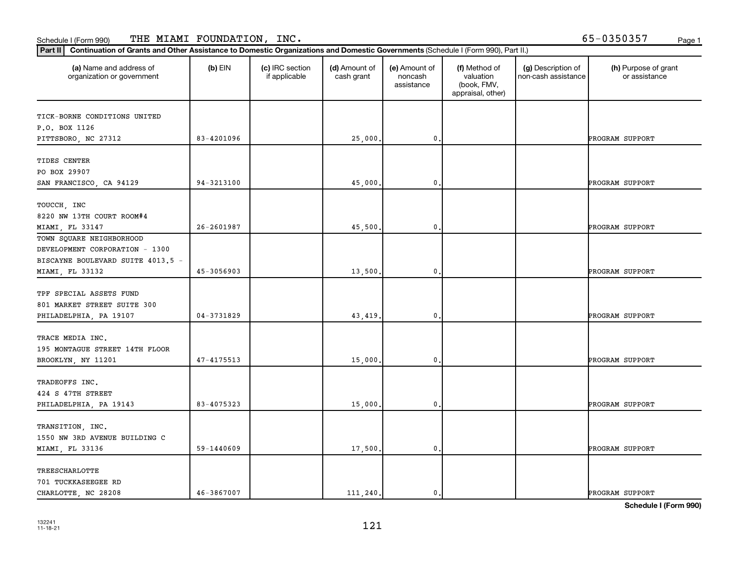Schedule I (Form 990) THE MIAMI FOUNDATION, INC. 65-0350357

**Part II** **Continuation of Grants and Other Assistance to Domestic Organizations and Domestic Governments** (Schedule I (Form 990), Part II.)

| (a) Name and address of organization or government | (b) EIN | (c) IRC section if applicable | (d) Amount of cash grant | (e) Amount of noncash assistance | (f) Method of valuation (book, FMV, appraisal, other) | (g) Description of non-cash assistance | (h) Purpose of grant or assistance |
|---|---|---|---|---|---|---|---|
| TICK-BORNE CONDITIONS UNITED<br>P.O. BOX 1126<br>PITTSBORO, NC 27312 | 83-4201096 | | 25,000. | 0. | | | PROGRAM SUPPORT |
| TIDES CENTER<br>PO BOX 29907<br>SAN FRANCISCO, CA 94129 | 94-3213100 | | 45,000. | 0. | | | PROGRAM SUPPORT |
| TOUCCH, INC<br>8220 NW 13TH COURT ROOM#4<br>MIAMI, FL 33147 | 26-2601987 | | 45,500. | 0. | | | PROGRAM SUPPORT |
| TOWN SQUARE NEIGHBORHOOD<br>DEVELOPMENT CORPORATION - 1300<br>BISCAYNE BOULEVARD SUITE 4013.5 -<br>MIAMI, FL 33132 | 45-3056903 | | 13,500. | 0. | | | PROGRAM SUPPORT |
| TPF SPECIAL ASSETS FUND<br>801 MARKET STREET SUITE 300<br>PHILADELPHIA, PA 19107 | 04-3731829 | | 43,419. | 0. | | | PROGRAM SUPPORT |
| TRACE MEDIA INC.<br>195 MONTAGUE STREET 14TH FLOOR<br>BROOKLYN, NY 11201 | 47-4175513 | | 15,000. | 0. | | | PROGRAM SUPPORT |
| TRADEOFFS INC.<br>424 S 47TH STREET<br>PHILADELPHIA, PA 19143 | 83-4075323 | | 15,000. | 0. | | | PROGRAM SUPPORT |
| TRANSITION, INC.<br>1550 NW 3RD AVENUE BUILDING C<br>MIAMI, FL 33136 | 59-1440609 | | 17,500. | 0. | | | PROGRAM SUPPORT |
| TREESCHARLOTTE<br>701 TUCKKASEEGEE RD<br>CHARLOTTE, NC 28208 | 46-3867007 | | 111,240. | 0. | | | PROGRAM SUPPORT |

**Schedule I (Form 990)**

132241
11-18-21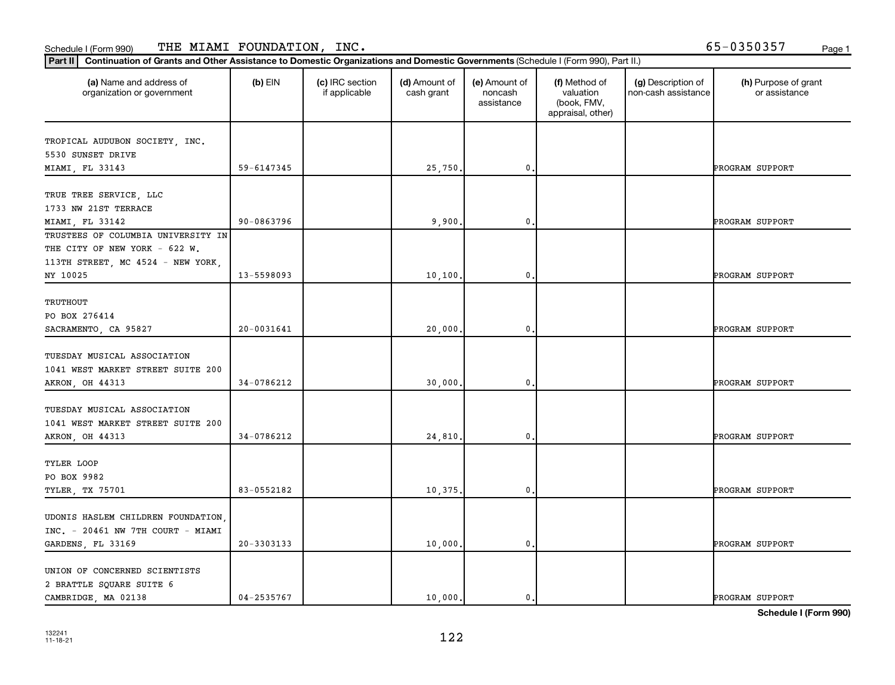Schedule I (Form 990) THE MIAMI FOUNDATION, INC. 65-0350357

**Part II** **Continuation of Grants and Other Assistance to Domestic Organizations and Domestic Governments** (Schedule I (Form 990), Part II.)

| (a) Name and address of organization or government | (b) EIN | (c) IRC section if applicable | (d) Amount of cash grant | (e) Amount of noncash assistance | (f) Method of valuation (book, FMV, appraisal, other) | (g) Description of non-cash assistance | (h) Purpose of grant or assistance |
|---|---|---|---|---|---|---|---|
| TROPICAL AUDUBON SOCIETY, INC. 5530 SUNSET DRIVE MIAMI, FL 33143 | 59-6147345 | | 25,750. | 0. | | | PROGRAM SUPPORT |
| TRUE TREE SERVICE, LLC 1733 NW 21ST TERRACE MIAMI, FL 33142 | 90-0863796 | | 9,900. | 0. | | | PROGRAM SUPPORT |
| TRUSTEES OF COLUMBIA UNIVERSITY IN THE CITY OF NEW YORK - 622 W. 113TH STREET, MC 4524 - NEW YORK, NY 10025 | 13-5598093 | | 10,100. | 0. | | | PROGRAM SUPPORT |
| TRUTHOUT PO BOX 276414 SACRAMENTO, CA 95827 | 20-0031641 | | 20,000. | 0. | | | PROGRAM SUPPORT |
| TUESDAY MUSICAL ASSOCIATION 1041 WEST MARKET STREET SUITE 200 AKRON, OH 44313 | 34-0786212 | | 30,000. | 0. | | | PROGRAM SUPPORT |
| TUESDAY MUSICAL ASSOCIATION 1041 WEST MARKET STREET SUITE 200 AKRON, OH 44313 | 34-0786212 | | 24,810. | 0. | | | PROGRAM SUPPORT |
| TYLER LOOP PO BOX 9982 TYLER, TX 75701 | 83-0552182 | | 10,375. | 0. | | | PROGRAM SUPPORT |
| UDONIS HASLEM CHILDREN FOUNDATION, INC. - 20461 NW 7TH COURT - MIAMI GARDENS, FL 33169 | 20-3303133 | | 10,000. | 0. | | | PROGRAM SUPPORT |
| UNION OF CONCERNED SCIENTISTS 2 BRATTLE SQUARE SUITE 6 CAMBRIDGE, MA 02138 | 04-2535767 | | 10,000. | 0. | | | PROGRAM SUPPORT |

**Schedule I (Form 990)**

132241
11-18-21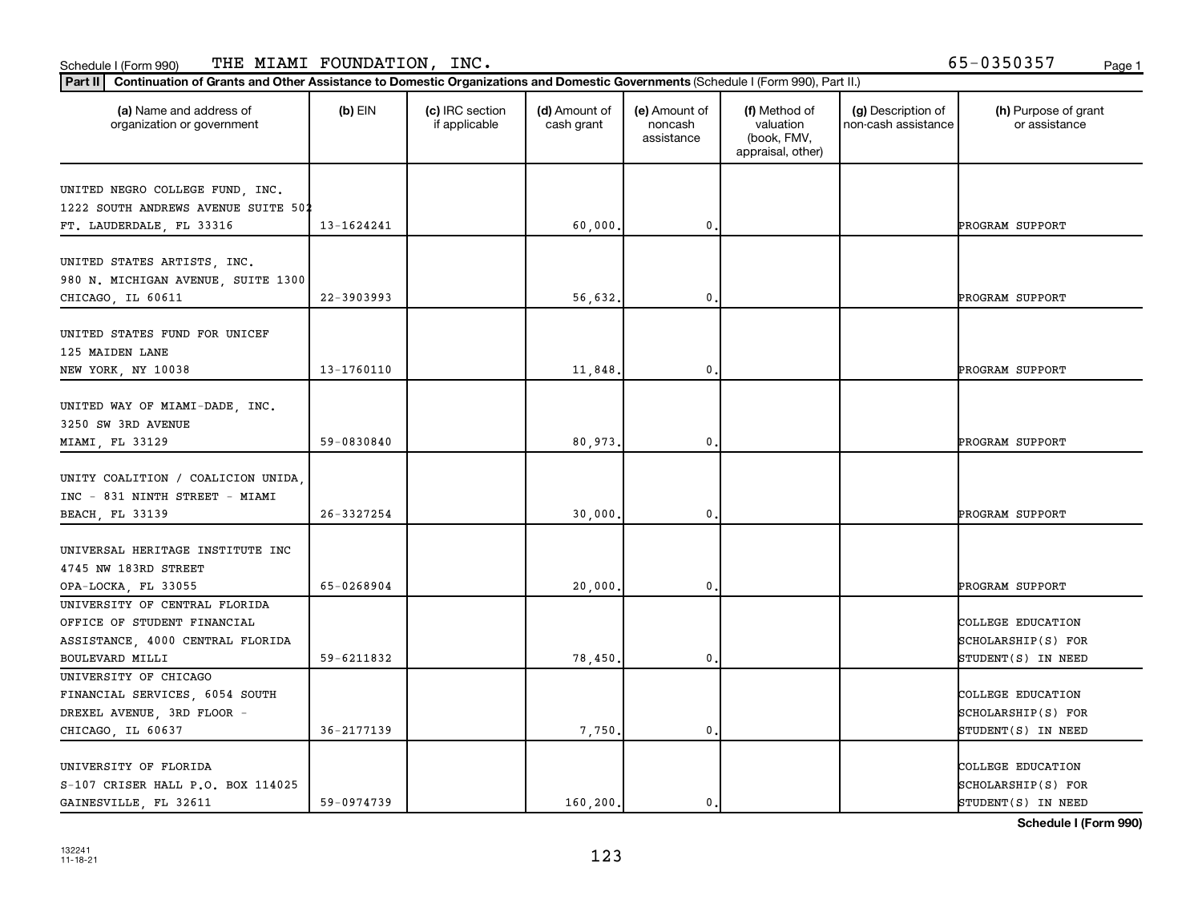Schedule I (Form 990) THE MIAMI FOUNDATION, INC. 65-0350357

**Part II** Continuation of Grants and Other Assistance to Domestic Organizations and Domestic Governments (Schedule I (Form 990), Part II.)

| (a) Name and address of organization or government | (b) EIN | (c) IRC section if applicable | (d) Amount of cash grant | (e) Amount of noncash assistance | (f) Method of valuation (book, FMV, appraisal, other) | (g) Description of non-cash assistance | (h) Purpose of grant or assistance |
|---|---|---|---|---|---|---|---|
| UNITED NEGRO COLLEGE FUND, INC. 1222 SOUTH ANDREWS AVENUE SUITE 502 FT. LAUDERDALE, FL 33316 | 13-1624241 | | 60,000. | 0. | | | PROGRAM SUPPORT |
| UNITED STATES ARTISTS, INC. 980 N. MICHIGAN AVENUE, SUITE 1300 CHICAGO, IL 60611 | 22-3903993 | | 56,632. | 0. | | | PROGRAM SUPPORT |
| UNITED STATES FUND FOR UNICEF 125 MAIDEN LANE NEW YORK, NY 10038 | 13-1760110 | | 11,848. | 0. | | | PROGRAM SUPPORT |
| UNITED WAY OF MIAMI-DADE, INC. 3250 SW 3RD AVENUE MIAMI, FL 33129 | 59-0830840 | | 80,973. | 0. | | | PROGRAM SUPPORT |
| UNITY COALITION / COALICION UNIDA, INC - 831 NINTH STREET - MIAMI BEACH, FL 33139 | 26-3327254 | | 30,000. | 0. | | | PROGRAM SUPPORT |
| UNIVERSAL HERITAGE INSTITUTE INC 4745 NW 183RD STREET OPA-LOCKA, FL 33055 | 65-0268904 | | 20,000. | 0. | | | PROGRAM SUPPORT |
| UNIVERSITY OF CENTRAL FLORIDA OFFICE OF STUDENT FINANCIAL ASSISTANCE, 4000 CENTRAL FLORIDA BOULEVARD MILLI | 59-6211832 | | 78,450. | 0. | | | COLLEGE EDUCATION SCHOLARSHIP(S) FOR STUDENT(S) IN NEED |
| UNIVERSITY OF CHICAGO FINANCIAL SERVICES, 6054 SOUTH DREXEL AVENUE, 3RD FLOOR - CHICAGO, IL 60637 | 36-2177139 | | 7,750. | 0. | | | COLLEGE EDUCATION SCHOLARSHIP(S) FOR STUDENT(S) IN NEED |
| UNIVERSITY OF FLORIDA S-107 CRISER HALL P.O. BOX 114025 GAINESVILLE, FL 32611 | 59-0974739 | | 160,200. | 0. | | | COLLEGE EDUCATION SCHOLARSHIP(S) FOR STUDENT(S) IN NEED |

Schedule I (Form 990)

132241 11-18-21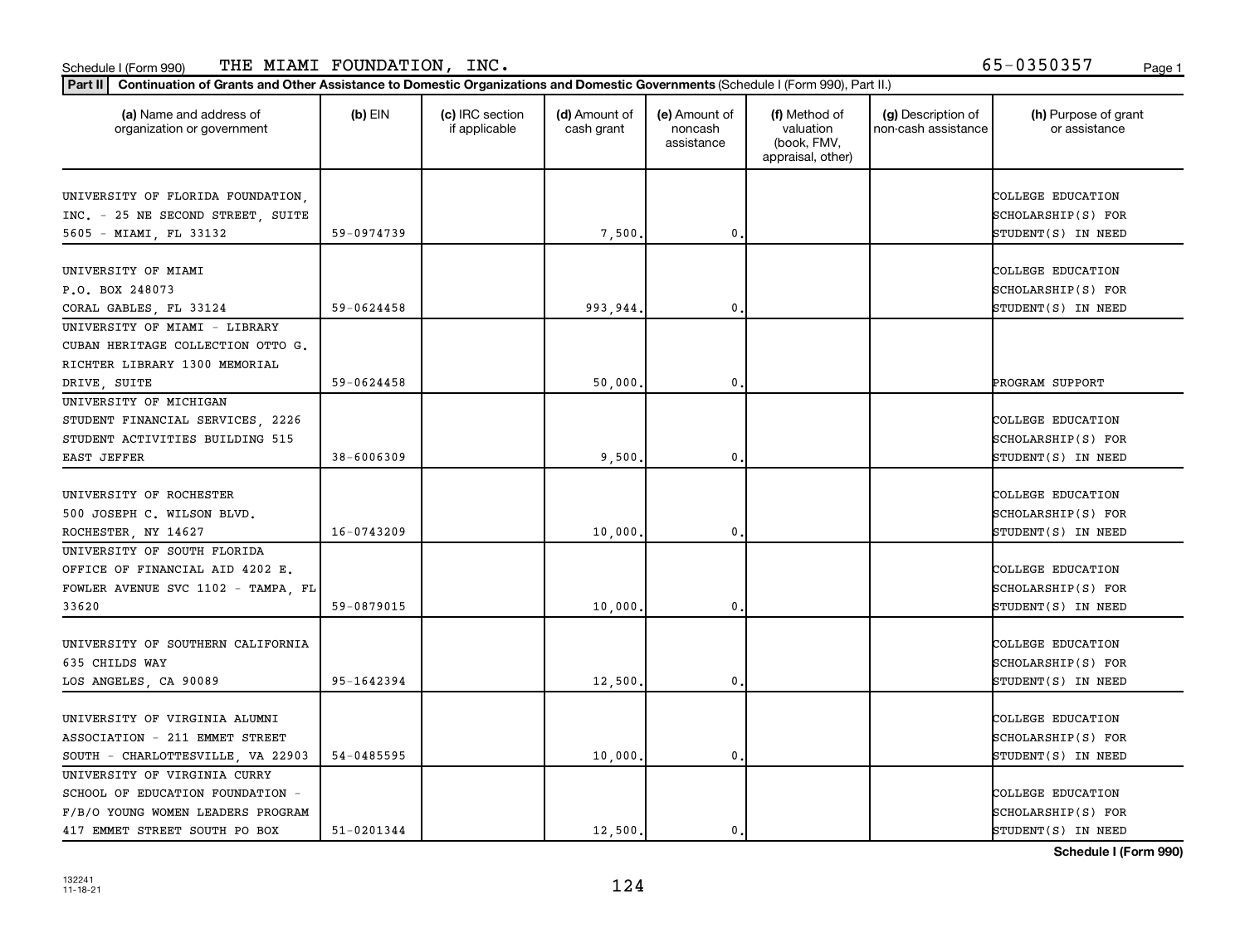Schedule I (Form 990) THE MIAMI FOUNDATION, INC. 65-0350357

**Part II** Continuation of Grants and Other Assistance to Domestic Organizations and Domestic Governments (Schedule I (Form 990), Part II.)

| (a) Name and address of organization or government | (b) EIN | (c) IRC section if applicable | (d) Amount of cash grant | (e) Amount of noncash assistance | (f) Method of valuation (book, FMV, appraisal, other) | (g) Description of non-cash assistance | (h) Purpose of grant or assistance |
|---|---|---|---|---|---|---|---|
| UNIVERSITY OF FLORIDA FOUNDATION, INC. - 25 NE SECOND STREET, SUITE 5605 - MIAMI, FL 33132 | 59-0974739 | | 7,500. | 0. | | | COLLEGE EDUCATION SCHOLARSHIP(S) FOR STUDENT(S) IN NEED |
| UNIVERSITY OF MIAMI P.O. BOX 248073 CORAL GABLES, FL 33124 | 59-0624458 | | 993,944. | 0. | | | COLLEGE EDUCATION SCHOLARSHIP(S) FOR STUDENT(S) IN NEED |
| UNIVERSITY OF MIAMI - LIBRARY CUBAN HERITAGE COLLECTION OTTO G. RICHTER LIBRARY 1300 MEMORIAL DRIVE, SUITE | 59-0624458 | | 50,000. | 0. | | | PROGRAM SUPPORT |
| UNIVERSITY OF MICHIGAN STUDENT FINANCIAL SERVICES, 2226 STUDENT ACTIVITIES BUILDING 515 EAST JEFFER | 38-6006309 | | 9,500. | 0. | | | COLLEGE EDUCATION SCHOLARSHIP(S) FOR STUDENT(S) IN NEED |
| UNIVERSITY OF ROCHESTER 500 JOSEPH C. WILSON BLVD. ROCHESTER, NY 14627 | 16-0743209 | | 10,000. | 0. | | | COLLEGE EDUCATION SCHOLARSHIP(S) FOR STUDENT(S) IN NEED |
| UNIVERSITY OF SOUTH FLORIDA OFFICE OF FINANCIAL AID 4202 E. FOWLER AVENUE SVC 1102 - TAMPA, FL 33620 | 59-0879015 | | 10,000. | 0. | | | COLLEGE EDUCATION SCHOLARSHIP(S) FOR STUDENT(S) IN NEED |
| UNIVERSITY OF SOUTHERN CALIFORNIA 635 CHILDS WAY LOS ANGELES, CA 90089 | 95-1642394 | | 12,500. | 0. | | | COLLEGE EDUCATION SCHOLARSHIP(S) FOR STUDENT(S) IN NEED |
| UNIVERSITY OF VIRGINIA ALUMNI ASSOCIATION - 211 EMMET STREET SOUTH - CHARLOTTESVILLE, VA 22903 | 54-0485595 | | 10,000. | 0. | | | COLLEGE EDUCATION SCHOLARSHIP(S) FOR STUDENT(S) IN NEED |
| UNIVERSITY OF VIRGINIA CURRY SCHOOL OF EDUCATION FOUNDATION - F/B/O YOUNG WOMEN LEADERS PROGRAM 417 EMMET STREET SOUTH PO BOX | 51-0201344 | | 12,500. | 0. | | | COLLEGE EDUCATION SCHOLARSHIP(S) FOR STUDENT(S) IN NEED |

Schedule I (Form 990)

132241 11-18-21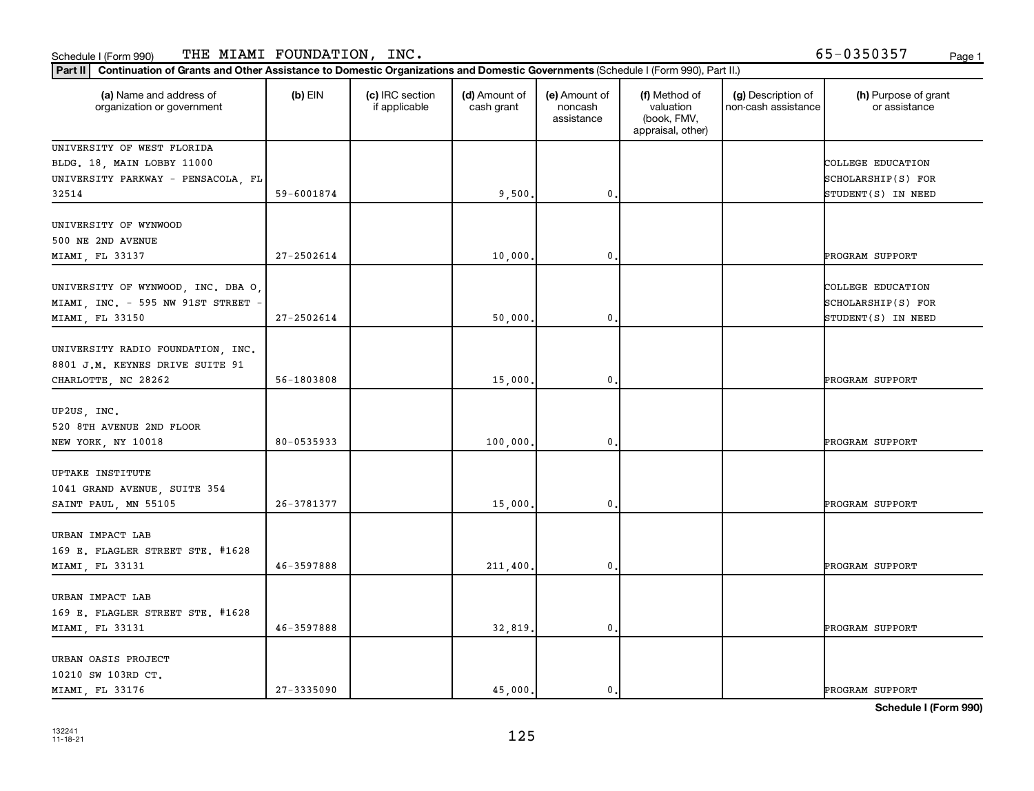Schedule I (Form 990) THE MIAMI FOUNDATION, INC. 65-0350357

**Part II** **Continuation of Grants and Other Assistance to Domestic Organizations and Domestic Governments** (Schedule I (Form 990), Part II.)

| (a) Name and address of organization or government | (b) EIN | (c) IRC section if applicable | (d) Amount of cash grant | (e) Amount of noncash assistance | (f) Method of valuation (book, FMV, appraisal, other) | (g) Description of non-cash assistance | (h) Purpose of grant or assistance |
|---|---|---|---|---|---|---|---|
| UNIVERSITY OF WEST FLORIDA BLDG. 18, MAIN LOBBY 11000 UNIVERSITY PARKWAY - PENSACOLA, FL 32514 | 59-6001874 | | 9,500. | 0. | | | COLLEGE EDUCATION SCHOLARSHIP(S) FOR STUDENT(S) IN NEED |
| UNIVERSITY OF WYNWOOD 500 NE 2ND AVENUE MIAMI, FL 33137 | 27-2502614 | | 10,000. | 0. | | | PROGRAM SUPPORT |
| UNIVERSITY OF WYNWOOD, INC. DBA O, MIAMI, INC. - 595 NW 91ST STREET - MIAMI, FL 33150 | 27-2502614 | | 50,000. | 0. | | | COLLEGE EDUCATION SCHOLARSHIP(S) FOR STUDENT(S) IN NEED |
| UNIVERSITY RADIO FOUNDATION, INC. 8801 J.M. KEYNES DRIVE SUITE 91 CHARLOTTE, NC 28262 | 56-1803808 | | 15,000. | 0. | | | PROGRAM SUPPORT |
| UP2US, INC. 520 8TH AVENUE 2ND FLOOR NEW YORK, NY 10018 | 80-0535933 | | 100,000. | 0. | | | PROGRAM SUPPORT |
| UPTAKE INSTITUTE 1041 GRAND AVENUE, SUITE 354 SAINT PAUL, MN 55105 | 26-3781377 | | 15,000. | 0. | | | PROGRAM SUPPORT |
| URBAN IMPACT LAB 169 E. FLAGLER STREET STE. #1628 MIAMI, FL 33131 | 46-3597888 | | 211,400. | 0. | | | PROGRAM SUPPORT |
| URBAN IMPACT LAB 169 E. FLAGLER STREET STE. #1628 MIAMI, FL 33131 | 46-3597888 | | 32,819. | 0. | | | PROGRAM SUPPORT |
| URBAN OASIS PROJECT 10210 SW 103RD CT. MIAMI, FL 33176 | 27-3335090 | | 45,000. | 0. | | | PROGRAM SUPPORT |

**Schedule I (Form 990)**

132241 11-18-21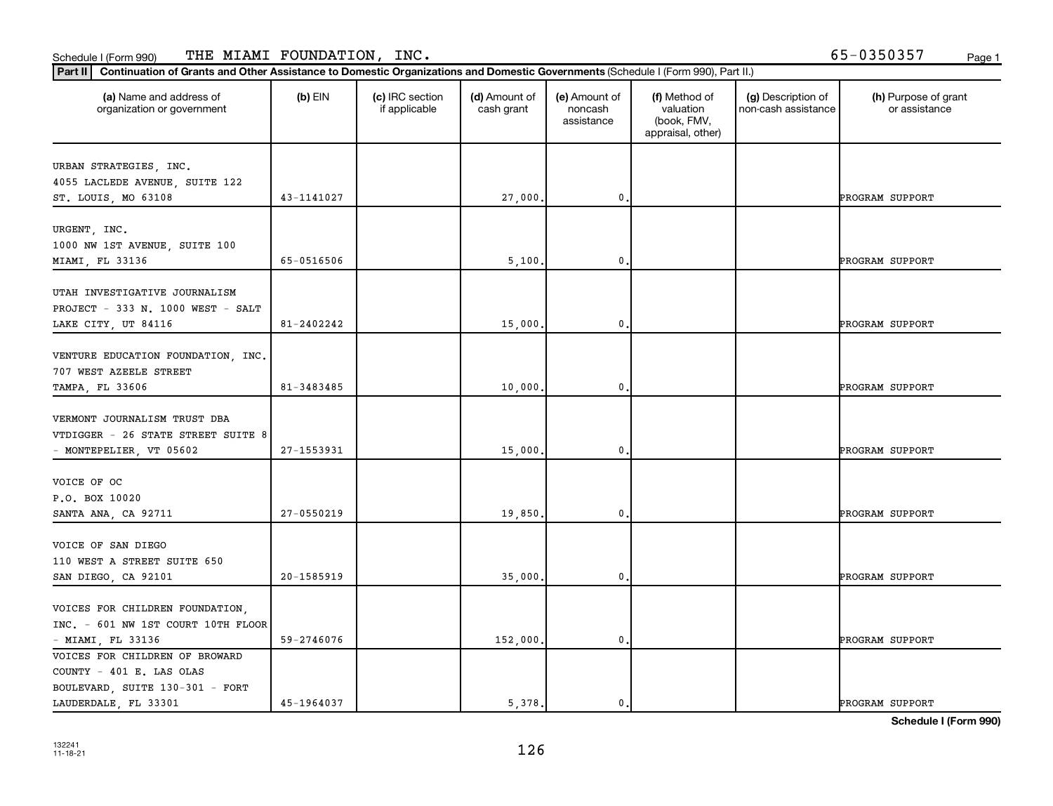Schedule I (Form 990) THE MIAMI FOUNDATION, INC. 65-0350357

**Part II** **Continuation of Grants and Other Assistance to Domestic Organizations and Domestic Governments** (Schedule I (Form 990), Part II.)

| (a) Name and address of organization or government | (b) EIN | (c) IRC section if applicable | (d) Amount of cash grant | (e) Amount of noncash assistance | (f) Method of valuation (book, FMV, appraisal, other) | (g) Description of non-cash assistance | (h) Purpose of grant or assistance |
|---|---|---|---|---|---|---|---|
| URBAN STRATEGIES, INC. 4055 LACLEDE AVENUE, SUITE 122 ST. LOUIS, MO 63108 | 43-1141027 | | 27,000. | 0. | | | PROGRAM SUPPORT |
| URGENT, INC. 1000 NW 1ST AVENUE, SUITE 100 MIAMI, FL 33136 | 65-0516506 | | 5,100. | 0. | | | PROGRAM SUPPORT |
| UTAH INVESTIGATIVE JOURNALISM PROJECT - 333 N. 1000 WEST - SALT LAKE CITY, UT 84116 | 81-2402242 | | 15,000. | 0. | | | PROGRAM SUPPORT |
| VENTURE EDUCATION FOUNDATION, INC. 707 WEST AZEELE STREET TAMPA, FL 33606 | 81-3483485 | | 10,000. | 0. | | | PROGRAM SUPPORT |
| VERMONT JOURNALISM TRUST DBA VTDIGGER - 26 STATE STREET SUITE 8 - MONTEPELIER, VT 05602 | 27-1553931 | | 15,000. | 0. | | | PROGRAM SUPPORT |
| VOICE OF OC P.O. BOX 10020 SANTA ANA, CA 92711 | 27-0550219 | | 19,850. | 0. | | | PROGRAM SUPPORT |
| VOICE OF SAN DIEGO 110 WEST A STREET SUITE 650 SAN DIEGO, CA 92101 | 20-1585919 | | 35,000. | 0. | | | PROGRAM SUPPORT |
| VOICES FOR CHILDREN FOUNDATION, INC. - 601 NW 1ST COURT 10TH FLOOR - MIAMI, FL 33136 | 59-2746076 | | 152,000. | 0. | | | PROGRAM SUPPORT |
| VOICES FOR CHILDREN OF BROWARD COUNTY - 401 E. LAS OLAS BOULEVARD, SUITE 130-301 - FORT LAUDERDALE, FL 33301 | 45-1964037 | | 5,378. | 0. | | | PROGRAM SUPPORT |

**Schedule I (Form 990)**

132241 11-18-21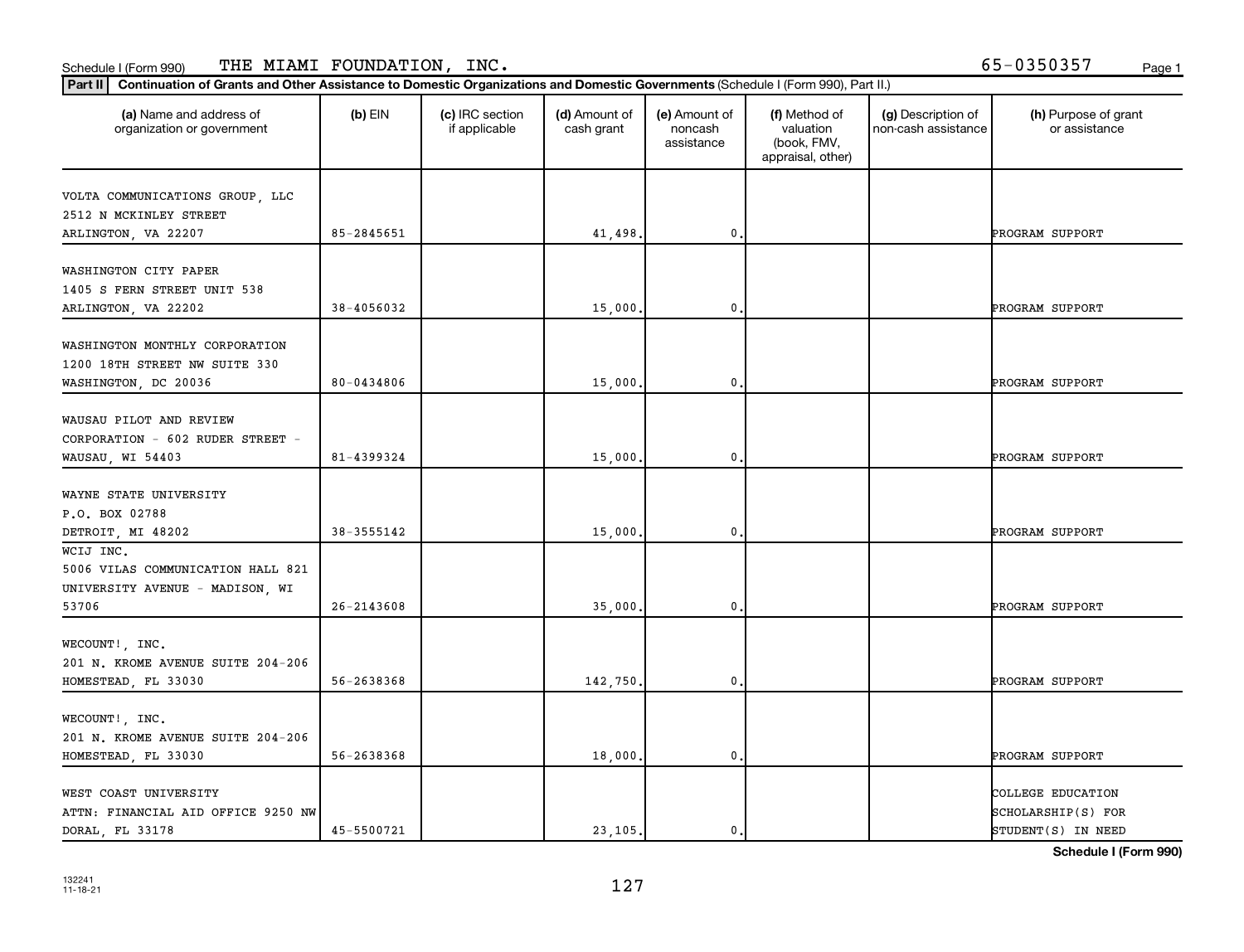Schedule I (Form 990) THE MIAMI FOUNDATION, INC. 65-0350357

**Part II** **Continuation of Grants and Other Assistance to Domestic Organizations and Domestic Governments** (Schedule I (Form 990), Part II.)

| (a) Name and address of organization or government | (b) EIN | (c) IRC section if applicable | (d) Amount of cash grant | (e) Amount of noncash assistance | (f) Method of valuation (book, FMV, appraisal, other) | (g) Description of non-cash assistance | (h) Purpose of grant or assistance |
|---|---|---|---|---|---|---|---|
| VOLTA COMMUNICATIONS GROUP, LLC 2512 N MCKINLEY STREET ARLINGTON, VA 22207 | 85-2845651 | | 41,498. | 0. | | | PROGRAM SUPPORT |
| WASHINGTON CITY PAPER 1405 S FERN STREET UNIT 538 ARLINGTON, VA 22202 | 38-4056032 | | 15,000. | 0. | | | PROGRAM SUPPORT |
| WASHINGTON MONTHLY CORPORATION 1200 18TH STREET NW SUITE 330 WASHINGTON, DC 20036 | 80-0434806 | | 15,000. | 0. | | | PROGRAM SUPPORT |
| WAUSAU PILOT AND REVIEW CORPORATION - 602 RUDER STREET - WAUSAU, WI 54403 | 81-4399324 | | 15,000. | 0. | | | PROGRAM SUPPORT |
| WAYNE STATE UNIVERSITY P.O. BOX 02788 DETROIT, MI 48202 | 38-3555142 | | 15,000. | 0. | | | PROGRAM SUPPORT |
| WCIJ INC. 5006 VILAS COMMUNICATION HALL 821 UNIVERSITY AVENUE - MADISON, WI 53706 | 26-2143608 | | 35,000. | 0. | | | PROGRAM SUPPORT |
| WECOUNT!, INC. 201 N. KROME AVENUE SUITE 204-206 HOMESTEAD, FL 33030 | 56-2638368 | | 142,750. | 0. | | | PROGRAM SUPPORT |
| WECOUNT!, INC. 201 N. KROME AVENUE SUITE 204-206 HOMESTEAD, FL 33030 | 56-2638368 | | 18,000. | 0. | | | PROGRAM SUPPORT |
| WEST COAST UNIVERSITY ATTN: FINANCIAL AID OFFICE 9250 NW DORAL, FL 33178 | 45-5500721 | | 23,105. | 0. | | | COLLEGE EDUCATION SCHOLARSHIP(S) FOR STUDENT(S) IN NEED |

**Schedule I (Form 990)**

132241
11-18-21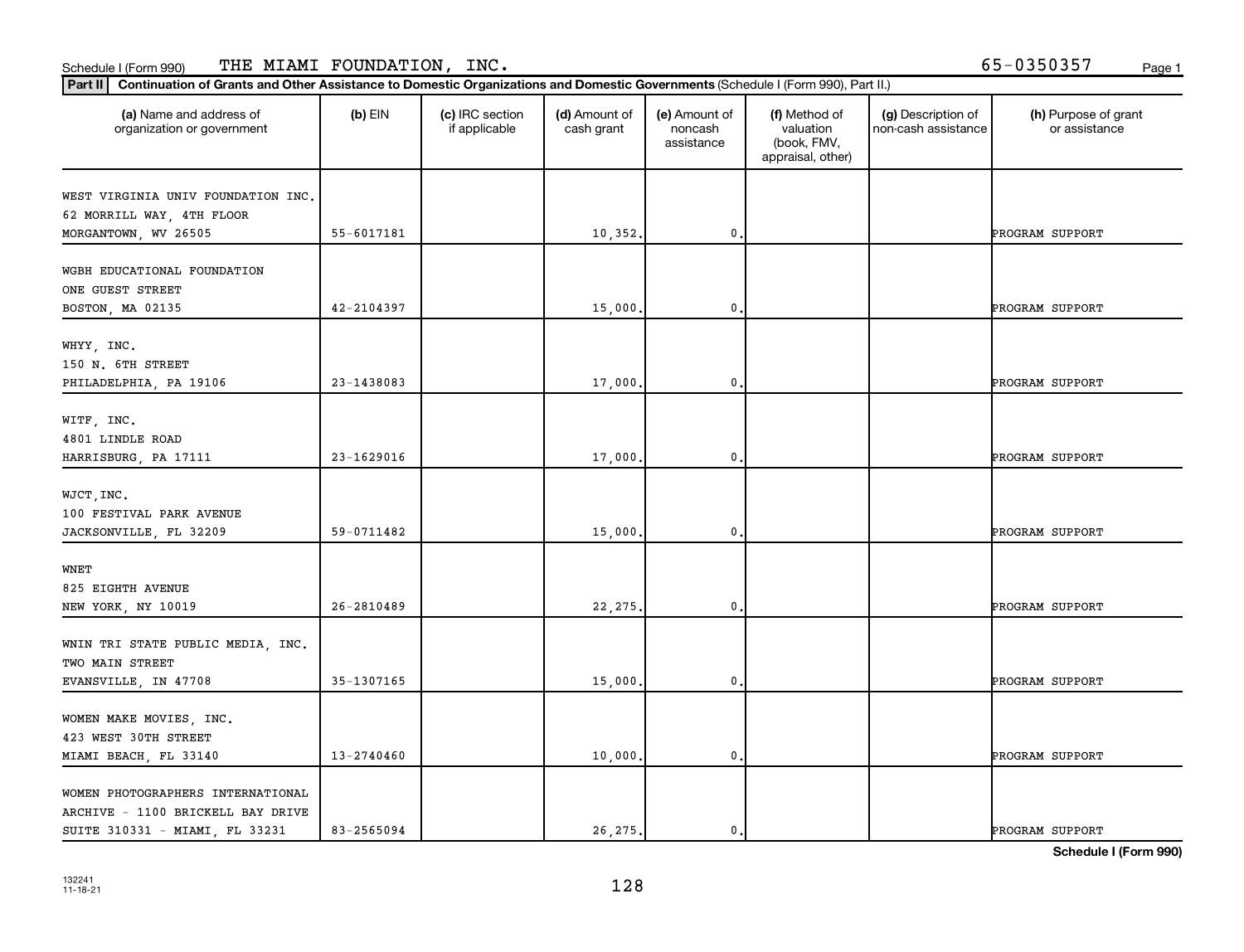Schedule I (Form 990) THE MIAMI FOUNDATION, INC. 65-0350357

**Part II** **Continuation of Grants and Other Assistance to Domestic Organizations and Domestic Governments** (Schedule I (Form 990), Part II.)

| (a) Name and address of organization or government | (b) EIN | (c) IRC section if applicable | (d) Amount of cash grant | (e) Amount of noncash assistance | (f) Method of valuation (book, FMV, appraisal, other) | (g) Description of non-cash assistance | (h) Purpose of grant or assistance |
|---|---|---|---|---|---|---|---|
| WEST VIRGINIA UNIV FOUNDATION INC. 62 MORRILL WAY, 4TH FLOOR MORGANTOWN, WV 26505 | 55-6017181 | | 10,352. | 0. | | | PROGRAM SUPPORT |
| WGBH EDUCATIONAL FOUNDATION ONE GUEST STREET BOSTON, MA 02135 | 42-2104397 | | 15,000. | 0. | | | PROGRAM SUPPORT |
| WHYY, INC. 150 N. 6TH STREET PHILADELPHIA, PA 19106 | 23-1438083 | | 17,000. | 0. | | | PROGRAM SUPPORT |
| WITF, INC. 4801 LINDLE ROAD HARRISBURG, PA 17111 | 23-1629016 | | 17,000. | 0. | | | PROGRAM SUPPORT |
| WJCT,INC. 100 FESTIVAL PARK AVENUE JACKSONVILLE, FL 32209 | 59-0711482 | | 15,000. | 0. | | | PROGRAM SUPPORT |
| WNET 825 EIGHTH AVENUE NEW YORK, NY 10019 | 26-2810489 | | 22,275. | 0. | | | PROGRAM SUPPORT |
| WNIN TRI STATE PUBLIC MEDIA, INC. TWO MAIN STREET EVANSVILLE, IN 47708 | 35-1307165 | | 15,000. | 0. | | | PROGRAM SUPPORT |
| WOMEN MAKE MOVIES, INC. 423 WEST 30TH STREET MIAMI BEACH, FL 33140 | 13-2740460 | | 10,000. | 0. | | | PROGRAM SUPPORT |
| WOMEN PHOTOGRAPHERS INTERNATIONAL ARCHIVE - 1100 BRICKELL BAY DRIVE SUITE 310331 - MIAMI, FL 33231 | 83-2565094 | | 26,275. | 0. | | | PROGRAM SUPPORT |

Schedule I (Form 990)

132241 11-18-21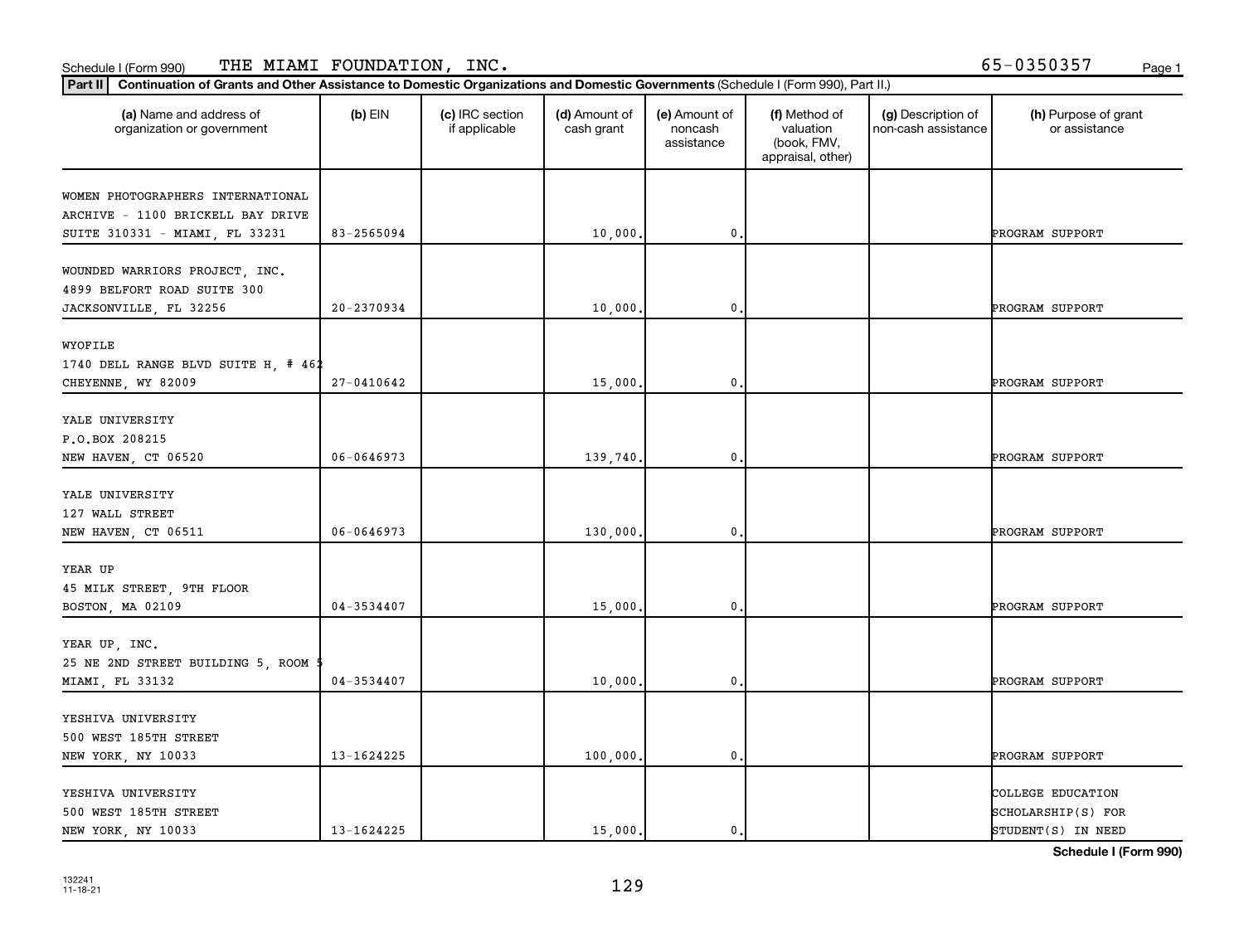Schedule I (Form 990) THE MIAMI FOUNDATION, INC. 65-0350357

**Part II** **Continuation of Grants and Other Assistance to Domestic Organizations and Domestic Governments** (Schedule I (Form 990), Part II.)

| (a) Name and address of organization or government | (b) EIN | (c) IRC section if applicable | (d) Amount of cash grant | (e) Amount of noncash assistance | (f) Method of valuation (book, FMV, appraisal, other) | (g) Description of non-cash assistance | (h) Purpose of grant or assistance |
|---|---|---|---|---|---|---|---|
| WOMEN PHOTOGRAPHERS INTERNATIONAL ARCHIVE - 1100 BRICKELL BAY DRIVE SUITE 310331 - MIAMI, FL 33231 | 83-2565094 | | 10,000. | 0. | | | PROGRAM SUPPORT |
| WOUNDED WARRIORS PROJECT, INC. 4899 BELFORT ROAD SUITE 300 JACKSONVILLE, FL 32256 | 20-2370934 | | 10,000. | 0. | | | PROGRAM SUPPORT |
| WYOFILE 1740 DELL RANGE BLVD SUITE H, # 462 CHEYENNE, WY 82009 | 27-0410642 | | 15,000. | 0. | | | PROGRAM SUPPORT |
| YALE UNIVERSITY P.O.BOX 208215 NEW HAVEN, CT 06520 | 06-0646973 | | 139,740. | 0. | | | PROGRAM SUPPORT |
| YALE UNIVERSITY 127 WALL STREET NEW HAVEN, CT 06511 | 06-0646973 | | 130,000. | 0. | | | PROGRAM SUPPORT |
| YEAR UP 45 MILK STREET, 9TH FLOOR BOSTON, MA 02109 | 04-3534407 | | 15,000. | 0. | | | PROGRAM SUPPORT |
| YEAR UP, INC. 25 NE 2ND STREET BUILDING 5, ROOM 5 MIAMI, FL 33132 | 04-3534407 | | 10,000. | 0. | | | PROGRAM SUPPORT |
| YESHIVA UNIVERSITY 500 WEST 185TH STREET NEW YORK, NY 10033 | 13-1624225 | | 100,000. | 0. | | | PROGRAM SUPPORT |
| YESHIVA UNIVERSITY 500 WEST 185TH STREET NEW YORK, NY 10033 | 13-1624225 | | 15,000. | 0. | | | COLLEGE EDUCATION SCHOLARSHIP(S) FOR STUDENT(S) IN NEED |

Schedule I (Form 990)

132241 11-18-21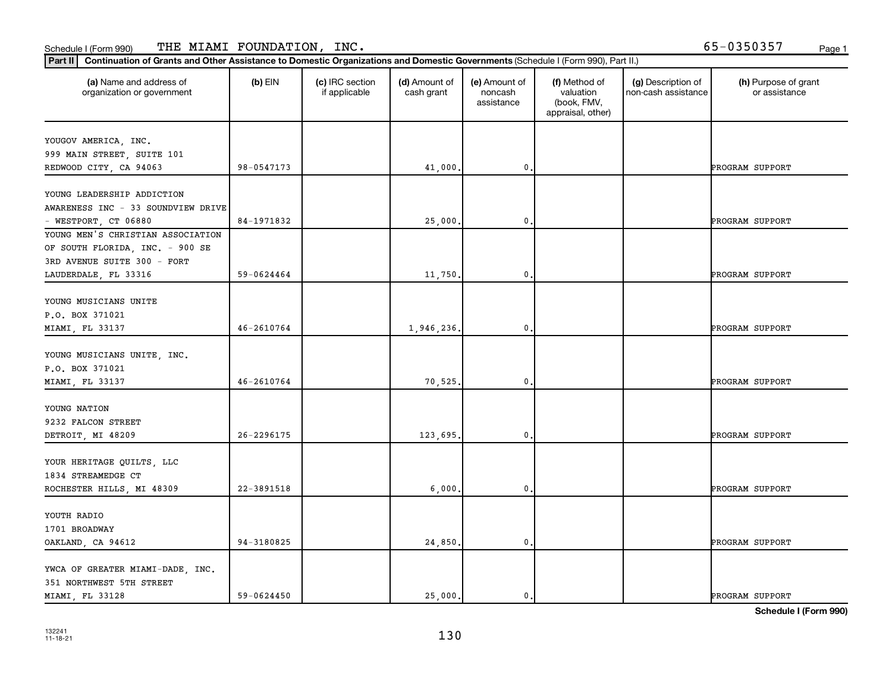Schedule I (Form 990) THE MIAMI FOUNDATION, INC. 65-0350357

**Part II** **Continuation of Grants and Other Assistance to Domestic Organizations and Domestic Governments** (Schedule I (Form 990), Part II.)

| (a) Name and address of organization or government | (b) EIN | (c) IRC section if applicable | (d) Amount of cash grant | (e) Amount of noncash assistance | (f) Method of valuation (book, FMV, appraisal, other) | (g) Description of non-cash assistance | (h) Purpose of grant or assistance |
|---|---|---|---|---|---|---|---|
| YOUGOV AMERICA, INC. 999 MAIN STREET, SUITE 101 REDWOOD CITY, CA 94063 | 98-0547173 | | 41,000. | 0. | | | PROGRAM SUPPORT |
| YOUNG LEADERSHIP ADDICTION AWARENESS INC - 33 SOUNDVIEW DRIVE - WESTPORT, CT 06880 | 84-1971832 | | 25,000. | 0. | | | PROGRAM SUPPORT |
| YOUNG MEN'S CHRISTIAN ASSOCIATION OF SOUTH FLORIDA, INC. - 900 SE 3RD AVENUE SUITE 300 - FORT LAUDERDALE, FL 33316 | 59-0624464 | | 11,750. | 0. | | | PROGRAM SUPPORT |
| YOUNG MUSICIANS UNITE P.O. BOX 371021 MIAMI, FL 33137 | 46-2610764 | | 1,946,236. | 0. | | | PROGRAM SUPPORT |
| YOUNG MUSICIANS UNITE, INC. P.O. BOX 371021 MIAMI, FL 33137 | 46-2610764 | | 70,525. | 0. | | | PROGRAM SUPPORT |
| YOUNG NATION 9232 FALCON STREET DETROIT, MI 48209 | 26-2296175 | | 123,695. | 0. | | | PROGRAM SUPPORT |
| YOUR HERITAGE QUILTS, LLC 1834 STREAMEDGE CT ROCHESTER HILLS, MI 48309 | 22-3891518 | | 6,000. | 0. | | | PROGRAM SUPPORT |
| YOUTH RADIO 1701 BROADWAY OAKLAND, CA 94612 | 94-3180825 | | 24,850. | 0. | | | PROGRAM SUPPORT |
| YWCA OF GREATER MIAMI-DADE, INC. 351 NORTHWEST 5TH STREET MIAMI, FL 33128 | 59-0624450 | | 25,000. | 0. | | | PROGRAM SUPPORT |

**Schedule I (Form 990)**

132241 11-18-21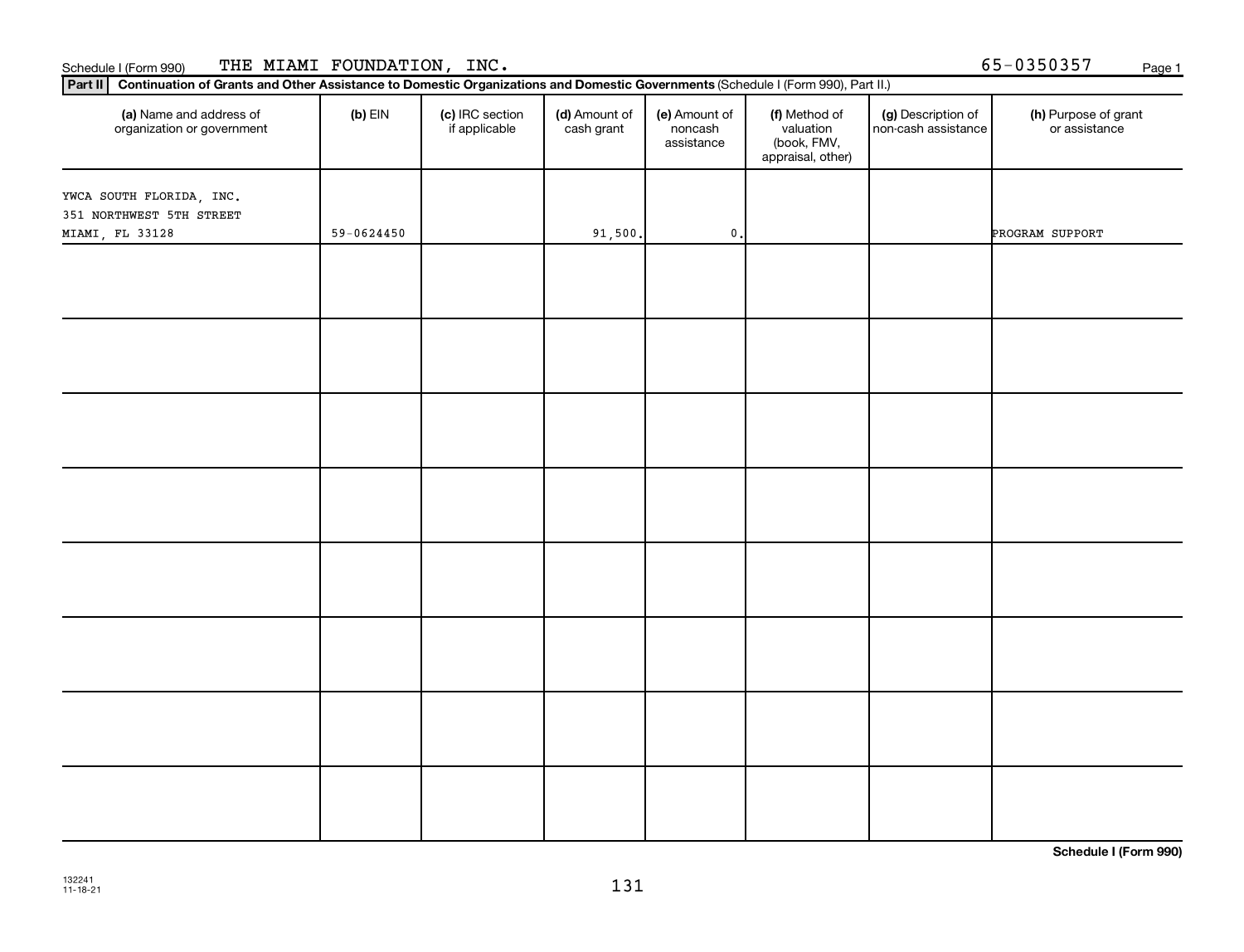Schedule I (Form 990) THE MIAMI FOUNDATION, INC. 65-0350357

**Part II** **Continuation of Grants and Other Assistance to Domestic Organizations and Domestic Governments** (Schedule I (Form 990), Part II.)

| (a) Name and address of organization or government | (b) EIN | (c) IRC section if applicable | (d) Amount of cash grant | (e) Amount of noncash assistance | (f) Method of valuation (book, FMV, appraisal, other) | (g) Description of non-cash assistance | (h) Purpose of grant or assistance |
|---|---|---|---|---|---|---|---|
| YWCA SOUTH FLORIDA, INC.<br>351 NORTHWEST 5TH STREET<br>MIAMI, FL 33128 | 59-0624450 | | 91,500. | 0. | | | PROGRAM SUPPORT |
| | | | | | | | |
| | | | | | | | |
| | | | | | | | |
| | | | | | | | |
| | | | | | | | |
| | | | | | | | |
| | | | | | | | |
| | | | | | | | |

**Schedule I (Form 990)**

132241
11-18-21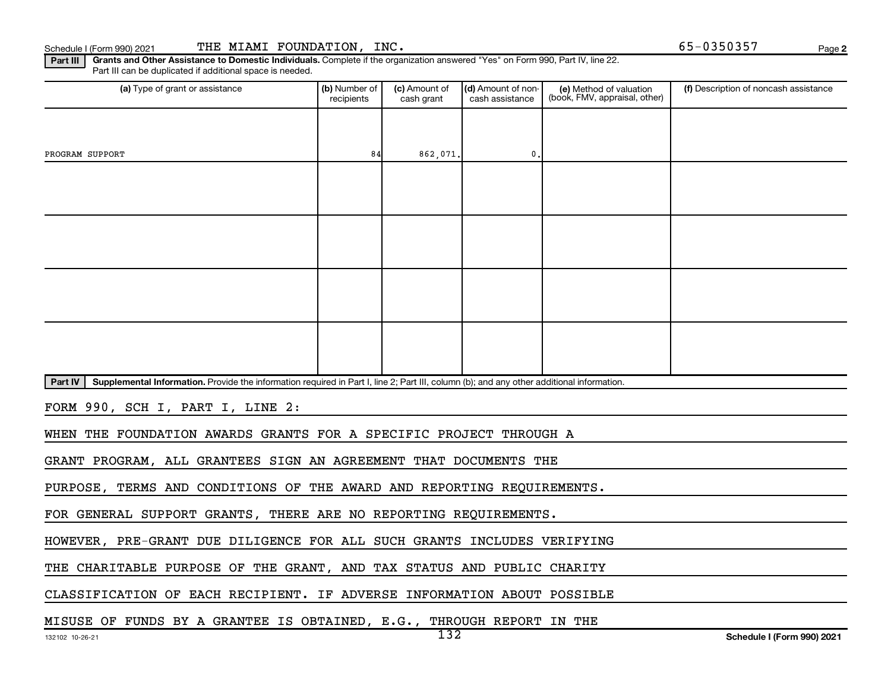Schedule I (Form 990) 2021 THE MIAMI FOUNDATION, INC. 65-0350357

**Part III** **Grants and Other Assistance to Domestic Individuals.** Complete if the organization answered "Yes" on Form 990, Part IV, line 22. Part III can be duplicated if additional space is needed.

| (a) Type of grant or assistance | (b) Number of recipients | (c) Amount of cash grant | (d) Amount of non-cash assistance | (e) Method of valuation (book, FMV, appraisal, other) | (f) Description of noncash assistance |
|---|---|---|---|---|---|
| PROGRAM SUPPORT | 84 | 862,071. | 0. | | |
| | | | | | |
| | | | | | |
| | | | | | |
| | | | | | |

**Part IV** **Supplemental Information.** Provide the information required in Part I, line 2; Part III, column (b); and any other additional information.

FORM 990, SCH I, PART I, LINE 2:

WHEN THE FOUNDATION AWARDS GRANTS FOR A SPECIFIC PROJECT THROUGH A GRANT PROGRAM, ALL GRANTEES SIGN AN AGREEMENT THAT DOCUMENTS THE PURPOSE, TERMS AND CONDITIONS OF THE AWARD AND REPORTING REQUIREMENTS. FOR GENERAL SUPPORT GRANTS, THERE ARE NO REPORTING REQUIREMENTS. HOWEVER, PRE-GRANT DUE DILIGENCE FOR ALL SUCH GRANTS INCLUDES VERIFYING THE CHARITABLE PURPOSE OF THE GRANT, AND TAX STATUS AND PUBLIC CHARITY CLASSIFICATION OF EACH RECIPIENT. IF ADVERSE INFORMATION ABOUT POSSIBLE MISUSE OF FUNDS BY A GRANTEE IS OBTAINED, E.G., THROUGH REPORT IN THE

132102 10-26-21 Schedule I (Form 990) 2021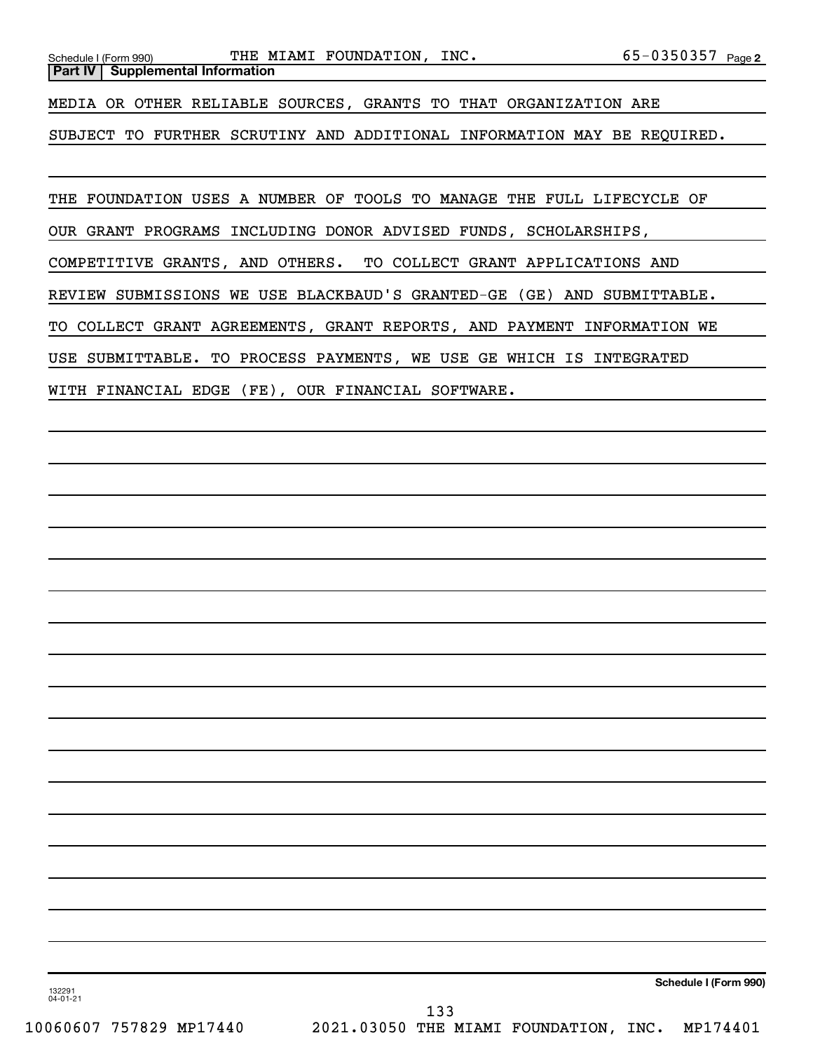## Part IV Supplemental Information

MEDIA OR OTHER RELIABLE SOURCES, GRANTS TO THAT ORGANIZATION ARE SUBJECT TO FURTHER SCRUTINY AND ADDITIONAL INFORMATION MAY BE REQUIRED.

THE FOUNDATION USES A NUMBER OF TOOLS TO MANAGE THE FULL LIFECYCLE OF OUR GRANT PROGRAMS INCLUDING DONOR ADVISED FUNDS, SCHOLARSHIPS, COMPETITIVE GRANTS, AND OTHERS. TO COLLECT GRANT APPLICATIONS AND REVIEW SUBMISSIONS WE USE BLACKBAUD'S GRANTED-GE (GE) AND SUBMITTABLE. TO COLLECT GRANT AGREEMENTS, GRANT REPORTS, AND PAYMENT INFORMATION WE USE SUBMITTABLE. TO PROCESS PAYMENTS, WE USE GE WHICH IS INTEGRATED WITH FINANCIAL EDGE (FE), OUR FINANCIAL SOFTWARE.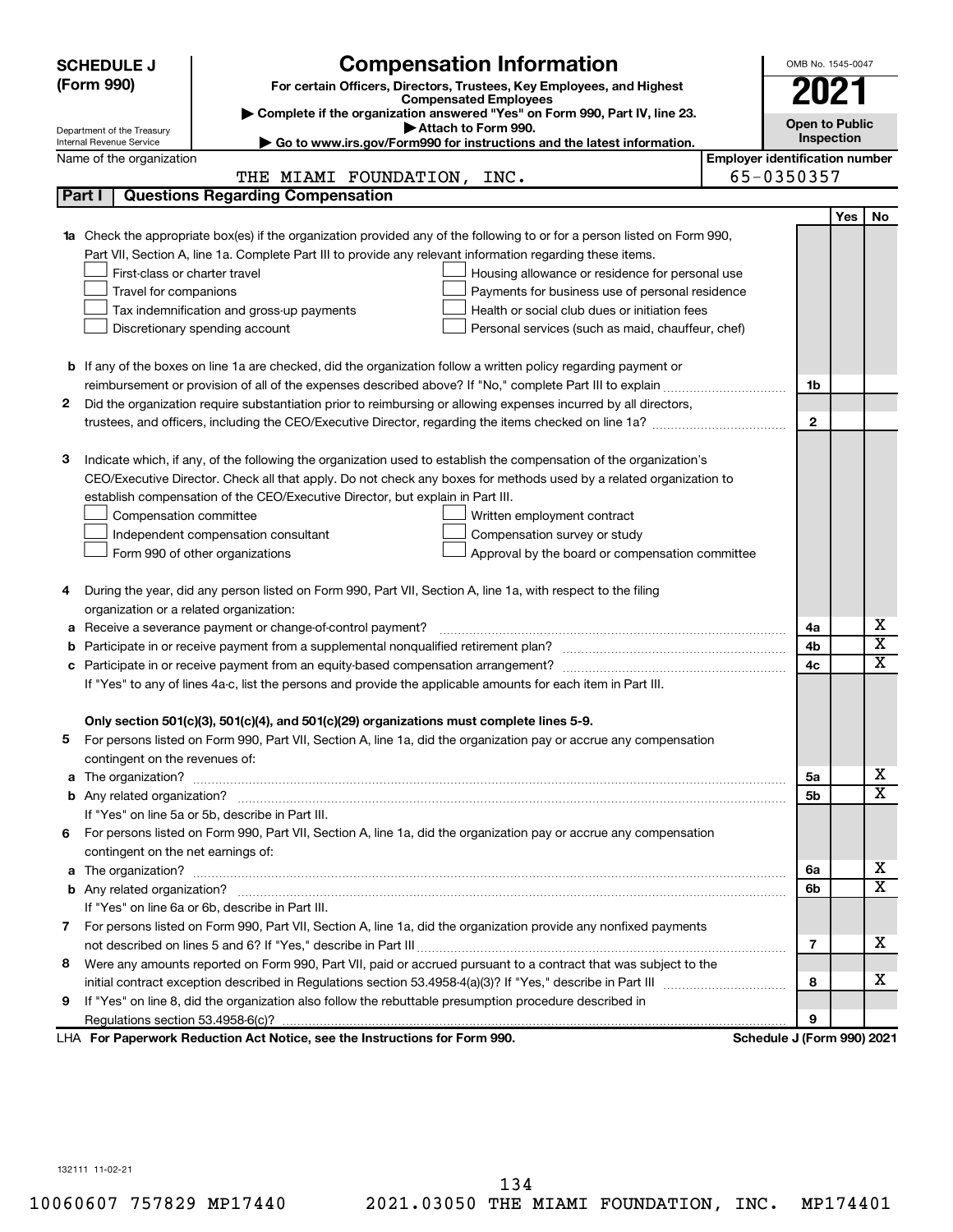# SCHEDULE J (Form 990)

## Compensation Information

**For certain Officers, Directors, Trustees, Key Employees, and Highest Compensated Employees**

▶ Complete if the organization answered "Yes" on Form 990, Part IV, line 23.

▶ Attach to Form 990.

▶ Go to www.irs.gov/Form990 for instructions and the latest information.

Department of the Treasury
Internal Revenue Service

OMB No. 1545-0047

**2021**

**Open to Public Inspection**

Name of the organization: THE MIAMI FOUNDATION, INC.

Employer identification number: 65-0350357

### Part I | Questions Regarding Compensation

| | | | Yes | No |
|---|---|---|---|---|
| **1a** | Check the appropriate box(es) if the organization provided any of the following to or for a person listed on Form 990, Part VII, Section A, line 1a. Complete Part III to provide any relevant information regarding these items.<br>☐ First-class or charter travel ☐ Housing allowance or residence for personal use<br>☐ Travel for companions ☐ Payments for business use of personal residence<br>☐ Tax indemnification and gross-up payments ☐ Health or social club dues or initiation fees<br>☐ Discretionary spending account ☐ Personal services (such as maid, chauffeur, chef) | | | |
| **b** | If any of the boxes on line 1a are checked, did the organization follow a written policy regarding payment or reimbursement or provision of all of the expenses described above? If "No," complete Part III to explain | 1b | | |
| **2** | Did the organization require substantiation prior to reimbursing or allowing expenses incurred by all directors, trustees, and officers, including the CEO/Executive Director, regarding the items checked on line 1a? | 2 | | |
| **3** | Indicate which, if any, of the following the organization used to establish the compensation of the organization's CEO/Executive Director. Check all that apply. Do not check any boxes for methods used by a related organization to establish compensation of the CEO/Executive Director, but explain in Part III.<br>☐ Compensation committee ☐ Written employment contract<br>☐ Independent compensation consultant ☐ Compensation survey or study<br>☐ Form 990 of other organizations ☐ Approval by the board or compensation committee | | | |
| **4** | During the year, did any person listed on Form 990, Part VII, Section A, line 1a, with respect to the filing organization or a related organization: | | | |
| **a** | Receive a severance payment or change-of-control payment? | 4a | | X |
| **b** | Participate in or receive payment from a supplemental nonqualified retirement plan? | 4b | | X |
| **c** | Participate in or receive payment from an equity-based compensation arrangement? | 4c | | X |
| | If "Yes" to any of lines 4a-c, list the persons and provide the applicable amounts for each item in Part III. | | | |
| | **Only section 501(c)(3), 501(c)(4), and 501(c)(29) organizations must complete lines 5-9.** | | | |
| **5** | For persons listed on Form 990, Part VII, Section A, line 1a, did the organization pay or accrue any compensation contingent on the revenues of: | | | |
| **a** | The organization? | 5a | | X |
| **b** | Any related organization? | 5b | | X |
| | If "Yes" on line 5a or 5b, describe in Part III. | | | |
| **6** | For persons listed on Form 990, Part VII, Section A, line 1a, did the organization pay or accrue any compensation contingent on the net earnings of: | | | |
| **a** | The organization? | 6a | | X |
| **b** | Any related organization? | 6b | | X |
| | If "Yes" on line 6a or 6b, describe in Part III. | | | |
| **7** | For persons listed on Form 990, Part VII, Section A, line 1a, did the organization provide any nonfixed payments not described on lines 5 and 6? If "Yes," describe in Part III | 7 | | X |
| **8** | Were any amounts reported on Form 990, Part VII, paid or accrued pursuant to a contract that was subject to the initial contract exception described in Regulations section 53.4958-4(a)(3)? If "Yes," describe in Part III | 8 | | X |
| **9** | If "Yes" on line 8, did the organization also follow the rebuttable presumption procedure described in Regulations section 53.4958-6(c)? | 9 | | |

LHA **For Paperwork Reduction Act Notice, see the Instructions for Form 990.** **Schedule J (Form 990) 2021**

132111 11-02-21

10060607 757829 MP17440 2021.03050 THE MIAMI FOUNDATION, INC. MP174401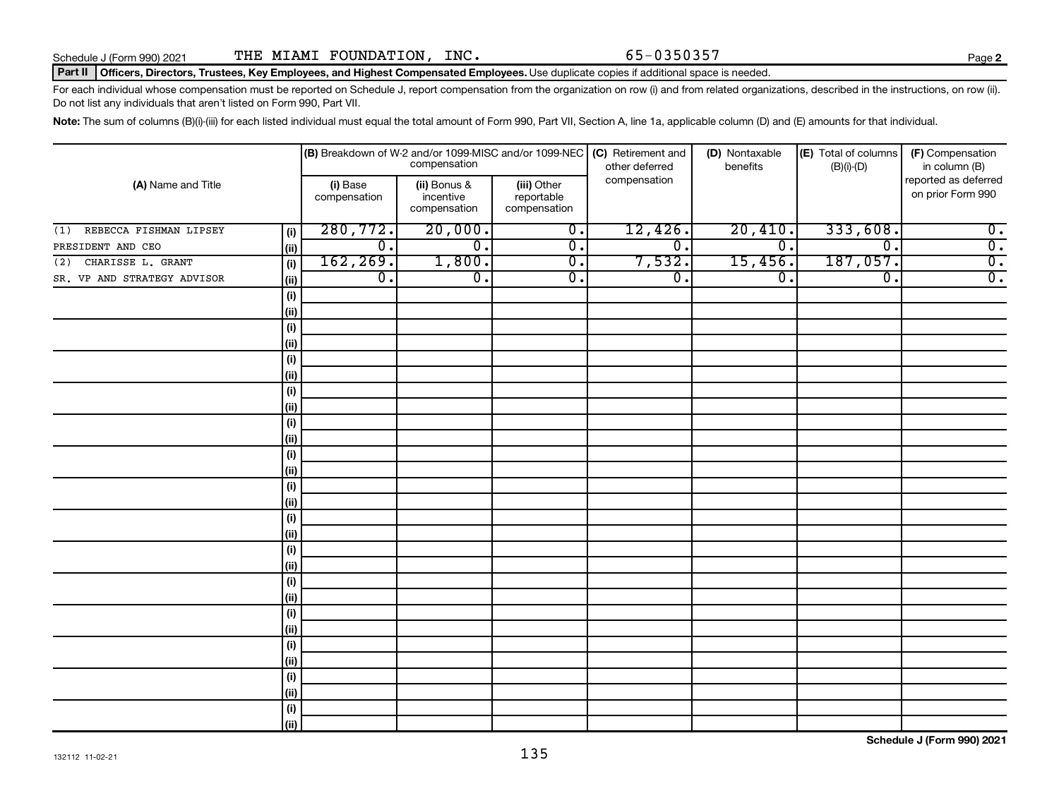Schedule J (Form 990) 2021 THE MIAMI FOUNDATION, INC. 65-0350357

## Part II Officers, Directors, Trustees, Key Employees, and Highest Compensated Employees. Use duplicate copies if additional space is needed.

For each individual whose compensation must be reported on Schedule J, report compensation from the organization on row (i) and from related organizations, described in the instructions, on row (ii). Do not list any individuals that aren't listed on Form 990, Part VII.

**Note:** The sum of columns (B)(i)-(iii) for each listed individual must equal the total amount of Form 990, Part VII, Section A, line 1a, applicable column (D) and (E) amounts for that individual.

| (A) Name and Title | | (B) Breakdown of W-2 and/or 1099-MISC and/or 1099-NEC compensation | | | (C) Retirement and other deferred compensation | (D) Nontaxable benefits | (E) Total of columns (B)(i)-(D) | (F) Compensation in column (B) reported as deferred on prior Form 990 |
|---|---|---|---|---|---|---|---|---|
| | | (i) Base compensation | (ii) Bonus & incentive compensation | (iii) Other reportable compensation | | | | |
| (1) REBECCA FISHMAN LIPSEY | (i) | 280,772. | 20,000. | 0. | 12,426. | 20,410. | 333,608. | 0. |
| PRESIDENT AND CEO | (ii) | 0. | 0. | 0. | 0. | 0. | 0. | 0. |
| (2) CHARISSE L. GRANT | (i) | 162,269. | 1,800. | 0. | 7,532. | 15,456. | 187,057. | 0. |
| SR. VP AND STRATEGY ADVISOR | (ii) | 0. | 0. | 0. | 0. | 0. | 0. | 0. |
| | (i) | | | | | | | |
| | (ii) | | | | | | | |
| | (i) | | | | | | | |
| | (ii) | | | | | | | |
| | (i) | | | | | | | |
| | (ii) | | | | | | | |
| | (i) | | | | | | | |
| | (ii) | | | | | | | |
| | (i) | | | | | | | |
| | (ii) | | | | | | | |
| | (i) | | | | | | | |
| | (ii) | | | | | | | |
| | (i) | | | | | | | |
| | (ii) | | | | | | | |
| | (i) | | | | | | | |
| | (ii) | | | | | | | |
| | (i) | | | | | | | |
| | (ii) | | | | | | | |
| | (i) | | | | | | | |
| | (ii) | | | | | | | |
| | (i) | | | | | | | |
| | (ii) | | | | | | | |
| | (i) | | | | | | | |
| | (ii) | | | | | | | |
| | (i) | | | | | | | |
| | (ii) | | | | | | | |
| | (i) | | | | | | | |
| | (ii) | | | | | | | |

Schedule J (Form 990) 2021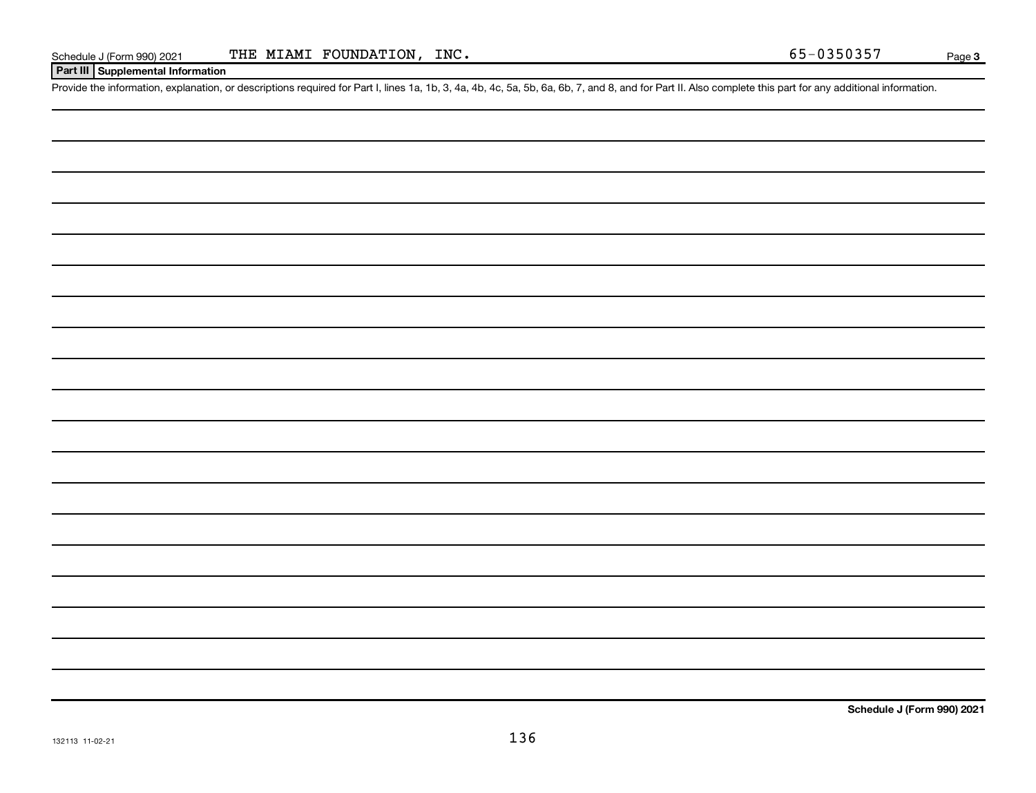Schedule J (Form 990) 2021 THE MIAMI FOUNDATION, INC. 65-0350357 Page **3**

**Part III | Supplemental Information**

Provide the information, explanation, or descriptions required for Part I, lines 1a, 1b, 3, 4a, 4b, 4c, 5a, 5b, 6a, 6b, 7, and 8, and for Part II. Also complete this part for any additional information.

**Schedule J (Form 990) 2021**

132113 11-02-21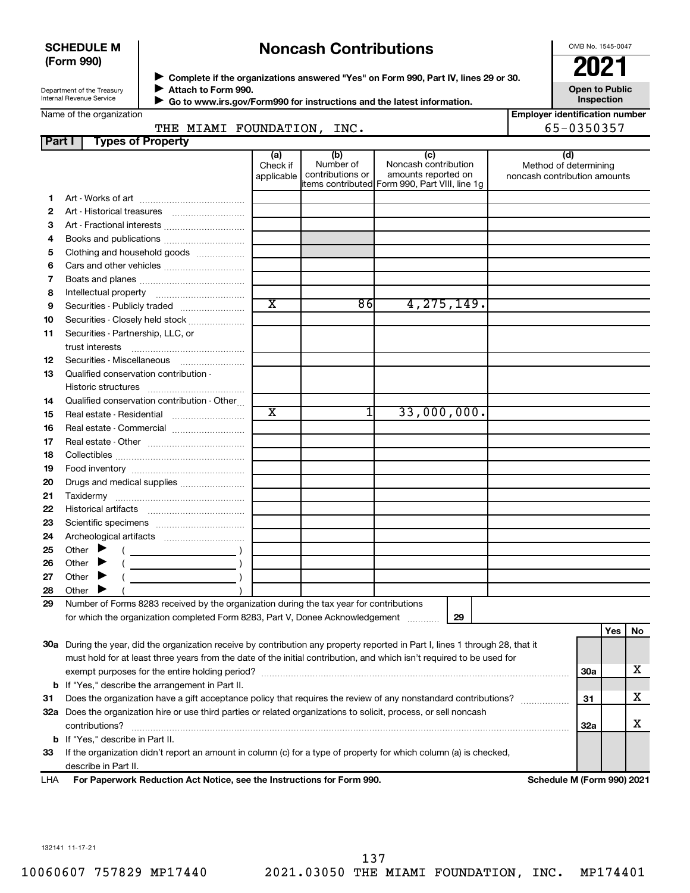**SCHEDULE M**
**(Form 990)**

Department of the Treasury
Internal Revenue Service

# Noncash Contributions

▶ **Complete if the organizations answered "Yes" on Form 990, Part IV, lines 29 or 30.**
▶ **Attach to Form 990.**
▶ **Go to www.irs.gov/Form990 for instructions and the latest information.**

OMB No. 1545-0047

**2021**

**Open to Public Inspection**

Name of the organization: THE MIAMI FOUNDATION, INC.

**Employer identification number**: 65-0350357

**Part I — Types of Property**

| | | (a) Check if applicable | (b) Number of contributions or items contributed | (c) Noncash contribution amounts reported on Form 990, Part VIII, line 1g | (d) Method of determining noncash contribution amounts |
|---|---|---|---|---|---|
| 1 | Art - Works of art | | | | |
| 2 | Art - Historical treasures | | | | |
| 3 | Art - Fractional interests | | | | |
| 4 | Books and publications | | | | |
| 5 | Clothing and household goods | | | | |
| 6 | Cars and other vehicles | | | | |
| 7 | Boats and planes | | | | |
| 8 | Intellectual property | | | | |
| 9 | Securities - Publicly traded | X | 86 | 4,275,149. | |
| 10 | Securities - Closely held stock | | | | |
| 11 | Securities - Partnership, LLC, or trust interests | | | | |
| 12 | Securities - Miscellaneous | | | | |
| 13 | Qualified conservation contribution - Historic structures | | | | |
| 14 | Qualified conservation contribution - Other | | | | |
| 15 | Real estate - Residential | X | 1 | 33,000,000. | |
| 16 | Real estate - Commercial | | | | |
| 17 | Real estate - Other | | | | |
| 18 | Collectibles | | | | |
| 19 | Food inventory | | | | |
| 20 | Drugs and medical supplies | | | | |
| 21 | Taxidermy | | | | |
| 22 | Historical artifacts | | | | |
| 23 | Scientific specimens | | | | |
| 24 | Archeological artifacts | | | | |
| 25 | Other ▶ ( ) | | | | |
| 26 | Other ▶ ( ) | | | | |
| 27 | Other ▶ ( ) | | | | |
| 28 | Other ▶ ( ) | | | | |

29 Number of Forms 8283 received by the organization during the tax year for contributions for which the organization completed Form 8283, Part V, Donee Acknowledgement ..... **29**

| | | | Yes | No |
|---|---|---|---|---|
| 30a | During the year, did the organization receive by contribution any property reported in Part I, lines 1 through 28, that it must hold for at least three years from the date of the initial contribution, and which isn't required to be used for exempt purposes for the entire holding period? | 30a | | X |
| b | If "Yes," describe the arrangement in Part II. | | | |
| 31 | Does the organization have a gift acceptance policy that requires the review of any nonstandard contributions? | 31 | | X |
| 32a | Does the organization hire or use third parties or related organizations to solicit, process, or sell noncash contributions? | 32a | | X |
| b | If "Yes," describe in Part II. | | | |
| 33 | If the organization didn't report an amount in column (c) for a type of property for which column (a) is checked, describe in Part II. | | | |

LHA **For Paperwork Reduction Act Notice, see the Instructions for Form 990.** **Schedule M (Form 990) 2021**

132141 11-17-21

10060607 757829 MP17440 2021.03050 THE MIAMI FOUNDATION, INC. MP174401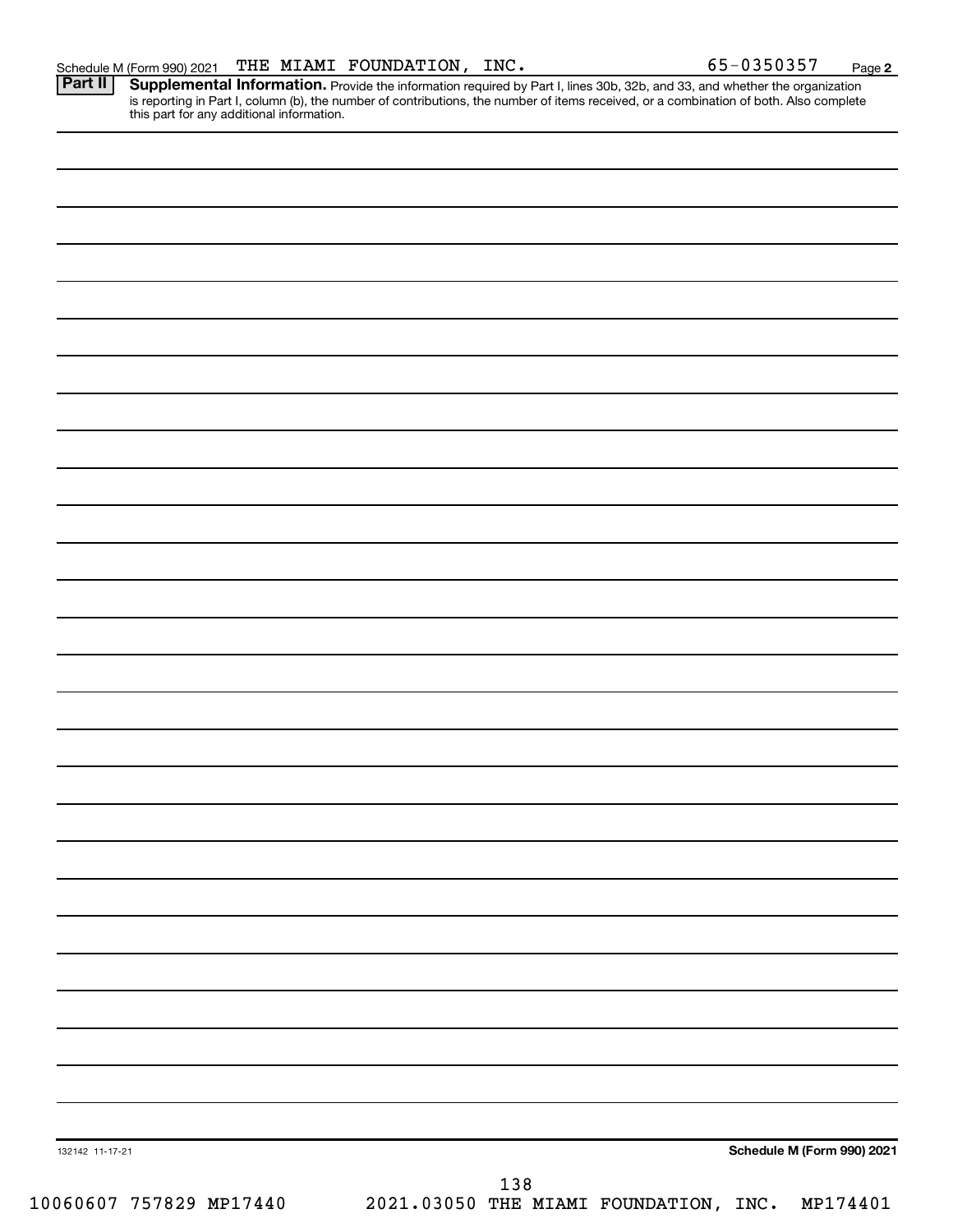Schedule M (Form 990) 2021 THE MIAMI FOUNDATION, INC. 65-0350357 Page 2

**Part II** **Supplemental Information.** Provide the information required by Part I, lines 30b, 32b, and 33, and whether the organization is reporting in Part I, column (b), the number of contributions, the number of items received, or a combination of both. Also complete this part for any additional information.

132142 11-17-21 **Schedule M (Form 990) 2021**

10060607 757829 MP17440 2021.03050 THE MIAMI FOUNDATION, INC. MP174401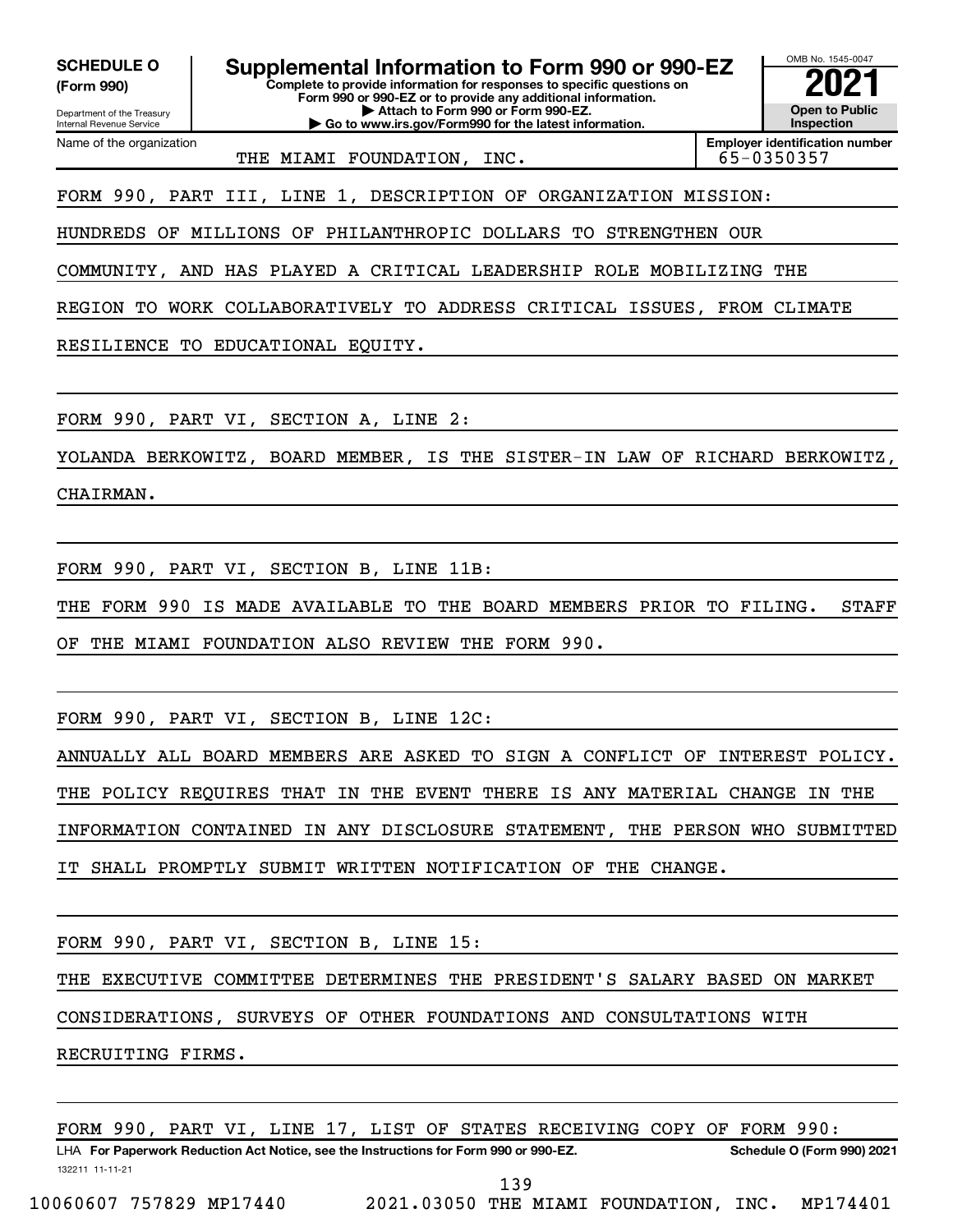**SCHEDULE O (Form 990)**

Department of the Treasury
Internal Revenue Service

# Supplemental Information to Form 990 or 990-EZ

**Complete to provide information for responses to specific questions on Form 990 or 990-EZ or to provide any additional information.**
**▶ Attach to Form 990 or Form 990-EZ.**
**▶ Go to www.irs.gov/Form990 for the latest information.**

OMB No. 1545-0047

**2021**

**Open to Public Inspection**

Name of the organization: THE MIAMI FOUNDATION, INC.

**Employer identification number:** 65-0350357

FORM 990, PART III, LINE 1, DESCRIPTION OF ORGANIZATION MISSION:

HUNDREDS OF MILLIONS OF PHILANTHROPIC DOLLARS TO STRENGTHEN OUR COMMUNITY, AND HAS PLAYED A CRITICAL LEADERSHIP ROLE MOBILIZING THE REGION TO WORK COLLABORATIVELY TO ADDRESS CRITICAL ISSUES, FROM CLIMATE RESILIENCE TO EDUCATIONAL EQUITY.

FORM 990, PART VI, SECTION A, LINE 2:

YOLANDA BERKOWITZ, BOARD MEMBER, IS THE SISTER-IN LAW OF RICHARD BERKOWITZ, CHAIRMAN.

FORM 990, PART VI, SECTION B, LINE 11B:

THE FORM 990 IS MADE AVAILABLE TO THE BOARD MEMBERS PRIOR TO FILING. STAFF OF THE MIAMI FOUNDATION ALSO REVIEW THE FORM 990.

FORM 990, PART VI, SECTION B, LINE 12C:

ANNUALLY ALL BOARD MEMBERS ARE ASKED TO SIGN A CONFLICT OF INTEREST POLICY. THE POLICY REQUIRES THAT IN THE EVENT THERE IS ANY MATERIAL CHANGE IN THE INFORMATION CONTAINED IN ANY DISCLOSURE STATEMENT, THE PERSON WHO SUBMITTED IT SHALL PROMPTLY SUBMIT WRITTEN NOTIFICATION OF THE CHANGE.

FORM 990, PART VI, SECTION B, LINE 15:

THE EXECUTIVE COMMITTEE DETERMINES THE PRESIDENT'S SALARY BASED ON MARKET CONSIDERATIONS, SURVEYS OF OTHER FOUNDATIONS AND CONSULTATIONS WITH RECRUITING FIRMS.

FORM 990, PART VI, LINE 17, LIST OF STATES RECEIVING COPY OF FORM 990:

LHA **For Paperwork Reduction Act Notice, see the Instructions for Form 990 or 990-EZ.** **Schedule O (Form 990) 2021**

132211 11-11-21

10060607 757829 MP17440 2021.03050 THE MIAMI FOUNDATION, INC. MP174401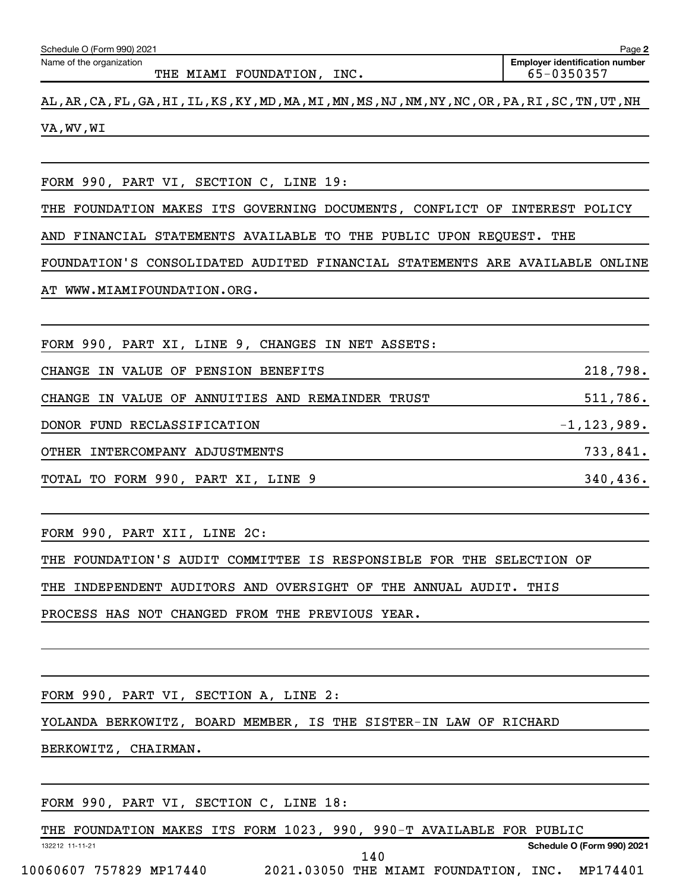Schedule O (Form 990) 2021

Name of the organization: THE MIAMI FOUNDATION, INC.

Employer identification number: 65-0350357

AL,AR,CA,FL,GA,HI,IL,KS,KY,MD,MA,MI,MN,MS,NJ,NM,NY,NC,OR,PA,RI,SC,TN,UT,NH VA,WV,WI

FORM 990, PART VI, SECTION C, LINE 19:

THE FOUNDATION MAKES ITS GOVERNING DOCUMENTS, CONFLICT OF INTEREST POLICY AND FINANCIAL STATEMENTS AVAILABLE TO THE PUBLIC UPON REQUEST. THE FOUNDATION'S CONSOLIDATED AUDITED FINANCIAL STATEMENTS ARE AVAILABLE ONLINE AT WWW.MIAMIFOUNDATION.ORG.

FORM 990, PART XI, LINE 9, CHANGES IN NET ASSETS:

| | |
|---|---|
| CHANGE IN VALUE OF PENSION BENEFITS | 218,798. |
| CHANGE IN VALUE OF ANNUITIES AND REMAINDER TRUST | 511,786. |
| DONOR FUND RECLASSIFICATION | -1,123,989. |
| OTHER INTERCOMPANY ADJUSTMENTS | 733,841. |
| TOTAL TO FORM 990, PART XI, LINE 9 | 340,436. |

FORM 990, PART XII, LINE 2C:

THE FOUNDATION'S AUDIT COMMITTEE IS RESPONSIBLE FOR THE SELECTION OF THE INDEPENDENT AUDITORS AND OVERSIGHT OF THE ANNUAL AUDIT. THIS PROCESS HAS NOT CHANGED FROM THE PREVIOUS YEAR.

FORM 990, PART VI, SECTION A, LINE 2:

YOLANDA BERKOWITZ, BOARD MEMBER, IS THE SISTER-IN LAW OF RICHARD BERKOWITZ, CHAIRMAN.

FORM 990, PART VI, SECTION C, LINE 18:

THE FOUNDATION MAKES ITS FORM 1023, 990, 990-T AVAILABLE FOR PUBLIC

132212 11-11-21

Schedule O (Form 990) 2021

10060607 757829 MP17440 2021.03050 THE MIAMI FOUNDATION, INC. MP174401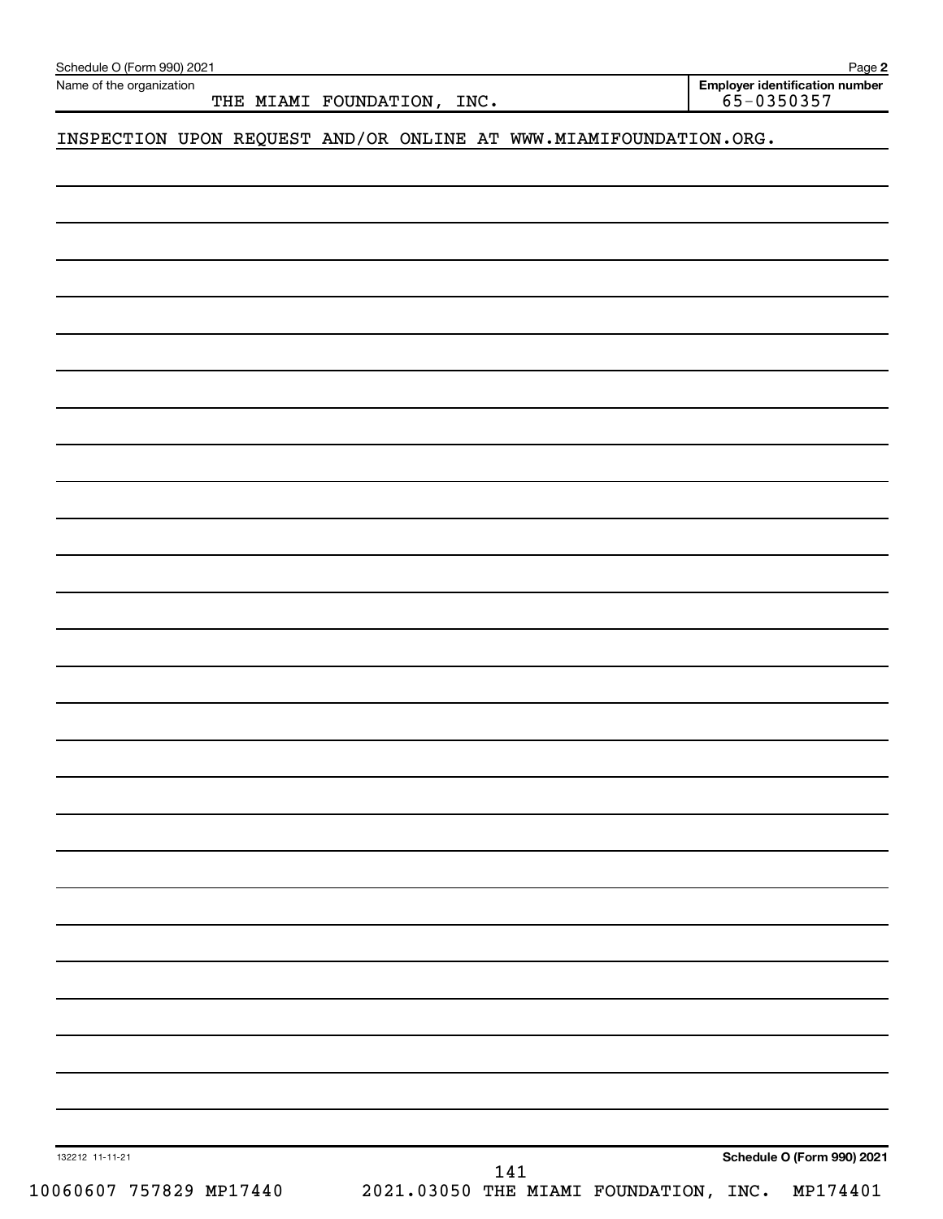Schedule O (Form 990) 2021 Page **2**

Name of the organization: THE MIAMI FOUNDATION, INC.

**Employer identification number** 65-0350357

INSPECTION UPON REQUEST AND/OR ONLINE AT WWW.MIAMIFOUNDATION.ORG.

132212 11-11-21 **Schedule O (Form 990) 2021**

10060607 757829 MP17440 2021.03050 THE MIAMI FOUNDATION, INC. MP174401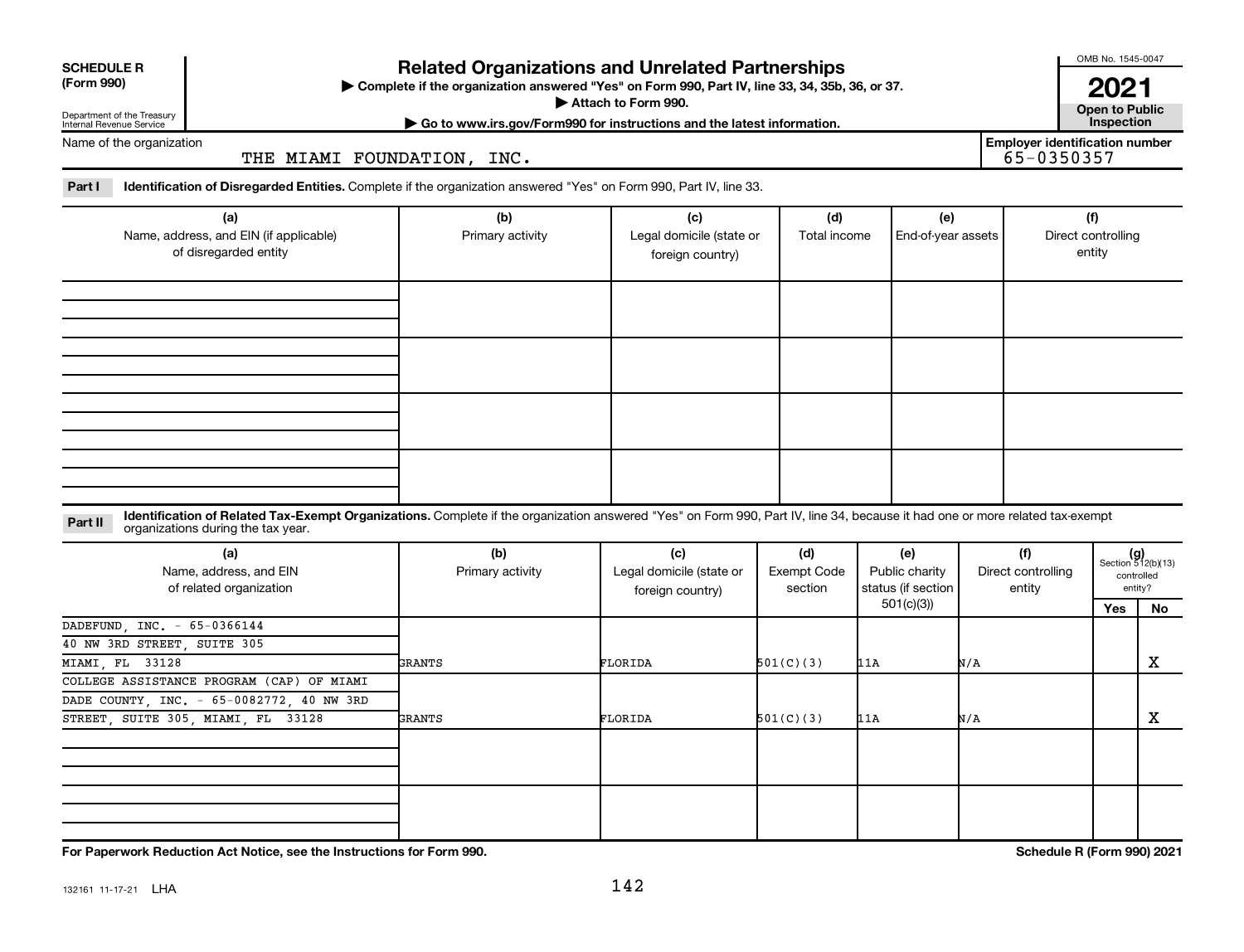**SCHEDULE R**
**(Form 990)**

Department of the Treasury
Internal Revenue Service

# Related Organizations and Unrelated Partnerships

▶ **Complete if the organization answered "Yes" on Form 990, Part IV, line 33, 34, 35b, 36, or 37.**
▶ **Attach to Form 990.**
▶ **Go to www.irs.gov/Form990 for instructions and the latest information.**

OMB No. 1545-0047

**2021**

**Open to Public Inspection**

Name of the organization: THE MIAMI FOUNDATION, INC.

**Employer identification number:** 65-0350357

**Part I** **Identification of Disregarded Entities.** Complete if the organization answered "Yes" on Form 990, Part IV, line 33.

| (a) Name, address, and EIN (if applicable) of disregarded entity | (b) Primary activity | (c) Legal domicile (state or foreign country) | (d) Total income | (e) End-of-year assets | (f) Direct controlling entity |
|---|---|---|---|---|---|
| | | | | | |
| | | | | | |
| | | | | | |
| | | | | | |

**Part II** **Identification of Related Tax-Exempt Organizations.** Complete if the organization answered "Yes" on Form 990, Part IV, line 34, because it had one or more related tax-exempt organizations during the tax year.

| (a) Name, address, and EIN of related organization | (b) Primary activity | (c) Legal domicile (state or foreign country) | (d) Exempt Code section | (e) Public charity status (if section 501(c)(3)) | (f) Direct controlling entity | (g) Section 512(b)(13) controlled entity? Yes | No |
|---|---|---|---|---|---|---|---|
| DADEFUND, INC. - 65-0366144 40 NW 3RD STREET, SUITE 305 MIAMI, FL 33128 | GRANTS | FLORIDA | 501(C)(3) | 11A | N/A | | X |
| COLLEGE ASSISTANCE PROGRAM (CAP) OF MIAMI DADE COUNTY, INC. - 65-0082772, 40 NW 3RD STREET, SUITE 305, MIAMI, FL 33128 | GRANTS | FLORIDA | 501(C)(3) | 11A | N/A | | X |
| | | | | | | | |
| | | | | | | | |

**For Paperwork Reduction Act Notice, see the Instructions for Form 990.**

**Schedule R (Form 990) 2021**

132161 11-17-21 LHA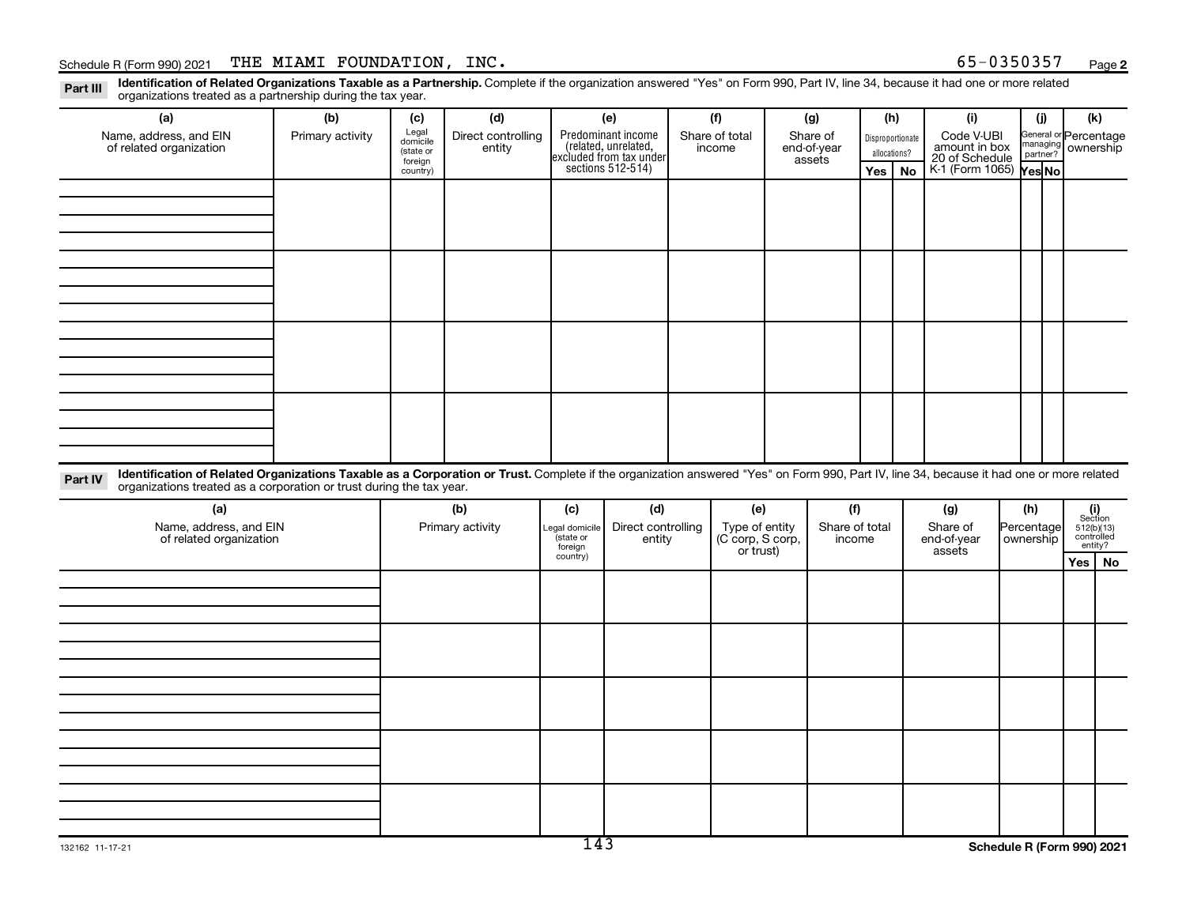Schedule R (Form 990) 2021 THE MIAMI FOUNDATION, INC. 65-0350357 Page 2

**Part III** **Identification of Related Organizations Taxable as a Partnership.** Complete if the organization answered "Yes" on Form 990, Part IV, line 34, because it had one or more related organizations treated as a partnership during the tax year.

| (a) Name, address, and EIN of related organization | (b) Primary activity | (c) Legal domicile (state or foreign country) | (d) Direct controlling entity | (e) Predominant income (related, unrelated, excluded from tax under sections 512-514) | (f) Share of total income | (g) Share of end-of-year assets | (h) Disproportionate allocations? Yes | (h) No | (i) Code V-UBI amount in box 20 of Schedule K-1 (Form 1065) | (j) General or managing partner? Yes | (j) No | (k) Percentage ownership |
|---|---|---|---|---|---|---|---|---|---|---|---|---|
| | | | | | | | | | | | | |
| | | | | | | | | | | | | |
| | | | | | | | | | | | | |
| | | | | | | | | | | | | |

**Part IV** **Identification of Related Organizations Taxable as a Corporation or Trust.** Complete if the organization answered "Yes" on Form 990, Part IV, line 34, because it had one or more related organizations treated as a corporation or trust during the tax year.

| (a) Name, address, and EIN of related organization | (b) Primary activity | (c) Legal domicile (state or foreign country) | (d) Direct controlling entity | (e) Type of entity (C corp, S corp, or trust) | (f) Share of total income | (g) Share of end-of-year assets | (h) Percentage ownership | (i) Section 512(b)(13) controlled entity? Yes | (i) No |
|---|---|---|---|---|---|---|---|---|---|
| | | | | | | | | | |
| | | | | | | | | | |
| | | | | | | | | | |
| | | | | | | | | | |
| | | | | | | | | | |

132162 11-17-21

Schedule R (Form 990) 2021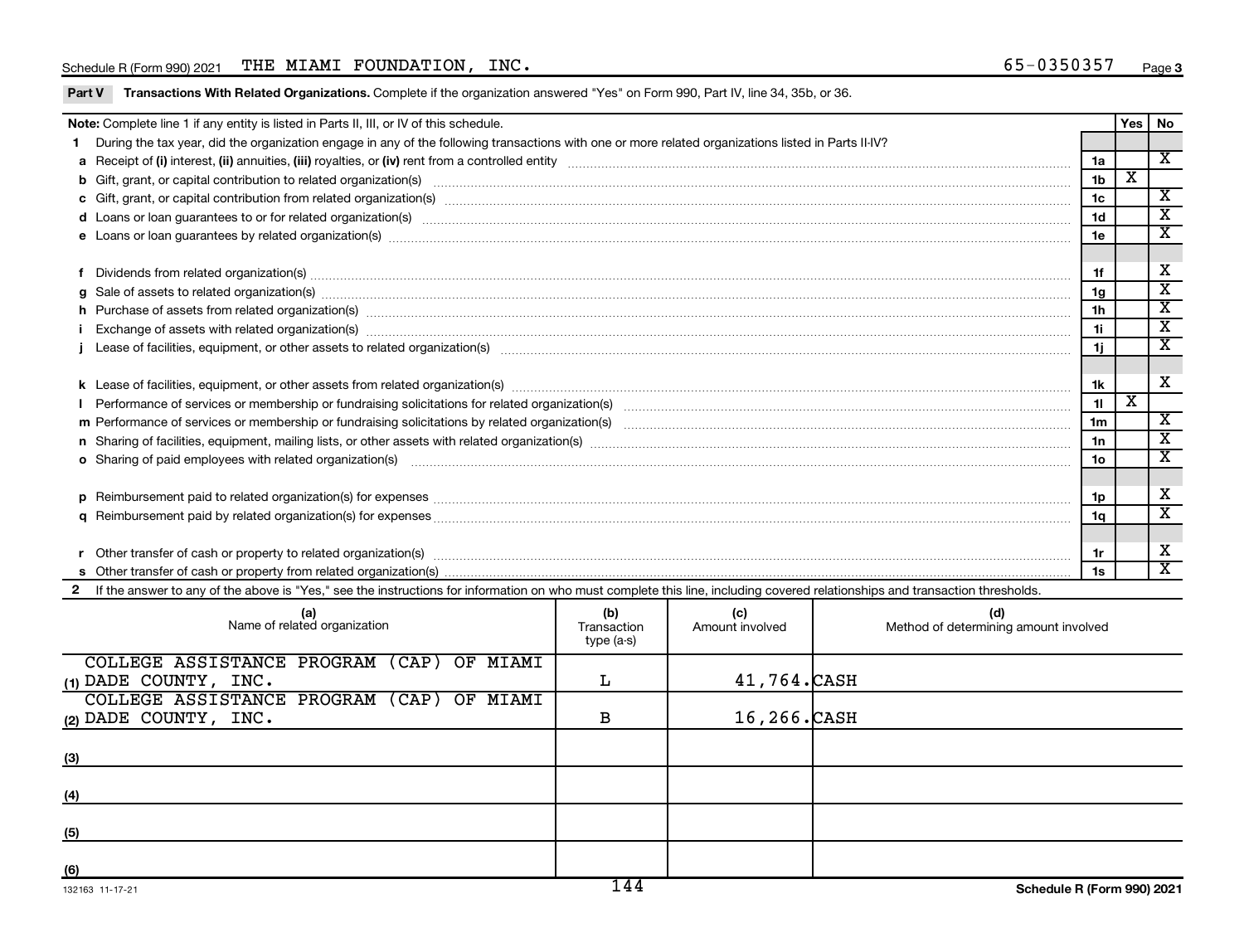Schedule R (Form 990) 2021 THE MIAMI FOUNDATION, INC. 65-0350357 Page 3

**Part V Transactions With Related Organizations.** Complete if the organization answered "Yes" on Form 990, Part IV, line 34, 35b, or 36.

| **Note:** Complete line 1 if any entity is listed in Parts II, III, or IV of this schedule. | | Yes | No |
|---|---|---|---|
| **1** During the tax year, did the organization engage in any of the following transactions with one or more related organizations listed in Parts II-IV? | | | |
| **a** Receipt of **(i)** interest, **(ii)** annuities, **(iii)** royalties, or **(iv)** rent from a controlled entity | 1a | | X |
| **b** Gift, grant, or capital contribution to related organization(s) | 1b | X | |
| **c** Gift, grant, or capital contribution from related organization(s) | 1c | | X |
| **d** Loans or loan guarantees to or for related organization(s) | 1d | | X |
| **e** Loans or loan guarantees by related organization(s) | 1e | | X |
| **f** Dividends from related organization(s) | 1f | | X |
| **g** Sale of assets to related organization(s) | 1g | | X |
| **h** Purchase of assets from related organization(s) | 1h | | X |
| **i** Exchange of assets with related organization(s) | 1i | | X |
| **j** Lease of facilities, equipment, or other assets to related organization(s) | 1j | | X |
| **k** Lease of facilities, equipment, or other assets from related organization(s) | 1k | | X |
| **l** Performance of services or membership or fundraising solicitations for related organization(s) | 1l | X | |
| **m** Performance of services or membership or fundraising solicitations by related organization(s) | 1m | | X |
| **n** Sharing of facilities, equipment, mailing lists, or other assets with related organization(s) | 1n | | X |
| **o** Sharing of paid employees with related organization(s) | 1o | | X |
| **p** Reimbursement paid to related organization(s) for expenses | 1p | | X |
| **q** Reimbursement paid by related organization(s) for expenses | 1q | | X |
| **r** Other transfer of cash or property to related organization(s) | 1r | | X |
| **s** Other transfer of cash or property from related organization(s) | 1s | | X |

**2** If the answer to any of the above is "Yes," see the instructions for information on who must complete this line, including covered relationships and transaction thresholds.

| | (a) Name of related organization | (b) Transaction type (a-s) | (c) Amount involved | (d) Method of determining amount involved |
|---|---|---|---|---|
| (1) | COLLEGE ASSISTANCE PROGRAM (CAP) OF MIAMI DADE COUNTY, INC. | L | 41,764. | CASH |
| (2) | COLLEGE ASSISTANCE PROGRAM (CAP) OF MIAMI DADE COUNTY, INC. | B | 16,266. | CASH |
| (3) | | | | |
| (4) | | | | |
| (5) | | | | |
| (6) | | | | |

132163 11-17-21 Schedule R (Form 990) 2021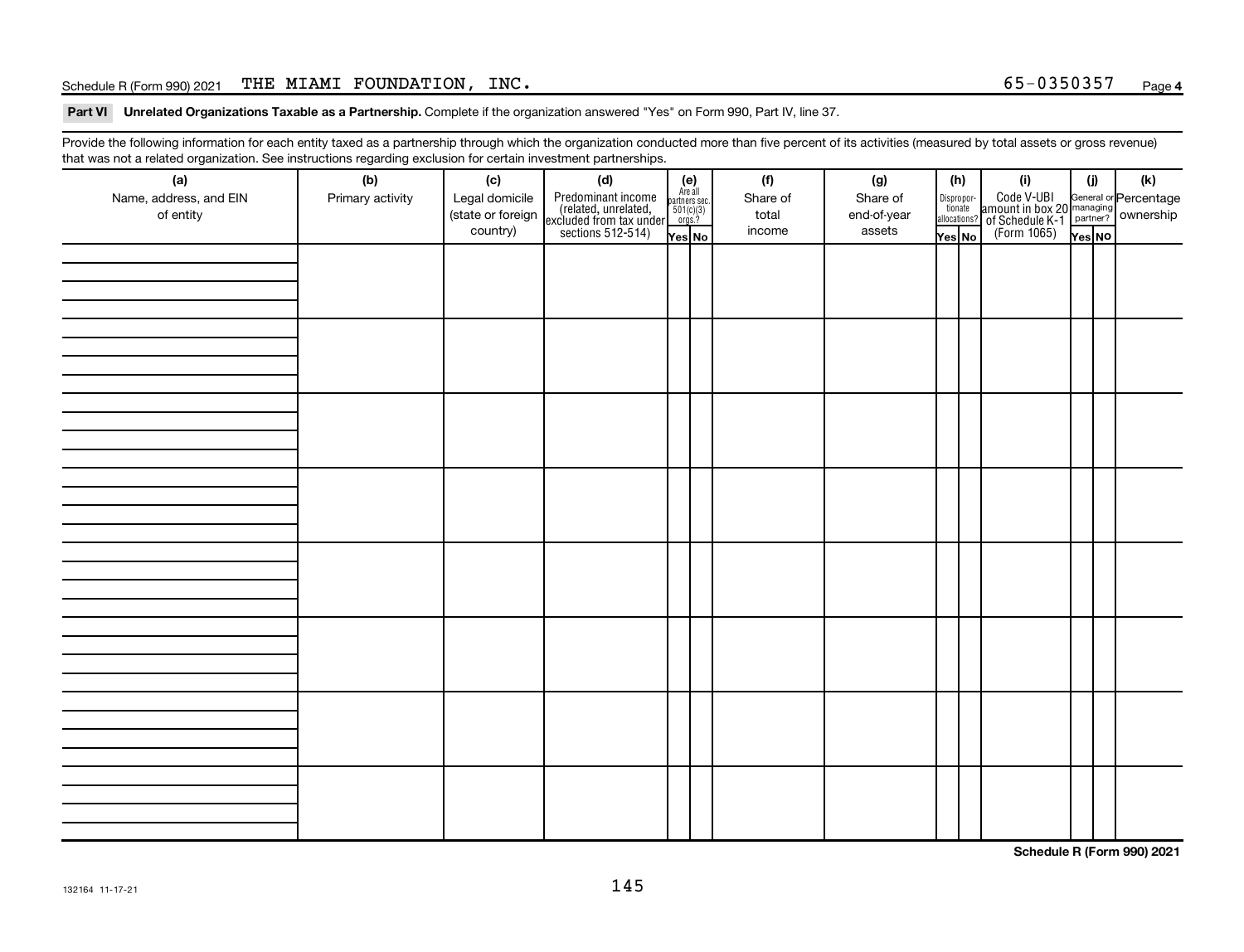Schedule R (Form 990) 2021 THE MIAMI FOUNDATION, INC. 65-0350357 Page 4

**Part VI Unrelated Organizations Taxable as a Partnership.** Complete if the organization answered "Yes" on Form 990, Part IV, line 37.

Provide the following information for each entity taxed as a partnership through which the organization conducted more than five percent of its activities (measured by total assets or gross revenue) that was not a related organization. See instructions regarding exclusion for certain investment partnerships.

| (a) Name, address, and EIN of entity | (b) Primary activity | (c) Legal domicile (state or foreign country) | (d) Predominant income (related, unrelated, excluded from tax under sections 512-514) | (e) Are all partners sec. 501(c)(3) orgs.? | | (f) Share of total income | (g) Share of end-of-year assets | (h) Disproportionate allocations? | | (i) Code V-UBI amount in box 20 of Schedule K-1 (Form 1065) | (j) General or managing partner? | | (k) Percentage ownership |
|---|---|---|---|---|---|---|---|---|---|---|---|---|---|
| | | | | Yes | No | | | Yes | No | | Yes | No | |
| | | | | | | | | | | | | | |
| | | | | | | | | | | | | | |
| | | | | | | | | | | | | | |
| | | | | | | | | | | | | | |
| | | | | | | | | | | | | | |
| | | | | | | | | | | | | | |
| | | | | | | | | | | | | | |
| | | | | | | | | | | | | | |

Schedule R (Form 990) 2021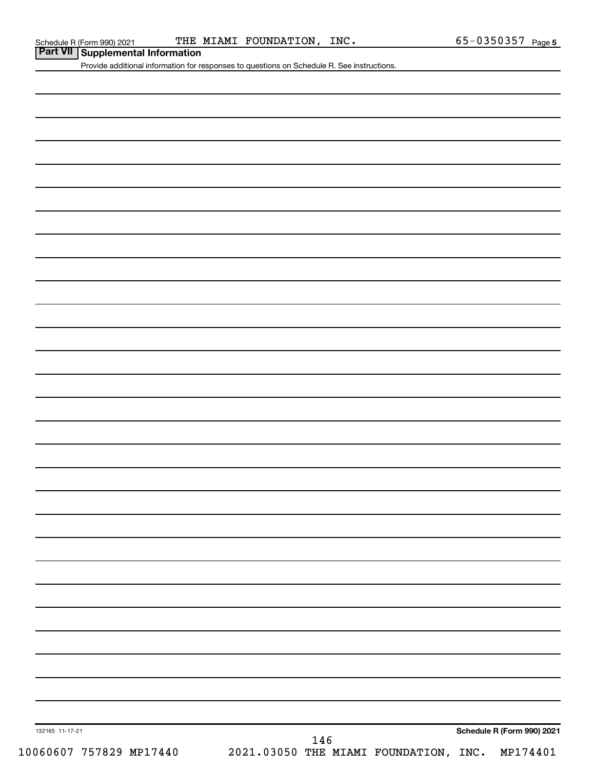Schedule R (Form 990) 2021 THE MIAMI FOUNDATION, INC. 65-0350357 Page 5

## Part VII Supplemental Information

Provide additional information for responses to questions on Schedule R. See instructions.

132165 11-17-21

**Schedule R (Form 990) 2021**

10060607 757829 MP17440 2021.03050 THE MIAMI FOUNDATION, INC. MP174401